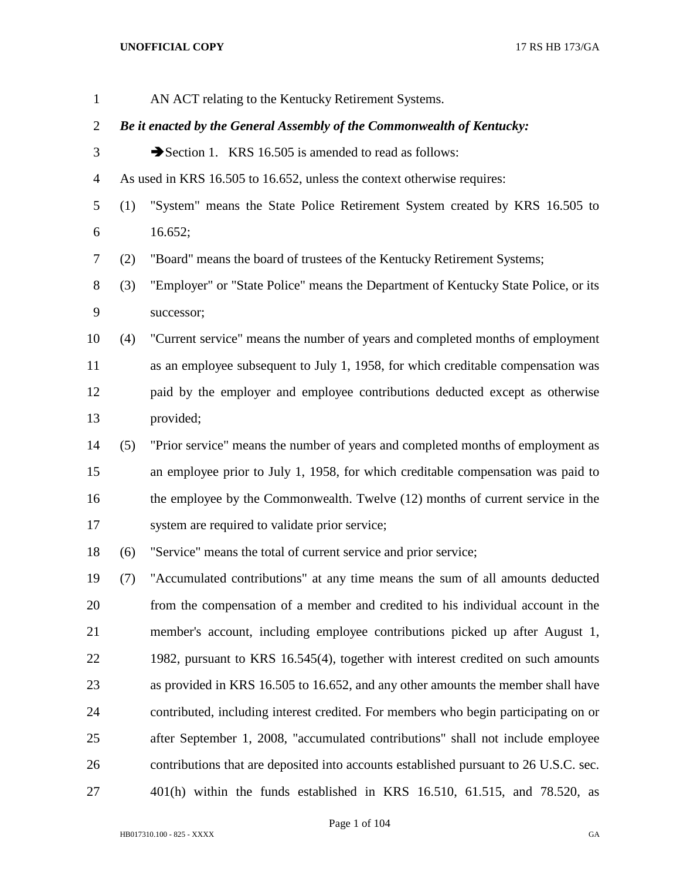AN ACT relating to the Kentucky Retirement Systems.

***Be it enacted by the General Assembly of the Commonwealth of Kentucky:***

➔Section 1. KRS 16.505 is amended to read as follows:

As used in KRS 16.505 to 16.652, unless the context otherwise requires:

(1) "System" means the State Police Retirement System created by KRS 16.505 to 16.652;

(2) "Board" means the board of trustees of the Kentucky Retirement Systems;

(3) "Employer" or "State Police" means the Department of Kentucky State Police, or its successor;

(4) "Current service" means the number of years and completed months of employment as an employee subsequent to July 1, 1958, for which creditable compensation was paid by the employer and employee contributions deducted except as otherwise provided;

(5) "Prior service" means the number of years and completed months of employment as an employee prior to July 1, 1958, for which creditable compensation was paid to the employee by the Commonwealth. Twelve (12) months of current service in the system are required to validate prior service;

(6) "Service" means the total of current service and prior service;

(7) "Accumulated contributions" at any time means the sum of all amounts deducted from the compensation of a member and credited to his individual account in the member's account, including employee contributions picked up after August 1, 1982, pursuant to KRS 16.545(4), together with interest credited on such amounts as provided in KRS 16.505 to 16.652, and any other amounts the member shall have contributed, including interest credited. For members who begin participating on or after September 1, 2008, "accumulated contributions" shall not include employee contributions that are deposited into accounts established pursuant to 26 U.S.C. sec. 401(h) within the funds established in KRS 16.510, 61.515, and 78.520, as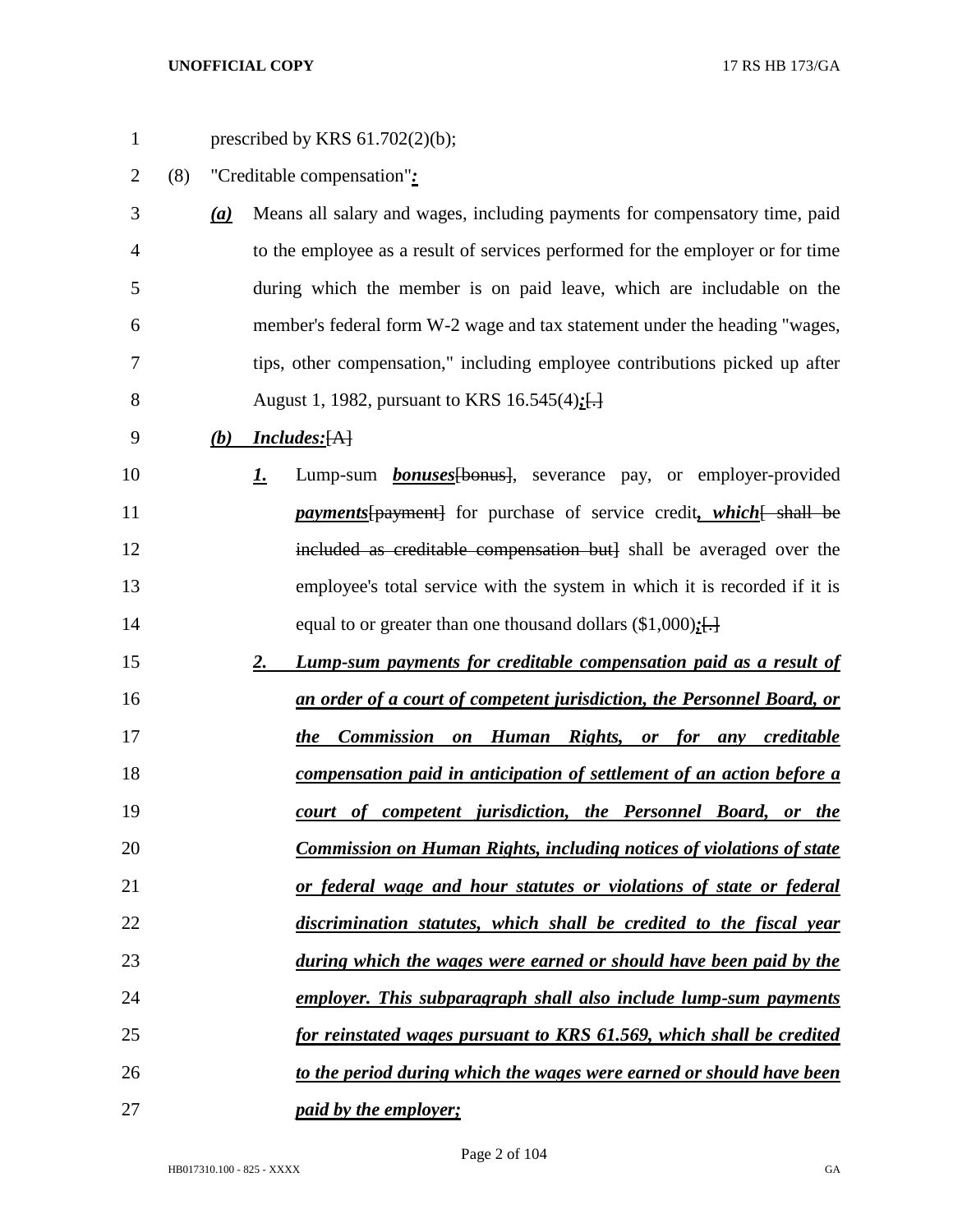prescribed by KRS 61.702(2)(b);

(8) "Creditable compensation"***:***

***(a)*** Means all salary and wages, including payments for compensatory time, paid to the employee as a result of services performed for the employer or for time during which the member is on paid leave, which are includable on the member's federal form W-2 wage and tax statement under the heading "wages, tips, other compensation," including employee contributions picked up after August 1, 1982, pursuant to KRS 16.545(4)***;***~~[.]~~

***(b)*** ***Includes:***~~[A]~~

***1.*** Lump-sum ***bonuses***~~[bonus]~~, severance pay, or employer-provided ***payments***~~[payment]~~ for purchase of service credit***, which***~~[ shall be included as creditable compensation but]~~ shall be averaged over the employee's total service with the system in which it is recorded if it is equal to or greater than one thousand dollars ($1,000)***;***~~[.]~~

***2. Lump-sum payments for creditable compensation paid as a result of an order of a court of competent jurisdiction, the Personnel Board, or the Commission on Human Rights, or for any creditable compensation paid in anticipation of settlement of an action before a court of competent jurisdiction, the Personnel Board, or the Commission on Human Rights, including notices of violations of state or federal wage and hour statutes or violations of state or federal discrimination statutes, which shall be credited to the fiscal year during which the wages were earned or should have been paid by the employer. This subparagraph shall also include lump-sum payments for reinstated wages pursuant to KRS 61.569, which shall be credited to the period during which the wages were earned or should have been paid by the employer;***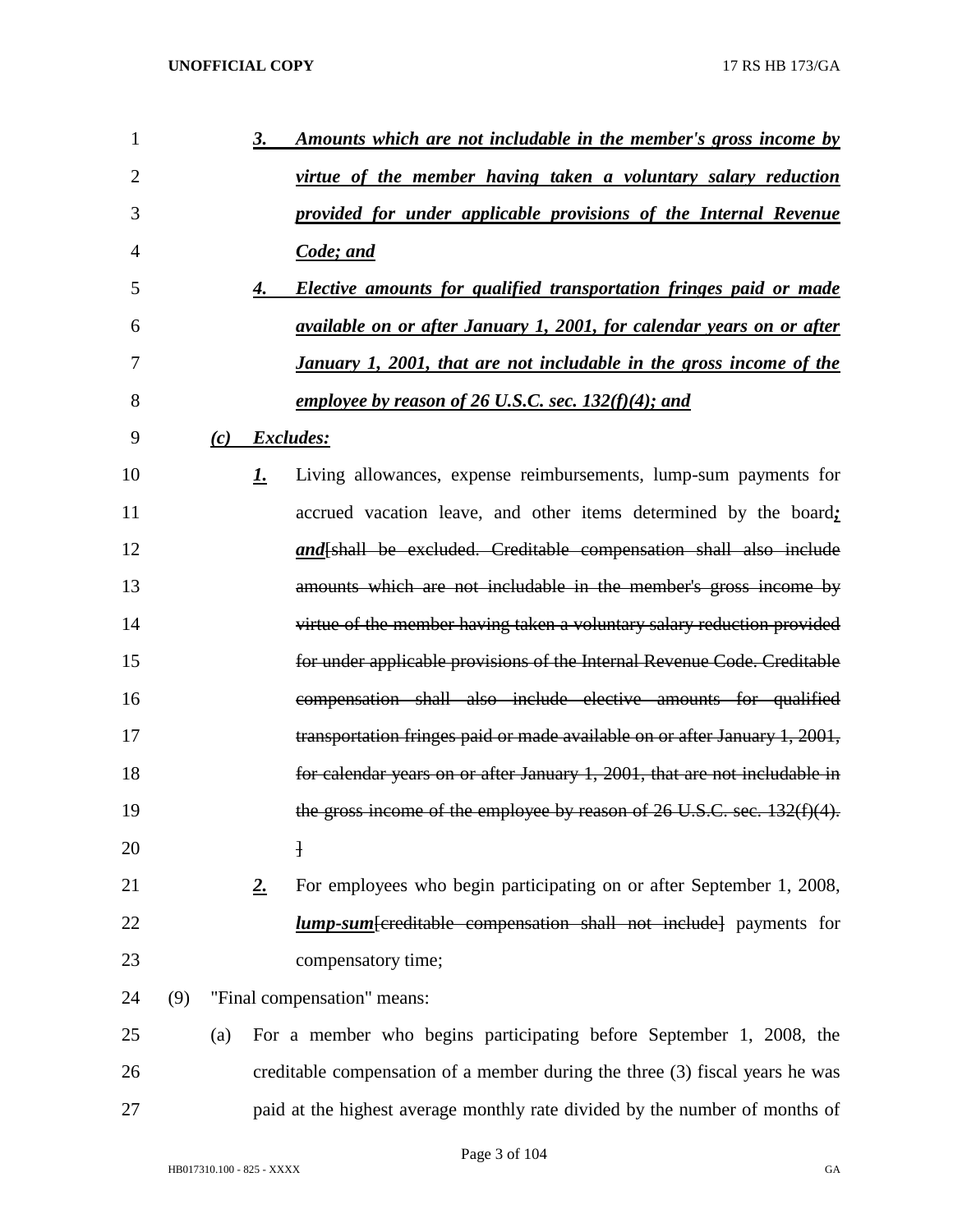3. ***Amounts which are not includable in the member's gross income by virtue of the member having taken a voluntary salary reduction provided for under applicable provisions of the Internal Revenue Code; and***

4. ***Elective amounts for qualified transportation fringes paid or made available on or after January 1, 2001, for calendar years on or after January 1, 2001, that are not includable in the gross income of the employee by reason of 26 U.S.C. sec. 132(f)(4); and***

(c) ***Excludes:***

***1.*** Living allowances, expense reimbursements, lump-sum payments for accrued vacation leave, and other items determined by the board***; and***~~[shall be excluded. Creditable compensation shall also include amounts which are not includable in the member's gross income by virtue of the member having taken a voluntary salary reduction provided for under applicable provisions of the Internal Revenue Code. Creditable compensation shall also include elective amounts for qualified transportation fringes paid or made available on or after January 1, 2001, for calendar years on or after January 1, 2001, that are not includable in the gross income of the employee by reason of 26 U.S.C. sec. 132(f)(4).]~~

***2.*** For employees who begin participating on or after September 1, 2008, ***lump-sum***~~[creditable compensation shall not include]~~ payments for compensatory time;

(9) "Final compensation" means:

(a) For a member who begins participating before September 1, 2008, the creditable compensation of a member during the three (3) fiscal years he was paid at the highest average monthly rate divided by the number of months of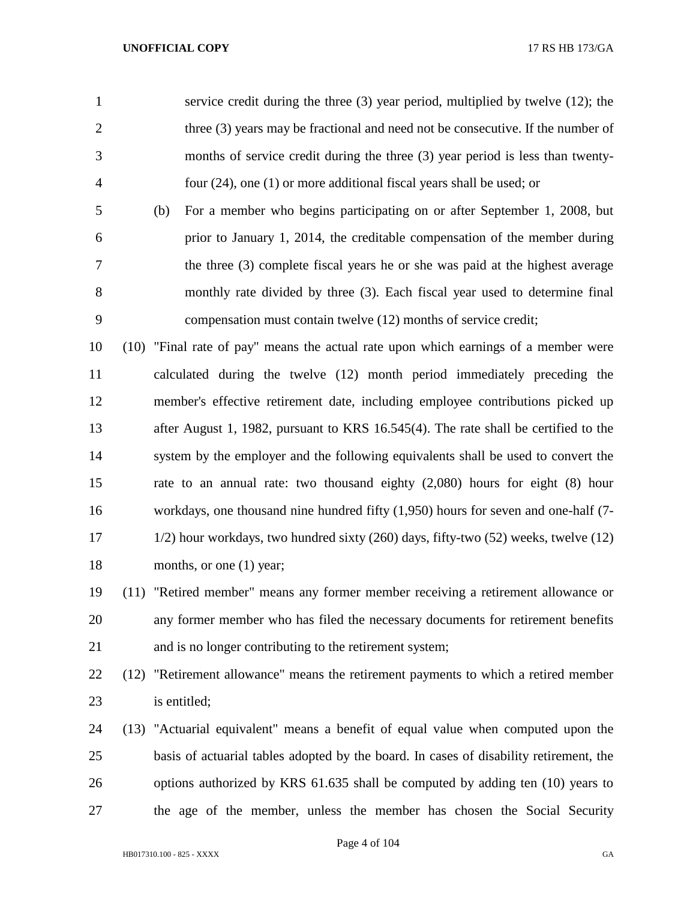service credit during the three (3) year period, multiplied by twelve (12); the three (3) years may be fractional and need not be consecutive. If the number of months of service credit during the three (3) year period is less than twenty-four (24), one (1) or more additional fiscal years shall be used; or

(b) For a member who begins participating on or after September 1, 2008, but prior to January 1, 2014, the creditable compensation of the member during the three (3) complete fiscal years he or she was paid at the highest average monthly rate divided by three (3). Each fiscal year used to determine final compensation must contain twelve (12) months of service credit;

(10) "Final rate of pay" means the actual rate upon which earnings of a member were calculated during the twelve (12) month period immediately preceding the member's effective retirement date, including employee contributions picked up after August 1, 1982, pursuant to KRS 16.545(4). The rate shall be certified to the system by the employer and the following equivalents shall be used to convert the rate to an annual rate: two thousand eighty (2,080) hours for eight (8) hour workdays, one thousand nine hundred fifty (1,950) hours for seven and one-half (7-1/2) hour workdays, two hundred sixty (260) days, fifty-two (52) weeks, twelve (12) months, or one (1) year;

(11) "Retired member" means any former member receiving a retirement allowance or any former member who has filed the necessary documents for retirement benefits and is no longer contributing to the retirement system;

(12) "Retirement allowance" means the retirement payments to which a retired member is entitled;

(13) "Actuarial equivalent" means a benefit of equal value when computed upon the basis of actuarial tables adopted by the board. In cases of disability retirement, the options authorized by KRS 61.635 shall be computed by adding ten (10) years to the age of the member, unless the member has chosen the Social Security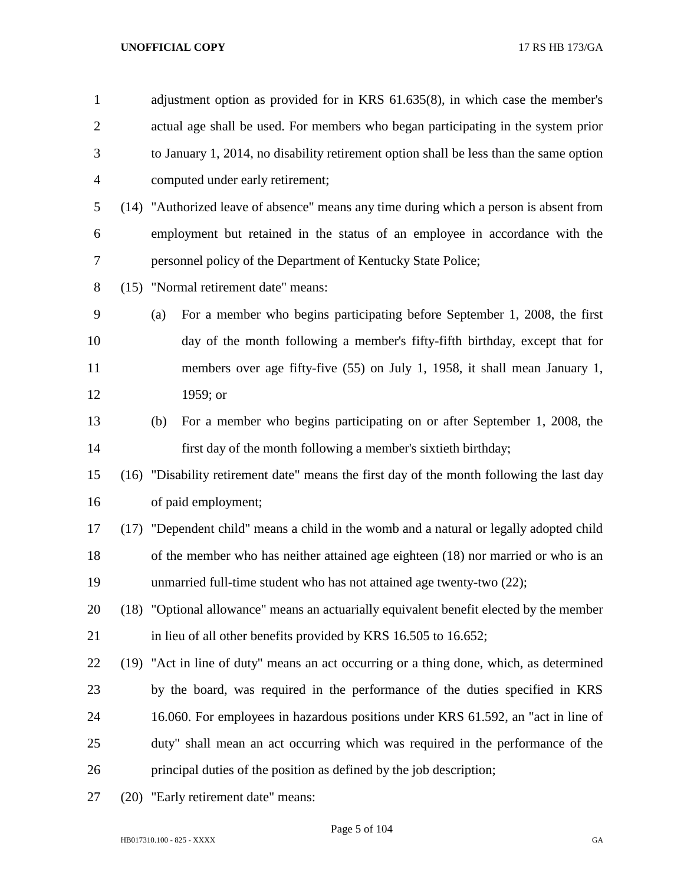adjustment option as provided for in KRS 61.635(8), in which case the member's actual age shall be used. For members who began participating in the system prior to January 1, 2014, no disability retirement option shall be less than the same option computed under early retirement;

(14) "Authorized leave of absence" means any time during which a person is absent from employment but retained in the status of an employee in accordance with the personnel policy of the Department of Kentucky State Police;

(15) "Normal retirement date" means:

(a) For a member who begins participating before September 1, 2008, the first day of the month following a member's fifty-fifth birthday, except that for members over age fifty-five (55) on July 1, 1958, it shall mean January 1, 1959; or

(b) For a member who begins participating on or after September 1, 2008, the first day of the month following a member's sixtieth birthday;

(16) "Disability retirement date" means the first day of the month following the last day of paid employment;

(17) "Dependent child" means a child in the womb and a natural or legally adopted child of the member who has neither attained age eighteen (18) nor married or who is an unmarried full-time student who has not attained age twenty-two (22);

(18) "Optional allowance" means an actuarially equivalent benefit elected by the member in lieu of all other benefits provided by KRS 16.505 to 16.652;

(19) "Act in line of duty" means an act occurring or a thing done, which, as determined by the board, was required in the performance of the duties specified in KRS 16.060. For employees in hazardous positions under KRS 61.592, an "act in line of duty" shall mean an act occurring which was required in the performance of the principal duties of the position as defined by the job description;

(20) "Early retirement date" means: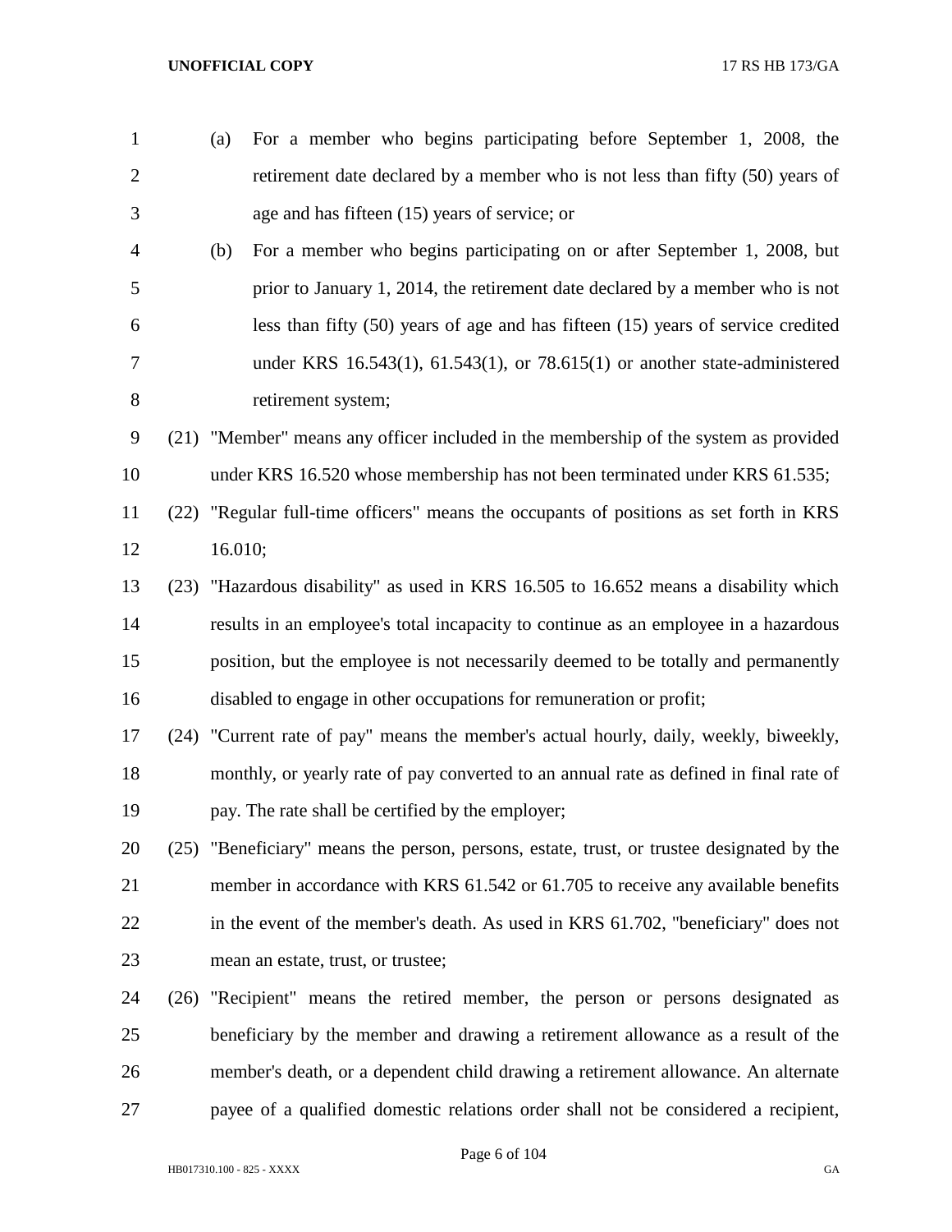(a) For a member who begins participating before September 1, 2008, the retirement date declared by a member who is not less than fifty (50) years of age and has fifteen (15) years of service; or

(b) For a member who begins participating on or after September 1, 2008, but prior to January 1, 2014, the retirement date declared by a member who is not less than fifty (50) years of age and has fifteen (15) years of service credited under KRS 16.543(1), 61.543(1), or 78.615(1) or another state-administered retirement system;

(21) "Member" means any officer included in the membership of the system as provided under KRS 16.520 whose membership has not been terminated under KRS 61.535;

(22) "Regular full-time officers" means the occupants of positions as set forth in KRS 16.010;

(23) "Hazardous disability" as used in KRS 16.505 to 16.652 means a disability which results in an employee's total incapacity to continue as an employee in a hazardous position, but the employee is not necessarily deemed to be totally and permanently disabled to engage in other occupations for remuneration or profit;

(24) "Current rate of pay" means the member's actual hourly, daily, weekly, biweekly, monthly, or yearly rate of pay converted to an annual rate as defined in final rate of pay. The rate shall be certified by the employer;

(25) "Beneficiary" means the person, persons, estate, trust, or trustee designated by the member in accordance with KRS 61.542 or 61.705 to receive any available benefits in the event of the member's death. As used in KRS 61.702, "beneficiary" does not mean an estate, trust, or trustee;

(26) "Recipient" means the retired member, the person or persons designated as beneficiary by the member and drawing a retirement allowance as a result of the member's death, or a dependent child drawing a retirement allowance. An alternate payee of a qualified domestic relations order shall not be considered a recipient,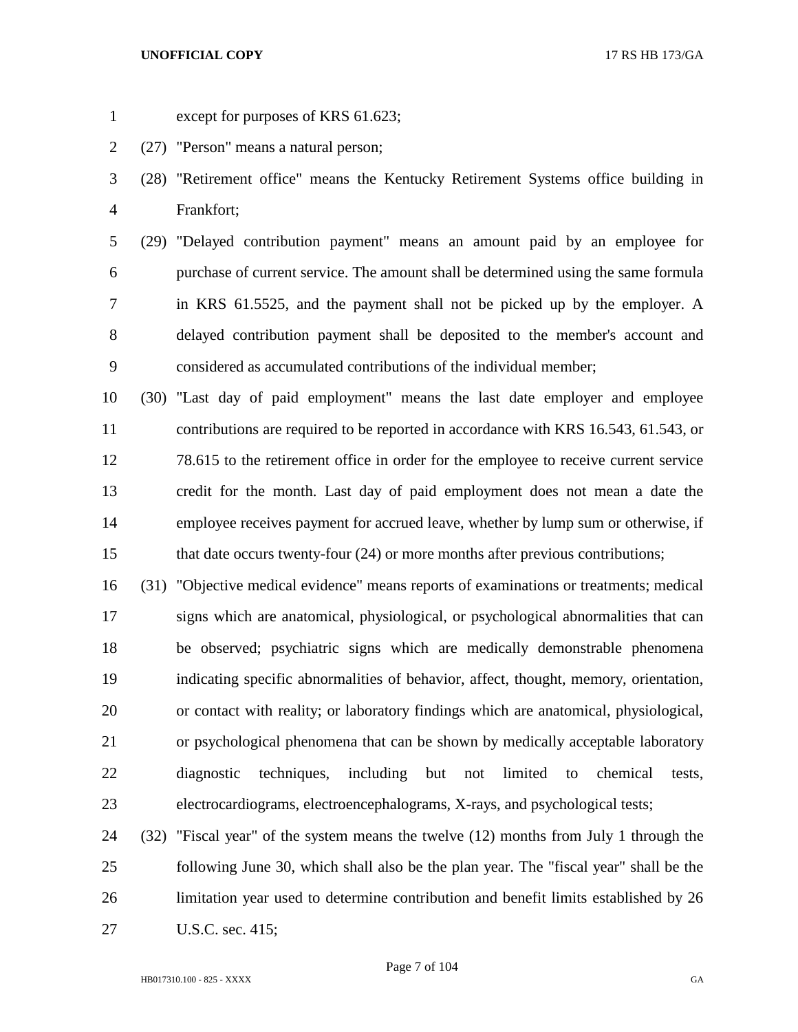except for purposes of KRS 61.623;

(27) "Person" means a natural person;

(28) "Retirement office" means the Kentucky Retirement Systems office building in Frankfort;

(29) "Delayed contribution payment" means an amount paid by an employee for purchase of current service. The amount shall be determined using the same formula in KRS 61.5525, and the payment shall not be picked up by the employer. A delayed contribution payment shall be deposited to the member's account and considered as accumulated contributions of the individual member;

(30) "Last day of paid employment" means the last date employer and employee contributions are required to be reported in accordance with KRS 16.543, 61.543, or 78.615 to the retirement office in order for the employee to receive current service credit for the month. Last day of paid employment does not mean a date the employee receives payment for accrued leave, whether by lump sum or otherwise, if that date occurs twenty-four (24) or more months after previous contributions;

(31) "Objective medical evidence" means reports of examinations or treatments; medical signs which are anatomical, physiological, or psychological abnormalities that can be observed; psychiatric signs which are medically demonstrable phenomena indicating specific abnormalities of behavior, affect, thought, memory, orientation, or contact with reality; or laboratory findings which are anatomical, physiological, or psychological phenomena that can be shown by medically acceptable laboratory diagnostic techniques, including but not limited to chemical tests, electrocardiograms, electroencephalograms, X-rays, and psychological tests;

(32) "Fiscal year" of the system means the twelve (12) months from July 1 through the following June 30, which shall also be the plan year. The "fiscal year" shall be the limitation year used to determine contribution and benefit limits established by 26 U.S.C. sec. 415;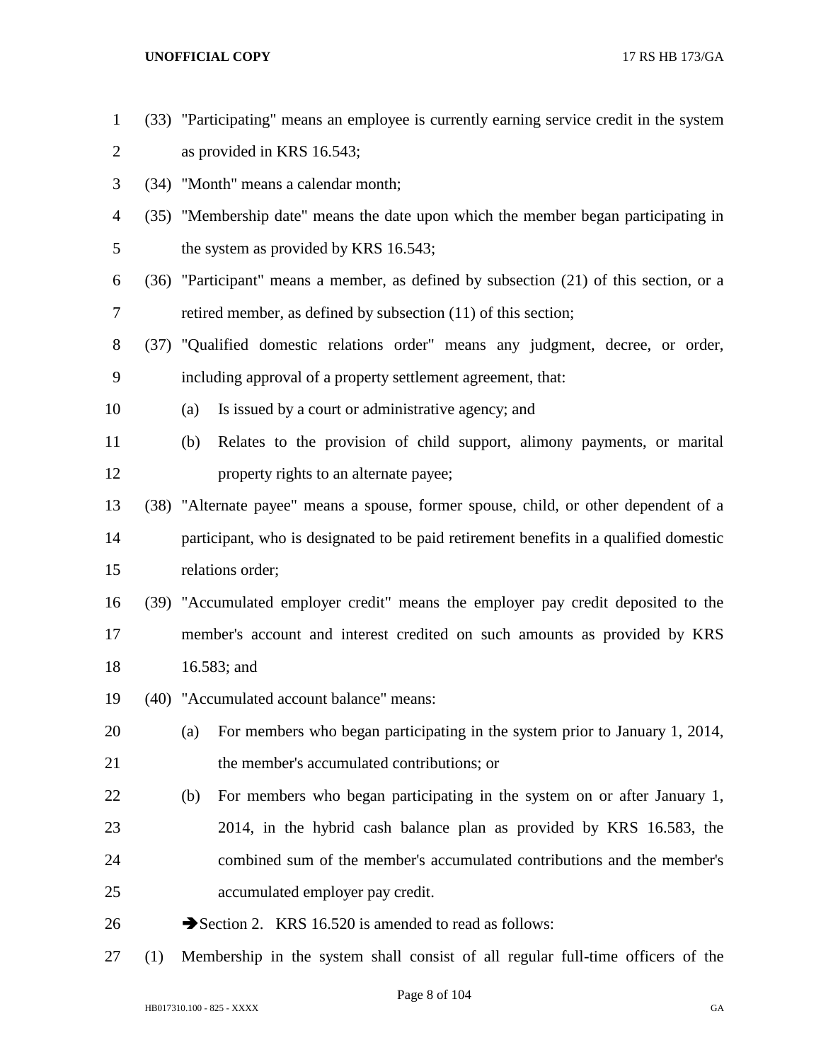(33) "Participating" means an employee is currently earning service credit in the system as provided in KRS 16.543;

(34) "Month" means a calendar month;

(35) "Membership date" means the date upon which the member began participating in the system as provided by KRS 16.543;

(36) "Participant" means a member, as defined by subsection (21) of this section, or a retired member, as defined by subsection (11) of this section;

(37) "Qualified domestic relations order" means any judgment, decree, or order, including approval of a property settlement agreement, that:

(a) Is issued by a court or administrative agency; and

(b) Relates to the provision of child support, alimony payments, or marital property rights to an alternate payee;

(38) "Alternate payee" means a spouse, former spouse, child, or other dependent of a participant, who is designated to be paid retirement benefits in a qualified domestic relations order;

(39) "Accumulated employer credit" means the employer pay credit deposited to the member's account and interest credited on such amounts as provided by KRS 16.583; and

(40) "Accumulated account balance" means:

(a) For members who began participating in the system prior to January 1, 2014, the member's accumulated contributions; or

(b) For members who began participating in the system on or after January 1, 2014, in the hybrid cash balance plan as provided by KRS 16.583, the combined sum of the member's accumulated contributions and the member's accumulated employer pay credit.

➔Section 2. KRS 16.520 is amended to read as follows:

(1) Membership in the system shall consist of all regular full-time officers of the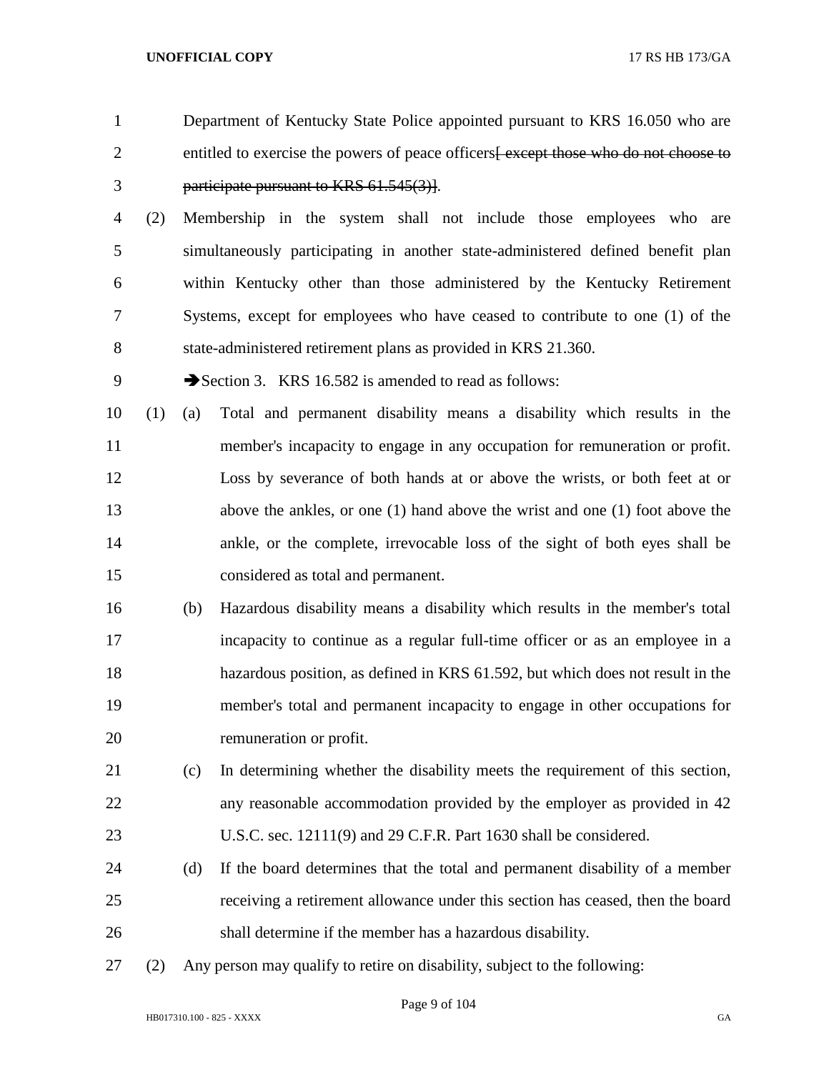Department of Kentucky State Police appointed pursuant to KRS 16.050 who are entitled to exercise the powers of peace officers~~[ except those who do not choose to participate pursuant to KRS 61.545(3)]~~.

(2) Membership in the system shall not include those employees who are simultaneously participating in another state-administered defined benefit plan within Kentucky other than those administered by the Kentucky Retirement Systems, except for employees who have ceased to contribute to one (1) of the state-administered retirement plans as provided in KRS 21.360.

➔Section 3. KRS 16.582 is amended to read as follows:

(1) (a) Total and permanent disability means a disability which results in the member's incapacity to engage in any occupation for remuneration or profit. Loss by severance of both hands at or above the wrists, or both feet at or above the ankles, or one (1) hand above the wrist and one (1) foot above the ankle, or the complete, irrevocable loss of the sight of both eyes shall be considered as total and permanent.

(b) Hazardous disability means a disability which results in the member's total incapacity to continue as a regular full-time officer or as an employee in a hazardous position, as defined in KRS 61.592, but which does not result in the member's total and permanent incapacity to engage in other occupations for remuneration or profit.

(c) In determining whether the disability meets the requirement of this section, any reasonable accommodation provided by the employer as provided in 42 U.S.C. sec. 12111(9) and 29 C.F.R. Part 1630 shall be considered.

(d) If the board determines that the total and permanent disability of a member receiving a retirement allowance under this section has ceased, then the board shall determine if the member has a hazardous disability.

(2) Any person may qualify to retire on disability, subject to the following: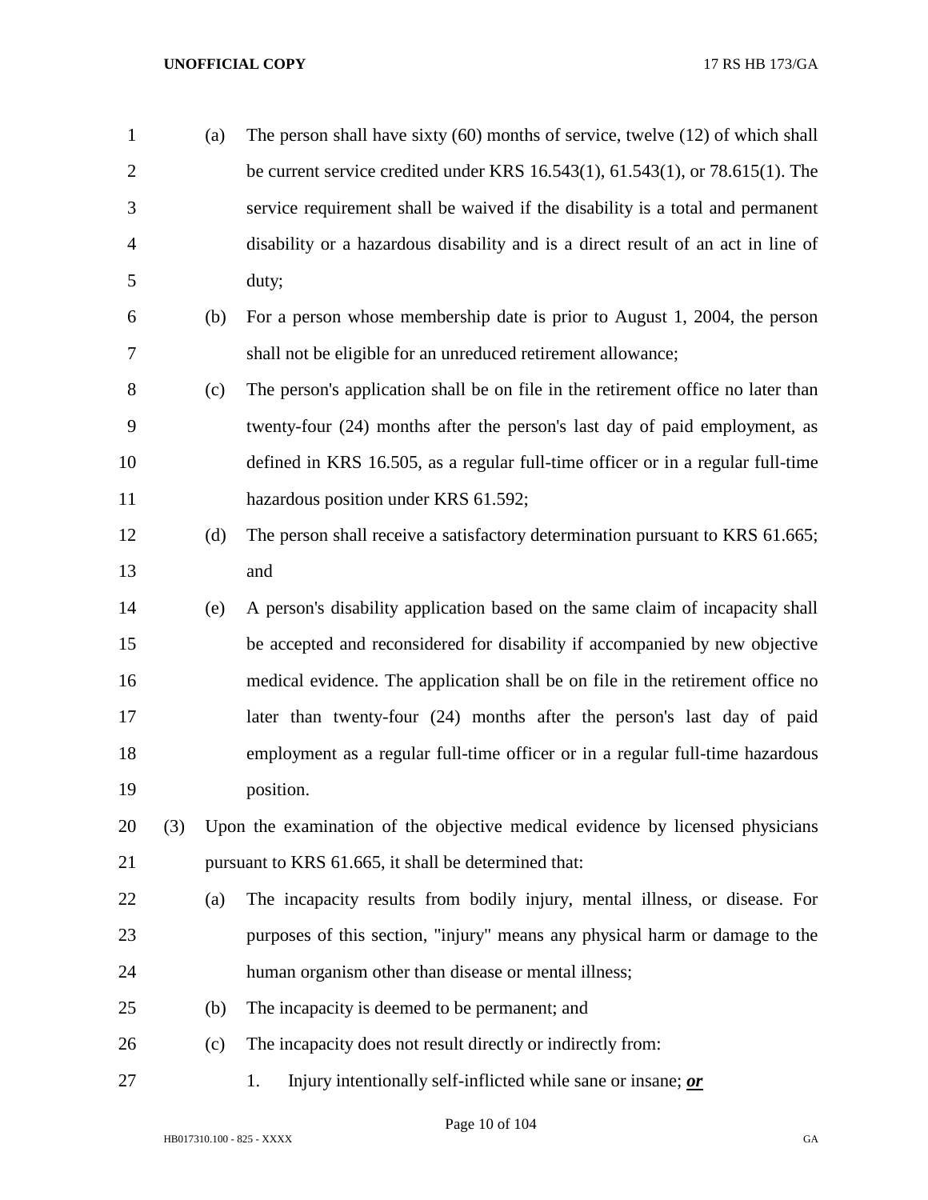(a) The person shall have sixty (60) months of service, twelve (12) of which shall be current service credited under KRS 16.543(1), 61.543(1), or 78.615(1). The service requirement shall be waived if the disability is a total and permanent disability or a hazardous disability and is a direct result of an act in line of duty;

(b) For a person whose membership date is prior to August 1, 2004, the person shall not be eligible for an unreduced retirement allowance;

(c) The person's application shall be on file in the retirement office no later than twenty-four (24) months after the person's last day of paid employment, as defined in KRS 16.505, as a regular full-time officer or in a regular full-time hazardous position under KRS 61.592;

(d) The person shall receive a satisfactory determination pursuant to KRS 61.665; and

(e) A person's disability application based on the same claim of incapacity shall be accepted and reconsidered for disability if accompanied by new objective medical evidence. The application shall be on file in the retirement office no later than twenty-four (24) months after the person's last day of paid employment as a regular full-time officer or in a regular full-time hazardous position.

(3) Upon the examination of the objective medical evidence by licensed physicians pursuant to KRS 61.665, it shall be determined that:

(a) The incapacity results from bodily injury, mental illness, or disease. For purposes of this section, "injury" means any physical harm or damage to the human organism other than disease or mental illness;

(b) The incapacity is deemed to be permanent; and

(c) The incapacity does not result directly or indirectly from:

1. Injury intentionally self-inflicted while sane or insane; ***or***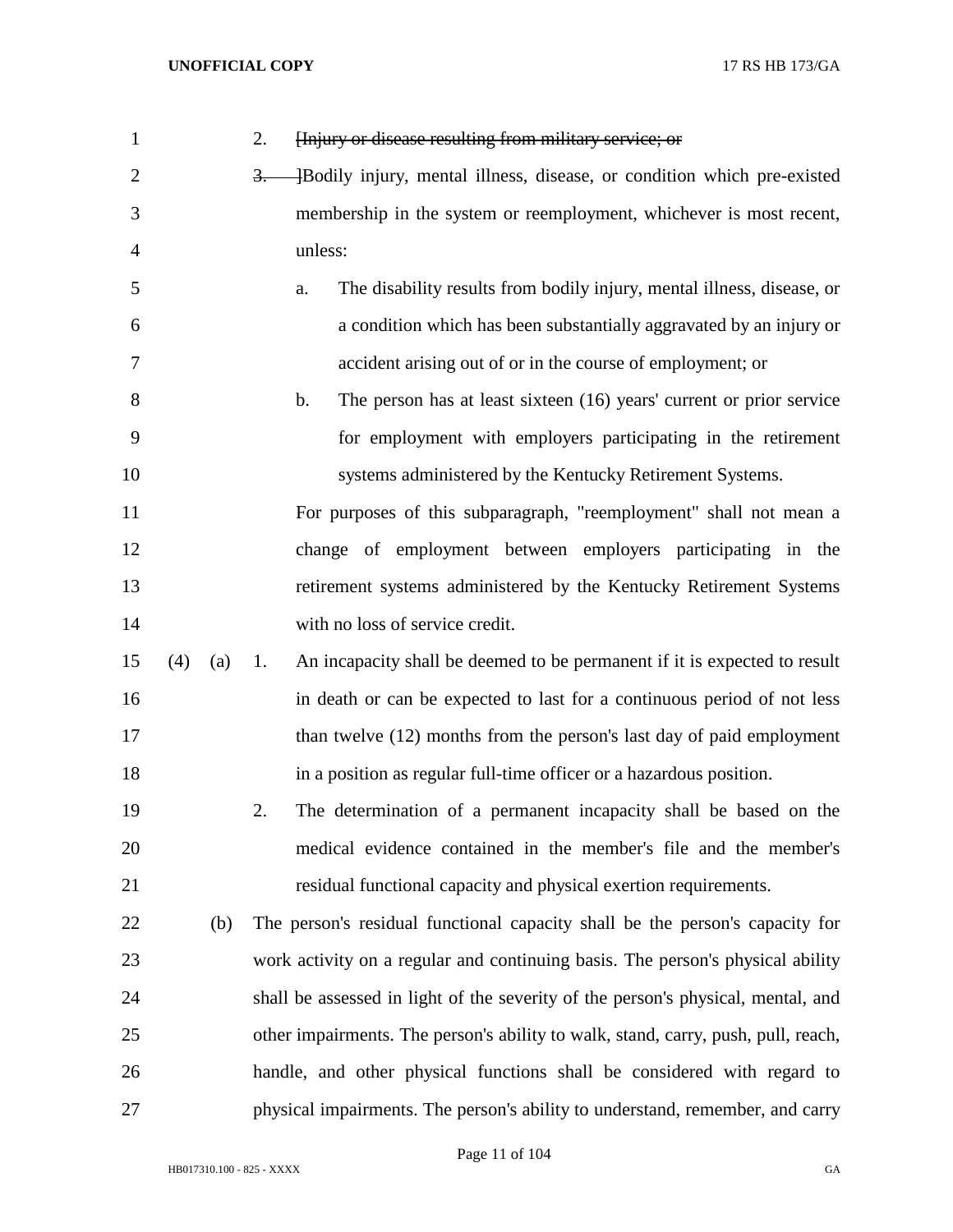2. ~~[Injury or disease resulting from military service; or~~

~~3.~~ ]Bodily injury, mental illness, disease, or condition which pre-existed membership in the system or reemployment, whichever is most recent, unless:

a. The disability results from bodily injury, mental illness, disease, or a condition which has been substantially aggravated by an injury or accident arising out of or in the course of employment; or

b. The person has at least sixteen (16) years' current or prior service for employment with employers participating in the retirement systems administered by the Kentucky Retirement Systems.

For purposes of this subparagraph, "reemployment" shall not mean a change of employment between employers participating in the retirement systems administered by the Kentucky Retirement Systems with no loss of service credit.

(4) (a) 1. An incapacity shall be deemed to be permanent if it is expected to result in death or can be expected to last for a continuous period of not less than twelve (12) months from the person's last day of paid employment in a position as regular full-time officer or a hazardous position.

2. The determination of a permanent incapacity shall be based on the medical evidence contained in the member's file and the member's residual functional capacity and physical exertion requirements.

(b) The person's residual functional capacity shall be the person's capacity for work activity on a regular and continuing basis. The person's physical ability shall be assessed in light of the severity of the person's physical, mental, and other impairments. The person's ability to walk, stand, carry, push, pull, reach, handle, and other physical functions shall be considered with regard to physical impairments. The person's ability to understand, remember, and carry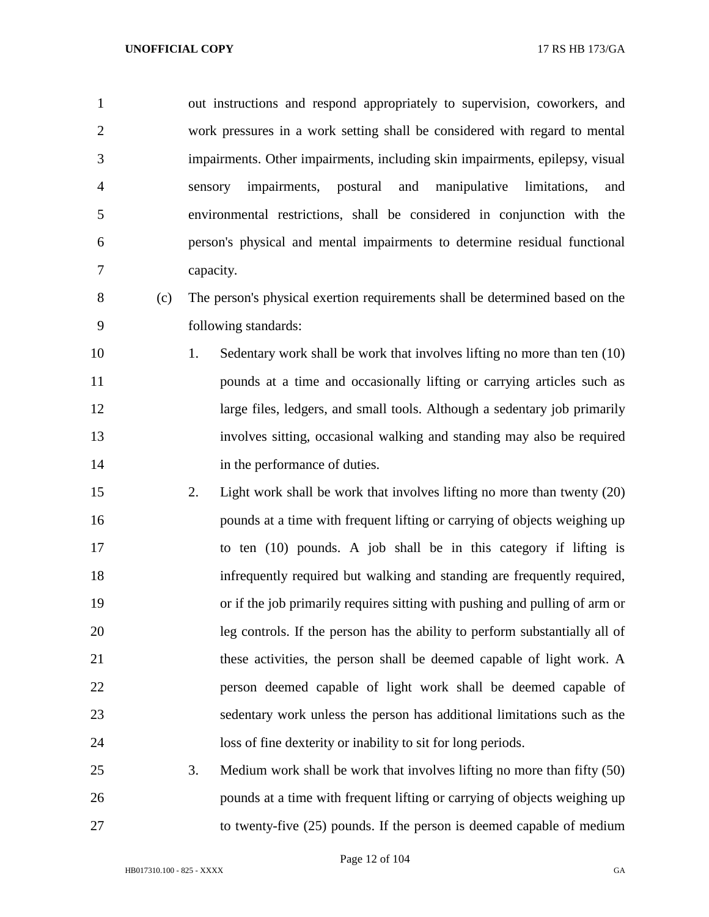out instructions and respond appropriately to supervision, coworkers, and work pressures in a work setting shall be considered with regard to mental impairments. Other impairments, including skin impairments, epilepsy, visual sensory impairments, postural and manipulative limitations, and environmental restrictions, shall be considered in conjunction with the person's physical and mental impairments to determine residual functional capacity.

(c) The person's physical exertion requirements shall be determined based on the following standards:

1. Sedentary work shall be work that involves lifting no more than ten (10) pounds at a time and occasionally lifting or carrying articles such as large files, ledgers, and small tools. Although a sedentary job primarily involves sitting, occasional walking and standing may also be required in the performance of duties.

2. Light work shall be work that involves lifting no more than twenty (20) pounds at a time with frequent lifting or carrying of objects weighing up to ten (10) pounds. A job shall be in this category if lifting is infrequently required but walking and standing are frequently required, or if the job primarily requires sitting with pushing and pulling of arm or leg controls. If the person has the ability to perform substantially all of these activities, the person shall be deemed capable of light work. A person deemed capable of light work shall be deemed capable of sedentary work unless the person has additional limitations such as the loss of fine dexterity or inability to sit for long periods.

3. Medium work shall be work that involves lifting no more than fifty (50) pounds at a time with frequent lifting or carrying of objects weighing up to twenty-five (25) pounds. If the person is deemed capable of medium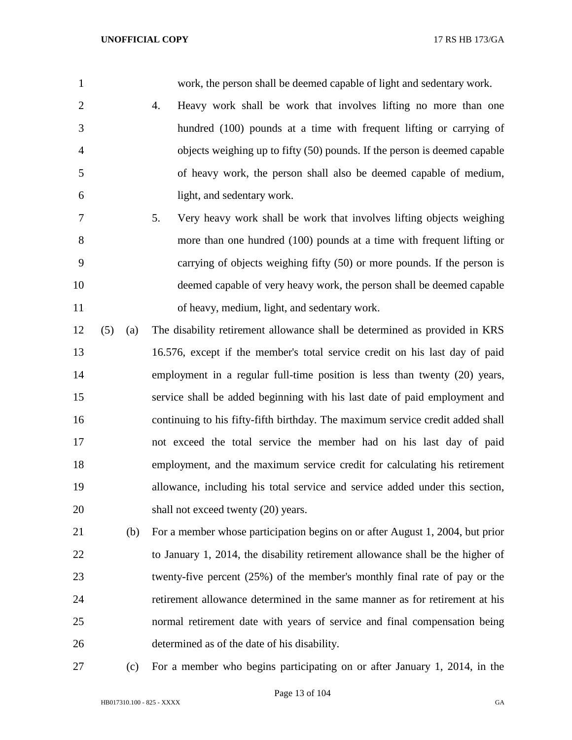work, the person shall be deemed capable of light and sedentary work.

4. Heavy work shall be work that involves lifting no more than one hundred (100) pounds at a time with frequent lifting or carrying of objects weighing up to fifty (50) pounds. If the person is deemed capable of heavy work, the person shall also be deemed capable of medium, light, and sedentary work.

5. Very heavy work shall be work that involves lifting objects weighing more than one hundred (100) pounds at a time with frequent lifting or carrying of objects weighing fifty (50) or more pounds. If the person is deemed capable of very heavy work, the person shall be deemed capable of heavy, medium, light, and sedentary work.

(5) (a) The disability retirement allowance shall be determined as provided in KRS 16.576, except if the member's total service credit on his last day of paid employment in a regular full-time position is less than twenty (20) years, service shall be added beginning with his last date of paid employment and continuing to his fifty-fifth birthday. The maximum service credit added shall not exceed the total service the member had on his last day of paid employment, and the maximum service credit for calculating his retirement allowance, including his total service and service added under this section, shall not exceed twenty (20) years.

(b) For a member whose participation begins on or after August 1, 2004, but prior to January 1, 2014, the disability retirement allowance shall be the higher of twenty-five percent (25%) of the member's monthly final rate of pay or the retirement allowance determined in the same manner as for retirement at his normal retirement date with years of service and final compensation being determined as of the date of his disability.

(c) For a member who begins participating on or after January 1, 2014, in the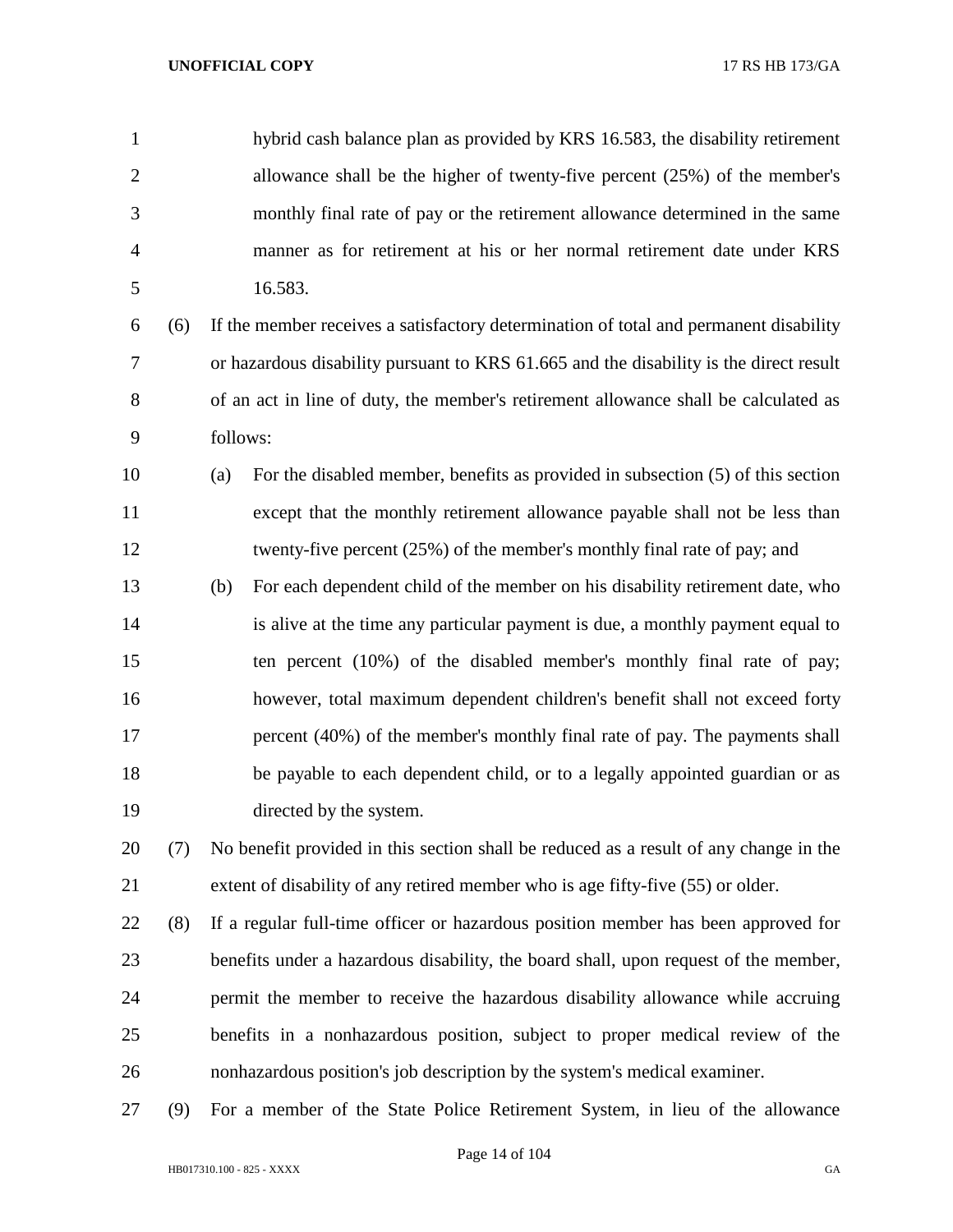hybrid cash balance plan as provided by KRS 16.583, the disability retirement allowance shall be the higher of twenty-five percent (25%) of the member's monthly final rate of pay or the retirement allowance determined in the same manner as for retirement at his or her normal retirement date under KRS 16.583.

(6) If the member receives a satisfactory determination of total and permanent disability or hazardous disability pursuant to KRS 61.665 and the disability is the direct result of an act in line of duty, the member's retirement allowance shall be calculated as follows:

(a) For the disabled member, benefits as provided in subsection (5) of this section except that the monthly retirement allowance payable shall not be less than twenty-five percent (25%) of the member's monthly final rate of pay; and

(b) For each dependent child of the member on his disability retirement date, who is alive at the time any particular payment is due, a monthly payment equal to ten percent (10%) of the disabled member's monthly final rate of pay; however, total maximum dependent children's benefit shall not exceed forty percent (40%) of the member's monthly final rate of pay. The payments shall be payable to each dependent child, or to a legally appointed guardian or as directed by the system.

(7) No benefit provided in this section shall be reduced as a result of any change in the extent of disability of any retired member who is age fifty-five (55) or older.

(8) If a regular full-time officer or hazardous position member has been approved for benefits under a hazardous disability, the board shall, upon request of the member, permit the member to receive the hazardous disability allowance while accruing benefits in a nonhazardous position, subject to proper medical review of the nonhazardous position's job description by the system's medical examiner.

(9) For a member of the State Police Retirement System, in lieu of the allowance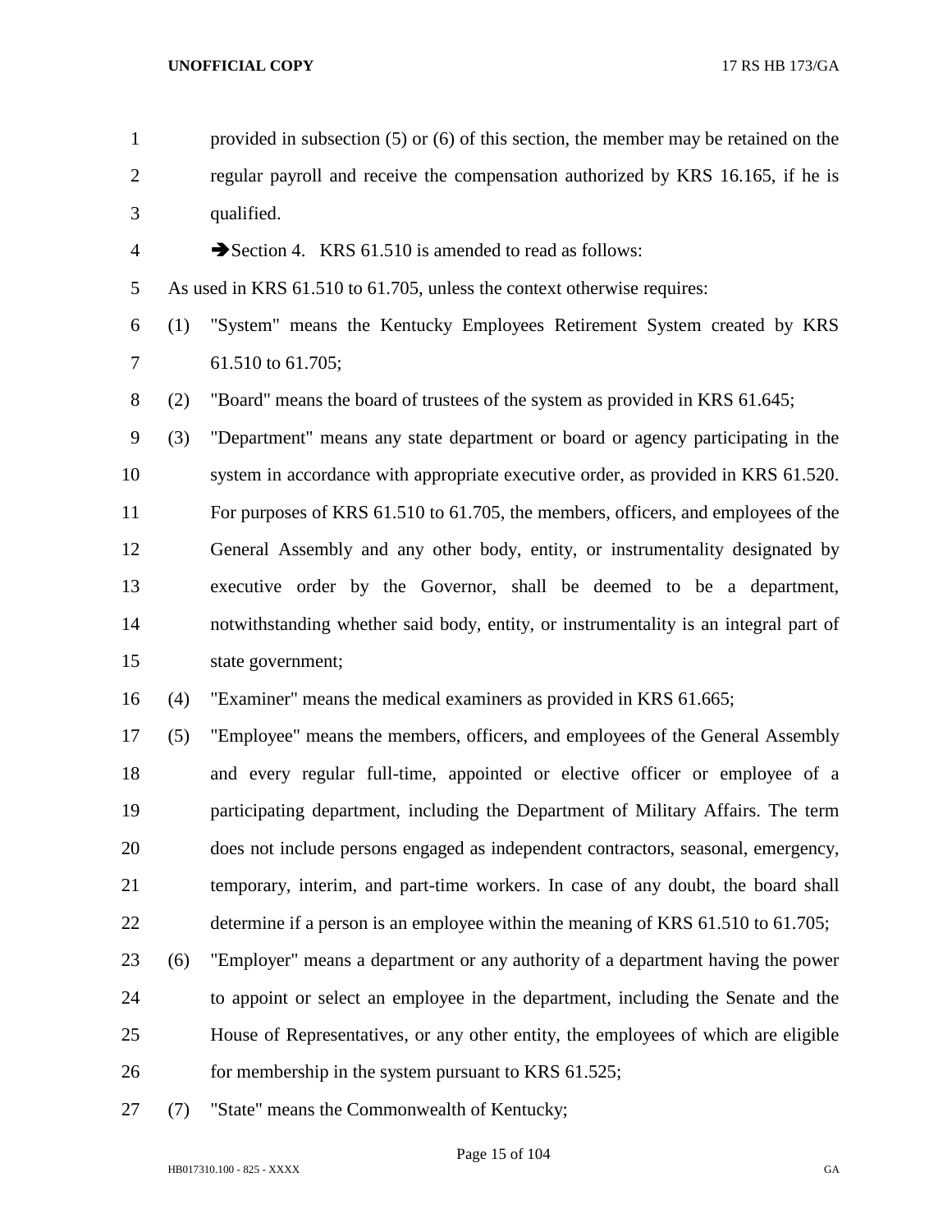provided in subsection (5) or (6) of this section, the member may be retained on the regular payroll and receive the compensation authorized by KRS 16.165, if he is qualified.

➔Section 4. KRS 61.510 is amended to read as follows:

As used in KRS 61.510 to 61.705, unless the context otherwise requires:

(1) "System" means the Kentucky Employees Retirement System created by KRS 61.510 to 61.705;

(2) "Board" means the board of trustees of the system as provided in KRS 61.645;

(3) "Department" means any state department or board or agency participating in the system in accordance with appropriate executive order, as provided in KRS 61.520. For purposes of KRS 61.510 to 61.705, the members, officers, and employees of the General Assembly and any other body, entity, or instrumentality designated by executive order by the Governor, shall be deemed to be a department, notwithstanding whether said body, entity, or instrumentality is an integral part of state government;

(4) "Examiner" means the medical examiners as provided in KRS 61.665;

(5) "Employee" means the members, officers, and employees of the General Assembly and every regular full-time, appointed or elective officer or employee of a participating department, including the Department of Military Affairs. The term does not include persons engaged as independent contractors, seasonal, emergency, temporary, interim, and part-time workers. In case of any doubt, the board shall determine if a person is an employee within the meaning of KRS 61.510 to 61.705;

(6) "Employer" means a department or any authority of a department having the power to appoint or select an employee in the department, including the Senate and the House of Representatives, or any other entity, the employees of which are eligible for membership in the system pursuant to KRS 61.525;

(7) "State" means the Commonwealth of Kentucky;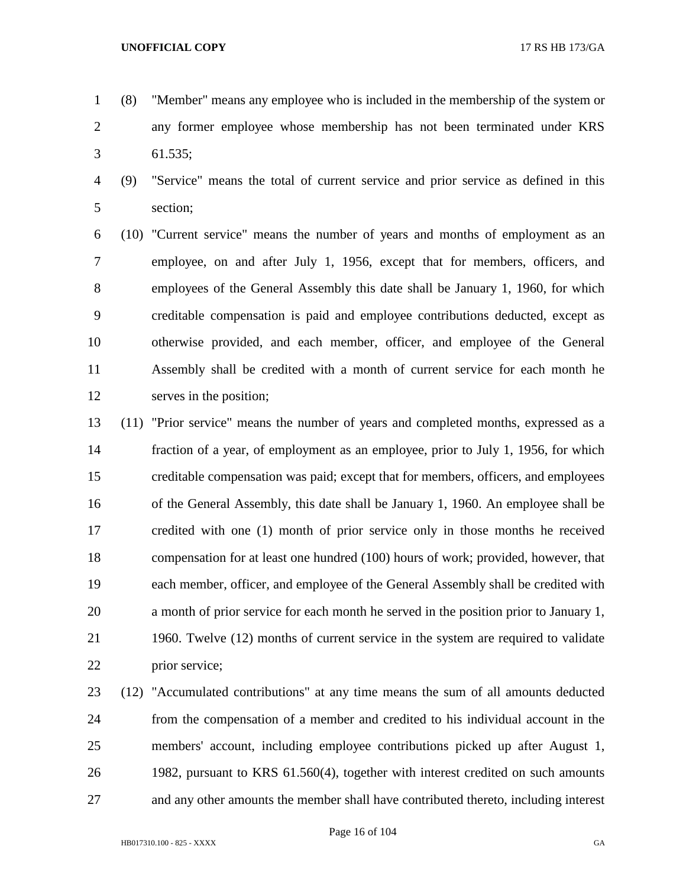(8) "Member" means any employee who is included in the membership of the system or any former employee whose membership has not been terminated under KRS 61.535;

(9) "Service" means the total of current service and prior service as defined in this section;

(10) "Current service" means the number of years and months of employment as an employee, on and after July 1, 1956, except that for members, officers, and employees of the General Assembly this date shall be January 1, 1960, for which creditable compensation is paid and employee contributions deducted, except as otherwise provided, and each member, officer, and employee of the General Assembly shall be credited with a month of current service for each month he serves in the position;

(11) "Prior service" means the number of years and completed months, expressed as a fraction of a year, of employment as an employee, prior to July 1, 1956, for which creditable compensation was paid; except that for members, officers, and employees of the General Assembly, this date shall be January 1, 1960. An employee shall be credited with one (1) month of prior service only in those months he received compensation for at least one hundred (100) hours of work; provided, however, that each member, officer, and employee of the General Assembly shall be credited with a month of prior service for each month he served in the position prior to January 1, 1960. Twelve (12) months of current service in the system are required to validate prior service;

(12) "Accumulated contributions" at any time means the sum of all amounts deducted from the compensation of a member and credited to his individual account in the members' account, including employee contributions picked up after August 1, 1982, pursuant to KRS 61.560(4), together with interest credited on such amounts and any other amounts the member shall have contributed thereto, including interest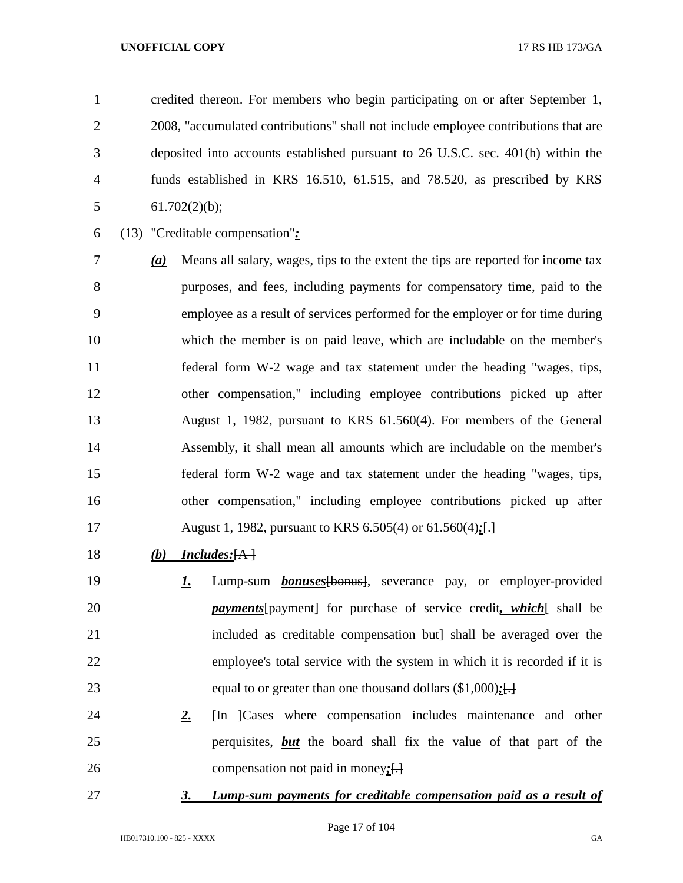credited thereon. For members who begin participating on or after September 1, 2008, "accumulated contributions" shall not include employee contributions that are deposited into accounts established pursuant to 26 U.S.C. sec. 401(h) within the funds established in KRS 16.510, 61.515, and 78.520, as prescribed by KRS 61.702(2)(b);

(13) "Creditable compensation"***:***

***(a)*** Means all salary, wages, tips to the extent the tips are reported for income tax purposes, and fees, including payments for compensatory time, paid to the employee as a result of services performed for the employer or for time during which the member is on paid leave, which are includable on the member's federal form W-2 wage and tax statement under the heading "wages, tips, other compensation," including employee contributions picked up after August 1, 1982, pursuant to KRS 61.560(4). For members of the General Assembly, it shall mean all amounts which are includable on the member's federal form W-2 wage and tax statement under the heading "wages, tips, other compensation," including employee contributions picked up after August 1, 1982, pursuant to KRS 6.505(4) or 61.560(4)***;***~~[.]~~

***(b) Includes:***~~[A ]~~

***1.*** Lump-sum ***bonuses***~~[bonus]~~, severance pay, or employer-provided ***payments***~~[payment]~~ for purchase of service credit***, which***~~[ shall be included as creditable compensation but]~~ shall be averaged over the employee's total service with the system in which it is recorded if it is equal to or greater than one thousand dollars ($1,000)***;***~~[.]~~

***2.*** ~~[In ]~~Cases where compensation includes maintenance and other perquisites, ***but*** the board shall fix the value of that part of the compensation not paid in money***;***~~[.]~~

***3. Lump-sum payments for creditable compensation paid as a result of***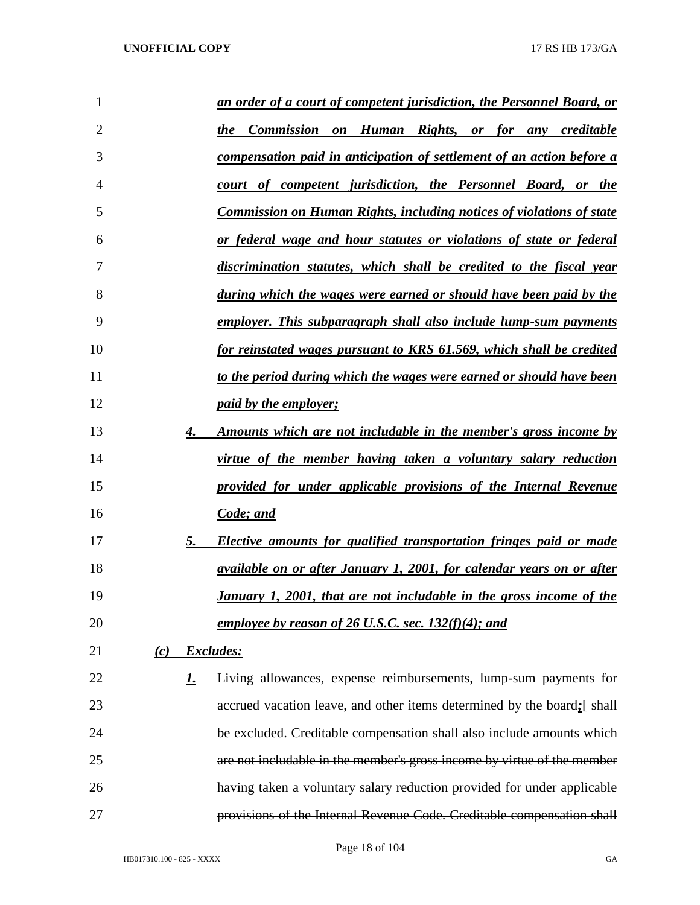*__an order of a court of competent jurisdiction, the Personnel Board, or the Commission on Human Rights, or for any creditable compensation paid in anticipation of settlement of an action before a court of competent jurisdiction, the Personnel Board, or the Commission on Human Rights, including notices of violations of state or federal wage and hour statutes or violations of state or federal discrimination statutes, which shall be credited to the fiscal year during which the wages were earned or should have been paid by the employer. This subparagraph shall also include lump-sum payments for reinstated wages pursuant to KRS 61.569, which shall be credited to the period during which the wages were earned or should have been paid by the employer;__*

*__4. Amounts which are not includable in the member's gross income by virtue of the member having taken a voluntary salary reduction provided for under applicable provisions of the Internal Revenue Code; and__*

*__5. Elective amounts for qualified transportation fringes paid or made available on or after January 1, 2001, for calendar years on or after January 1, 2001, that are not includable in the gross income of the employee by reason of 26 U.S.C. sec. 132(f)(4); and__*

*__(c) Excludes:__*

*__1.__* Living allowances, expense reimbursements, lump-sum payments for accrued vacation leave, and other items determined by the board*__;__*[ ~~shall be excluded. Creditable compensation shall also include amounts which are not includable in the member's gross income by virtue of the member having taken a voluntary salary reduction provided for under applicable provisions of the Internal Revenue Code. Creditable compensation shall~~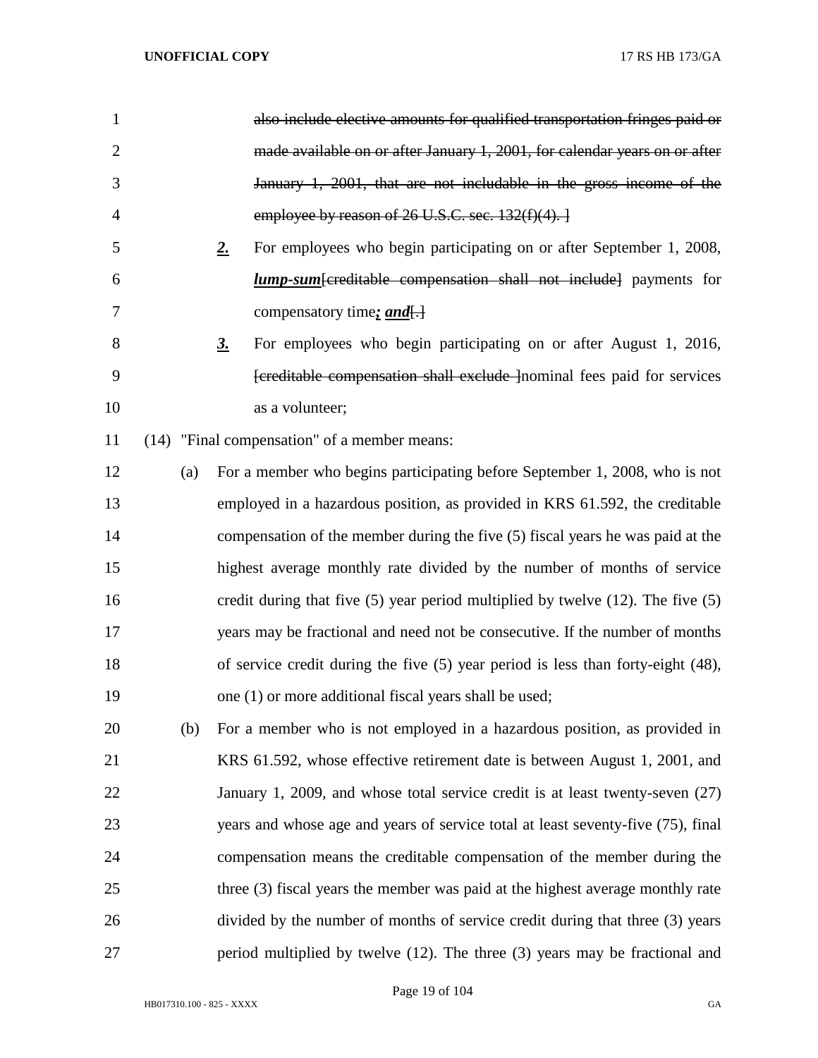~~also include elective amounts for qualified transportation fringes paid or made available on or after January 1, 2001, for calendar years on or after January 1, 2001, that are not includable in the gross income of the employee by reason of 26 U.S.C. sec. 132(f)(4). ]~~

***2.*** For employees who begin participating on or after September 1, 2008, ***lump-sum***[~~creditable compensation shall not include~~] payments for compensatory time***; and***[~~.~~]

***3.*** For employees who begin participating on or after August 1, 2016, [~~creditable compensation shall exclude~~ ]nominal fees paid for services as a volunteer;

(14) "Final compensation" of a member means:

(a) For a member who begins participating before September 1, 2008, who is not employed in a hazardous position, as provided in KRS 61.592, the creditable compensation of the member during the five (5) fiscal years he was paid at the highest average monthly rate divided by the number of months of service credit during that five (5) year period multiplied by twelve (12). The five (5) years may be fractional and need not be consecutive. If the number of months of service credit during the five (5) year period is less than forty-eight (48), one (1) or more additional fiscal years shall be used;

(b) For a member who is not employed in a hazardous position, as provided in KRS 61.592, whose effective retirement date is between August 1, 2001, and January 1, 2009, and whose total service credit is at least twenty-seven (27) years and whose age and years of service total at least seventy-five (75), final compensation means the creditable compensation of the member during the three (3) fiscal years the member was paid at the highest average monthly rate divided by the number of months of service credit during that three (3) years period multiplied by twelve (12). The three (3) years may be fractional and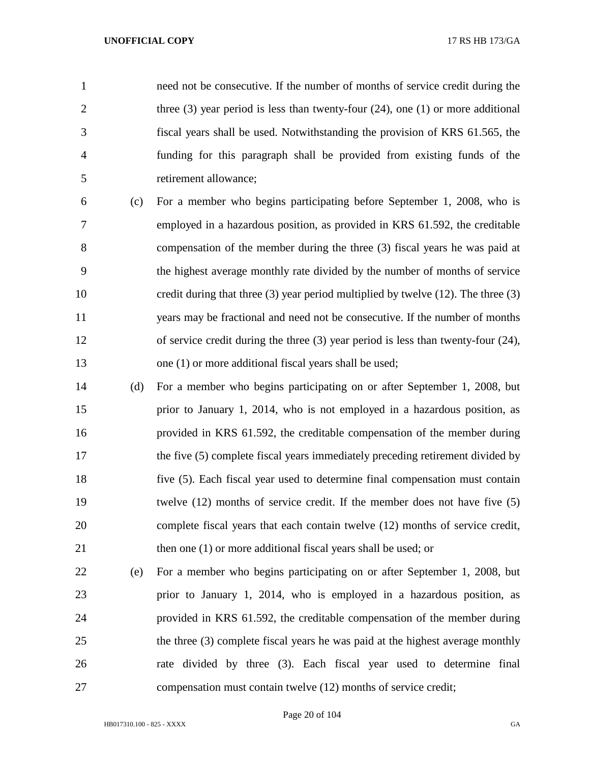need not be consecutive. If the number of months of service credit during the three (3) year period is less than twenty-four (24), one (1) or more additional fiscal years shall be used. Notwithstanding the provision of KRS 61.565, the funding for this paragraph shall be provided from existing funds of the retirement allowance;

(c) For a member who begins participating before September 1, 2008, who is employed in a hazardous position, as provided in KRS 61.592, the creditable compensation of the member during the three (3) fiscal years he was paid at the highest average monthly rate divided by the number of months of service credit during that three (3) year period multiplied by twelve (12). The three (3) years may be fractional and need not be consecutive. If the number of months of service credit during the three (3) year period is less than twenty-four (24), one (1) or more additional fiscal years shall be used;

(d) For a member who begins participating on or after September 1, 2008, but prior to January 1, 2014, who is not employed in a hazardous position, as provided in KRS 61.592, the creditable compensation of the member during the five (5) complete fiscal years immediately preceding retirement divided by five (5). Each fiscal year used to determine final compensation must contain twelve (12) months of service credit. If the member does not have five (5) complete fiscal years that each contain twelve (12) months of service credit, then one (1) or more additional fiscal years shall be used; or

(e) For a member who begins participating on or after September 1, 2008, but prior to January 1, 2014, who is employed in a hazardous position, as provided in KRS 61.592, the creditable compensation of the member during the three (3) complete fiscal years he was paid at the highest average monthly rate divided by three (3). Each fiscal year used to determine final compensation must contain twelve (12) months of service credit;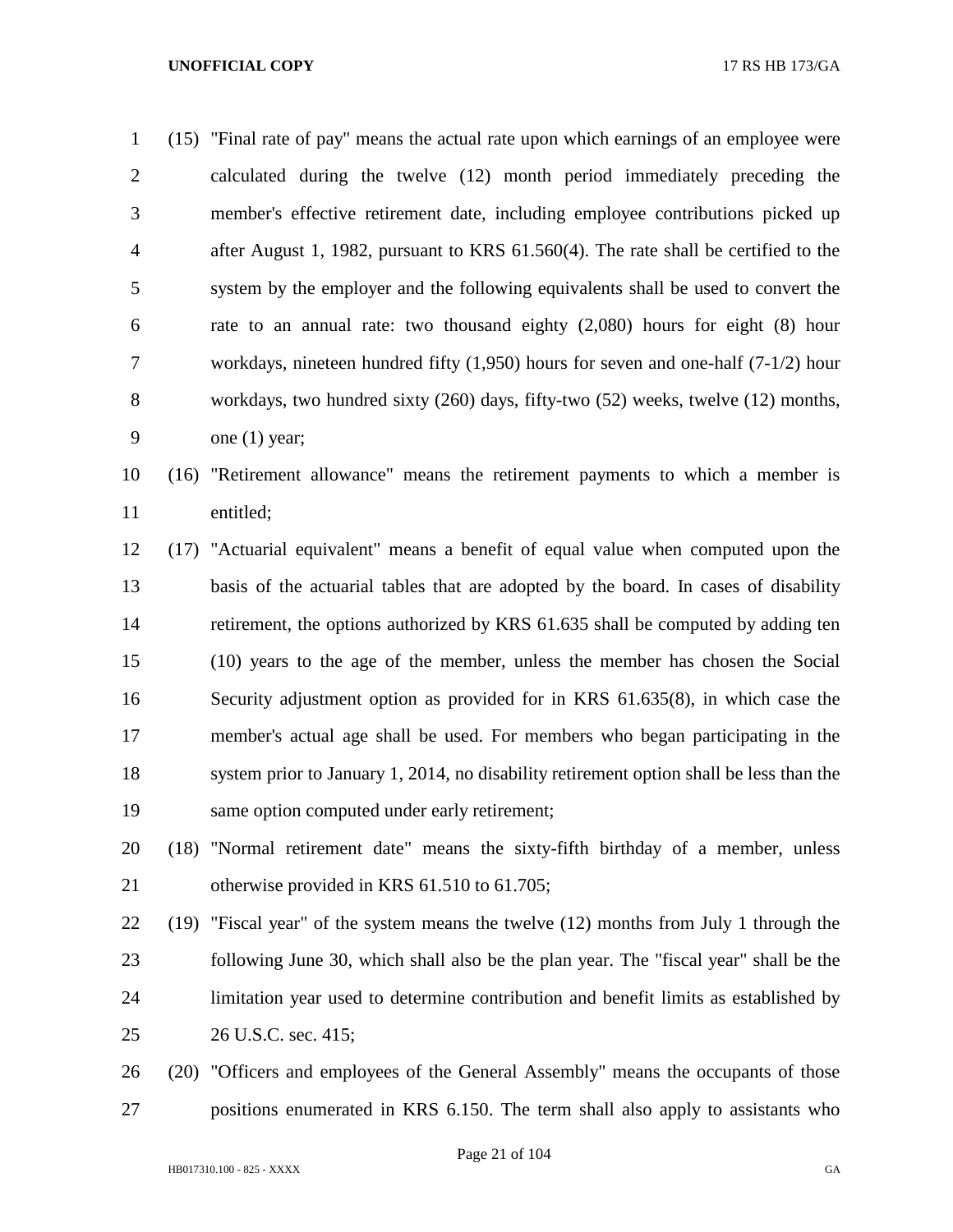(15) "Final rate of pay" means the actual rate upon which earnings of an employee were calculated during the twelve (12) month period immediately preceding the member's effective retirement date, including employee contributions picked up after August 1, 1982, pursuant to KRS 61.560(4). The rate shall be certified to the system by the employer and the following equivalents shall be used to convert the rate to an annual rate: two thousand eighty (2,080) hours for eight (8) hour workdays, nineteen hundred fifty (1,950) hours for seven and one-half (7-1/2) hour workdays, two hundred sixty (260) days, fifty-two (52) weeks, twelve (12) months, one (1) year;

(16) "Retirement allowance" means the retirement payments to which a member is entitled;

(17) "Actuarial equivalent" means a benefit of equal value when computed upon the basis of the actuarial tables that are adopted by the board. In cases of disability retirement, the options authorized by KRS 61.635 shall be computed by adding ten (10) years to the age of the member, unless the member has chosen the Social Security adjustment option as provided for in KRS 61.635(8), in which case the member's actual age shall be used. For members who began participating in the system prior to January 1, 2014, no disability retirement option shall be less than the same option computed under early retirement;

(18) "Normal retirement date" means the sixty-fifth birthday of a member, unless otherwise provided in KRS 61.510 to 61.705;

(19) "Fiscal year" of the system means the twelve (12) months from July 1 through the following June 30, which shall also be the plan year. The "fiscal year" shall be the limitation year used to determine contribution and benefit limits as established by 26 U.S.C. sec. 415;

(20) "Officers and employees of the General Assembly" means the occupants of those positions enumerated in KRS 6.150. The term shall also apply to assistants who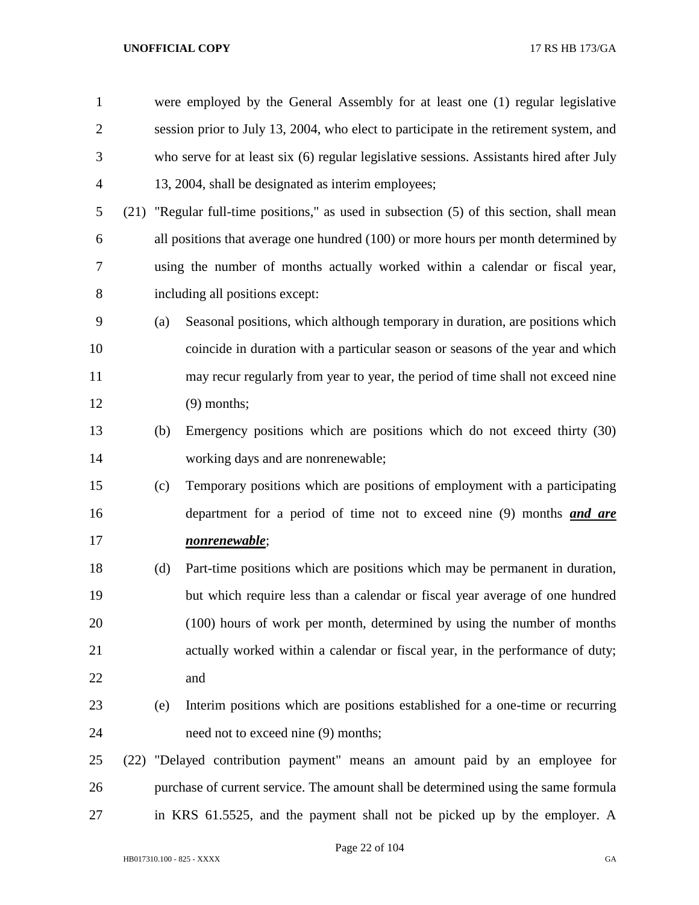were employed by the General Assembly for at least one (1) regular legislative session prior to July 13, 2004, who elect to participate in the retirement system, and who serve for at least six (6) regular legislative sessions. Assistants hired after July 13, 2004, shall be designated as interim employees;

(21) "Regular full-time positions," as used in subsection (5) of this section, shall mean all positions that average one hundred (100) or more hours per month determined by using the number of months actually worked within a calendar or fiscal year, including all positions except:

(a) Seasonal positions, which although temporary in duration, are positions which coincide in duration with a particular season or seasons of the year and which may recur regularly from year to year, the period of time shall not exceed nine (9) months;

(b) Emergency positions which are positions which do not exceed thirty (30) working days and are nonrenewable;

(c) Temporary positions which are positions of employment with a participating department for a period of time not to exceed nine (9) months ***and are nonrenewable***;

(d) Part-time positions which are positions which may be permanent in duration, but which require less than a calendar or fiscal year average of one hundred (100) hours of work per month, determined by using the number of months actually worked within a calendar or fiscal year, in the performance of duty; and

(e) Interim positions which are positions established for a one-time or recurring need not to exceed nine (9) months;

(22) "Delayed contribution payment" means an amount paid by an employee for purchase of current service. The amount shall be determined using the same formula in KRS 61.5525, and the payment shall not be picked up by the employer. A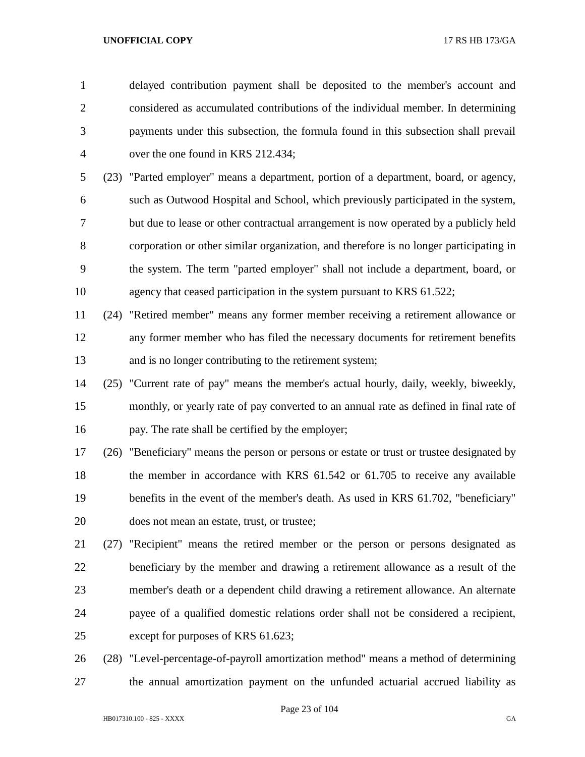delayed contribution payment shall be deposited to the member's account and considered as accumulated contributions of the individual member. In determining payments under this subsection, the formula found in this subsection shall prevail over the one found in KRS 212.434;

(23) "Parted employer" means a department, portion of a department, board, or agency, such as Outwood Hospital and School, which previously participated in the system, but due to lease or other contractual arrangement is now operated by a publicly held corporation or other similar organization, and therefore is no longer participating in the system. The term "parted employer" shall not include a department, board, or agency that ceased participation in the system pursuant to KRS 61.522;

(24) "Retired member" means any former member receiving a retirement allowance or any former member who has filed the necessary documents for retirement benefits and is no longer contributing to the retirement system;

(25) "Current rate of pay" means the member's actual hourly, daily, weekly, biweekly, monthly, or yearly rate of pay converted to an annual rate as defined in final rate of pay. The rate shall be certified by the employer;

(26) "Beneficiary" means the person or persons or estate or trust or trustee designated by the member in accordance with KRS 61.542 or 61.705 to receive any available benefits in the event of the member's death. As used in KRS 61.702, "beneficiary" does not mean an estate, trust, or trustee;

(27) "Recipient" means the retired member or the person or persons designated as beneficiary by the member and drawing a retirement allowance as a result of the member's death or a dependent child drawing a retirement allowance. An alternate payee of a qualified domestic relations order shall not be considered a recipient, except for purposes of KRS 61.623;

(28) "Level-percentage-of-payroll amortization method" means a method of determining the annual amortization payment on the unfunded actuarial accrued liability as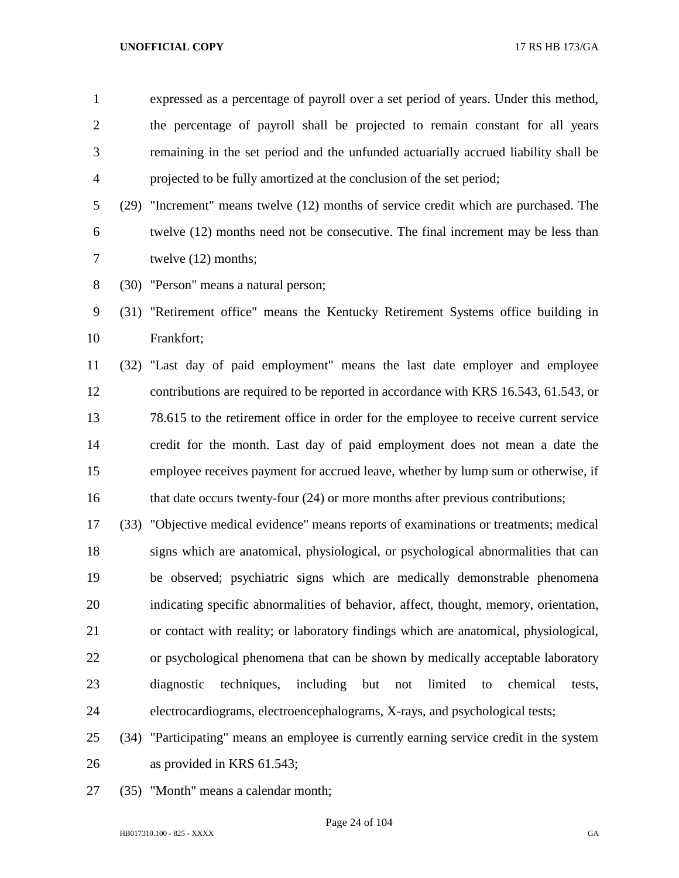expressed as a percentage of payroll over a set period of years. Under this method, the percentage of payroll shall be projected to remain constant for all years remaining in the set period and the unfunded actuarially accrued liability shall be projected to be fully amortized at the conclusion of the set period;

(29) "Increment" means twelve (12) months of service credit which are purchased. The twelve (12) months need not be consecutive. The final increment may be less than twelve (12) months;

(30) "Person" means a natural person;

(31) "Retirement office" means the Kentucky Retirement Systems office building in Frankfort;

(32) "Last day of paid employment" means the last date employer and employee contributions are required to be reported in accordance with KRS 16.543, 61.543, or 78.615 to the retirement office in order for the employee to receive current service credit for the month. Last day of paid employment does not mean a date the employee receives payment for accrued leave, whether by lump sum or otherwise, if that date occurs twenty-four (24) or more months after previous contributions;

(33) "Objective medical evidence" means reports of examinations or treatments; medical signs which are anatomical, physiological, or psychological abnormalities that can be observed; psychiatric signs which are medically demonstrable phenomena indicating specific abnormalities of behavior, affect, thought, memory, orientation, or contact with reality; or laboratory findings which are anatomical, physiological, or psychological phenomena that can be shown by medically acceptable laboratory diagnostic techniques, including but not limited to chemical tests, electrocardiograms, electroencephalograms, X-rays, and psychological tests;

(34) "Participating" means an employee is currently earning service credit in the system as provided in KRS 61.543;

(35) "Month" means a calendar month;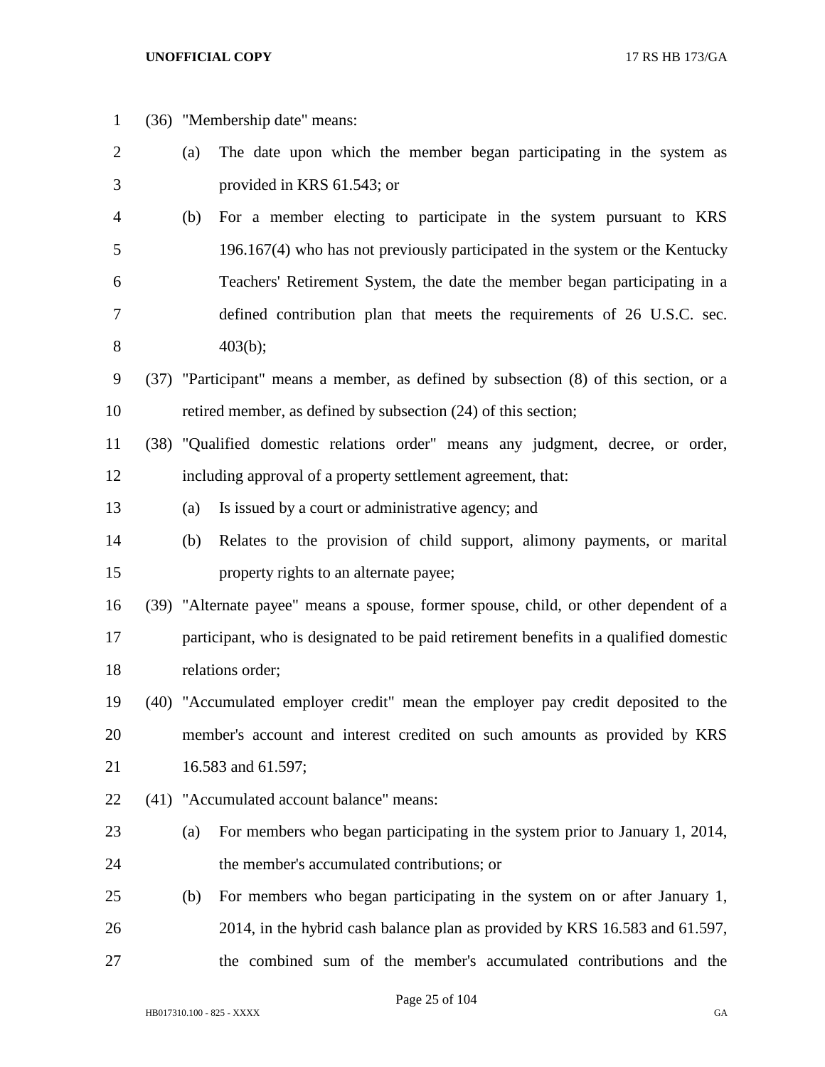(36) "Membership date" means:

(a) The date upon which the member began participating in the system as provided in KRS 61.543; or

(b) For a member electing to participate in the system pursuant to KRS 196.167(4) who has not previously participated in the system or the Kentucky Teachers' Retirement System, the date the member began participating in a defined contribution plan that meets the requirements of 26 U.S.C. sec. 403(b);

(37) "Participant" means a member, as defined by subsection (8) of this section, or a retired member, as defined by subsection (24) of this section;

(38) "Qualified domestic relations order" means any judgment, decree, or order, including approval of a property settlement agreement, that:

(a) Is issued by a court or administrative agency; and

(b) Relates to the provision of child support, alimony payments, or marital property rights to an alternate payee;

(39) "Alternate payee" means a spouse, former spouse, child, or other dependent of a participant, who is designated to be paid retirement benefits in a qualified domestic relations order;

(40) "Accumulated employer credit" mean the employer pay credit deposited to the member's account and interest credited on such amounts as provided by KRS 16.583 and 61.597;

(41) "Accumulated account balance" means:

(a) For members who began participating in the system prior to January 1, 2014, the member's accumulated contributions; or

(b) For members who began participating in the system on or after January 1, 2014, in the hybrid cash balance plan as provided by KRS 16.583 and 61.597, the combined sum of the member's accumulated contributions and the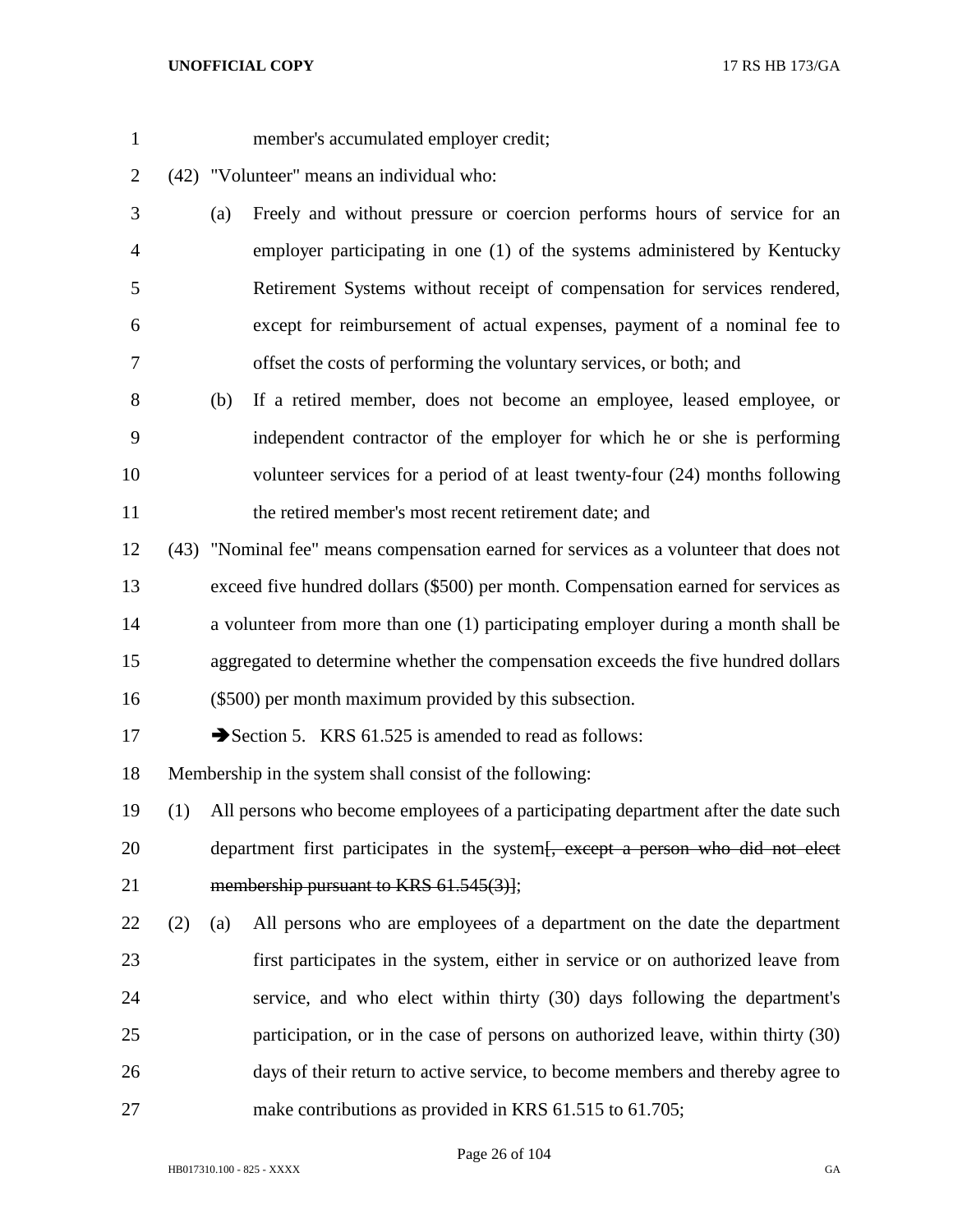member's accumulated employer credit;

(42) "Volunteer" means an individual who:

(a) Freely and without pressure or coercion performs hours of service for an employer participating in one (1) of the systems administered by Kentucky Retirement Systems without receipt of compensation for services rendered, except for reimbursement of actual expenses, payment of a nominal fee to offset the costs of performing the voluntary services, or both; and

(b) If a retired member, does not become an employee, leased employee, or independent contractor of the employer for which he or she is performing volunteer services for a period of at least twenty-four (24) months following the retired member's most recent retirement date; and

(43) "Nominal fee" means compensation earned for services as a volunteer that does not exceed five hundred dollars ($500) per month. Compensation earned for services as a volunteer from more than one (1) participating employer during a month shall be aggregated to determine whether the compensation exceeds the five hundred dollars ($500) per month maximum provided by this subsection.

➔Section 5. KRS 61.525 is amended to read as follows:

Membership in the system shall consist of the following:

(1) All persons who become employees of a participating department after the date such department first participates in the system[~~, except a person who did not elect membership pursuant to KRS 61.545(3)~~];

(2) (a) All persons who are employees of a department on the date the department first participates in the system, either in service or on authorized leave from service, and who elect within thirty (30) days following the department's participation, or in the case of persons on authorized leave, within thirty (30) days of their return to active service, to become members and thereby agree to make contributions as provided in KRS 61.515 to 61.705;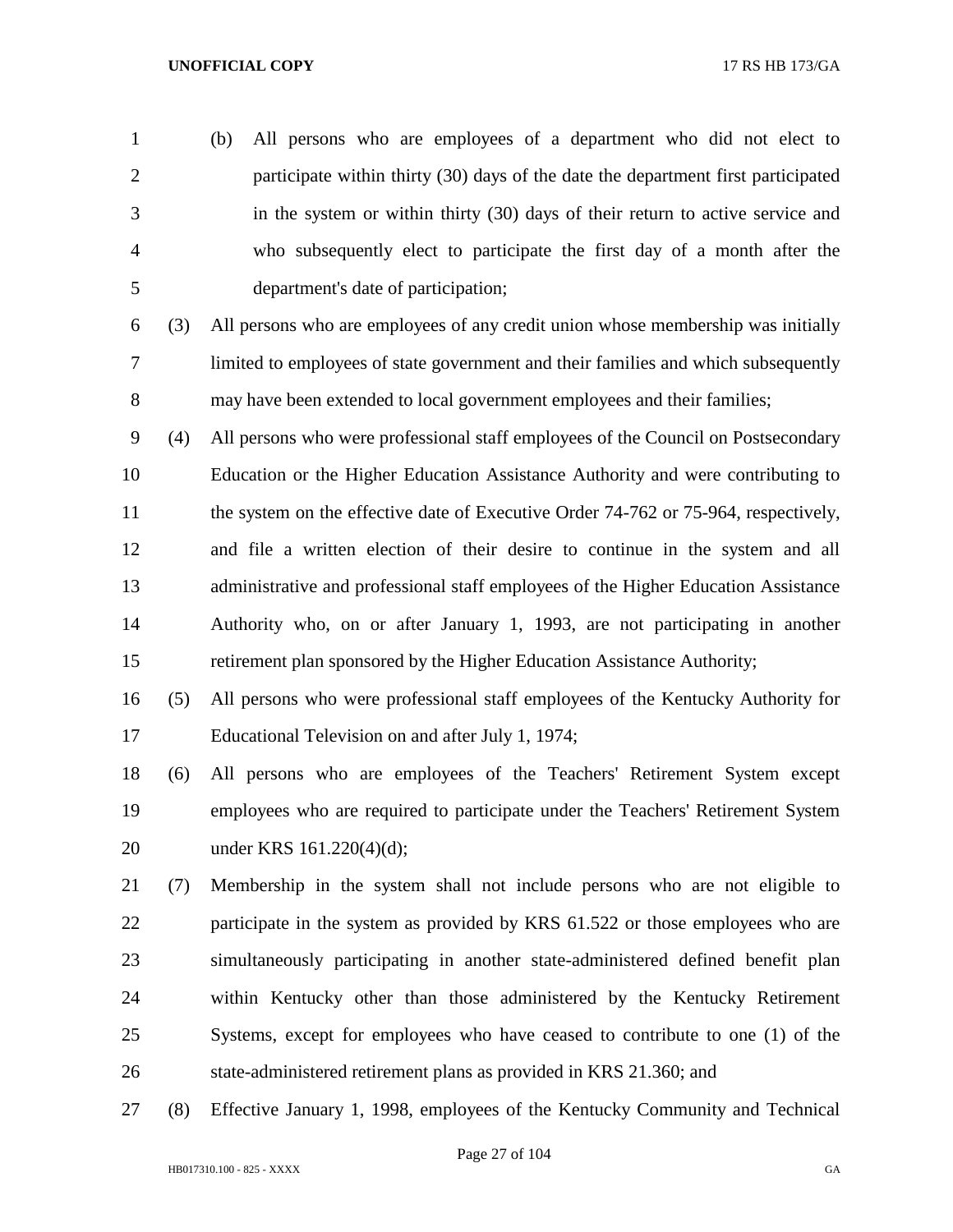(b) All persons who are employees of a department who did not elect to participate within thirty (30) days of the date the department first participated in the system or within thirty (30) days of their return to active service and who subsequently elect to participate the first day of a month after the department's date of participation;

(3) All persons who are employees of any credit union whose membership was initially limited to employees of state government and their families and which subsequently may have been extended to local government employees and their families;

(4) All persons who were professional staff employees of the Council on Postsecondary Education or the Higher Education Assistance Authority and were contributing to the system on the effective date of Executive Order 74-762 or 75-964, respectively, and file a written election of their desire to continue in the system and all administrative and professional staff employees of the Higher Education Assistance Authority who, on or after January 1, 1993, are not participating in another retirement plan sponsored by the Higher Education Assistance Authority;

(5) All persons who were professional staff employees of the Kentucky Authority for Educational Television on and after July 1, 1974;

(6) All persons who are employees of the Teachers' Retirement System except employees who are required to participate under the Teachers' Retirement System under KRS 161.220(4)(d);

(7) Membership in the system shall not include persons who are not eligible to participate in the system as provided by KRS 61.522 or those employees who are simultaneously participating in another state-administered defined benefit plan within Kentucky other than those administered by the Kentucky Retirement Systems, except for employees who have ceased to contribute to one (1) of the state-administered retirement plans as provided in KRS 21.360; and

(8) Effective January 1, 1998, employees of the Kentucky Community and Technical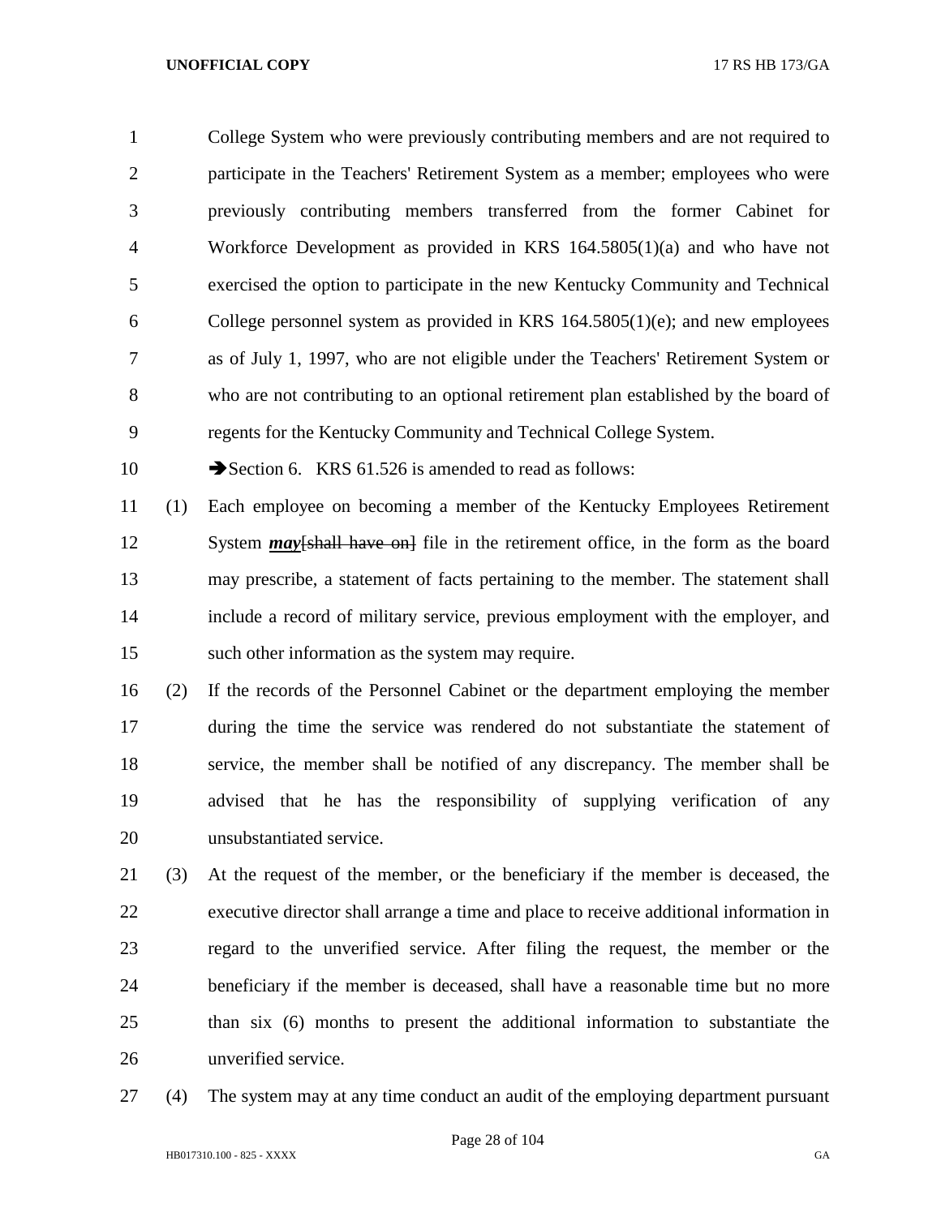College System who were previously contributing members and are not required to participate in the Teachers' Retirement System as a member; employees who were previously contributing members transferred from the former Cabinet for Workforce Development as provided in KRS 164.5805(1)(a) and who have not exercised the option to participate in the new Kentucky Community and Technical College personnel system as provided in KRS 164.5805(1)(e); and new employees as of July 1, 1997, who are not eligible under the Teachers' Retirement System or who are not contributing to an optional retirement plan established by the board of regents for the Kentucky Community and Technical College System.

➔Section 6. KRS 61.526 is amended to read as follows:

(1) Each employee on becoming a member of the Kentucky Employees Retirement System ***may***[~~shall have on~~] file in the retirement office, in the form as the board may prescribe, a statement of facts pertaining to the member. The statement shall include a record of military service, previous employment with the employer, and such other information as the system may require.

(2) If the records of the Personnel Cabinet or the department employing the member during the time the service was rendered do not substantiate the statement of service, the member shall be notified of any discrepancy. The member shall be advised that he has the responsibility of supplying verification of any unsubstantiated service.

(3) At the request of the member, or the beneficiary if the member is deceased, the executive director shall arrange a time and place to receive additional information in regard to the unverified service. After filing the request, the member or the beneficiary if the member is deceased, shall have a reasonable time but no more than six (6) months to present the additional information to substantiate the unverified service.

(4) The system may at any time conduct an audit of the employing department pursuant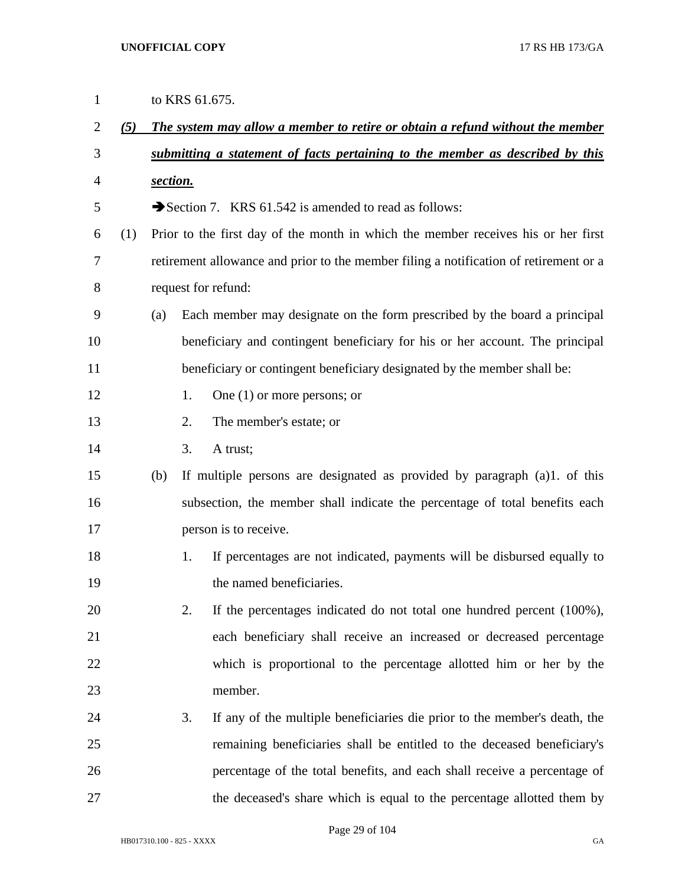to KRS 61.675.

***(5) The system may allow a member to retire or obtain a refund without the member submitting a statement of facts pertaining to the member as described by this section.***

➔Section 7. KRS 61.542 is amended to read as follows:

(1) Prior to the first day of the month in which the member receives his or her first retirement allowance and prior to the member filing a notification of retirement or a request for refund:

(a) Each member may designate on the form prescribed by the board a principal beneficiary and contingent beneficiary for his or her account. The principal beneficiary or contingent beneficiary designated by the member shall be:

1. One (1) or more persons; or
2. The member's estate; or
3. A trust;

(b) If multiple persons are designated as provided by paragraph (a)1. of this subsection, the member shall indicate the percentage of total benefits each person is to receive.

1. If percentages are not indicated, payments will be disbursed equally to the named beneficiaries.
2. If the percentages indicated do not total one hundred percent (100%), each beneficiary shall receive an increased or decreased percentage which is proportional to the percentage allotted him or her by the member.
3. If any of the multiple beneficiaries die prior to the member's death, the remaining beneficiaries shall be entitled to the deceased beneficiary's percentage of the total benefits, and each shall receive a percentage of the deceased's share which is equal to the percentage allotted them by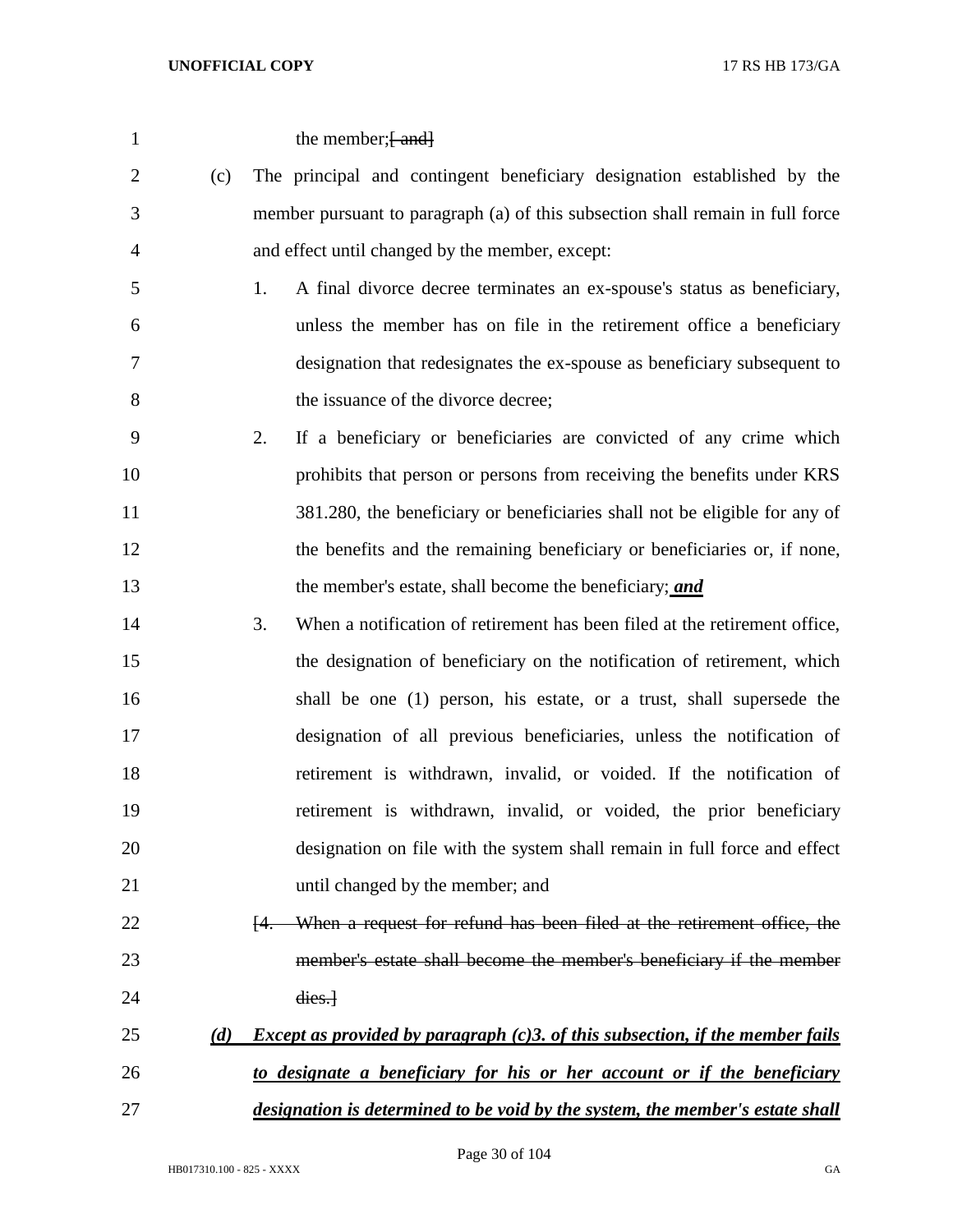the member;~~[ and]~~

(c) The principal and contingent beneficiary designation established by the member pursuant to paragraph (a) of this subsection shall remain in full force and effect until changed by the member, except:

1. A final divorce decree terminates an ex-spouse's status as beneficiary, unless the member has on file in the retirement office a beneficiary designation that redesignates the ex-spouse as beneficiary subsequent to the issuance of the divorce decree;

2. If a beneficiary or beneficiaries are convicted of any crime which prohibits that person or persons from receiving the benefits under KRS 381.280, the beneficiary or beneficiaries shall not be eligible for any of the benefits and the remaining beneficiary or beneficiaries or, if none, the member's estate, shall become the beneficiary; ***and***

3. When a notification of retirement has been filed at the retirement office, the designation of beneficiary on the notification of retirement, which shall be one (1) person, his estate, or a trust, shall supersede the designation of all previous beneficiaries, unless the notification of retirement is withdrawn, invalid, or voided. If the notification of retirement is withdrawn, invalid, or voided, the prior beneficiary designation on file with the system shall remain in full force and effect until changed by the member; and

~~[4. When a request for refund has been filed at the retirement office, the member's estate shall become the member's beneficiary if the member dies.]~~

***(d) Except as provided by paragraph (c)3. of this subsection, if the member fails to designate a beneficiary for his or her account or if the beneficiary designation is determined to be void by the system, the member's estate shall***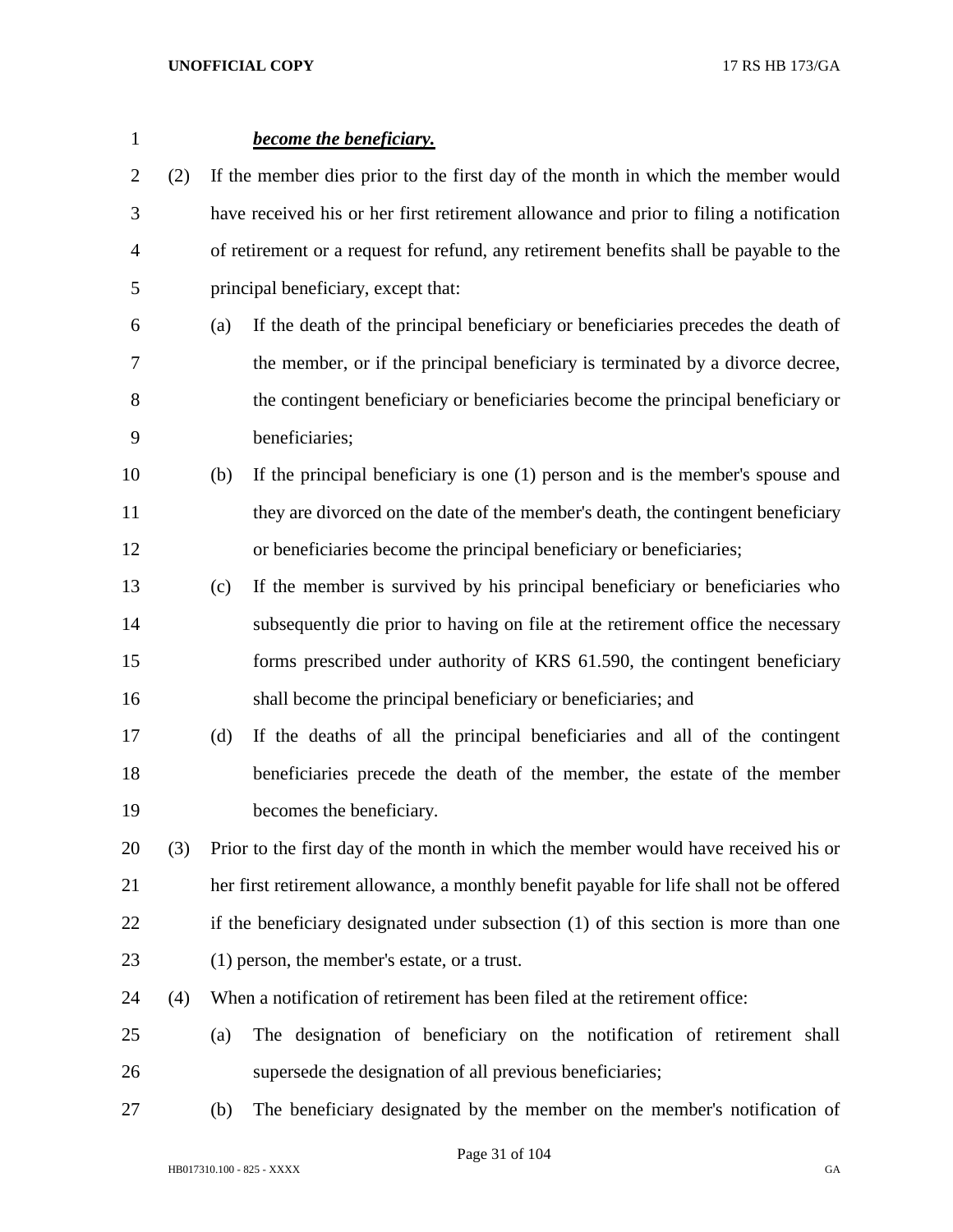***become the beneficiary.***

(2) If the member dies prior to the first day of the month in which the member would have received his or her first retirement allowance and prior to filing a notification of retirement or a request for refund, any retirement benefits shall be payable to the principal beneficiary, except that:

(a) If the death of the principal beneficiary or beneficiaries precedes the death of the member, or if the principal beneficiary is terminated by a divorce decree, the contingent beneficiary or beneficiaries become the principal beneficiary or beneficiaries;

(b) If the principal beneficiary is one (1) person and is the member's spouse and they are divorced on the date of the member's death, the contingent beneficiary or beneficiaries become the principal beneficiary or beneficiaries;

(c) If the member is survived by his principal beneficiary or beneficiaries who subsequently die prior to having on file at the retirement office the necessary forms prescribed under authority of KRS 61.590, the contingent beneficiary shall become the principal beneficiary or beneficiaries; and

(d) If the deaths of all the principal beneficiaries and all of the contingent beneficiaries precede the death of the member, the estate of the member becomes the beneficiary.

(3) Prior to the first day of the month in which the member would have received his or her first retirement allowance, a monthly benefit payable for life shall not be offered if the beneficiary designated under subsection (1) of this section is more than one (1) person, the member's estate, or a trust.

(4) When a notification of retirement has been filed at the retirement office:

(a) The designation of beneficiary on the notification of retirement shall supersede the designation of all previous beneficiaries;

(b) The beneficiary designated by the member on the member's notification of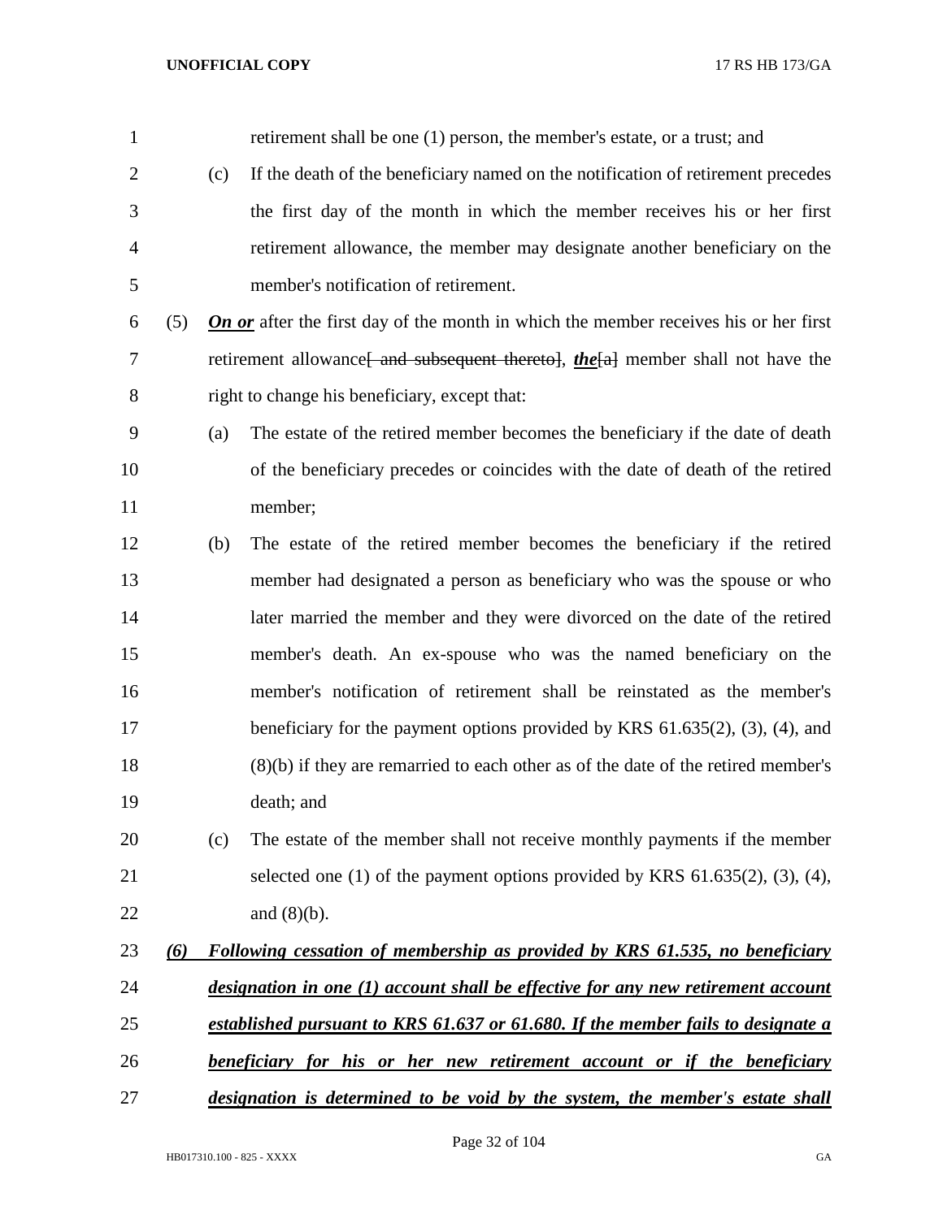retirement shall be one (1) person, the member's estate, or a trust; and

(c) If the death of the beneficiary named on the notification of retirement precedes the first day of the month in which the member receives his or her first retirement allowance, the member may designate another beneficiary on the member's notification of retirement.

(5) ***On or*** after the first day of the month in which the member receives his or her first retirement allowance~~[ and subsequent thereto]~~, ***the***~~[a]~~ member shall not have the right to change his beneficiary, except that:

(a) The estate of the retired member becomes the beneficiary if the date of death of the beneficiary precedes or coincides with the date of death of the retired member;

(b) The estate of the retired member becomes the beneficiary if the retired member had designated a person as beneficiary who was the spouse or who later married the member and they were divorced on the date of the retired member's death. An ex-spouse who was the named beneficiary on the member's notification of retirement shall be reinstated as the member's beneficiary for the payment options provided by KRS 61.635(2), (3), (4), and (8)(b) if they are remarried to each other as of the date of the retired member's death; and

(c) The estate of the member shall not receive monthly payments if the member selected one (1) of the payment options provided by KRS 61.635(2), (3), (4), and (8)(b).

***(6) Following cessation of membership as provided by KRS 61.535, no beneficiary designation in one (1) account shall be effective for any new retirement account established pursuant to KRS 61.637 or 61.680. If the member fails to designate a beneficiary for his or her new retirement account or if the beneficiary designation is determined to be void by the system, the member's estate shall***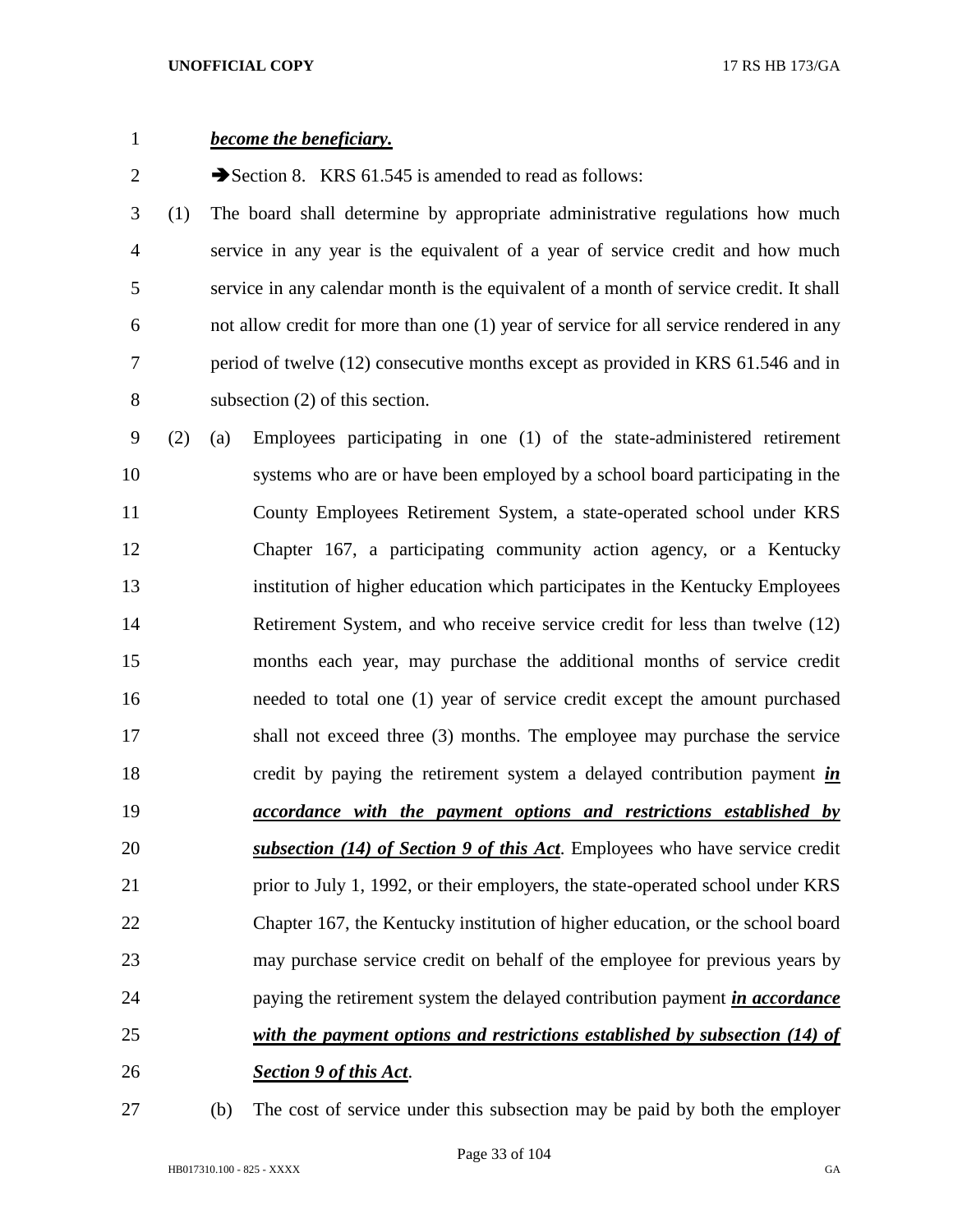***become the beneficiary.***

➔Section 8. KRS 61.545 is amended to read as follows:

(1) The board shall determine by appropriate administrative regulations how much service in any year is the equivalent of a year of service credit and how much service in any calendar month is the equivalent of a month of service credit. It shall not allow credit for more than one (1) year of service for all service rendered in any period of twelve (12) consecutive months except as provided in KRS 61.546 and in subsection (2) of this section.

(2) (a) Employees participating in one (1) of the state-administered retirement systems who are or have been employed by a school board participating in the County Employees Retirement System, a state-operated school under KRS Chapter 167, a participating community action agency, or a Kentucky institution of higher education which participates in the Kentucky Employees Retirement System, and who receive service credit for less than twelve (12) months each year, may purchase the additional months of service credit needed to total one (1) year of service credit except the amount purchased shall not exceed three (3) months. The employee may purchase the service credit by paying the retirement system a delayed contribution payment ***in accordance with the payment options and restrictions established by subsection (14) of Section 9 of this Act***. Employees who have service credit prior to July 1, 1992, or their employers, the state-operated school under KRS Chapter 167, the Kentucky institution of higher education, or the school board may purchase service credit on behalf of the employee for previous years by paying the retirement system the delayed contribution payment ***in accordance with the payment options and restrictions established by subsection (14) of Section 9 of this Act***.

(b) The cost of service under this subsection may be paid by both the employer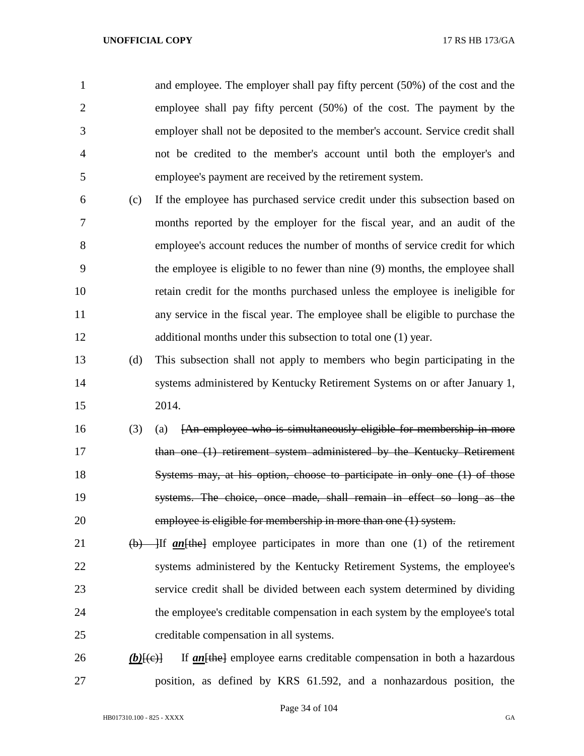and employee. The employer shall pay fifty percent (50%) of the cost and the employee shall pay fifty percent (50%) of the cost. The payment by the employer shall not be deposited to the member's account. Service credit shall not be credited to the member's account until both the employer's and employee's payment are received by the retirement system.

(c) If the employee has purchased service credit under this subsection based on months reported by the employer for the fiscal year, and an audit of the employee's account reduces the number of months of service credit for which the employee is eligible to no fewer than nine (9) months, the employee shall retain credit for the months purchased unless the employee is ineligible for any service in the fiscal year. The employee shall be eligible to purchase the additional months under this subsection to total one (1) year.

(d) This subsection shall not apply to members who begin participating in the systems administered by Kentucky Retirement Systems on or after January 1, 2014.

(3) (a) ~~[An employee who is simultaneously eligible for membership in more than one (1) retirement system administered by the Kentucky Retirement Systems may, at his option, choose to participate in only one (1) of those systems. The choice, once made, shall remain in effect so long as the employee is eligible for membership in more than one (1) system.~~

~~(b)~~ ]If ***an***~~[the]~~ employee participates in more than one (1) of the retirement systems administered by the Kentucky Retirement Systems, the employee's service credit shall be divided between each system determined by dividing the employee's creditable compensation in each system by the employee's total creditable compensation in all systems.

***(b)***~~[(c)]~~ If ***an***~~[the]~~ employee earns creditable compensation in both a hazardous position, as defined by KRS 61.592, and a nonhazardous position, the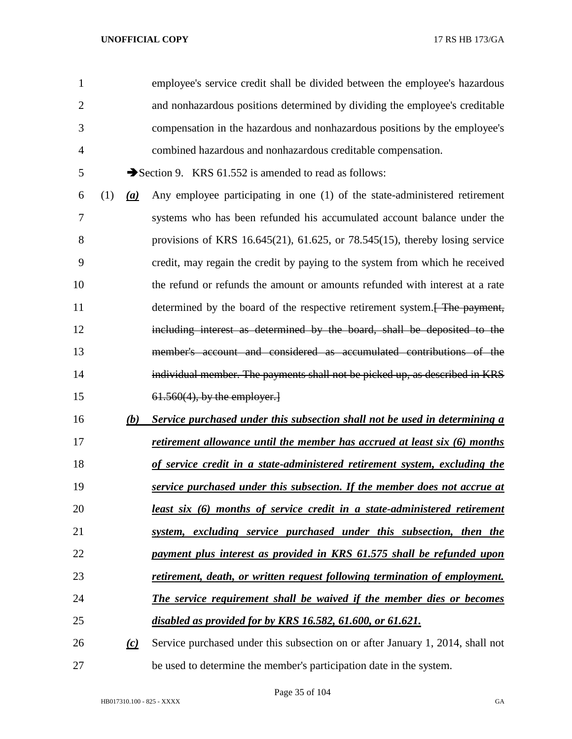employee's service credit shall be divided between the employee's hazardous and nonhazardous positions determined by dividing the employee's creditable compensation in the hazardous and nonhazardous positions by the employee's combined hazardous and nonhazardous creditable compensation.

➔Section 9. KRS 61.552 is amended to read as follows:

(1) ***(a)*** Any employee participating in one (1) of the state-administered retirement systems who has been refunded his accumulated account balance under the provisions of KRS 16.645(21), 61.625, or 78.545(15), thereby losing service credit, may regain the credit by paying to the system from which he received the refund or refunds the amount or amounts refunded with interest at a rate determined by the board of the respective retirement system.~~[ The payment, including interest as determined by the board, shall be deposited to the member's account and considered as accumulated contributions of the individual member. The payments shall not be picked up, as described in KRS 61.560(4), by the employer.]~~

***(b)*** ***Service purchased under this subsection shall not be used in determining a retirement allowance until the member has accrued at least six (6) months of service credit in a state-administered retirement system, excluding the service purchased under this subsection. If the member does not accrue at least six (6) months of service credit in a state-administered retirement system, excluding service purchased under this subsection, then the payment plus interest as provided in KRS 61.575 shall be refunded upon retirement, death, or written request following termination of employment. The service requirement shall be waived if the member dies or becomes disabled as provided for by KRS 16.582, 61.600, or 61.621.***

***(c)*** Service purchased under this subsection on or after January 1, 2014, shall not be used to determine the member's participation date in the system.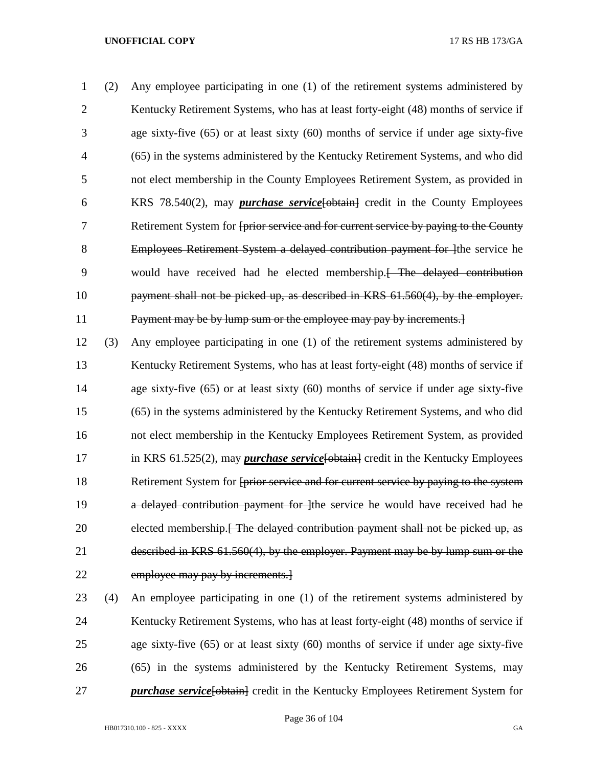(2) Any employee participating in one (1) of the retirement systems administered by Kentucky Retirement Systems, who has at least forty-eight (48) months of service if age sixty-five (65) or at least sixty (60) months of service if under age sixty-five (65) in the systems administered by the Kentucky Retirement Systems, and who did not elect membership in the County Employees Retirement System, as provided in KRS 78.540(2), may ***purchase service***~~[obtain]~~ credit in the County Employees Retirement System for ~~[prior service and for current service by paying to the County Employees Retirement System a delayed contribution payment for ]~~the service he would have received had he elected membership.~~[ The delayed contribution payment shall not be picked up, as described in KRS 61.560(4), by the employer. Payment may be by lump sum or the employee may pay by increments.]~~

(3) Any employee participating in one (1) of the retirement systems administered by Kentucky Retirement Systems, who has at least forty-eight (48) months of service if age sixty-five (65) or at least sixty (60) months of service if under age sixty-five (65) in the systems administered by the Kentucky Retirement Systems, and who did not elect membership in the Kentucky Employees Retirement System, as provided in KRS 61.525(2), may ***purchase service***~~[obtain]~~ credit in the Kentucky Employees Retirement System for ~~[prior service and for current service by paying to the system a delayed contribution payment for ]~~the service he would have received had he elected membership.~~[ The delayed contribution payment shall not be picked up, as described in KRS 61.560(4), by the employer. Payment may be by lump sum or the employee may pay by increments.]~~

(4) An employee participating in one (1) of the retirement systems administered by Kentucky Retirement Systems, who has at least forty-eight (48) months of service if age sixty-five (65) or at least sixty (60) months of service if under age sixty-five (65) in the systems administered by the Kentucky Retirement Systems, may ***purchase service***~~[obtain]~~ credit in the Kentucky Employees Retirement System for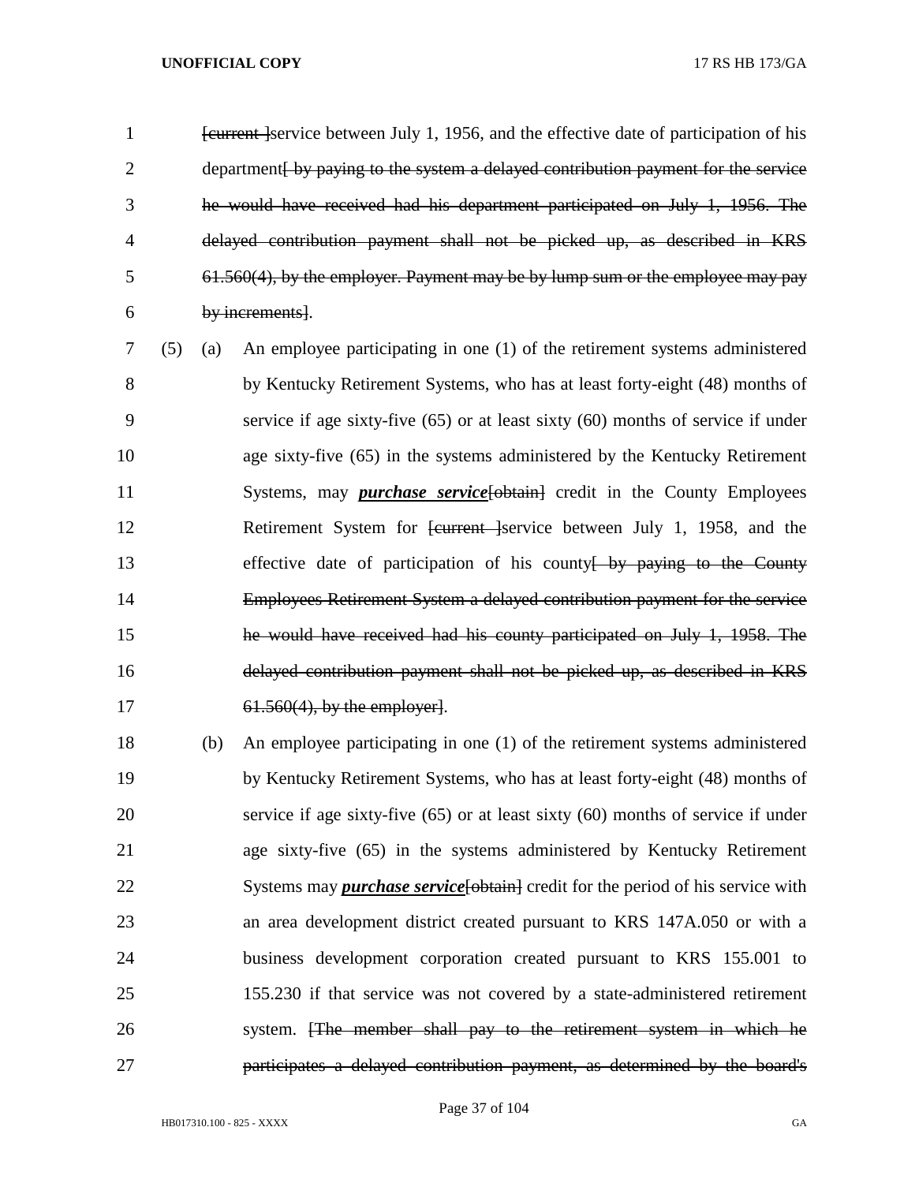[current ]service between July 1, 1956, and the effective date of participation of his department[ by paying to the system a delayed contribution payment for the service he would have received had his department participated on July 1, 1956. The delayed contribution payment shall not be picked up, as described in KRS 61.560(4), by the employer. Payment may be by lump sum or the employee may pay by increments].

(5) (a) An employee participating in one (1) of the retirement systems administered by Kentucky Retirement Systems, who has at least forty-eight (48) months of service if age sixty-five (65) or at least sixty (60) months of service if under age sixty-five (65) in the systems administered by the Kentucky Retirement Systems, may ***purchase service***[obtain] credit in the County Employees Retirement System for [current ]service between July 1, 1958, and the effective date of participation of his county[ by paying to the County Employees Retirement System a delayed contribution payment for the service he would have received had his county participated on July 1, 1958. The delayed contribution payment shall not be picked up, as described in KRS 61.560(4), by the employer].

(b) An employee participating in one (1) of the retirement systems administered by Kentucky Retirement Systems, who has at least forty-eight (48) months of service if age sixty-five (65) or at least sixty (60) months of service if under age sixty-five (65) in the systems administered by Kentucky Retirement Systems may ***purchase service***[obtain] credit for the period of his service with an area development district created pursuant to KRS 147A.050 or with a business development corporation created pursuant to KRS 155.001 to 155.230 if that service was not covered by a state-administered retirement system. [The member shall pay to the retirement system in which he participates a delayed contribution payment, as determined by the board's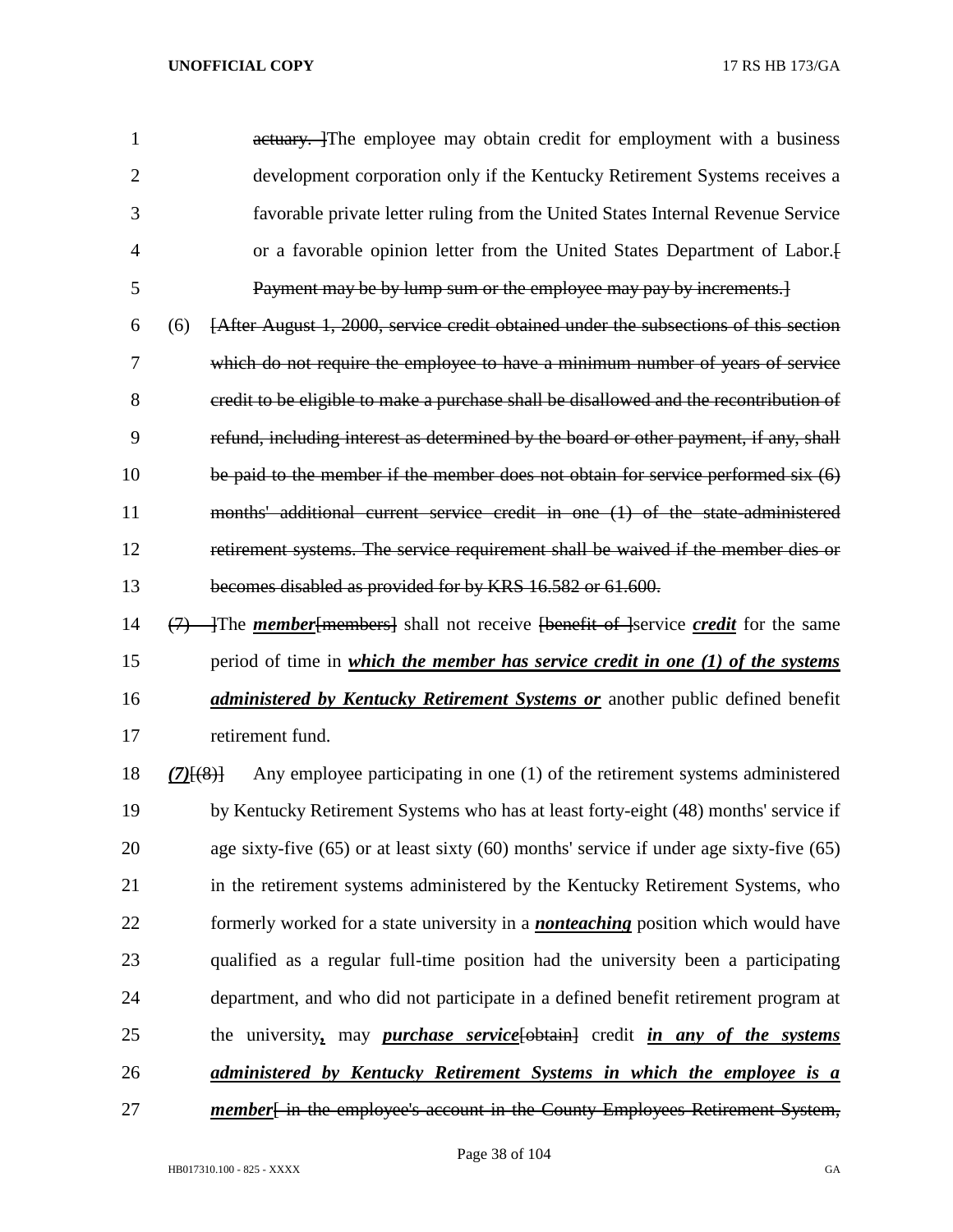~~actuary. ]~~The employee may obtain credit for employment with a business development corporation only if the Kentucky Retirement Systems receives a favorable private letter ruling from the United States Internal Revenue Service or a favorable opinion letter from the United States Department of Labor.~~[ Payment may be by lump sum or the employee may pay by increments.]~~

(6) ~~[After August 1, 2000, service credit obtained under the subsections of this section which do not require the employee to have a minimum number of years of service credit to be eligible to make a purchase shall be disallowed and the recontribution of refund, including interest as determined by the board or other payment, if any, shall be paid to the member if the member does not obtain for service performed six (6) months' additional current service credit in one (1) of the state-administered retirement systems. The service requirement shall be waived if the member dies or becomes disabled as provided for by KRS 16.582 or 61.600.~~

~~(7) ]~~The ***member***~~[members]~~ shall not receive ~~[benefit of ]~~service ***credit*** for the same period of time in ***which the member has service credit in one (1) of the systems administered by Kentucky Retirement Systems or*** another public defined benefit retirement fund.

***(7)***~~[(8)]~~ Any employee participating in one (1) of the retirement systems administered by Kentucky Retirement Systems who has at least forty-eight (48) months' service if age sixty-five (65) or at least sixty (60) months' service if under age sixty-five (65) in the retirement systems administered by the Kentucky Retirement Systems, who formerly worked for a state university in a ***nonteaching*** position which would have qualified as a regular full-time position had the university been a participating department, and who did not participate in a defined benefit retirement program at the university***,*** may ***purchase service***~~[obtain]~~ credit ***in any of the systems administered by Kentucky Retirement Systems in which the employee is a member***~~[ in the employee's account in the County Employees Retirement System,~~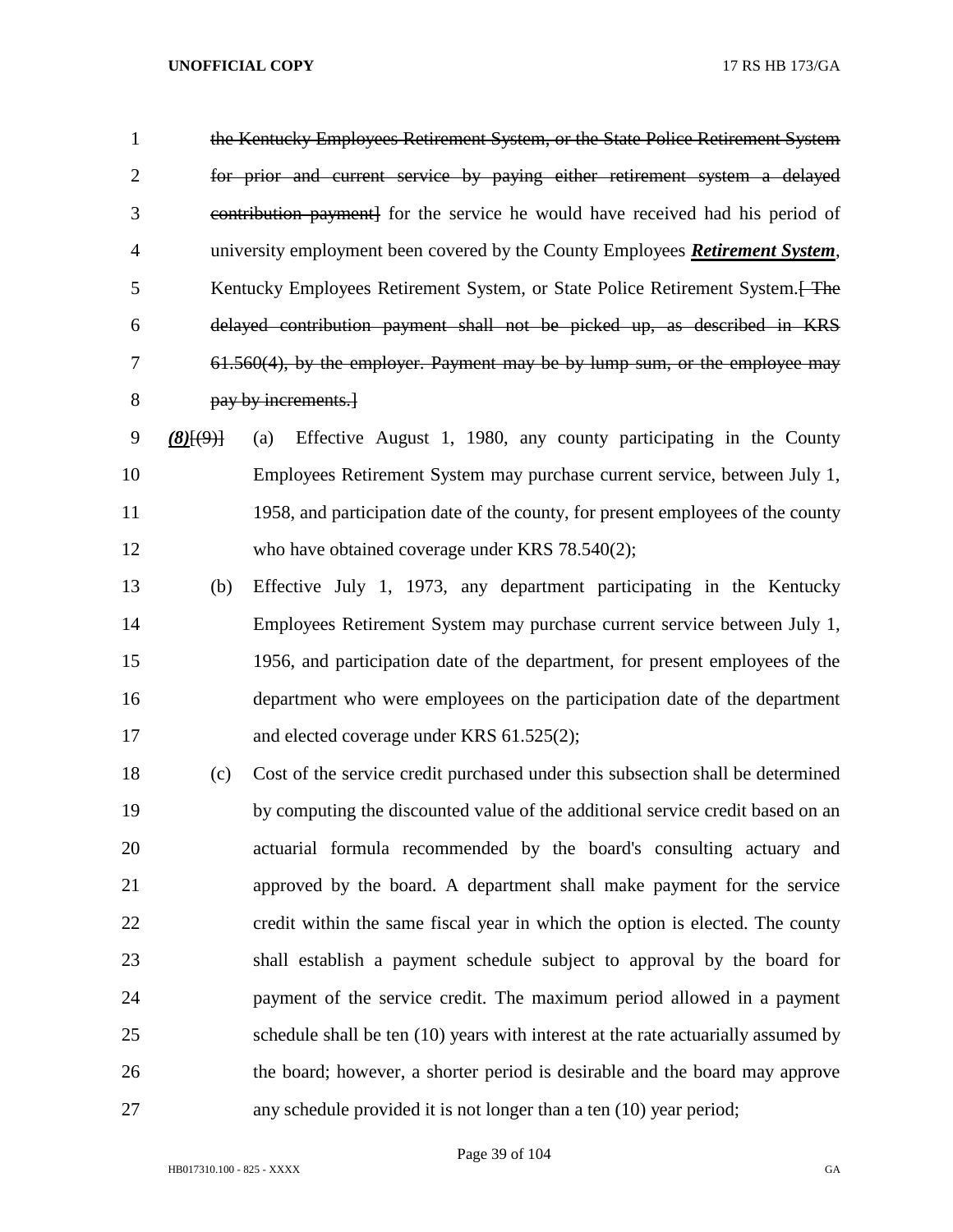~~the Kentucky Employees Retirement System, or the State Police Retirement System for prior and current service by paying either retirement system a delayed contribution payment]~~ for the service he would have received had his period of university employment been covered by the County Employees ***Retirement System***, Kentucky Employees Retirement System, or State Police Retirement System.~~[ The delayed contribution payment shall not be picked up, as described in KRS 61.560(4), by the employer. Payment may be by lump sum, or the employee may pay by increments.]~~

***(8)***~~[(9)]~~ (a) Effective August 1, 1980, any county participating in the County Employees Retirement System may purchase current service, between July 1, 1958, and participation date of the county, for present employees of the county who have obtained coverage under KRS 78.540(2);

(b) Effective July 1, 1973, any department participating in the Kentucky Employees Retirement System may purchase current service between July 1, 1956, and participation date of the department, for present employees of the department who were employees on the participation date of the department and elected coverage under KRS 61.525(2);

(c) Cost of the service credit purchased under this subsection shall be determined by computing the discounted value of the additional service credit based on an actuarial formula recommended by the board's consulting actuary and approved by the board. A department shall make payment for the service credit within the same fiscal year in which the option is elected. The county shall establish a payment schedule subject to approval by the board for payment of the service credit. The maximum period allowed in a payment schedule shall be ten (10) years with interest at the rate actuarially assumed by the board; however, a shorter period is desirable and the board may approve any schedule provided it is not longer than a ten (10) year period;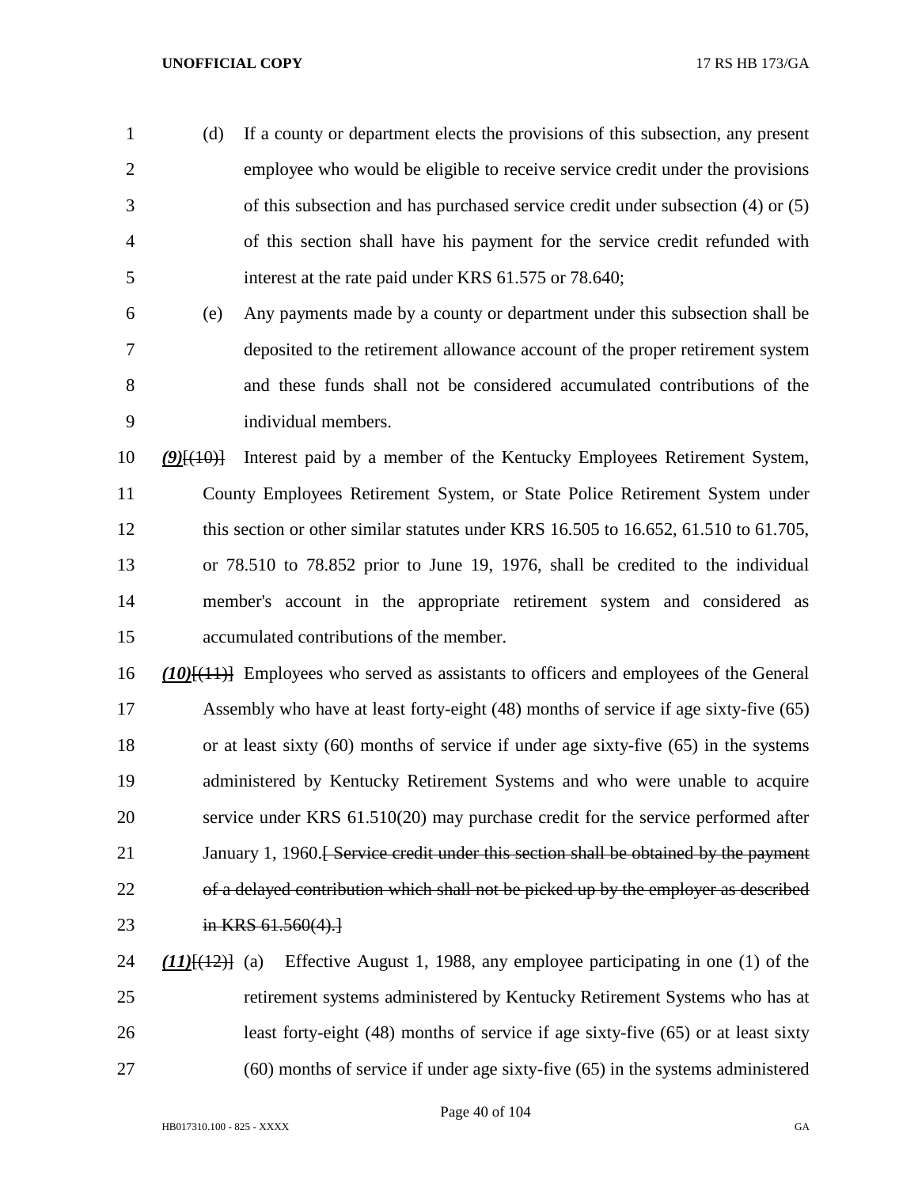(d) If a county or department elects the provisions of this subsection, any present employee who would be eligible to receive service credit under the provisions of this subsection and has purchased service credit under subsection (4) or (5) of this section shall have his payment for the service credit refunded with interest at the rate paid under KRS 61.575 or 78.640;

(e) Any payments made by a county or department under this subsection shall be deposited to the retirement allowance account of the proper retirement system and these funds shall not be considered accumulated contributions of the individual members.

***(9)***~~[(10)]~~ Interest paid by a member of the Kentucky Employees Retirement System, County Employees Retirement System, or State Police Retirement System under this section or other similar statutes under KRS 16.505 to 16.652, 61.510 to 61.705, or 78.510 to 78.852 prior to June 19, 1976, shall be credited to the individual member's account in the appropriate retirement system and considered as accumulated contributions of the member.

***(10)***~~[(11)]~~ Employees who served as assistants to officers and employees of the General Assembly who have at least forty-eight (48) months of service if age sixty-five (65) or at least sixty (60) months of service if under age sixty-five (65) in the systems administered by Kentucky Retirement Systems and who were unable to acquire service under KRS 61.510(20) may purchase credit for the service performed after January 1, 1960.~~[ Service credit under this section shall be obtained by the payment of a delayed contribution which shall not be picked up by the employer as described in KRS 61.560(4).]~~

***(11)***~~[(12)]~~ (a) Effective August 1, 1988, any employee participating in one (1) of the retirement systems administered by Kentucky Retirement Systems who has at least forty-eight (48) months of service if age sixty-five (65) or at least sixty (60) months of service if under age sixty-five (65) in the systems administered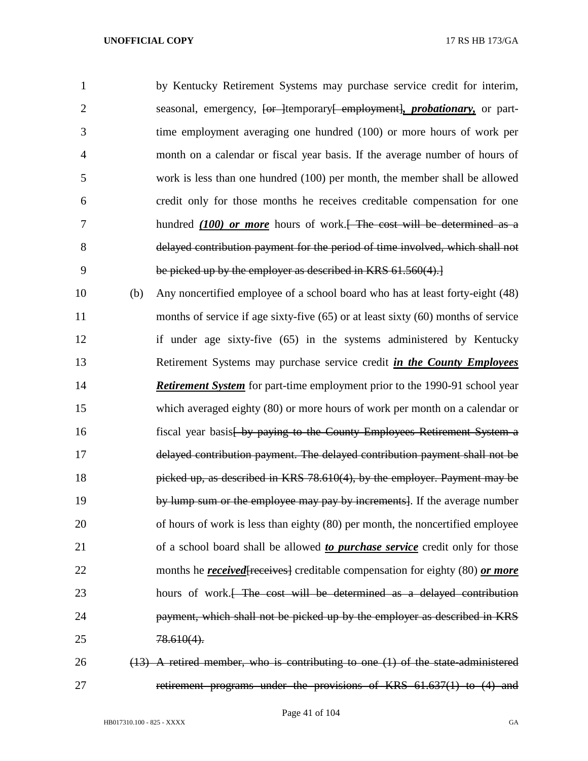by Kentucky Retirement Systems may purchase service credit for interim, seasonal, emergency, ~~[or ]~~temporary~~[ employment]~~***, probationary,*** or part-time employment averaging one hundred (100) or more hours of work per month on a calendar or fiscal year basis. If the average number of hours of work is less than one hundred (100) per month, the member shall be allowed credit only for those months he receives creditable compensation for one hundred ***(100) or more*** hours of work.~~[ The cost will be determined as a delayed contribution payment for the period of time involved, which shall not be picked up by the employer as described in KRS 61.560(4).]~~

(b) Any noncertified employee of a school board who has at least forty-eight (48) months of service if age sixty-five (65) or at least sixty (60) months of service if under age sixty-five (65) in the systems administered by Kentucky Retirement Systems may purchase service credit ***in the County Employees Retirement System*** for part-time employment prior to the 1990-91 school year which averaged eighty (80) or more hours of work per month on a calendar or fiscal year basis~~[ by paying to the County Employees Retirement System a delayed contribution payment. The delayed contribution payment shall not be picked up, as described in KRS 78.610(4), by the employer. Payment may be by lump sum or the employee may pay by increments]~~. If the average number of hours of work is less than eighty (80) per month, the noncertified employee of a school board shall be allowed ***to purchase service*** credit only for those months he ***received***~~[receives]~~ creditable compensation for eighty (80) ***or more*** hours of work.~~[ The cost will be determined as a delayed contribution payment, which shall not be picked up by the employer as described in KRS 78.610(4).~~

~~(13) A retired member, who is contributing to one (1) of the state-administered retirement programs under the provisions of KRS 61.637(1) to (4) and~~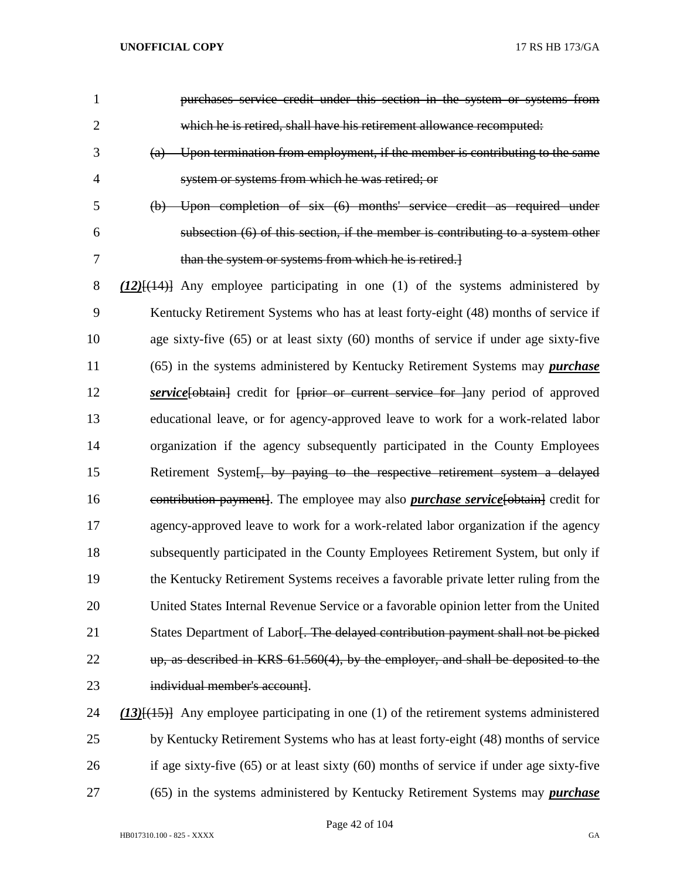1 ~~purchases service credit under this section in the system or systems from~~
2 ~~which he is retired, shall have his retirement allowance recomputed:~~
3 ~~(a) Upon termination from employment, if the member is contributing to the same~~
4 ~~system or systems from which he was retired; or~~
5 ~~(b) Upon completion of six (6) months' service credit as required under~~
6 ~~subsection (6) of this section, if the member is contributing to a system other~~
7 ~~than the system or systems from which he is retired.]~~
8 ***(12)***[~~(14)~~] Any employee participating in one (1) of the systems administered by
9 Kentucky Retirement Systems who has at least forty-eight (48) months of service if
10 age sixty-five (65) or at least sixty (60) months of service if under age sixty-five
11 (65) in the systems administered by Kentucky Retirement Systems may ***purchase***
12 ***service***[~~obtain~~] credit for [~~prior or current service for~~ ]any period of approved
13 educational leave, or for agency-approved leave to work for a work-related labor
14 organization if the agency subsequently participated in the County Employees
15 Retirement System[~~, by paying to the respective retirement system a delayed~~
16 ~~contribution payment~~]. The employee may also ***purchase service***[~~obtain~~] credit for
17 agency-approved leave to work for a work-related labor organization if the agency
18 subsequently participated in the County Employees Retirement System, but only if
19 the Kentucky Retirement Systems receives a favorable private letter ruling from the
20 United States Internal Revenue Service or a favorable opinion letter from the United
21 States Department of Labor[~~. The delayed contribution payment shall not be picked~~
22 ~~up, as described in KRS 61.560(4), by the employer, and shall be deposited to the~~
23 ~~individual member's account~~].
24 ***(13)***[~~(15)~~] Any employee participating in one (1) of the retirement systems administered
25 by Kentucky Retirement Systems who has at least forty-eight (48) months of service
26 if age sixty-five (65) or at least sixty (60) months of service if under age sixty-five
27 (65) in the systems administered by Kentucky Retirement Systems may ***purchase***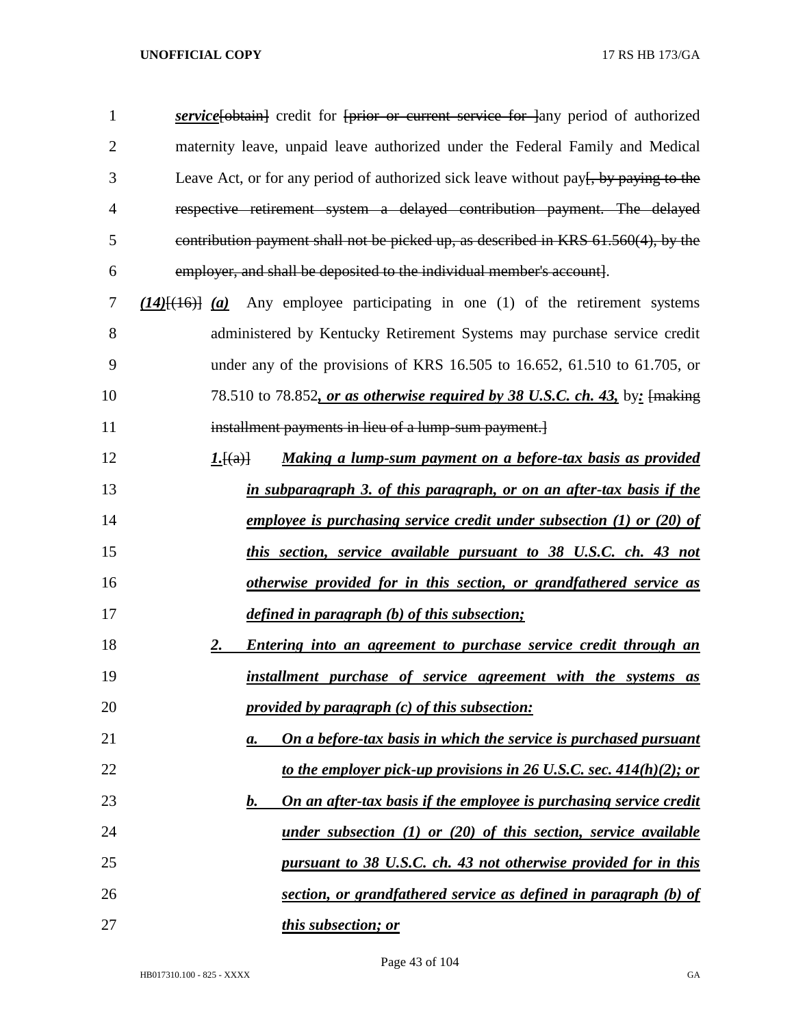***service***[obtain] credit for ~~[prior or current service for ]~~any period of authorized maternity leave, unpaid leave authorized under the Federal Family and Medical Leave Act, or for any period of authorized sick leave without pay~~[, by paying to the respective retirement system a delayed contribution payment. The delayed contribution payment shall not be picked up, as described in KRS 61.560(4), by the employer, and shall be deposited to the individual member's account]~~.

***(14)***~~[(16)]~~ ***(a)*** Any employee participating in one (1) of the retirement systems administered by Kentucky Retirement Systems may purchase service credit under any of the provisions of KRS 16.505 to 16.652, 61.510 to 61.705, or 78.510 to 78.852***, or as otherwise required by 38 U.S.C. ch. 43,*** by***:*** ~~[making installment payments in lieu of a lump-sum payment.]~~

***1.***~~[(a)]~~ ***Making a lump-sum payment on a before-tax basis as provided in subparagraph 3. of this paragraph, or on an after-tax basis if the employee is purchasing service credit under subsection (1) or (20) of this section, service available pursuant to 38 U.S.C. ch. 43 not otherwise provided for in this section, or grandfathered service as defined in paragraph (b) of this subsection;***

***2. Entering into an agreement to purchase service credit through an installment purchase of service agreement with the systems as provided by paragraph (c) of this subsection:***

***a. On a before-tax basis in which the service is purchased pursuant to the employer pick-up provisions in 26 U.S.C. sec. 414(h)(2); or***

***b. On an after-tax basis if the employee is purchasing service credit under subsection (1) or (20) of this section, service available pursuant to 38 U.S.C. ch. 43 not otherwise provided for in this section, or grandfathered service as defined in paragraph (b) of this subsection; or***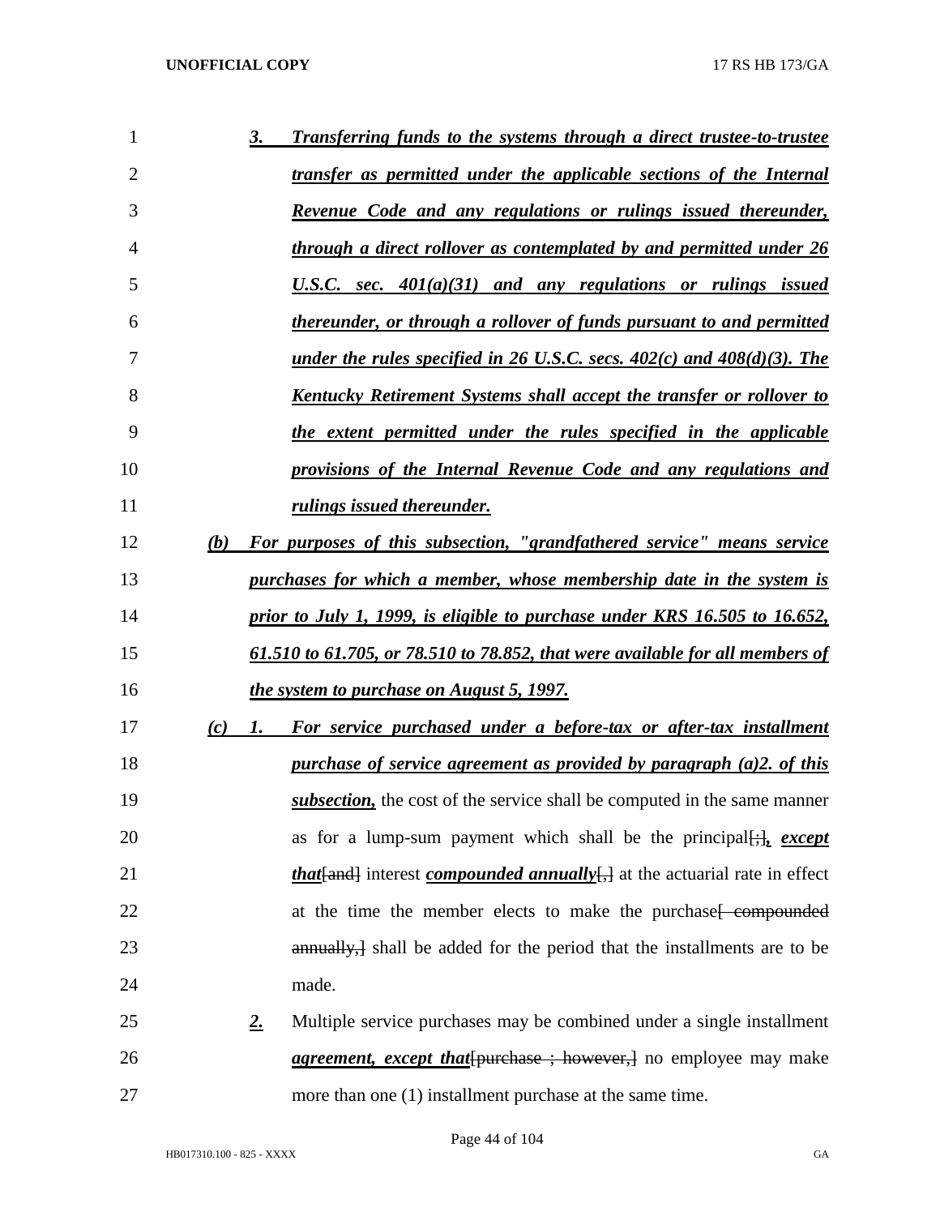3. ***Transferring funds to the systems through a direct trustee-to-trustee transfer as permitted under the applicable sections of the Internal Revenue Code and any regulations or rulings issued thereunder, through a direct rollover as contemplated by and permitted under 26 U.S.C. sec. 401(a)(31) and any regulations or rulings issued thereunder, or through a rollover of funds pursuant to and permitted under the rules specified in 26 U.S.C. secs. 402(c) and 408(d)(3). The Kentucky Retirement Systems shall accept the transfer or rollover to the extent permitted under the rules specified in the applicable provisions of the Internal Revenue Code and any regulations and rulings issued thereunder.***

(b) ***For purposes of this subsection, "grandfathered service" means service purchases for which a member, whose membership date in the system is prior to July 1, 1999, is eligible to purchase under KRS 16.505 to 16.652, 61.510 to 61.705, or 78.510 to 78.852, that were available for all members of the system to purchase on August 5, 1997.***

(c) 1. ***For service purchased under a before-tax or after-tax installment purchase of service agreement as provided by paragraph (a)2. of this subsection,*** the cost of the service shall be computed in the same manner as for a lump-sum payment which shall be the principal[;]***, except that***[and] interest ***compounded annually***[,] at the actuarial rate in effect at the time the member elects to make the purchase[ compounded annually,] shall be added for the period that the installments are to be made.

***2.*** Multiple service purchases may be combined under a single installment ***agreement, except that***[purchase ; however,] no employee may make more than one (1) installment purchase at the same time.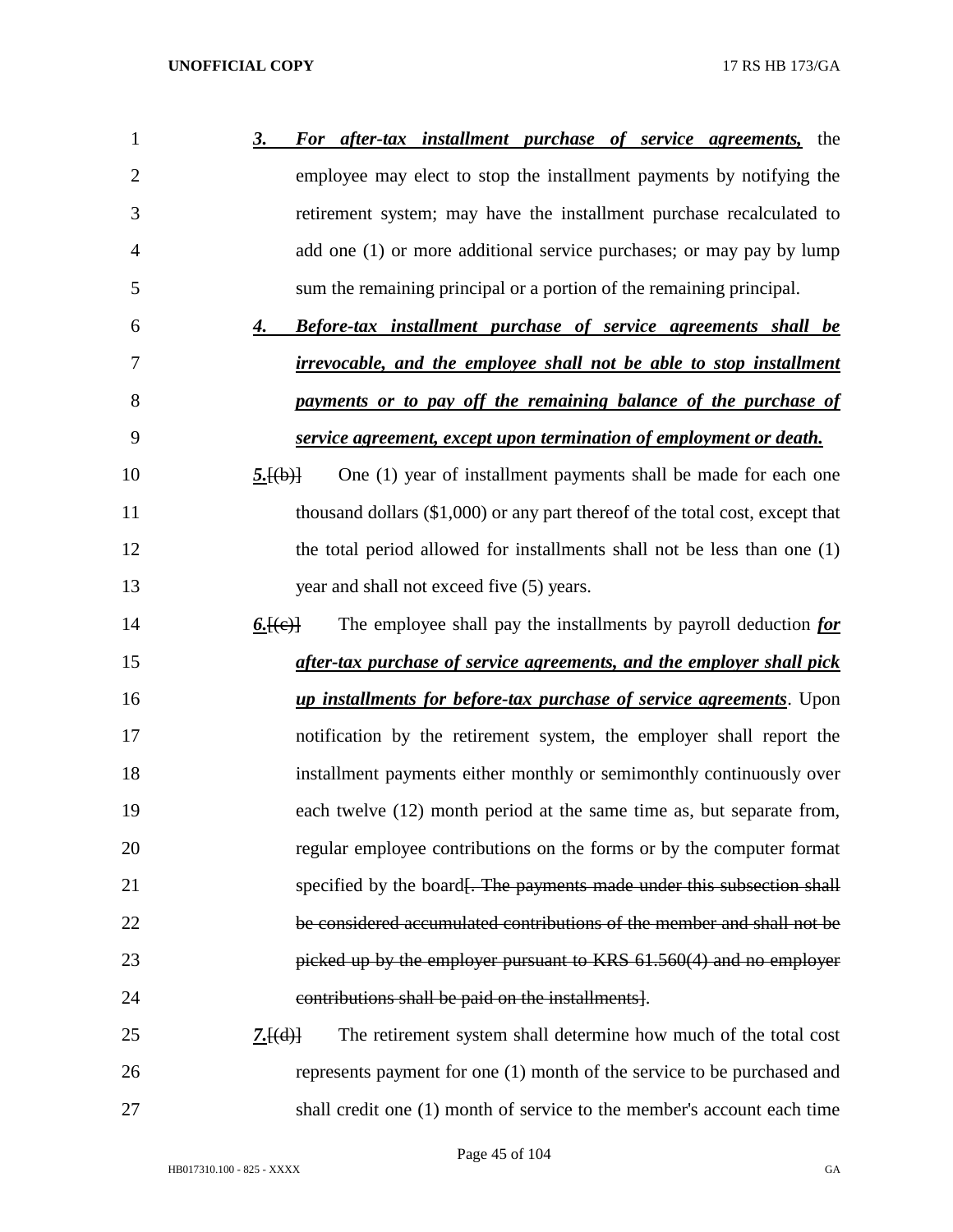***3. For after-tax installment purchase of service agreements,*** the employee may elect to stop the installment payments by notifying the retirement system; may have the installment purchase recalculated to add one (1) or more additional service purchases; or may pay by lump sum the remaining principal or a portion of the remaining principal.

***4. Before-tax installment purchase of service agreements shall be irrevocable, and the employee shall not be able to stop installment payments or to pay off the remaining balance of the purchase of service agreement, except upon termination of employment or death.***

***5.***~~[(b)]~~ One (1) year of installment payments shall be made for each one thousand dollars ($1,000) or any part thereof of the total cost, except that the total period allowed for installments shall not be less than one (1) year and shall not exceed five (5) years.

***6.***~~[(c)]~~ The employee shall pay the installments by payroll deduction ***for after-tax purchase of service agreements, and the employer shall pick up installments for before-tax purchase of service agreements***. Upon notification by the retirement system, the employer shall report the installment payments either monthly or semimonthly continuously over each twelve (12) month period at the same time as, but separate from, regular employee contributions on the forms or by the computer format specified by the board~~[. The payments made under this subsection shall be considered accumulated contributions of the member and shall not be picked up by the employer pursuant to KRS 61.560(4) and no employer contributions shall be paid on the installments]~~.

***7.***~~[(d)]~~ The retirement system shall determine how much of the total cost represents payment for one (1) month of the service to be purchased and shall credit one (1) month of service to the member's account each time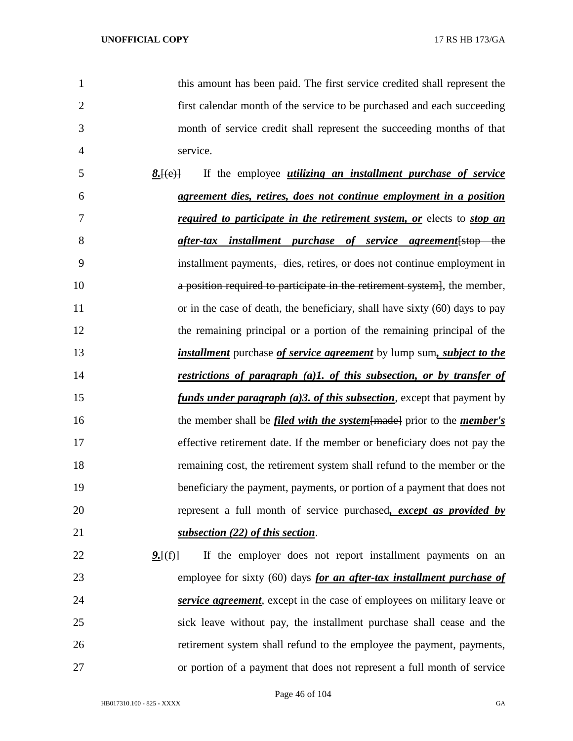this amount has been paid. The first service credited shall represent the first calendar month of the service to be purchased and each succeeding month of service credit shall represent the succeeding months of that service.

***8.***~~[(e)]~~ If the employee ***utilizing an installment purchase of service agreement dies, retires, does not continue employment in a position required to participate in the retirement system, or*** elects to ***stop an after-tax installment purchase of service agreement***~~[stop the installment payments, dies, retires, or does not continue employment in a position required to participate in the retirement system]~~, the member, or in the case of death, the beneficiary, shall have sixty (60) days to pay the remaining principal or a portion of the remaining principal of the ***installment*** purchase ***of service agreement*** by lump sum***, subject to the restrictions of paragraph (a)1. of this subsection, or by transfer of funds under paragraph (a)3. of this subsection***, except that payment by the member shall be ***filed with the system***~~[made]~~ prior to the ***member's*** effective retirement date. If the member or beneficiary does not pay the remaining cost, the retirement system shall refund to the member or the beneficiary the payment, payments, or portion of a payment that does not represent a full month of service purchased***, except as provided by subsection (22) of this section***.

***9.***~~[(f)]~~ If the employer does not report installment payments on an employee for sixty (60) days ***for an after-tax installment purchase of service agreement***, except in the case of employees on military leave or sick leave without pay, the installment purchase shall cease and the retirement system shall refund to the employee the payment, payments, or portion of a payment that does not represent a full month of service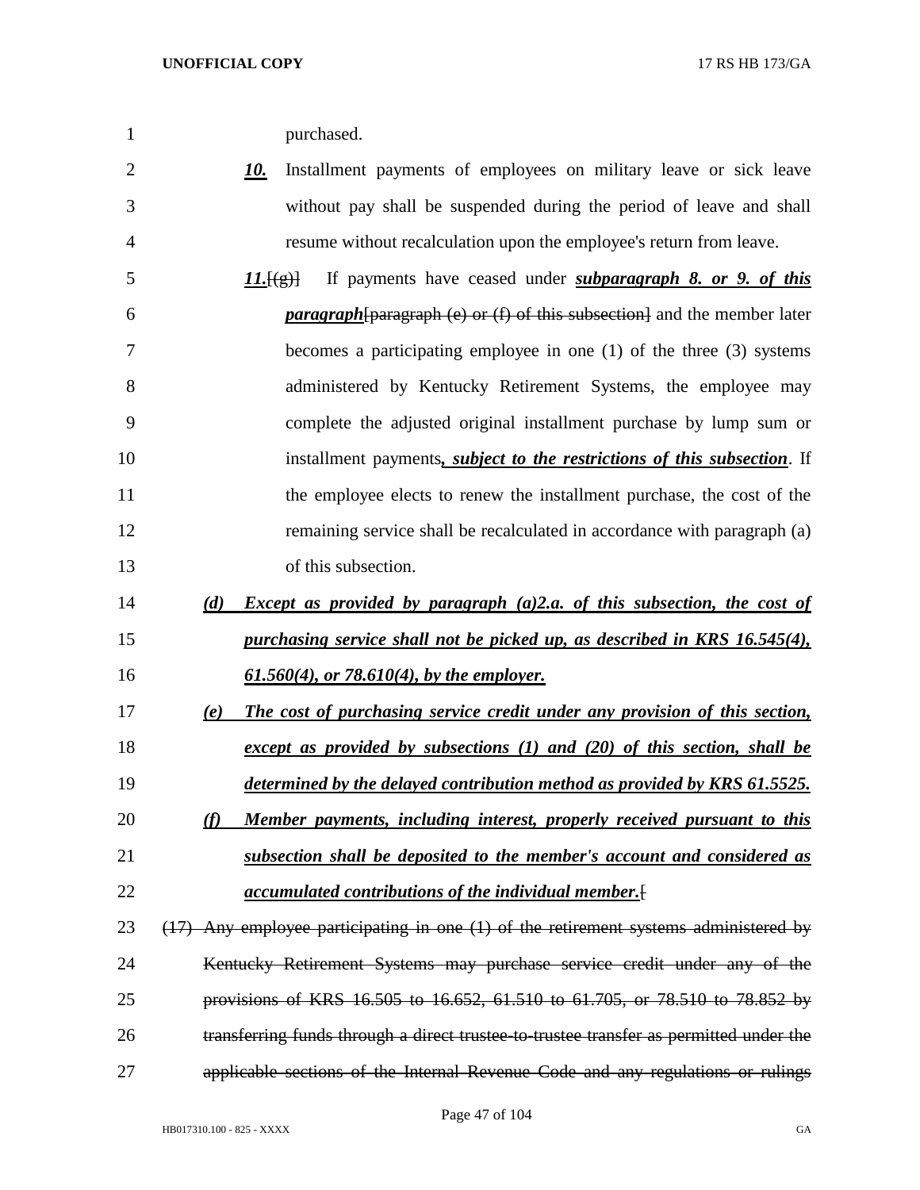purchased.

*10.* Installment payments of employees on military leave or sick leave without pay shall be suspended during the period of leave and shall resume without recalculation upon the employee's return from leave.

*11.*[(g)] If payments have ceased under ***subparagraph 8. or 9. of this paragraph***[paragraph (e) or (f) of this subsection] and the member later becomes a participating employee in one (1) of the three (3) systems administered by Kentucky Retirement Systems, the employee may complete the adjusted original installment purchase by lump sum or installment payments***, subject to the restrictions of this subsection***. If the employee elects to renew the installment purchase, the cost of the remaining service shall be recalculated in accordance with paragraph (a) of this subsection.

***(d) Except as provided by paragraph (a)2.a. of this subsection, the cost of purchasing service shall not be picked up, as described in KRS 16.545(4), 61.560(4), or 78.610(4), by the employer.***

***(e) The cost of purchasing service credit under any provision of this section, except as provided by subsections (1) and (20) of this section, shall be determined by the delayed contribution method as provided by KRS 61.5525.***

***(f) Member payments, including interest, properly received pursuant to this subsection shall be deposited to the member's account and considered as accumulated contributions of the individual member.***[

~~(17) Any employee participating in one (1) of the retirement systems administered by Kentucky Retirement Systems may purchase service credit under any of the provisions of KRS 16.505 to 16.652, 61.510 to 61.705, or 78.510 to 78.852 by transferring funds through a direct trustee-to-trustee transfer as permitted under the applicable sections of the Internal Revenue Code and any regulations or rulings~~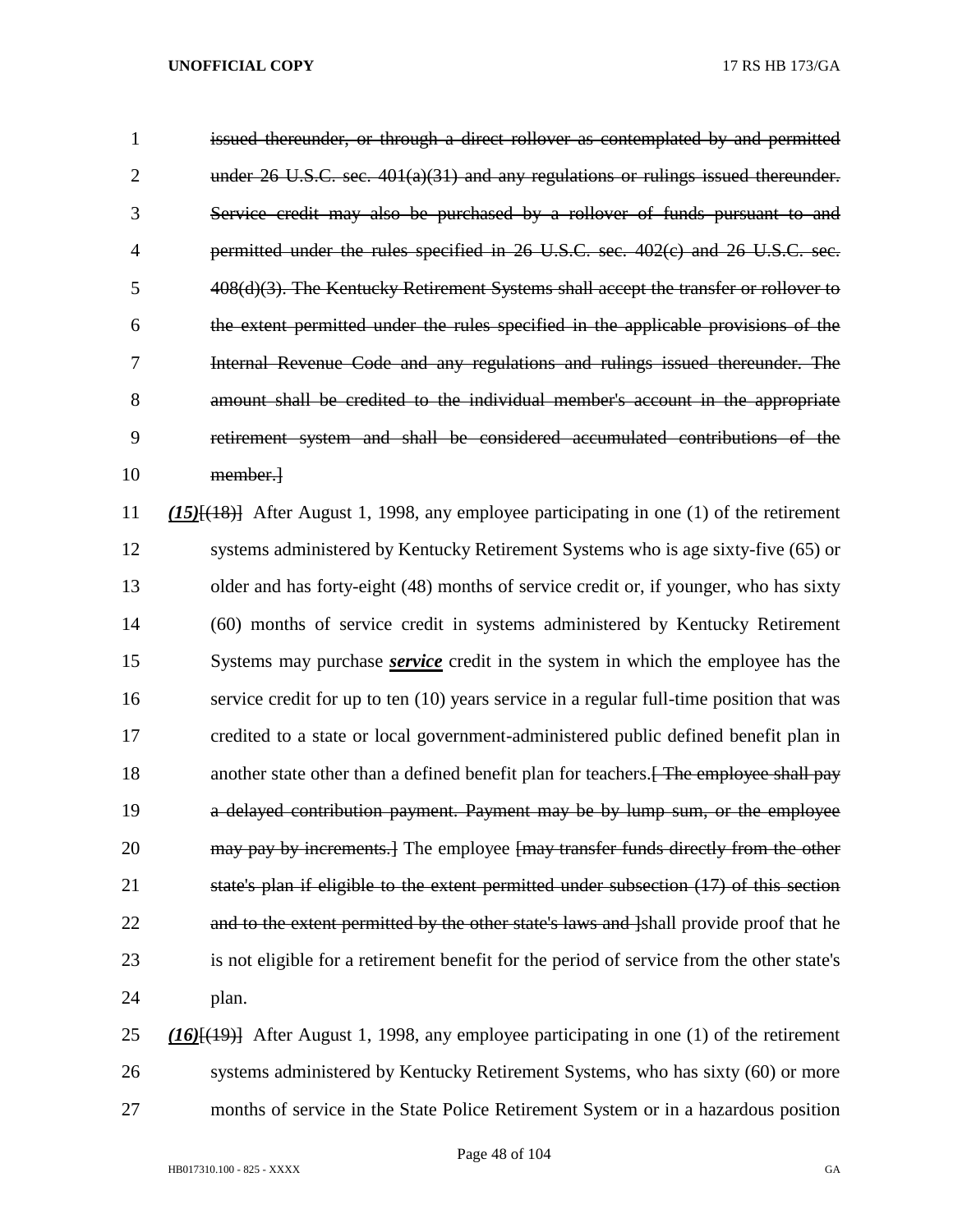~~issued thereunder, or through a direct rollover as contemplated by and permitted under 26 U.S.C. sec. 401(a)(31) and any regulations or rulings issued thereunder. Service credit may also be purchased by a rollover of funds pursuant to and permitted under the rules specified in 26 U.S.C. sec. 402(c) and 26 U.S.C. sec. 408(d)(3). The Kentucky Retirement Systems shall accept the transfer or rollover to the extent permitted under the rules specified in the applicable provisions of the Internal Revenue Code and any regulations and rulings issued thereunder. The amount shall be credited to the individual member's account in the appropriate retirement system and shall be considered accumulated contributions of the member.]~~

***(15)***[~~(18)~~] After August 1, 1998, any employee participating in one (1) of the retirement systems administered by Kentucky Retirement Systems who is age sixty-five (65) or older and has forty-eight (48) months of service credit or, if younger, who has sixty (60) months of service credit in systems administered by Kentucky Retirement Systems may purchase ***service*** credit in the system in which the employee has the service credit for up to ten (10) years service in a regular full-time position that was credited to a state or local government-administered public defined benefit plan in another state other than a defined benefit plan for teachers.[~~ The employee shall pay a delayed contribution payment. Payment may be by lump sum, or the employee may pay by increments.~~] The employee [~~may transfer funds directly from the other state's plan if eligible to the extent permitted under subsection (17) of this section and to the extent permitted by the other state's laws and~~ ]shall provide proof that he is not eligible for a retirement benefit for the period of service from the other state's plan.

***(16)***[~~(19)~~] After August 1, 1998, any employee participating in one (1) of the retirement systems administered by Kentucky Retirement Systems, who has sixty (60) or more months of service in the State Police Retirement System or in a hazardous position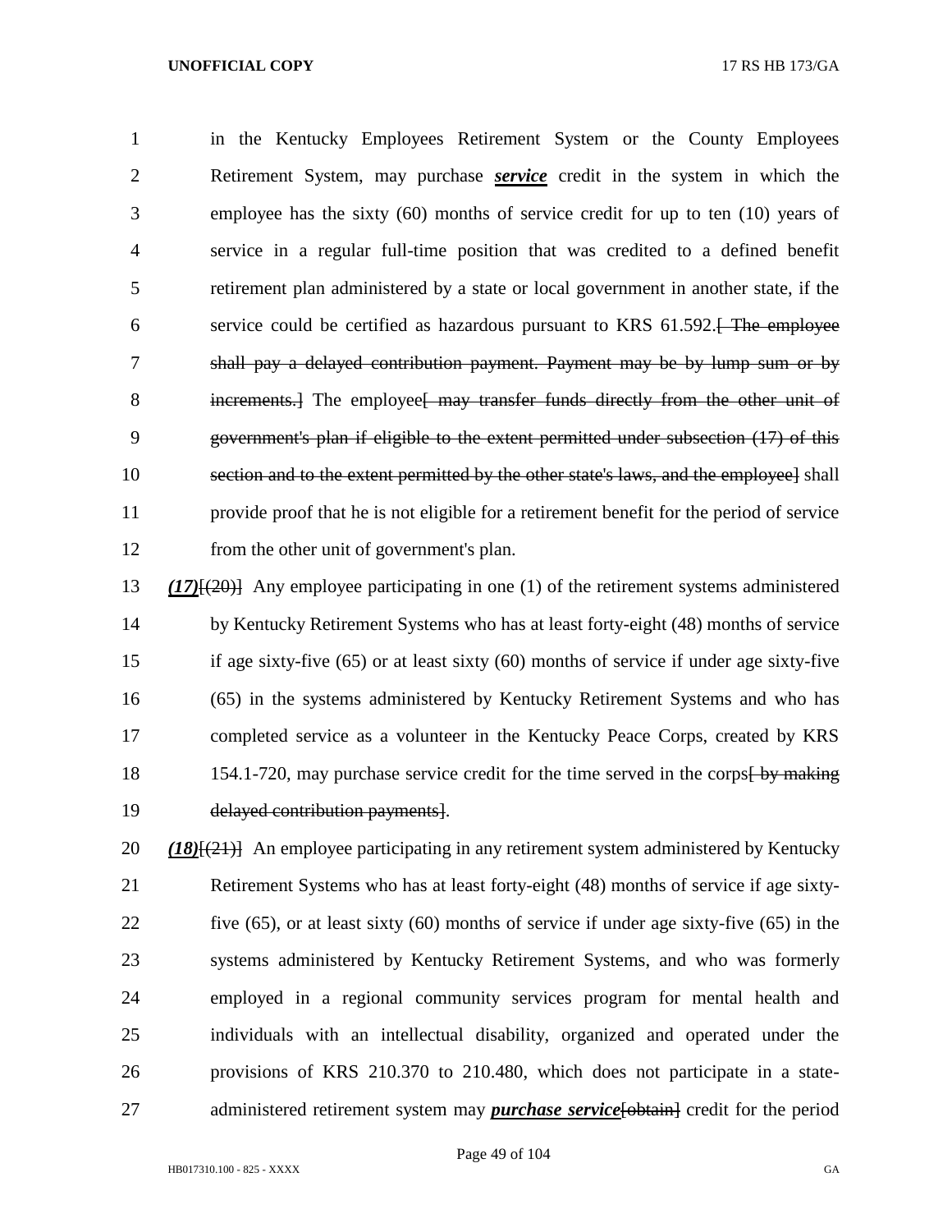in the Kentucky Employees Retirement System or the County Employees Retirement System, may purchase ***service*** credit in the system in which the employee has the sixty (60) months of service credit for up to ten (10) years of service in a regular full-time position that was credited to a defined benefit retirement plan administered by a state or local government in another state, if the service could be certified as hazardous pursuant to KRS 61.592.~~[ The employee shall pay a delayed contribution payment. Payment may be by lump sum or by increments.]~~ The employee~~[ may transfer funds directly from the other unit of government's plan if eligible to the extent permitted under subsection (17) of this section and to the extent permitted by the other state's laws, and the employee]~~ shall provide proof that he is not eligible for a retirement benefit for the period of service from the other unit of government's plan.

***(17)***~~[(20)]~~ Any employee participating in one (1) of the retirement systems administered by Kentucky Retirement Systems who has at least forty-eight (48) months of service if age sixty-five (65) or at least sixty (60) months of service if under age sixty-five (65) in the systems administered by Kentucky Retirement Systems and who has completed service as a volunteer in the Kentucky Peace Corps, created by KRS 154.1-720, may purchase service credit for the time served in the corps~~[ by making delayed contribution payments]~~.

***(18)***~~[(21)]~~ An employee participating in any retirement system administered by Kentucky Retirement Systems who has at least forty-eight (48) months of service if age sixty-five (65), or at least sixty (60) months of service if under age sixty-five (65) in the systems administered by Kentucky Retirement Systems, and who was formerly employed in a regional community services program for mental health and individuals with an intellectual disability, organized and operated under the provisions of KRS 210.370 to 210.480, which does not participate in a state-administered retirement system may ***purchase service***~~[obtain]~~ credit for the period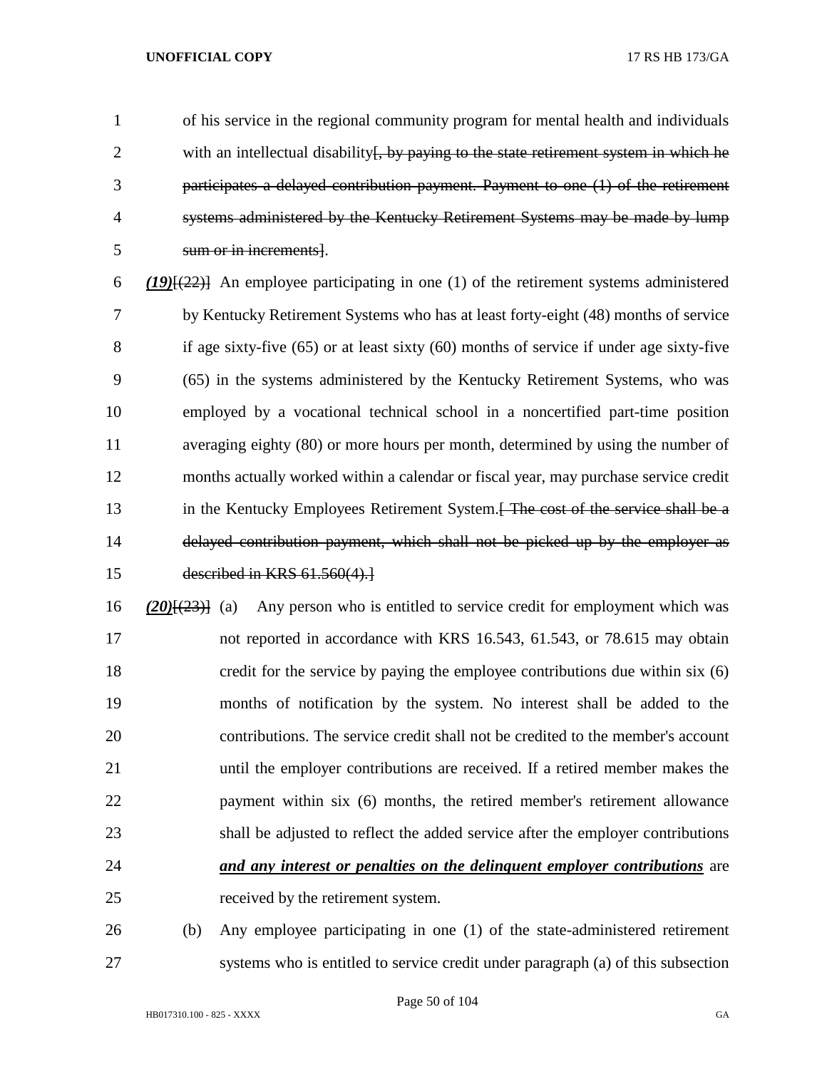of his service in the regional community program for mental health and individuals with an intellectual disability~~[, by paying to the state retirement system in which he participates a delayed contribution payment. Payment to one (1) of the retirement systems administered by the Kentucky Retirement Systems may be made by lump sum or in increments]~~.

***(19)***~~[(22)]~~ An employee participating in one (1) of the retirement systems administered by Kentucky Retirement Systems who has at least forty-eight (48) months of service if age sixty-five (65) or at least sixty (60) months of service if under age sixty-five (65) in the systems administered by the Kentucky Retirement Systems, who was employed by a vocational technical school in a noncertified part-time position averaging eighty (80) or more hours per month, determined by using the number of months actually worked within a calendar or fiscal year, may purchase service credit in the Kentucky Employees Retirement System.~~[ The cost of the service shall be a delayed contribution payment, which shall not be picked up by the employer as described in KRS 61.560(4).]~~

***(20)***~~[(23)]~~ (a) Any person who is entitled to service credit for employment which was not reported in accordance with KRS 16.543, 61.543, or 78.615 may obtain credit for the service by paying the employee contributions due within six (6) months of notification by the system. No interest shall be added to the contributions. The service credit shall not be credited to the member's account until the employer contributions are received. If a retired member makes the payment within six (6) months, the retired member's retirement allowance shall be adjusted to reflect the added service after the employer contributions ***and any interest or penalties on the delinquent employer contributions*** are received by the retirement system.

(b) Any employee participating in one (1) of the state-administered retirement systems who is entitled to service credit under paragraph (a) of this subsection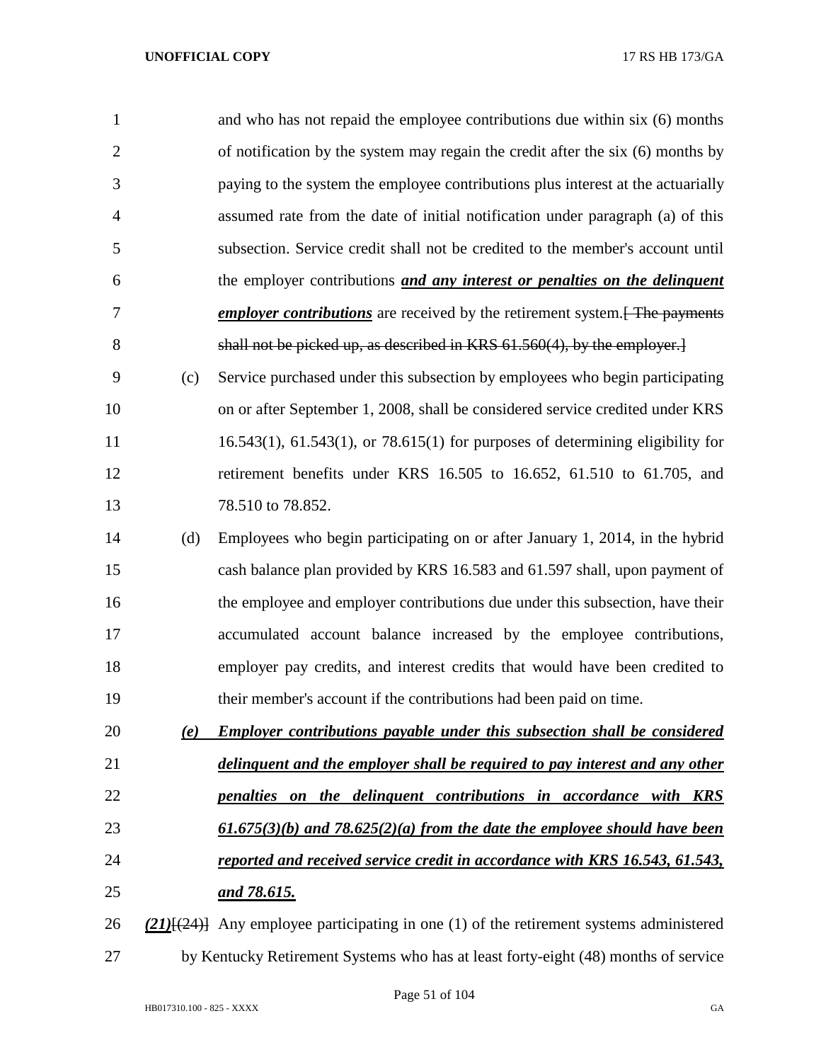and who has not repaid the employee contributions due within six (6) months of notification by the system may regain the credit after the six (6) months by paying to the system the employee contributions plus interest at the actuarially assumed rate from the date of initial notification under paragraph (a) of this subsection. Service credit shall not be credited to the member's account until the employer contributions ***and any interest or penalties on the delinquent employer contributions*** are received by the retirement system.~~[ The payments shall not be picked up, as described in KRS 61.560(4), by the employer.]~~

(c) Service purchased under this subsection by employees who begin participating on or after September 1, 2008, shall be considered service credited under KRS 16.543(1), 61.543(1), or 78.615(1) for purposes of determining eligibility for retirement benefits under KRS 16.505 to 16.652, 61.510 to 61.705, and 78.510 to 78.852.

(d) Employees who begin participating on or after January 1, 2014, in the hybrid cash balance plan provided by KRS 16.583 and 61.597 shall, upon payment of the employee and employer contributions due under this subsection, have their accumulated account balance increased by the employee contributions, employer pay credits, and interest credits that would have been credited to their member's account if the contributions had been paid on time.

***(e) Employer contributions payable under this subsection shall be considered delinquent and the employer shall be required to pay interest and any other penalties on the delinquent contributions in accordance with KRS 61.675(3)(b) and 78.625(2)(a) from the date the employee should have been reported and received service credit in accordance with KRS 16.543, 61.543, and 78.615.***

***(21)***~~[(24)]~~ Any employee participating in one (1) of the retirement systems administered by Kentucky Retirement Systems who has at least forty-eight (48) months of service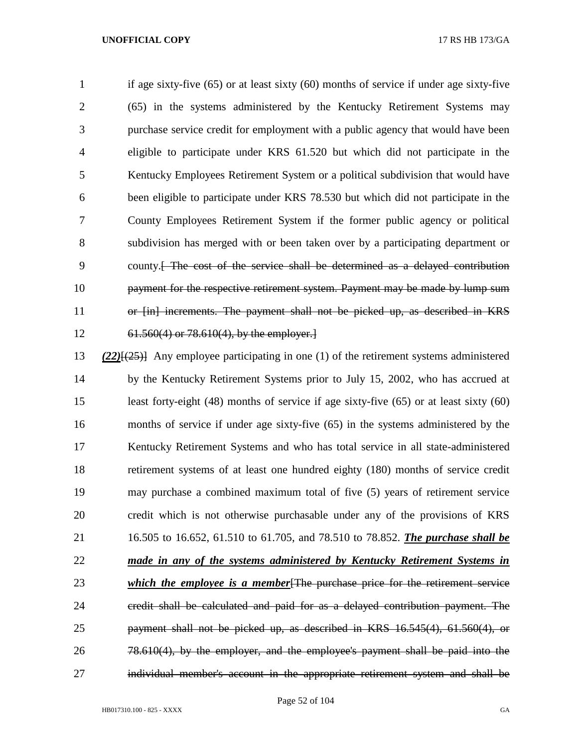if age sixty-five (65) or at least sixty (60) months of service if under age sixty-five (65) in the systems administered by the Kentucky Retirement Systems may purchase service credit for employment with a public agency that would have been eligible to participate under KRS 61.520 but which did not participate in the Kentucky Employees Retirement System or a political subdivision that would have been eligible to participate under KRS 78.530 but which did not participate in the County Employees Retirement System if the former public agency or political subdivision has merged with or been taken over by a participating department or county.~~[ The cost of the service shall be determined as a delayed contribution payment for the respective retirement system. Payment may be made by lump sum or [in] increments. The payment shall not be picked up, as described in KRS 61.560(4) or 78.610(4), by the employer.]~~

***(22)***~~[(25)]~~ Any employee participating in one (1) of the retirement systems administered by the Kentucky Retirement Systems prior to July 15, 2002, who has accrued at least forty-eight (48) months of service if age sixty-five (65) or at least sixty (60) months of service if under age sixty-five (65) in the systems administered by the Kentucky Retirement Systems and who has total service in all state-administered retirement systems of at least one hundred eighty (180) months of service credit may purchase a combined maximum total of five (5) years of retirement service credit which is not otherwise purchasable under any of the provisions of KRS 16.505 to 16.652, 61.510 to 61.705, and 78.510 to 78.852. ***The purchase shall be made in any of the systems administered by Kentucky Retirement Systems in which the employee is a member***~~[The purchase price for the retirement service credit shall be calculated and paid for as a delayed contribution payment. The payment shall not be picked up, as described in KRS 16.545(4), 61.560(4), or 78.610(4), by the employer, and the employee's payment shall be paid into the individual member's account in the appropriate retirement system and shall be~~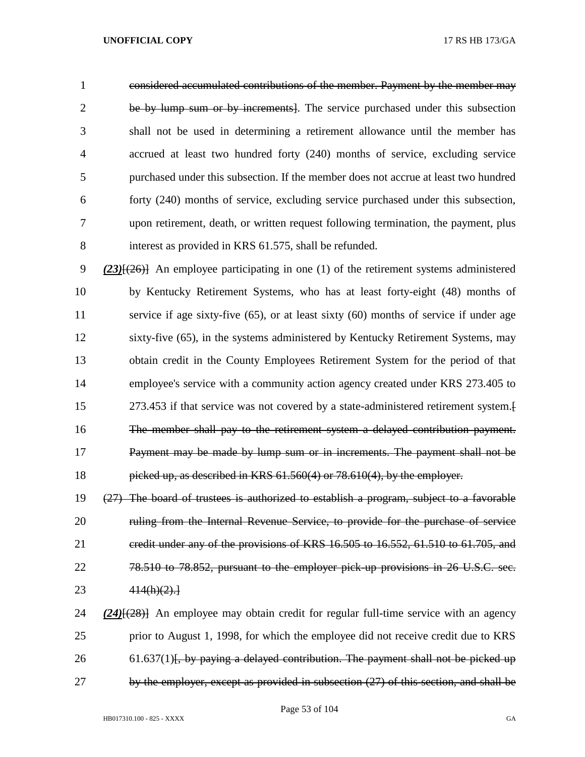~~considered accumulated contributions of the member. Payment by the member may be by lump sum or by increments]~~. The service purchased under this subsection shall not be used in determining a retirement allowance until the member has accrued at least two hundred forty (240) months of service, excluding service purchased under this subsection. If the member does not accrue at least two hundred forty (240) months of service, excluding service purchased under this subsection, upon retirement, death, or written request following termination, the payment, plus interest as provided in KRS 61.575, shall be refunded.

***(23)***~~[(26)]~~ An employee participating in one (1) of the retirement systems administered by Kentucky Retirement Systems, who has at least forty-eight (48) months of service if age sixty-five (65), or at least sixty (60) months of service if under age sixty-five (65), in the systems administered by Kentucky Retirement Systems, may obtain credit in the County Employees Retirement System for the period of that employee's service with a community action agency created under KRS 273.405 to 273.453 if that service was not covered by a state-administered retirement system.~~[ The member shall pay to the retirement system a delayed contribution payment. Payment may be made by lump sum or in increments. The payment shall not be picked up, as described in KRS 61.560(4) or 78.610(4), by the employer.~~

~~(27) The board of trustees is authorized to establish a program, subject to a favorable ruling from the Internal Revenue Service, to provide for the purchase of service credit under any of the provisions of KRS 16.505 to 16.552, 61.510 to 61.705, and 78.510 to 78.852, pursuant to the employer pick-up provisions in 26 U.S.C. sec. 414(h)(2).]~~

***(24)***~~[(28)]~~ An employee may obtain credit for regular full-time service with an agency prior to August 1, 1998, for which the employee did not receive credit due to KRS 61.637(1)~~[, by paying a delayed contribution. The payment shall not be picked up by the employer, except as provided in subsection (27) of this section, and shall be~~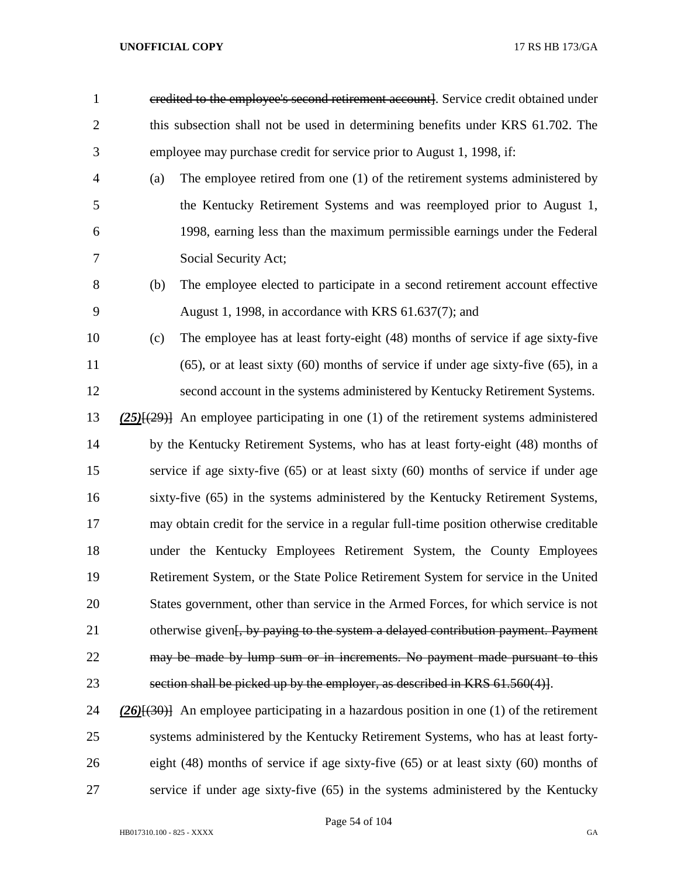credited to the employee's second retirement account]. Service credit obtained under this subsection shall not be used in determining benefits under KRS 61.702. The employee may purchase credit for service prior to August 1, 1998, if:

(a) The employee retired from one (1) of the retirement systems administered by the Kentucky Retirement Systems and was reemployed prior to August 1, 1998, earning less than the maximum permissible earnings under the Federal Social Security Act;

(b) The employee elected to participate in a second retirement account effective August 1, 1998, in accordance with KRS 61.637(7); and

(c) The employee has at least forty-eight (48) months of service if age sixty-five (65), or at least sixty (60) months of service if under age sixty-five (65), in a second account in the systems administered by Kentucky Retirement Systems.

***(25)***[(29)] An employee participating in one (1) of the retirement systems administered by the Kentucky Retirement Systems, who has at least forty-eight (48) months of service if age sixty-five (65) or at least sixty (60) months of service if under age sixty-five (65) in the systems administered by the Kentucky Retirement Systems, may obtain credit for the service in a regular full-time position otherwise creditable under the Kentucky Employees Retirement System, the County Employees Retirement System, or the State Police Retirement System for service in the United States government, other than service in the Armed Forces, for which service is not otherwise given[, by paying to the system a delayed contribution payment. Payment may be made by lump sum or in increments. No payment made pursuant to this section shall be picked up by the employer, as described in KRS 61.560(4)].

***(26)***[(30)] An employee participating in a hazardous position in one (1) of the retirement systems administered by the Kentucky Retirement Systems, who has at least forty-eight (48) months of service if age sixty-five (65) or at least sixty (60) months of service if under age sixty-five (65) in the systems administered by the Kentucky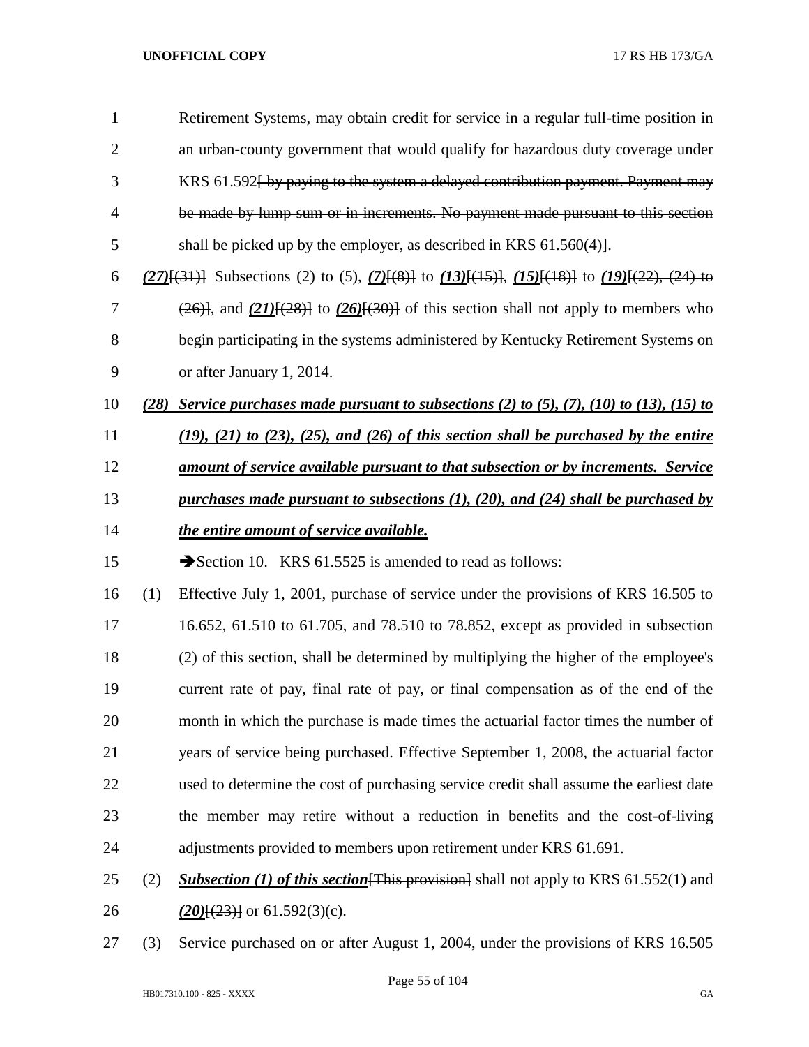Retirement Systems, may obtain credit for service in a regular full-time position in an urban-county government that would qualify for hazardous duty coverage under KRS 61.592~~[ by paying to the system a delayed contribution payment. Payment may be made by lump sum or in increments. No payment made pursuant to this section shall be picked up by the employer, as described in KRS 61.560(4)]~~.

***(27)***~~[(31)]~~ Subsections (2) to (5), ***(7)***~~[(8)]~~ to ***(13)***~~[(15)]~~, ***(15)***~~[(18)]~~ to ***(19)***~~[(22), (24) to (26)]~~, and ***(21)***~~[(28)]~~ to ***(26)***~~[(30)]~~ of this section shall not apply to members who begin participating in the systems administered by Kentucky Retirement Systems on or after January 1, 2014.

***(28) Service purchases made pursuant to subsections (2) to (5), (7), (10) to (13), (15) to (19), (21) to (23), (25), and (26) of this section shall be purchased by the entire amount of service available pursuant to that subsection or by increments. Service purchases made pursuant to subsections (1), (20), and (24) shall be purchased by the entire amount of service available.***

➔Section 10. KRS 61.5525 is amended to read as follows:

(1) Effective July 1, 2001, purchase of service under the provisions of KRS 16.505 to 16.652, 61.510 to 61.705, and 78.510 to 78.852, except as provided in subsection (2) of this section, shall be determined by multiplying the higher of the employee's current rate of pay, final rate of pay, or final compensation as of the end of the month in which the purchase is made times the actuarial factor times the number of years of service being purchased. Effective September 1, 2008, the actuarial factor used to determine the cost of purchasing service credit shall assume the earliest date the member may retire without a reduction in benefits and the cost-of-living adjustments provided to members upon retirement under KRS 61.691.

(2) ***Subsection (1) of this section***~~[This provision]~~ shall not apply to KRS 61.552(1) and ***(20)***~~[(23)]~~ or 61.592(3)(c).

(3) Service purchased on or after August 1, 2004, under the provisions of KRS 16.505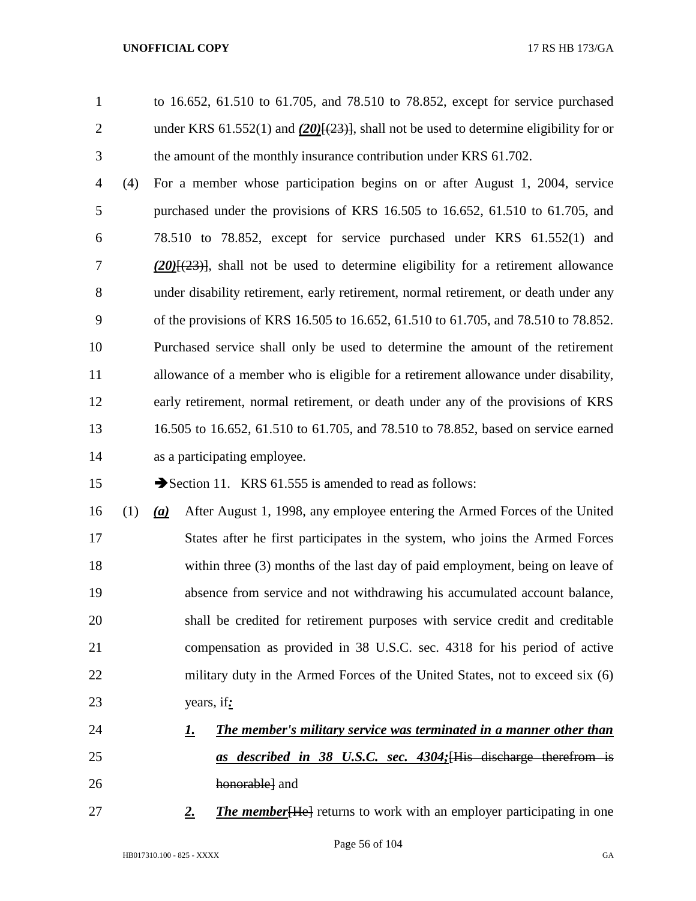to 16.652, 61.510 to 61.705, and 78.510 to 78.852, except for service purchased under KRS 61.552(1) and ***(20)***[(23)], shall not be used to determine eligibility for or the amount of the monthly insurance contribution under KRS 61.702.

(4) For a member whose participation begins on or after August 1, 2004, service purchased under the provisions of KRS 16.505 to 16.652, 61.510 to 61.705, and 78.510 to 78.852, except for service purchased under KRS 61.552(1) and ***(20)***[(23)], shall not be used to determine eligibility for a retirement allowance under disability retirement, early retirement, normal retirement, or death under any of the provisions of KRS 16.505 to 16.652, 61.510 to 61.705, and 78.510 to 78.852. Purchased service shall only be used to determine the amount of the retirement allowance of a member who is eligible for a retirement allowance under disability, early retirement, normal retirement, or death under any of the provisions of KRS 16.505 to 16.652, 61.510 to 61.705, and 78.510 to 78.852, based on service earned as a participating employee.

➔Section 11. KRS 61.555 is amended to read as follows:

(1) ***(a)*** After August 1, 1998, any employee entering the Armed Forces of the United States after he first participates in the system, who joins the Armed Forces within three (3) months of the last day of paid employment, being on leave of absence from service and not withdrawing his accumulated account balance, shall be credited for retirement purposes with service credit and creditable compensation as provided in 38 U.S.C. sec. 4318 for his period of active military duty in the Armed Forces of the United States, not to exceed six (6) years, if***:***

***1.*** ***The member's military service was terminated in a manner other than as described in 38 U.S.C. sec. 4304;***[His discharge therefrom is honorable] and

***2.*** ***The member***[He] returns to work with an employer participating in one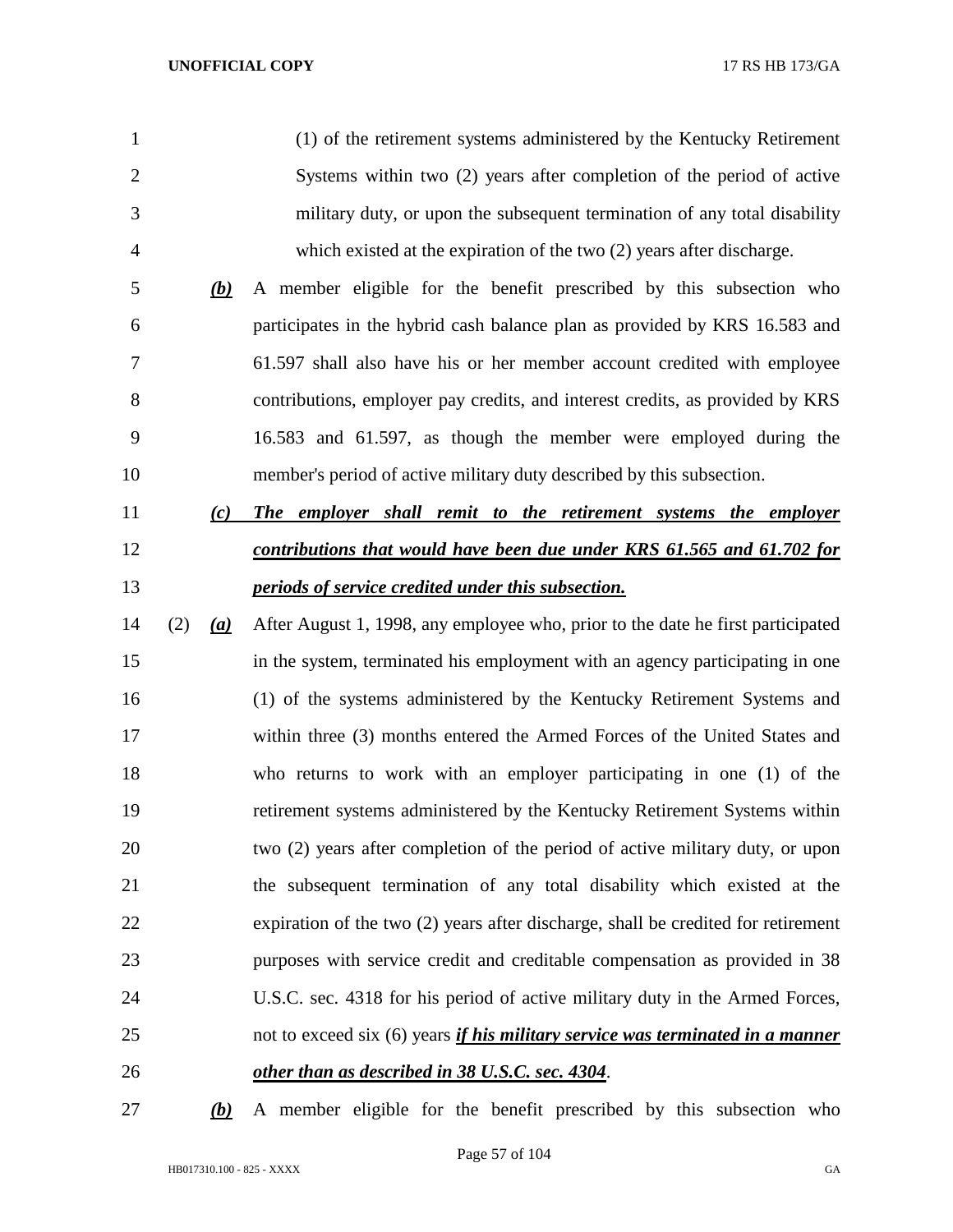(1) of the retirement systems administered by the Kentucky Retirement Systems within two (2) years after completion of the period of active military duty, or upon the subsequent termination of any total disability which existed at the expiration of the two (2) years after discharge.

***(b)*** A member eligible for the benefit prescribed by this subsection who participates in the hybrid cash balance plan as provided by KRS 16.583 and 61.597 shall also have his or her member account credited with employee contributions, employer pay credits, and interest credits, as provided by KRS 16.583 and 61.597, as though the member were employed during the member's period of active military duty described by this subsection.

***(c)*** ***The employer shall remit to the retirement systems the employer contributions that would have been due under KRS 61.565 and 61.702 for periods of service credited under this subsection.***

(2) ***(a)*** After August 1, 1998, any employee who, prior to the date he first participated in the system, terminated his employment with an agency participating in one (1) of the systems administered by the Kentucky Retirement Systems and within three (3) months entered the Armed Forces of the United States and who returns to work with an employer participating in one (1) of the retirement systems administered by the Kentucky Retirement Systems within two (2) years after completion of the period of active military duty, or upon the subsequent termination of any total disability which existed at the expiration of the two (2) years after discharge, shall be credited for retirement purposes with service credit and creditable compensation as provided in 38 U.S.C. sec. 4318 for his period of active military duty in the Armed Forces, not to exceed six (6) years ***if his military service was terminated in a manner other than as described in 38 U.S.C. sec. 4304***.

***(b)*** A member eligible for the benefit prescribed by this subsection who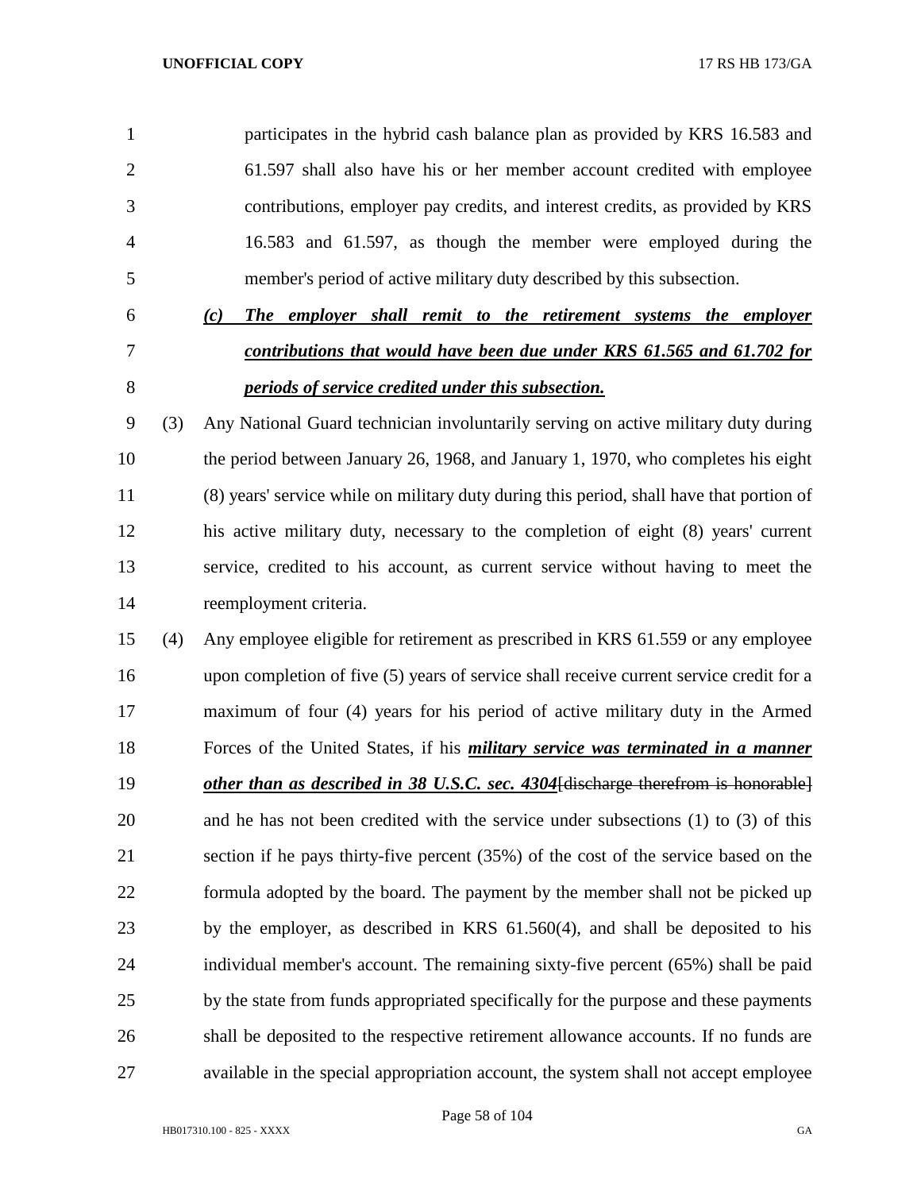participates in the hybrid cash balance plan as provided by KRS 16.583 and 61.597 shall also have his or her member account credited with employee contributions, employer pay credits, and interest credits, as provided by KRS 16.583 and 61.597, as though the member were employed during the member's period of active military duty described by this subsection.

***(c) The employer shall remit to the retirement systems the employer contributions that would have been due under KRS 61.565 and 61.702 for periods of service credited under this subsection.***

(3) Any National Guard technician involuntarily serving on active military duty during the period between January 26, 1968, and January 1, 1970, who completes his eight (8) years' service while on military duty during this period, shall have that portion of his active military duty, necessary to the completion of eight (8) years' current service, credited to his account, as current service without having to meet the reemployment criteria.

(4) Any employee eligible for retirement as prescribed in KRS 61.559 or any employee upon completion of five (5) years of service shall receive current service credit for a maximum of four (4) years for his period of active military duty in the Armed Forces of the United States, if his ***military service was terminated in a manner other than as described in 38 U.S.C. sec. 4304***~~[discharge therefrom is honorable]~~ and he has not been credited with the service under subsections (1) to (3) of this section if he pays thirty-five percent (35%) of the cost of the service based on the formula adopted by the board. The payment by the member shall not be picked up by the employer, as described in KRS 61.560(4), and shall be deposited to his individual member's account. The remaining sixty-five percent (65%) shall be paid by the state from funds appropriated specifically for the purpose and these payments shall be deposited to the respective retirement allowance accounts. If no funds are available in the special appropriation account, the system shall not accept employee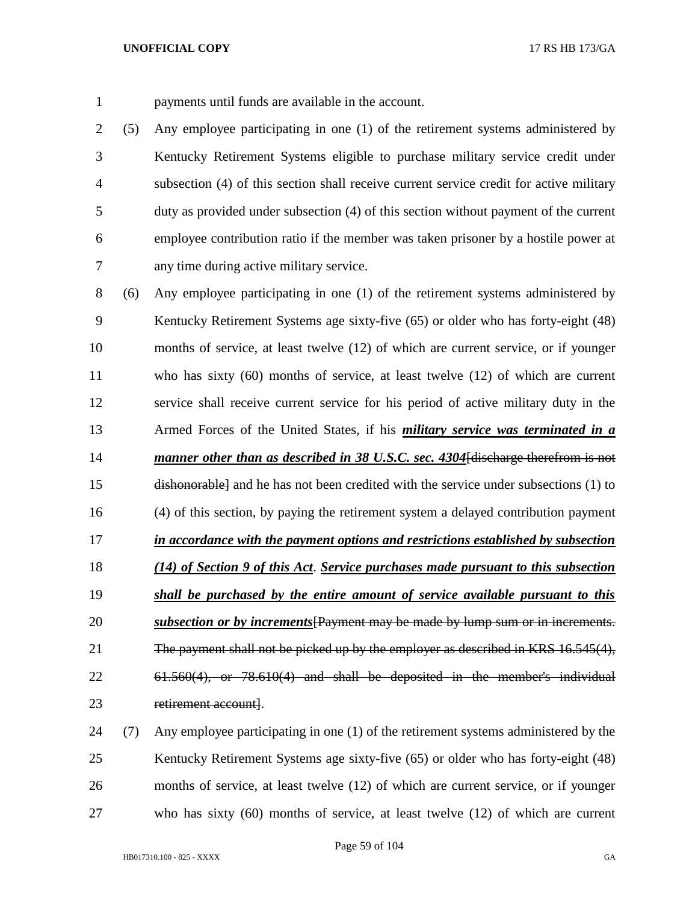payments until funds are available in the account.

(5) Any employee participating in one (1) of the retirement systems administered by Kentucky Retirement Systems eligible to purchase military service credit under subsection (4) of this section shall receive current service credit for active military duty as provided under subsection (4) of this section without payment of the current employee contribution ratio if the member was taken prisoner by a hostile power at any time during active military service.

(6) Any employee participating in one (1) of the retirement systems administered by Kentucky Retirement Systems age sixty-five (65) or older who has forty-eight (48) months of service, at least twelve (12) of which are current service, or if younger who has sixty (60) months of service, at least twelve (12) of which are current service shall receive current service for his period of active military duty in the Armed Forces of the United States, if his ***military service was terminated in a manner other than as described in 38 U.S.C. sec. 4304***~~[discharge therefrom is not dishonorable]~~ and he has not been credited with the service under subsections (1) to (4) of this section, by paying the retirement system a delayed contribution payment ***in accordance with the payment options and restrictions established by subsection (14) of Section 9 of this Act***. ***Service purchases made pursuant to this subsection shall be purchased by the entire amount of service available pursuant to this subsection or by increments***~~[Payment may be made by lump sum or in increments. The payment shall not be picked up by the employer as described in KRS 16.545(4), 61.560(4), or 78.610(4) and shall be deposited in the member's individual retirement account]~~.

(7) Any employee participating in one (1) of the retirement systems administered by the Kentucky Retirement Systems age sixty-five (65) or older who has forty-eight (48) months of service, at least twelve (12) of which are current service, or if younger who has sixty (60) months of service, at least twelve (12) of which are current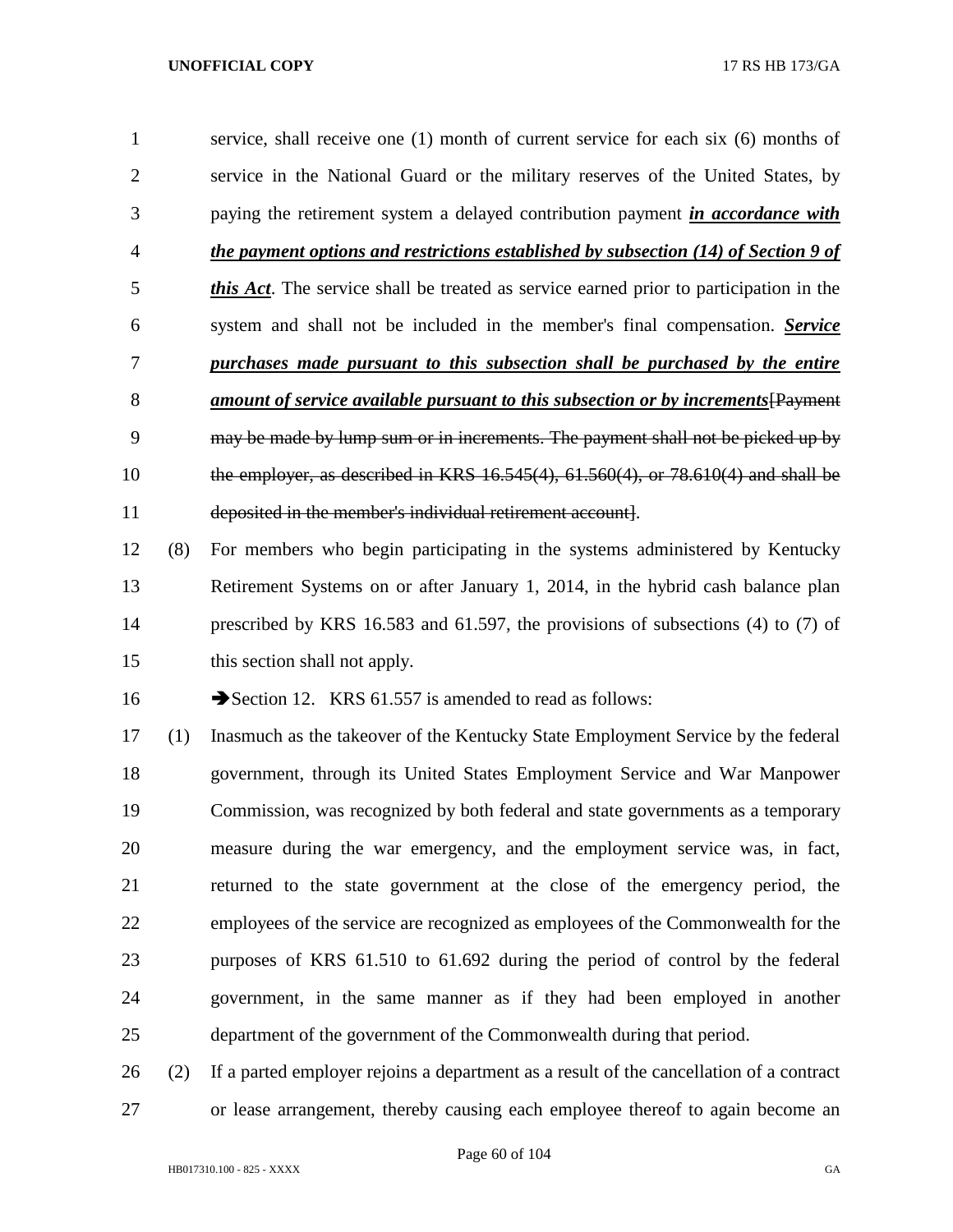service, shall receive one (1) month of current service for each six (6) months of service in the National Guard or the military reserves of the United States, by paying the retirement system a delayed contribution payment ***in accordance with the payment options and restrictions established by subsection (14) of Section 9 of this Act***. The service shall be treated as service earned prior to participation in the system and shall not be included in the member's final compensation. ***Service purchases made pursuant to this subsection shall be purchased by the entire amount of service available pursuant to this subsection or by increments***[~~Payment may be made by lump sum or in increments. The payment shall not be picked up by the employer, as described in KRS 16.545(4), 61.560(4), or 78.610(4) and shall be deposited in the member's individual retirement account~~].

(8) For members who begin participating in the systems administered by Kentucky Retirement Systems on or after January 1, 2014, in the hybrid cash balance plan prescribed by KRS 16.583 and 61.597, the provisions of subsections (4) to (7) of this section shall not apply.

➔Section 12. KRS 61.557 is amended to read as follows:

(1) Inasmuch as the takeover of the Kentucky State Employment Service by the federal government, through its United States Employment Service and War Manpower Commission, was recognized by both federal and state governments as a temporary measure during the war emergency, and the employment service was, in fact, returned to the state government at the close of the emergency period, the employees of the service are recognized as employees of the Commonwealth for the purposes of KRS 61.510 to 61.692 during the period of control by the federal government, in the same manner as if they had been employed in another department of the government of the Commonwealth during that period.

(2) If a parted employer rejoins a department as a result of the cancellation of a contract or lease arrangement, thereby causing each employee thereof to again become an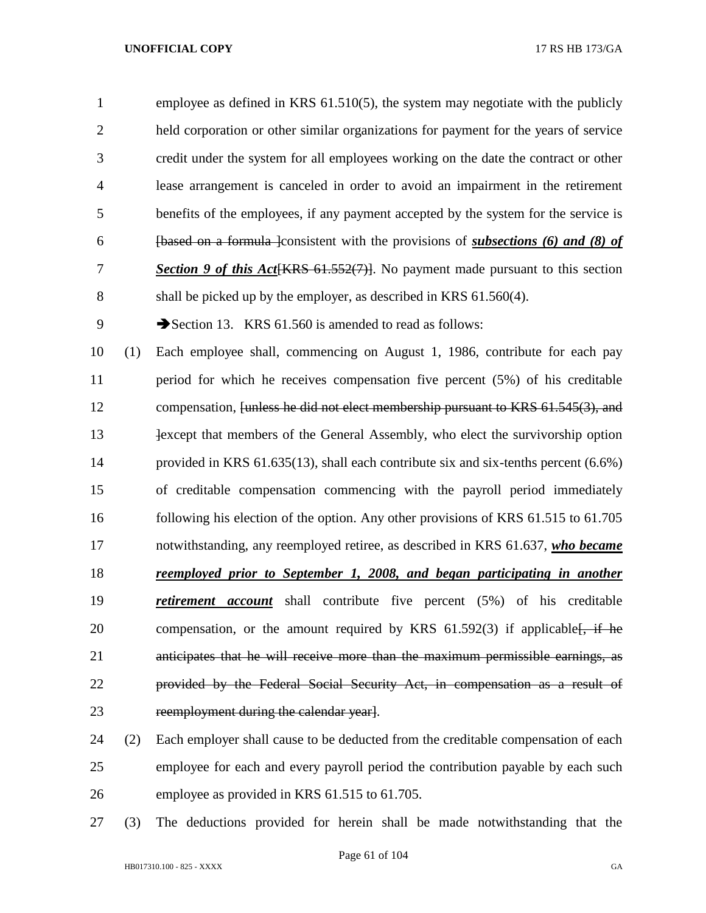employee as defined in KRS 61.510(5), the system may negotiate with the publicly held corporation or other similar organizations for payment for the years of service credit under the system for all employees working on the date the contract or other lease arrangement is canceled in order to avoid an impairment in the retirement benefits of the employees, if any payment accepted by the system for the service is ~~[based on a formula ]~~consistent with the provisions of ***subsections (6) and (8) of Section 9 of this Act***~~[KRS 61.552(7)]~~. No payment made pursuant to this section shall be picked up by the employer, as described in KRS 61.560(4).

➔Section 13. KRS 61.560 is amended to read as follows:

(1) Each employee shall, commencing on August 1, 1986, contribute for each pay period for which he receives compensation five percent (5%) of his creditable compensation, ~~[unless he did not elect membership pursuant to KRS 61.545(3), and ]~~except that members of the General Assembly, who elect the survivorship option provided in KRS 61.635(13), shall each contribute six and six-tenths percent (6.6%) of creditable compensation commencing with the payroll period immediately following his election of the option. Any other provisions of KRS 61.515 to 61.705 notwithstanding, any reemployed retiree, as described in KRS 61.637, ***who became reemployed prior to September 1, 2008, and began participating in another retirement account*** shall contribute five percent (5%) of his creditable compensation, or the amount required by KRS 61.592(3) if applicable~~[, if he anticipates that he will receive more than the maximum permissible earnings, as provided by the Federal Social Security Act, in compensation as a result of reemployment during the calendar year]~~.

(2) Each employer shall cause to be deducted from the creditable compensation of each employee for each and every payroll period the contribution payable by each such employee as provided in KRS 61.515 to 61.705.

(3) The deductions provided for herein shall be made notwithstanding that the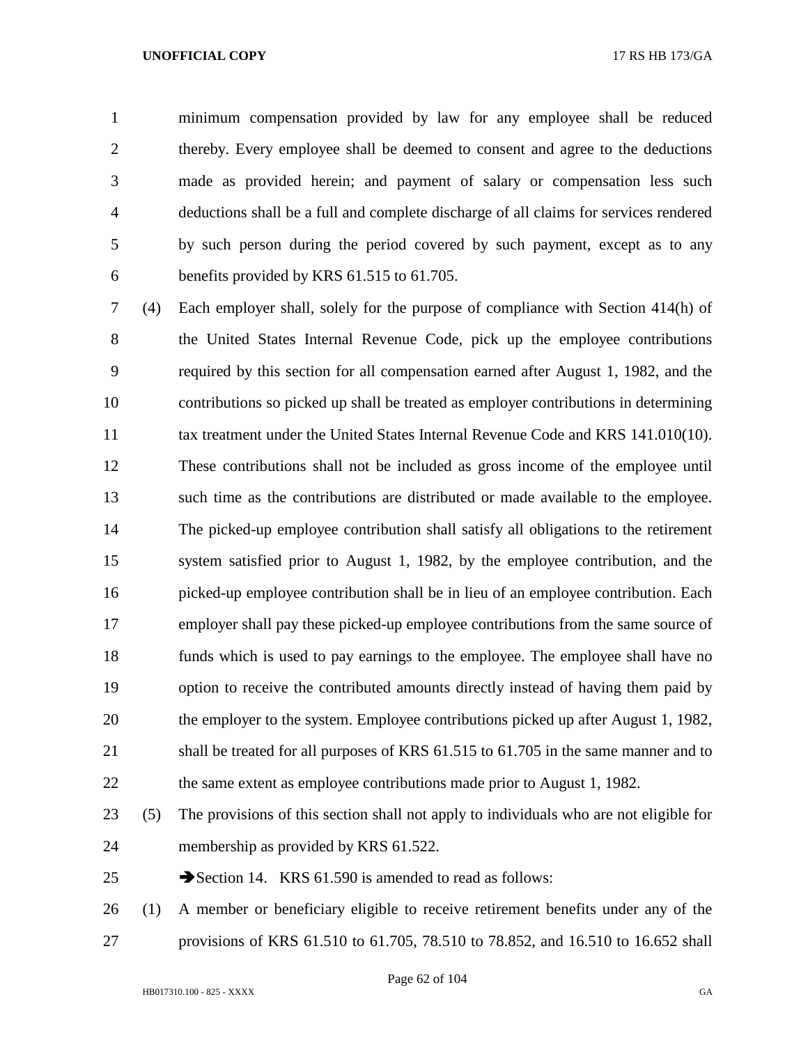minimum compensation provided by law for any employee shall be reduced thereby. Every employee shall be deemed to consent and agree to the deductions made as provided herein; and payment of salary or compensation less such deductions shall be a full and complete discharge of all claims for services rendered by such person during the period covered by such payment, except as to any benefits provided by KRS 61.515 to 61.705.

(4) Each employer shall, solely for the purpose of compliance with Section 414(h) of the United States Internal Revenue Code, pick up the employee contributions required by this section for all compensation earned after August 1, 1982, and the contributions so picked up shall be treated as employer contributions in determining tax treatment under the United States Internal Revenue Code and KRS 141.010(10). These contributions shall not be included as gross income of the employee until such time as the contributions are distributed or made available to the employee. The picked-up employee contribution shall satisfy all obligations to the retirement system satisfied prior to August 1, 1982, by the employee contribution, and the picked-up employee contribution shall be in lieu of an employee contribution. Each employer shall pay these picked-up employee contributions from the same source of funds which is used to pay earnings to the employee. The employee shall have no option to receive the contributed amounts directly instead of having them paid by the employer to the system. Employee contributions picked up after August 1, 1982, shall be treated for all purposes of KRS 61.515 to 61.705 in the same manner and to the same extent as employee contributions made prior to August 1, 1982.

(5) The provisions of this section shall not apply to individuals who are not eligible for membership as provided by KRS 61.522.

➔Section 14. KRS 61.590 is amended to read as follows:

(1) A member or beneficiary eligible to receive retirement benefits under any of the provisions of KRS 61.510 to 61.705, 78.510 to 78.852, and 16.510 to 16.652 shall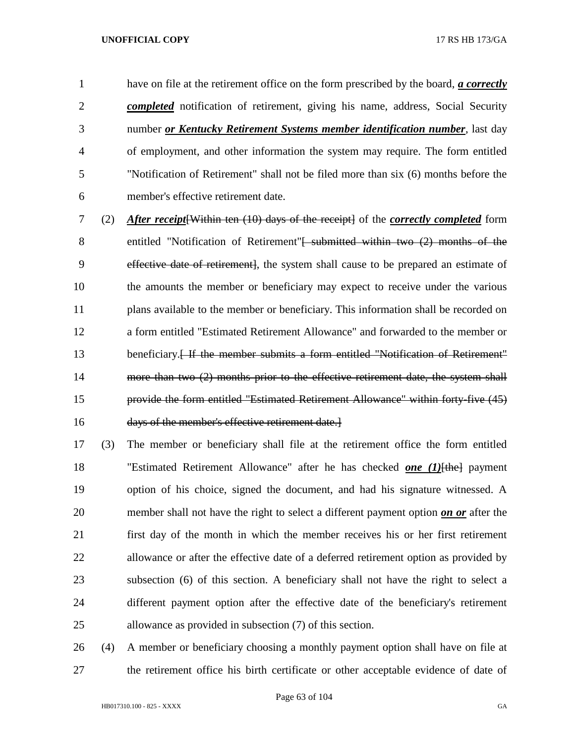have on file at the retirement office on the form prescribed by the board, ***a correctly completed*** notification of retirement, giving his name, address, Social Security number ***or Kentucky Retirement Systems member identification number***, last day of employment, and other information the system may require. The form entitled "Notification of Retirement" shall not be filed more than six (6) months before the member's effective retirement date.

(2) ***After receipt***~~[Within ten (10) days of the receipt]~~ of the ***correctly completed*** form entitled "Notification of Retirement"~~[ submitted within two (2) months of the effective date of retirement]~~, the system shall cause to be prepared an estimate of the amounts the member or beneficiary may expect to receive under the various plans available to the member or beneficiary. This information shall be recorded on a form entitled "Estimated Retirement Allowance" and forwarded to the member or beneficiary.~~[ If the member submits a form entitled "Notification of Retirement" more than two (2) months prior to the effective retirement date, the system shall provide the form entitled "Estimated Retirement Allowance" within forty-five (45) days of the member's effective retirement date.]~~

(3) The member or beneficiary shall file at the retirement office the form entitled "Estimated Retirement Allowance" after he has checked ***one (1)***~~[the]~~ payment option of his choice, signed the document, and had his signature witnessed. A member shall not have the right to select a different payment option ***on or*** after the first day of the month in which the member receives his or her first retirement allowance or after the effective date of a deferred retirement option as provided by subsection (6) of this section. A beneficiary shall not have the right to select a different payment option after the effective date of the beneficiary's retirement allowance as provided in subsection (7) of this section.

(4) A member or beneficiary choosing a monthly payment option shall have on file at the retirement office his birth certificate or other acceptable evidence of date of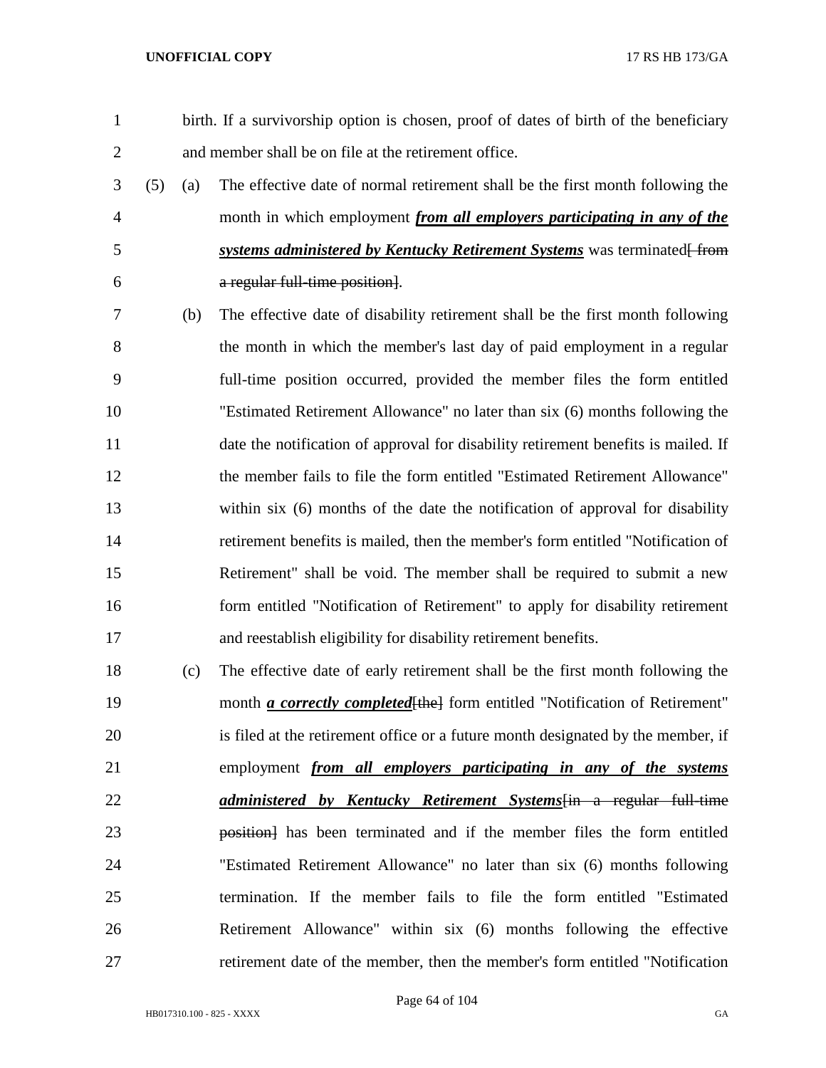birth. If a survivorship option is chosen, proof of dates of birth of the beneficiary and member shall be on file at the retirement office.

(5) (a) The effective date of normal retirement shall be the first month following the month in which employment ***from all employers participating in any of the systems administered by Kentucky Retirement Systems*** was terminated~~[ from a regular full-time position]~~.

(b) The effective date of disability retirement shall be the first month following the month in which the member's last day of paid employment in a regular full-time position occurred, provided the member files the form entitled "Estimated Retirement Allowance" no later than six (6) months following the date the notification of approval for disability retirement benefits is mailed. If the member fails to file the form entitled "Estimated Retirement Allowance" within six (6) months of the date the notification of approval for disability retirement benefits is mailed, then the member's form entitled "Notification of Retirement" shall be void. The member shall be required to submit a new form entitled "Notification of Retirement" to apply for disability retirement and reestablish eligibility for disability retirement benefits.

(c) The effective date of early retirement shall be the first month following the month ***a correctly completed***~~[the]~~ form entitled "Notification of Retirement" is filed at the retirement office or a future month designated by the member, if employment ***from all employers participating in any of the systems administered by Kentucky Retirement Systems***~~[in a regular full-time position]~~ has been terminated and if the member files the form entitled "Estimated Retirement Allowance" no later than six (6) months following termination. If the member fails to file the form entitled "Estimated Retirement Allowance" within six (6) months following the effective retirement date of the member, then the member's form entitled "Notification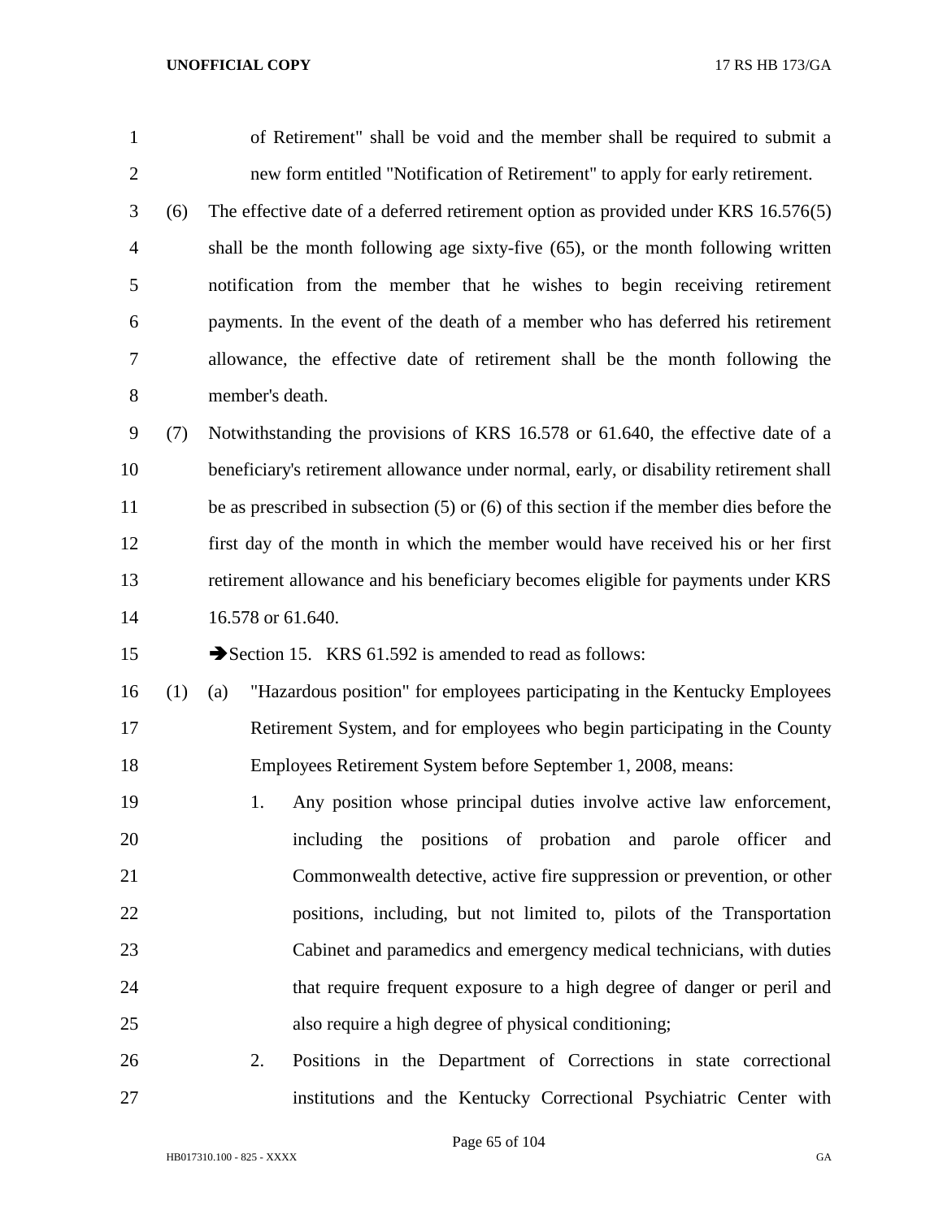of Retirement" shall be void and the member shall be required to submit a new form entitled "Notification of Retirement" to apply for early retirement.

(6) The effective date of a deferred retirement option as provided under KRS 16.576(5) shall be the month following age sixty-five (65), or the month following written notification from the member that he wishes to begin receiving retirement payments. In the event of the death of a member who has deferred his retirement allowance, the effective date of retirement shall be the month following the member's death.

(7) Notwithstanding the provisions of KRS 16.578 or 61.640, the effective date of a beneficiary's retirement allowance under normal, early, or disability retirement shall be as prescribed in subsection (5) or (6) of this section if the member dies before the first day of the month in which the member would have received his or her first retirement allowance and his beneficiary becomes eligible for payments under KRS 16.578 or 61.640.

➔Section 15. KRS 61.592 is amended to read as follows:

(1) (a) "Hazardous position" for employees participating in the Kentucky Employees Retirement System, and for employees who begin participating in the County Employees Retirement System before September 1, 2008, means:

1. Any position whose principal duties involve active law enforcement, including the positions of probation and parole officer and Commonwealth detective, active fire suppression or prevention, or other positions, including, but not limited to, pilots of the Transportation Cabinet and paramedics and emergency medical technicians, with duties that require frequent exposure to a high degree of danger or peril and also require a high degree of physical conditioning;

2. Positions in the Department of Corrections in state correctional institutions and the Kentucky Correctional Psychiatric Center with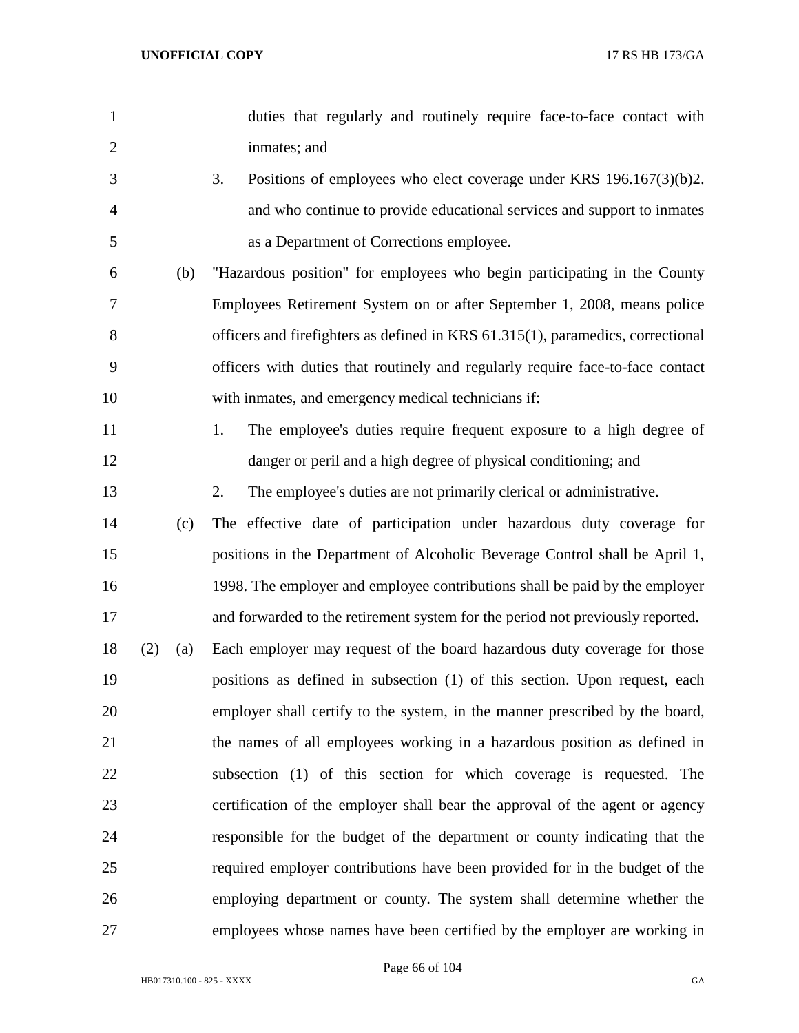duties that regularly and routinely require face-to-face contact with inmates; and

3. Positions of employees who elect coverage under KRS 196.167(3)(b)2. and who continue to provide educational services and support to inmates as a Department of Corrections employee.

(b) "Hazardous position" for employees who begin participating in the County Employees Retirement System on or after September 1, 2008, means police officers and firefighters as defined in KRS 61.315(1), paramedics, correctional officers with duties that routinely and regularly require face-to-face contact with inmates, and emergency medical technicians if:

1. The employee's duties require frequent exposure to a high degree of danger or peril and a high degree of physical conditioning; and

2. The employee's duties are not primarily clerical or administrative.

(c) The effective date of participation under hazardous duty coverage for positions in the Department of Alcoholic Beverage Control shall be April 1, 1998. The employer and employee contributions shall be paid by the employer and forwarded to the retirement system for the period not previously reported.

(2) (a) Each employer may request of the board hazardous duty coverage for those positions as defined in subsection (1) of this section. Upon request, each employer shall certify to the system, in the manner prescribed by the board, the names of all employees working in a hazardous position as defined in subsection (1) of this section for which coverage is requested. The certification of the employer shall bear the approval of the agent or agency responsible for the budget of the department or county indicating that the required employer contributions have been provided for in the budget of the employing department or county. The system shall determine whether the employees whose names have been certified by the employer are working in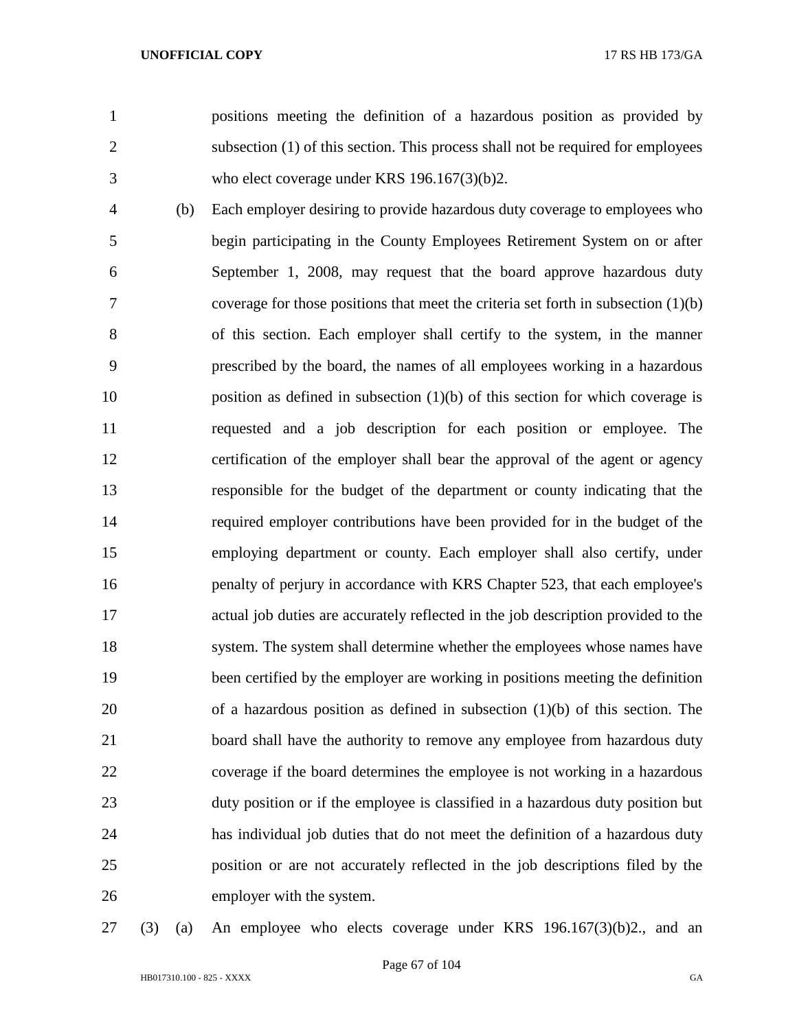positions meeting the definition of a hazardous position as provided by subsection (1) of this section. This process shall not be required for employees who elect coverage under KRS 196.167(3)(b)2.

(b) Each employer desiring to provide hazardous duty coverage to employees who begin participating in the County Employees Retirement System on or after September 1, 2008, may request that the board approve hazardous duty coverage for those positions that meet the criteria set forth in subsection (1)(b) of this section. Each employer shall certify to the system, in the manner prescribed by the board, the names of all employees working in a hazardous position as defined in subsection (1)(b) of this section for which coverage is requested and a job description for each position or employee. The certification of the employer shall bear the approval of the agent or agency responsible for the budget of the department or county indicating that the required employer contributions have been provided for in the budget of the employing department or county. Each employer shall also certify, under penalty of perjury in accordance with KRS Chapter 523, that each employee's actual job duties are accurately reflected in the job description provided to the system. The system shall determine whether the employees whose names have been certified by the employer are working in positions meeting the definition of a hazardous position as defined in subsection (1)(b) of this section. The board shall have the authority to remove any employee from hazardous duty coverage if the board determines the employee is not working in a hazardous duty position or if the employee is classified in a hazardous duty position but has individual job duties that do not meet the definition of a hazardous duty position or are not accurately reflected in the job descriptions filed by the employer with the system.

(3) (a) An employee who elects coverage under KRS 196.167(3)(b)2., and an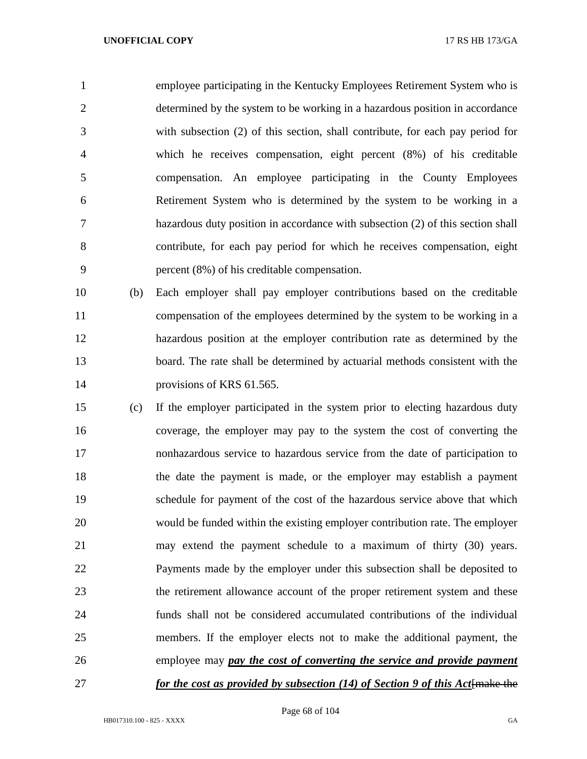employee participating in the Kentucky Employees Retirement System who is determined by the system to be working in a hazardous position in accordance with subsection (2) of this section, shall contribute, for each pay period for which he receives compensation, eight percent (8%) of his creditable compensation. An employee participating in the County Employees Retirement System who is determined by the system to be working in a hazardous duty position in accordance with subsection (2) of this section shall contribute, for each pay period for which he receives compensation, eight percent (8%) of his creditable compensation.

(b) Each employer shall pay employer contributions based on the creditable compensation of the employees determined by the system to be working in a hazardous position at the employer contribution rate as determined by the board. The rate shall be determined by actuarial methods consistent with the provisions of KRS 61.565.

(c) If the employer participated in the system prior to electing hazardous duty coverage, the employer may pay to the system the cost of converting the nonhazardous service to hazardous service from the date of participation to the date the payment is made, or the employer may establish a payment schedule for payment of the cost of the hazardous service above that which would be funded within the existing employer contribution rate. The employer may extend the payment schedule to a maximum of thirty (30) years. Payments made by the employer under this subsection shall be deposited to the retirement allowance account of the proper retirement system and these funds shall not be considered accumulated contributions of the individual members. If the employer elects not to make the additional payment, the employee may ***pay the cost of converting the service and provide payment for the cost as provided by subsection (14) of Section 9 of this Act***[~~make the~~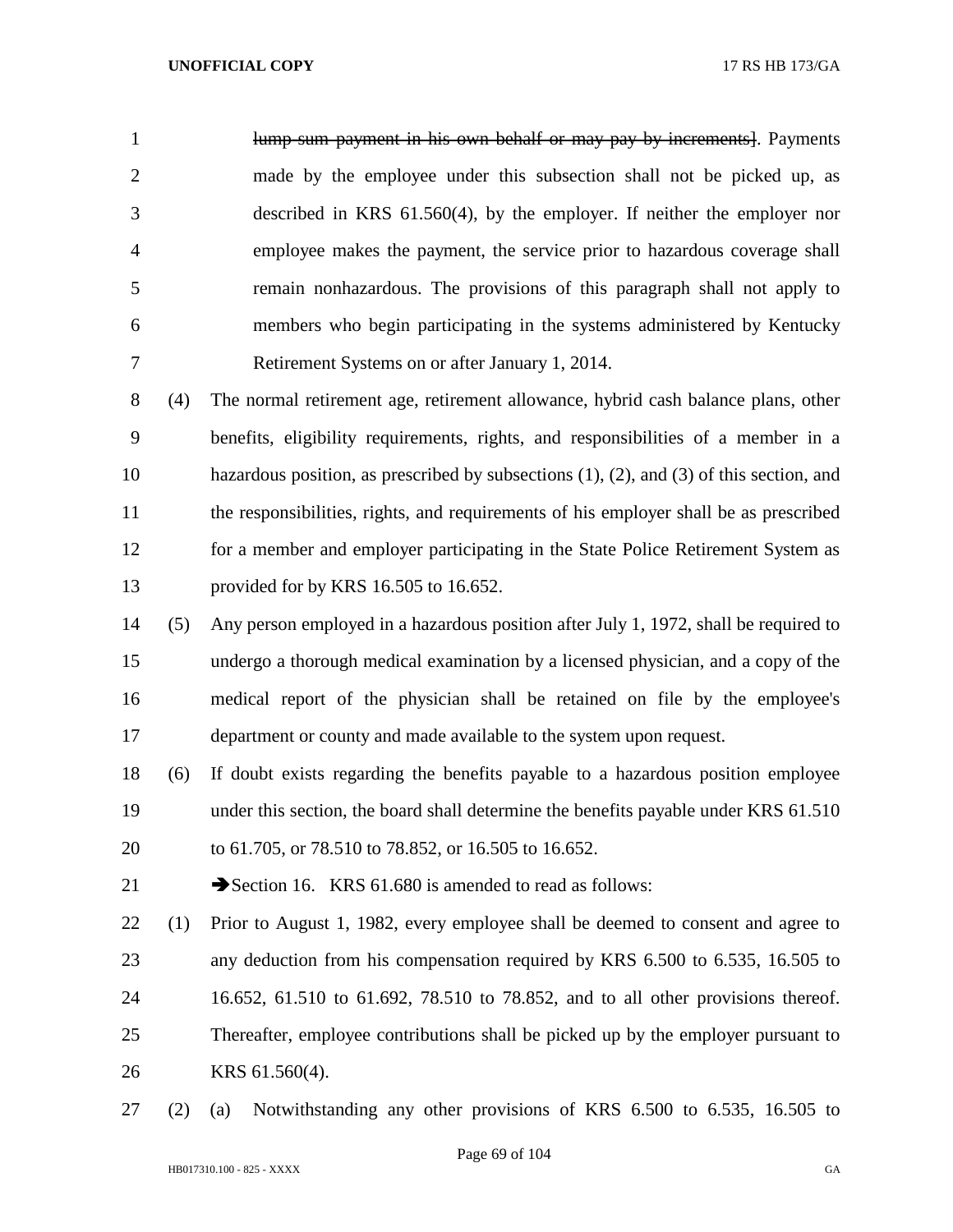~~lump-sum payment in his own behalf or may pay by increments~~]. Payments made by the employee under this subsection shall not be picked up, as described in KRS 61.560(4), by the employer. If neither the employer nor employee makes the payment, the service prior to hazardous coverage shall remain nonhazardous. The provisions of this paragraph shall not apply to members who begin participating in the systems administered by Kentucky Retirement Systems on or after January 1, 2014.

(4) The normal retirement age, retirement allowance, hybrid cash balance plans, other benefits, eligibility requirements, rights, and responsibilities of a member in a hazardous position, as prescribed by subsections (1), (2), and (3) of this section, and the responsibilities, rights, and requirements of his employer shall be as prescribed for a member and employer participating in the State Police Retirement System as provided for by KRS 16.505 to 16.652.

(5) Any person employed in a hazardous position after July 1, 1972, shall be required to undergo a thorough medical examination by a licensed physician, and a copy of the medical report of the physician shall be retained on file by the employee's department or county and made available to the system upon request.

(6) If doubt exists regarding the benefits payable to a hazardous position employee under this section, the board shall determine the benefits payable under KRS 61.510 to 61.705, or 78.510 to 78.852, or 16.505 to 16.652.

➔Section 16. KRS 61.680 is amended to read as follows:

(1) Prior to August 1, 1982, every employee shall be deemed to consent and agree to any deduction from his compensation required by KRS 6.500 to 6.535, 16.505 to 16.652, 61.510 to 61.692, 78.510 to 78.852, and to all other provisions thereof. Thereafter, employee contributions shall be picked up by the employer pursuant to KRS 61.560(4).

(2) (a) Notwithstanding any other provisions of KRS 6.500 to 6.535, 16.505 to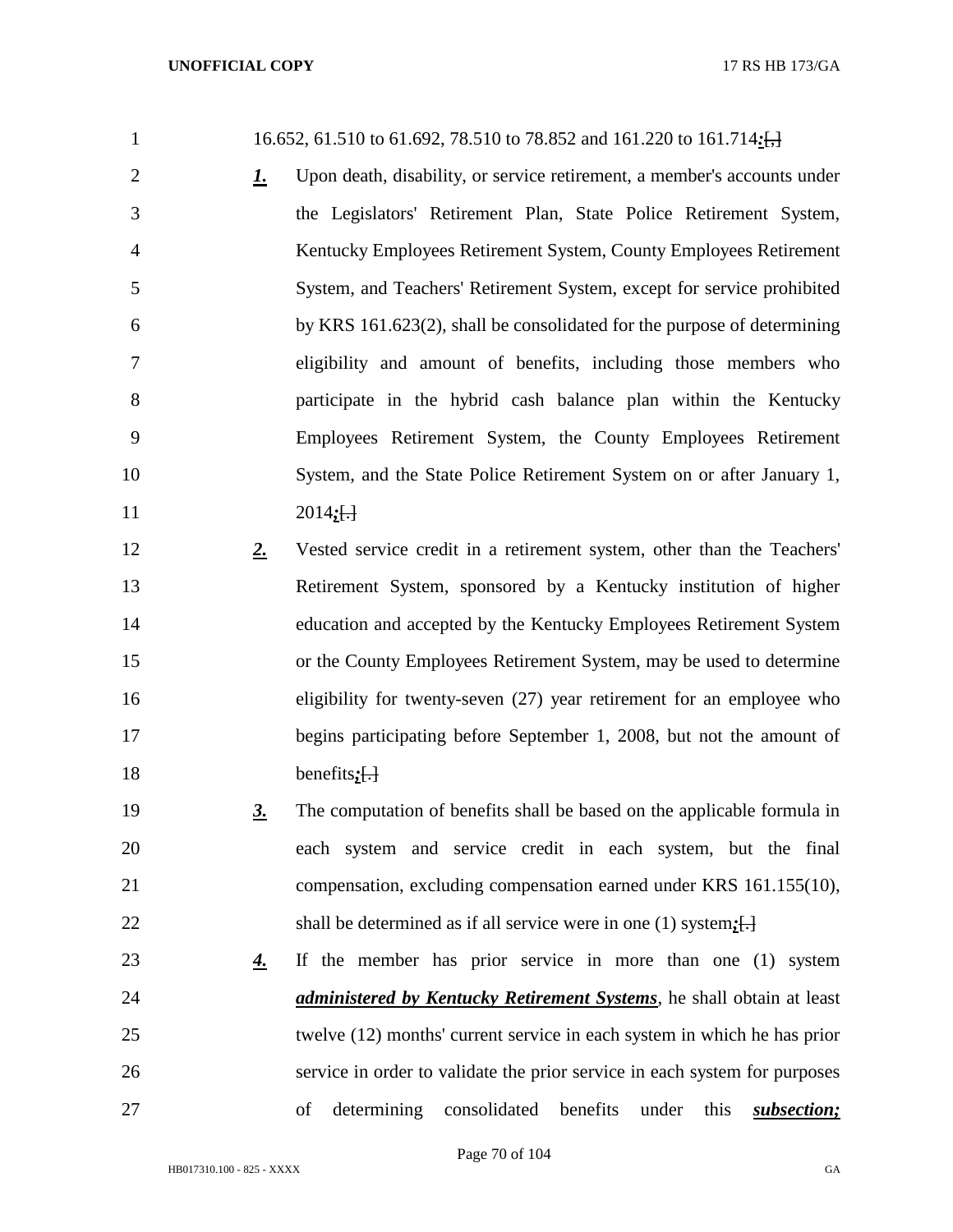16.652, 61.510 to 61.692, 78.510 to 78.852 and 161.220 to 161.714***:***[,]

***1.*** Upon death, disability, or service retirement, a member's accounts under the Legislators' Retirement Plan, State Police Retirement System, Kentucky Employees Retirement System, County Employees Retirement System, and Teachers' Retirement System, except for service prohibited by KRS 161.623(2), shall be consolidated for the purpose of determining eligibility and amount of benefits, including those members who participate in the hybrid cash balance plan within the Kentucky Employees Retirement System, the County Employees Retirement System, and the State Police Retirement System on or after January 1, 2014***;***[.]

***2.*** Vested service credit in a retirement system, other than the Teachers' Retirement System, sponsored by a Kentucky institution of higher education and accepted by the Kentucky Employees Retirement System or the County Employees Retirement System, may be used to determine eligibility for twenty-seven (27) year retirement for an employee who begins participating before September 1, 2008, but not the amount of benefits***;***[.]

***3.*** The computation of benefits shall be based on the applicable formula in each system and service credit in each system, but the final compensation, excluding compensation earned under KRS 161.155(10), shall be determined as if all service were in one (1) system***;***[.]

***4.*** If the member has prior service in more than one (1) system ***administered by Kentucky Retirement Systems***, he shall obtain at least twelve (12) months' current service in each system in which he has prior service in order to validate the prior service in each system for purposes of determining consolidated benefits under this ***subsection;***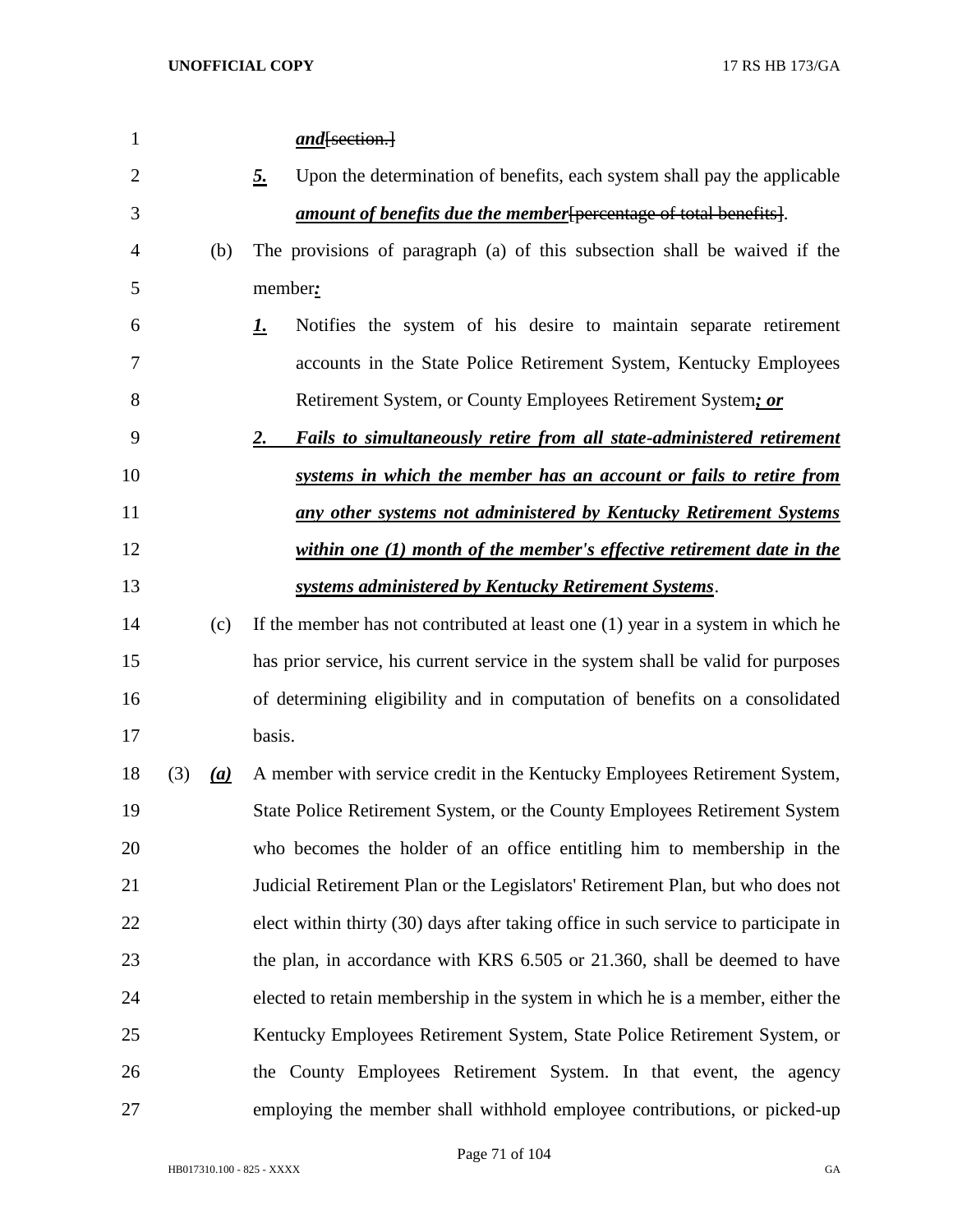***and***~~[section.]~~

***5.*** Upon the determination of benefits, each system shall pay the applicable ***amount of benefits due the member***~~[percentage of total benefits]~~.

(b) The provisions of paragraph (a) of this subsection shall be waived if the member***:***

***1.*** Notifies the system of his desire to maintain separate retirement accounts in the State Police Retirement System, Kentucky Employees Retirement System, or County Employees Retirement System***; or***

***2. Fails to simultaneously retire from all state-administered retirement systems in which the member has an account or fails to retire from any other systems not administered by Kentucky Retirement Systems within one (1) month of the member's effective retirement date in the systems administered by Kentucky Retirement Systems***.

(c) If the member has not contributed at least one (1) year in a system in which he has prior service, his current service in the system shall be valid for purposes of determining eligibility and in computation of benefits on a consolidated basis.

(3) ***(a)*** A member with service credit in the Kentucky Employees Retirement System, State Police Retirement System, or the County Employees Retirement System who becomes the holder of an office entitling him to membership in the Judicial Retirement Plan or the Legislators' Retirement Plan, but who does not elect within thirty (30) days after taking office in such service to participate in the plan, in accordance with KRS 6.505 or 21.360, shall be deemed to have elected to retain membership in the system in which he is a member, either the Kentucky Employees Retirement System, State Police Retirement System, or the County Employees Retirement System. In that event, the agency employing the member shall withhold employee contributions, or picked-up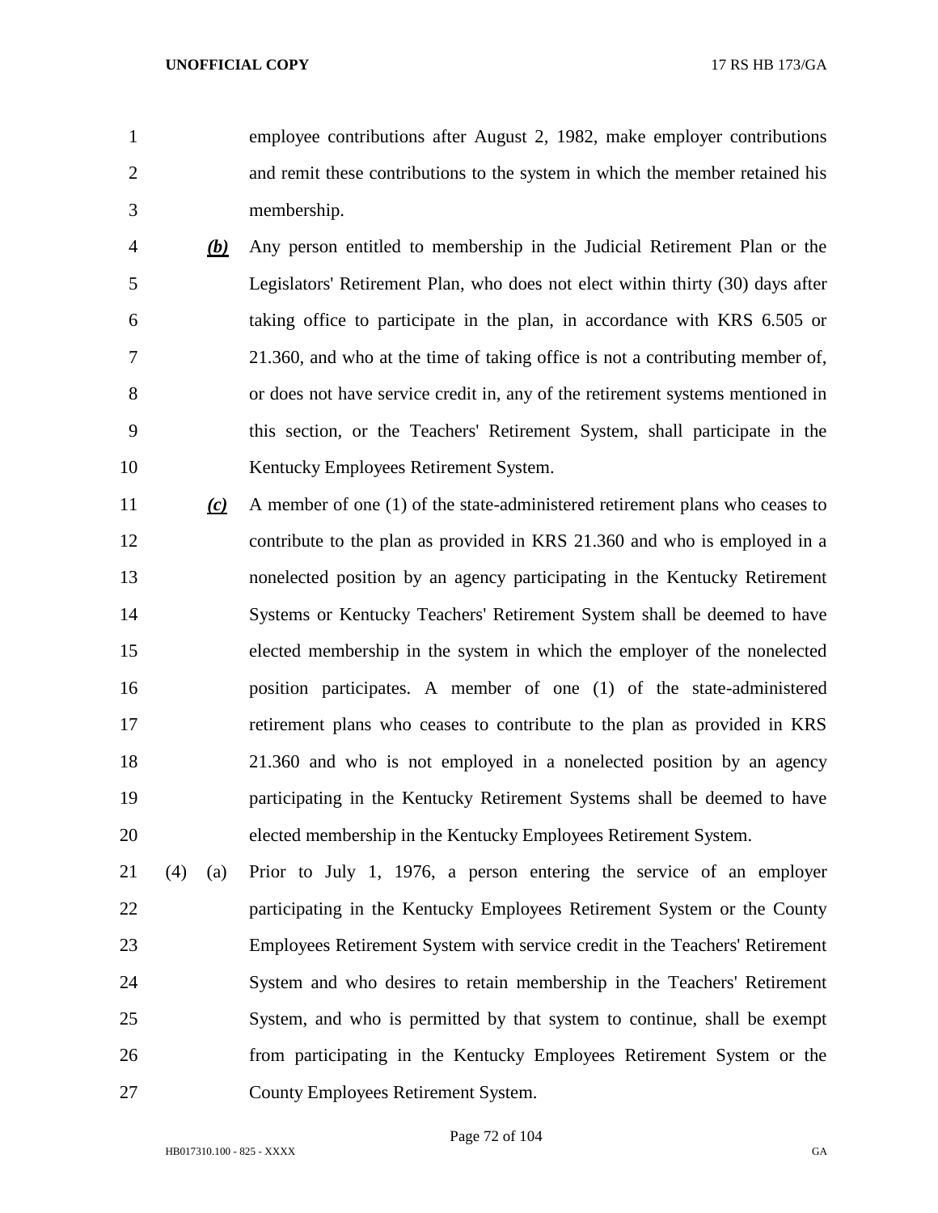employee contributions after August 2, 1982, make employer contributions and remit these contributions to the system in which the member retained his membership.

***(b)*** Any person entitled to membership in the Judicial Retirement Plan or the Legislators' Retirement Plan, who does not elect within thirty (30) days after taking office to participate in the plan, in accordance with KRS 6.505 or 21.360, and who at the time of taking office is not a contributing member of, or does not have service credit in, any of the retirement systems mentioned in this section, or the Teachers' Retirement System, shall participate in the Kentucky Employees Retirement System.

***(c)*** A member of one (1) of the state-administered retirement plans who ceases to contribute to the plan as provided in KRS 21.360 and who is employed in a nonelected position by an agency participating in the Kentucky Retirement Systems or Kentucky Teachers' Retirement System shall be deemed to have elected membership in the system in which the employer of the nonelected position participates. A member of one (1) of the state-administered retirement plans who ceases to contribute to the plan as provided in KRS 21.360 and who is not employed in a nonelected position by an agency participating in the Kentucky Retirement Systems shall be deemed to have elected membership in the Kentucky Employees Retirement System.

(4) (a) Prior to July 1, 1976, a person entering the service of an employer participating in the Kentucky Employees Retirement System or the County Employees Retirement System with service credit in the Teachers' Retirement System and who desires to retain membership in the Teachers' Retirement System, and who is permitted by that system to continue, shall be exempt from participating in the Kentucky Employees Retirement System or the County Employees Retirement System.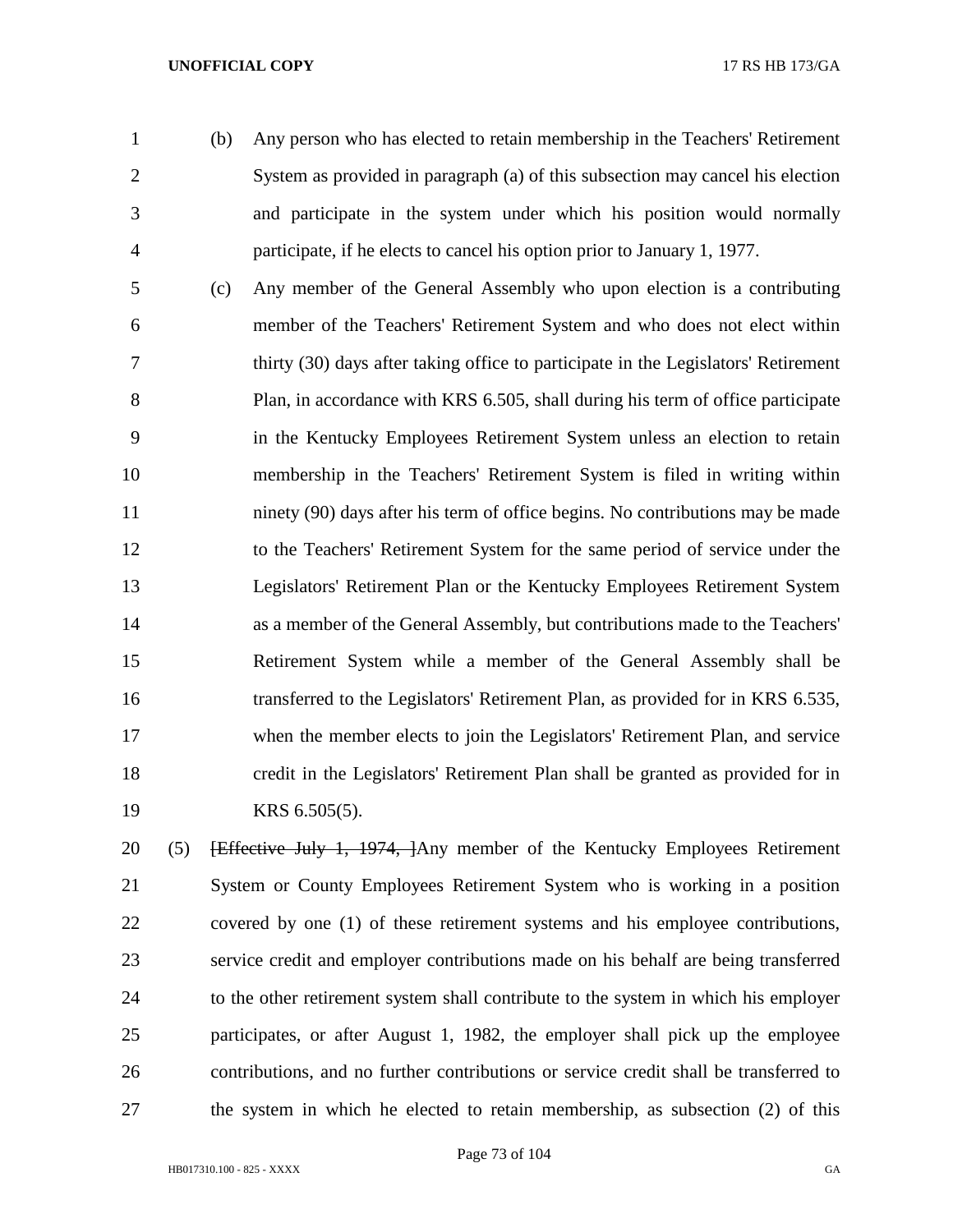(b) Any person who has elected to retain membership in the Teachers' Retirement System as provided in paragraph (a) of this subsection may cancel his election and participate in the system under which his position would normally participate, if he elects to cancel his option prior to January 1, 1977.

(c) Any member of the General Assembly who upon election is a contributing member of the Teachers' Retirement System and who does not elect within thirty (30) days after taking office to participate in the Legislators' Retirement Plan, in accordance with KRS 6.505, shall during his term of office participate in the Kentucky Employees Retirement System unless an election to retain membership in the Teachers' Retirement System is filed in writing within ninety (90) days after his term of office begins. No contributions may be made to the Teachers' Retirement System for the same period of service under the Legislators' Retirement Plan or the Kentucky Employees Retirement System as a member of the General Assembly, but contributions made to the Teachers' Retirement System while a member of the General Assembly shall be transferred to the Legislators' Retirement Plan, as provided for in KRS 6.535, when the member elects to join the Legislators' Retirement Plan, and service credit in the Legislators' Retirement Plan shall be granted as provided for in KRS 6.505(5).

(5) ~~[Effective July 1, 1974, ]~~Any member of the Kentucky Employees Retirement System or County Employees Retirement System who is working in a position covered by one (1) of these retirement systems and his employee contributions, service credit and employer contributions made on his behalf are being transferred to the other retirement system shall contribute to the system in which his employer participates, or after August 1, 1982, the employer shall pick up the employee contributions, and no further contributions or service credit shall be transferred to the system in which he elected to retain membership, as subsection (2) of this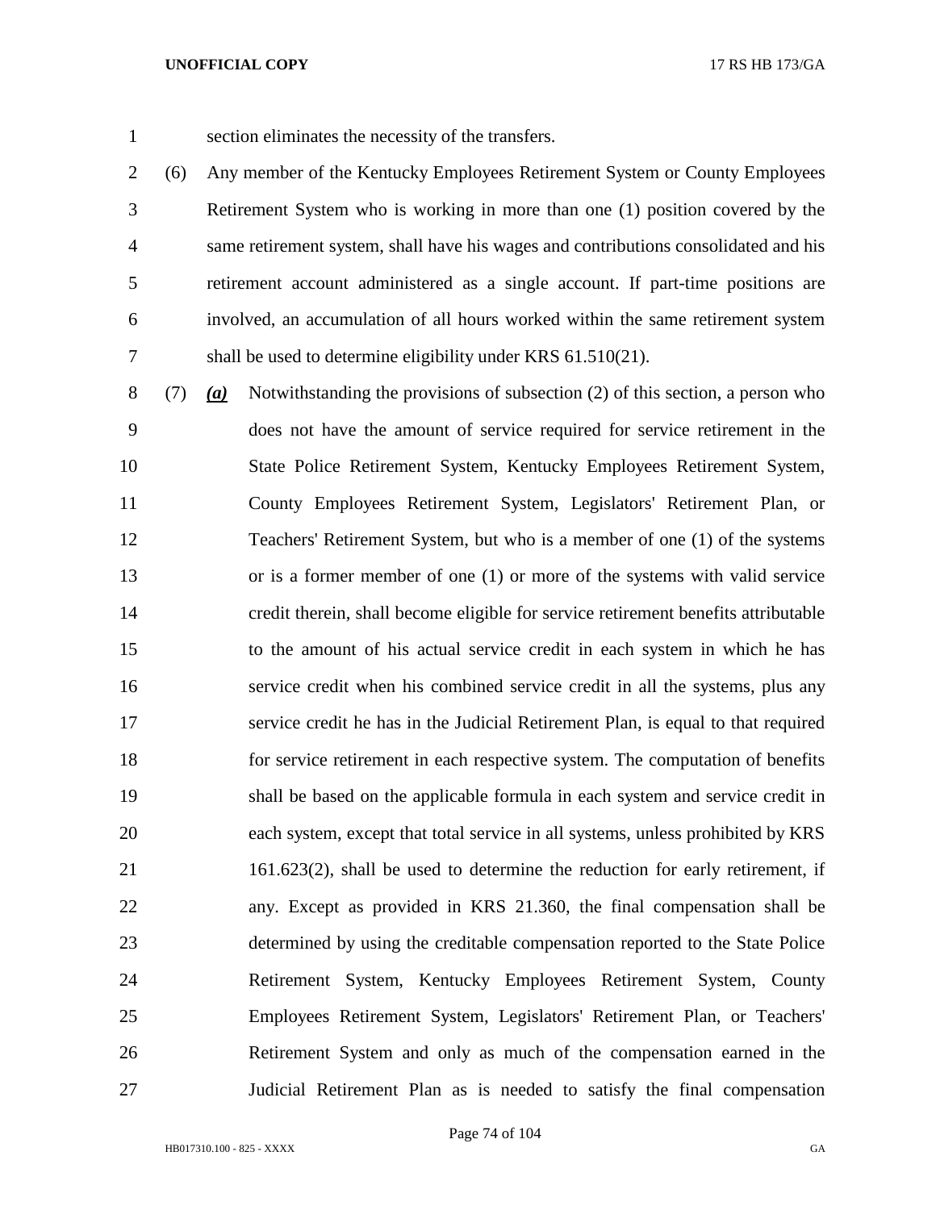section eliminates the necessity of the transfers.

(6) Any member of the Kentucky Employees Retirement System or County Employees Retirement System who is working in more than one (1) position covered by the same retirement system, shall have his wages and contributions consolidated and his retirement account administered as a single account. If part-time positions are involved, an accumulation of all hours worked within the same retirement system shall be used to determine eligibility under KRS 61.510(21).

(7) ***(a)*** Notwithstanding the provisions of subsection (2) of this section, a person who does not have the amount of service required for service retirement in the State Police Retirement System, Kentucky Employees Retirement System, County Employees Retirement System, Legislators' Retirement Plan, or Teachers' Retirement System, but who is a member of one (1) of the systems or is a former member of one (1) or more of the systems with valid service credit therein, shall become eligible for service retirement benefits attributable to the amount of his actual service credit in each system in which he has service credit when his combined service credit in all the systems, plus any service credit he has in the Judicial Retirement Plan, is equal to that required for service retirement in each respective system. The computation of benefits shall be based on the applicable formula in each system and service credit in each system, except that total service in all systems, unless prohibited by KRS 161.623(2), shall be used to determine the reduction for early retirement, if any. Except as provided in KRS 21.360, the final compensation shall be determined by using the creditable compensation reported to the State Police Retirement System, Kentucky Employees Retirement System, County Employees Retirement System, Legislators' Retirement Plan, or Teachers' Retirement System and only as much of the compensation earned in the Judicial Retirement Plan as is needed to satisfy the final compensation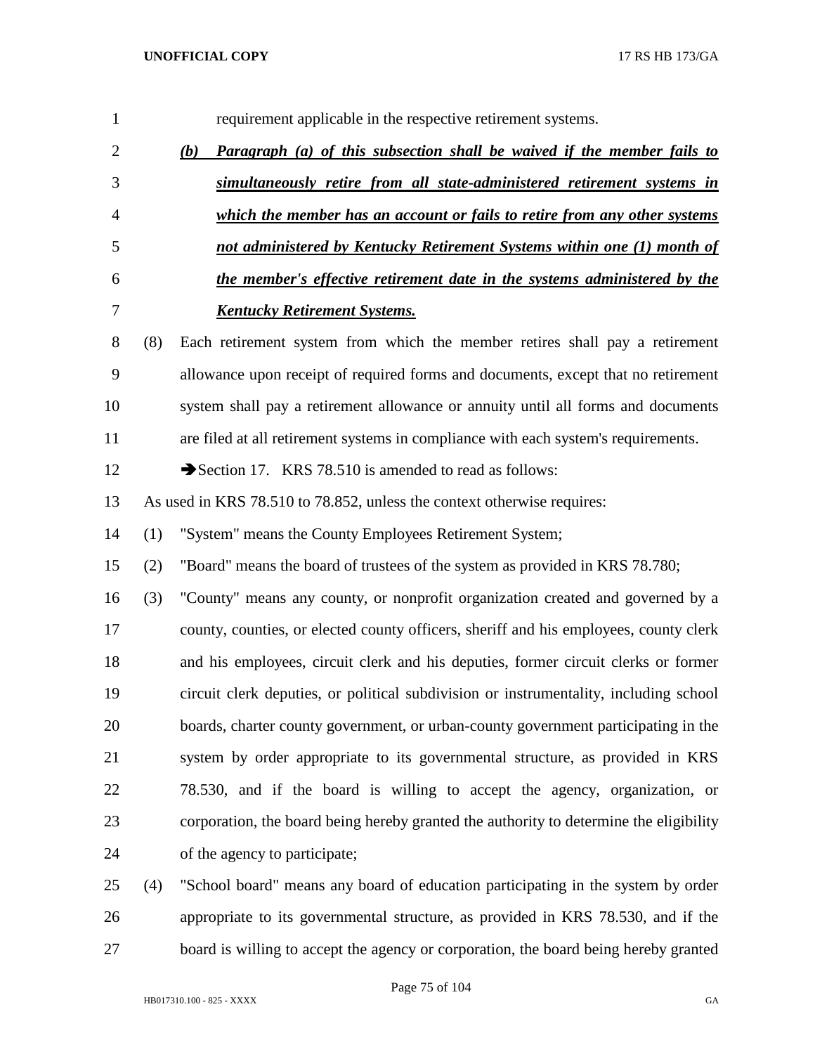requirement applicable in the respective retirement systems.

*__(b) Paragraph (a) of this subsection shall be waived if the member fails to simultaneously retire from all state-administered retirement systems in which the member has an account or fails to retire from any other systems not administered by Kentucky Retirement Systems within one (1) month of the member's effective retirement date in the systems administered by the Kentucky Retirement Systems.__*

(8) Each retirement system from which the member retires shall pay a retirement allowance upon receipt of required forms and documents, except that no retirement system shall pay a retirement allowance or annuity until all forms and documents are filed at all retirement systems in compliance with each system's requirements.

➔Section 17. KRS 78.510 is amended to read as follows:

As used in KRS 78.510 to 78.852, unless the context otherwise requires:

(1) "System" means the County Employees Retirement System;

(2) "Board" means the board of trustees of the system as provided in KRS 78.780;

(3) "County" means any county, or nonprofit organization created and governed by a county, counties, or elected county officers, sheriff and his employees, county clerk and his employees, circuit clerk and his deputies, former circuit clerks or former circuit clerk deputies, or political subdivision or instrumentality, including school boards, charter county government, or urban-county government participating in the system by order appropriate to its governmental structure, as provided in KRS 78.530, and if the board is willing to accept the agency, organization, or corporation, the board being hereby granted the authority to determine the eligibility of the agency to participate;

(4) "School board" means any board of education participating in the system by order appropriate to its governmental structure, as provided in KRS 78.530, and if the board is willing to accept the agency or corporation, the board being hereby granted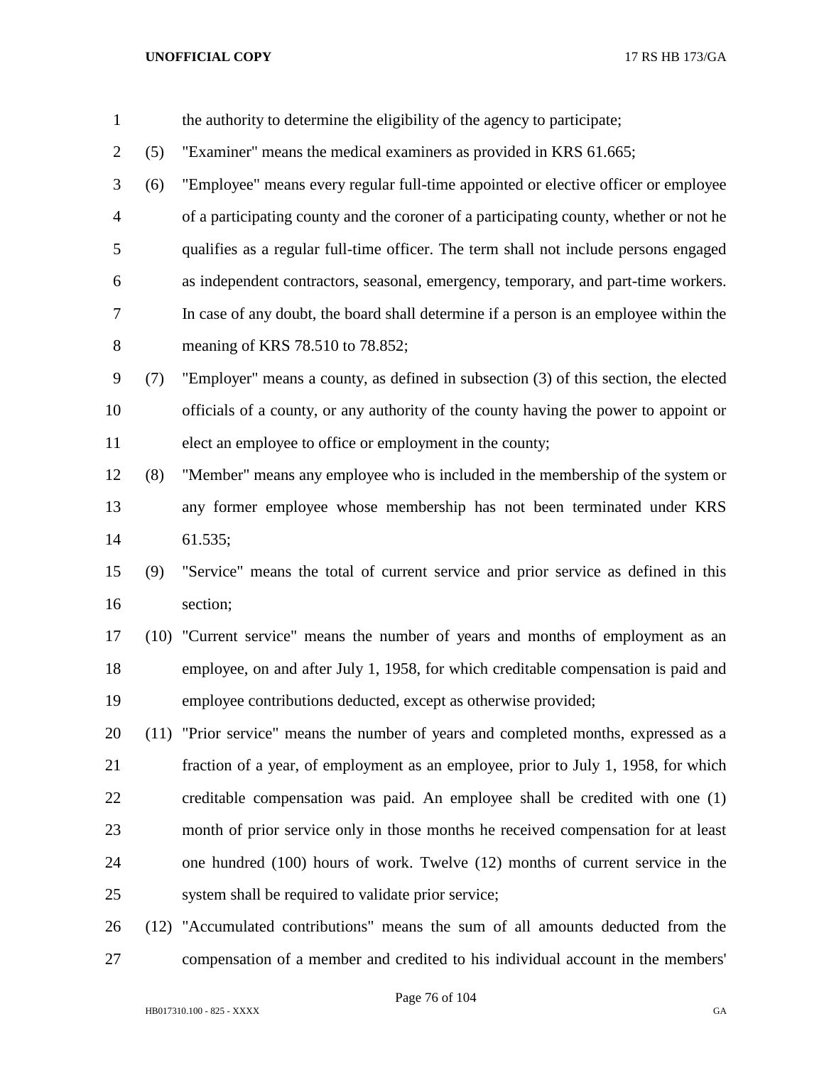the authority to determine the eligibility of the agency to participate;

(5) "Examiner" means the medical examiners as provided in KRS 61.665;

(6) "Employee" means every regular full-time appointed or elective officer or employee of a participating county and the coroner of a participating county, whether or not he qualifies as a regular full-time officer. The term shall not include persons engaged as independent contractors, seasonal, emergency, temporary, and part-time workers. In case of any doubt, the board shall determine if a person is an employee within the meaning of KRS 78.510 to 78.852;

(7) "Employer" means a county, as defined in subsection (3) of this section, the elected officials of a county, or any authority of the county having the power to appoint or elect an employee to office or employment in the county;

(8) "Member" means any employee who is included in the membership of the system or any former employee whose membership has not been terminated under KRS 61.535;

(9) "Service" means the total of current service and prior service as defined in this section;

(10) "Current service" means the number of years and months of employment as an employee, on and after July 1, 1958, for which creditable compensation is paid and employee contributions deducted, except as otherwise provided;

(11) "Prior service" means the number of years and completed months, expressed as a fraction of a year, of employment as an employee, prior to July 1, 1958, for which creditable compensation was paid. An employee shall be credited with one (1) month of prior service only in those months he received compensation for at least one hundred (100) hours of work. Twelve (12) months of current service in the system shall be required to validate prior service;

(12) "Accumulated contributions" means the sum of all amounts deducted from the compensation of a member and credited to his individual account in the members'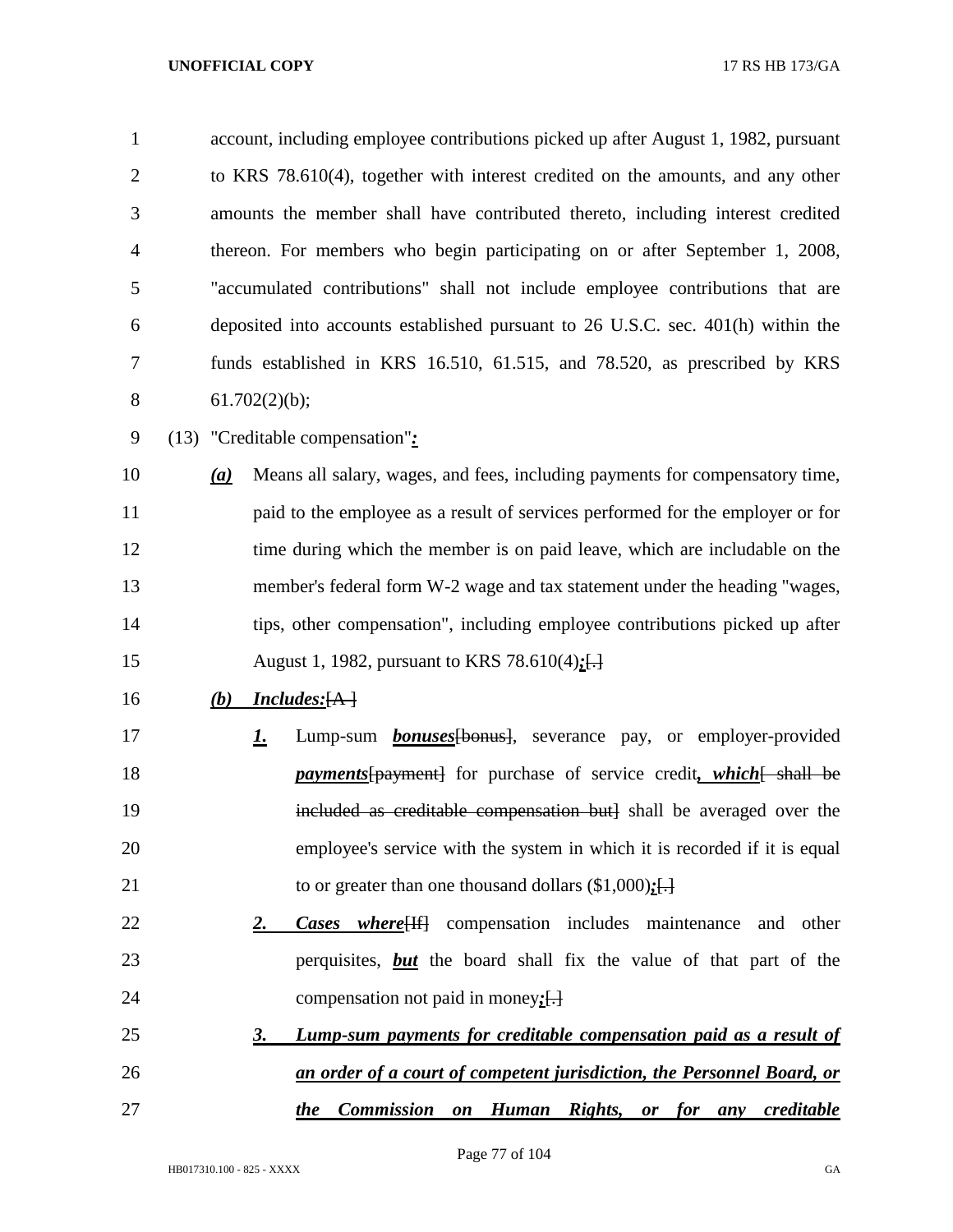account, including employee contributions picked up after August 1, 1982, pursuant to KRS 78.610(4), together with interest credited on the amounts, and any other amounts the member shall have contributed thereto, including interest credited thereon. For members who begin participating on or after September 1, 2008, "accumulated contributions" shall not include employee contributions that are deposited into accounts established pursuant to 26 U.S.C. sec. 401(h) within the funds established in KRS 16.510, 61.515, and 78.520, as prescribed by KRS 61.702(2)(b);

(13) "Creditable compensation"***:***

***(a)*** Means all salary, wages, and fees, including payments for compensatory time, paid to the employee as a result of services performed for the employer or for time during which the member is on paid leave, which are includable on the member's federal form W-2 wage and tax statement under the heading "wages, tips, other compensation", including employee contributions picked up after August 1, 1982, pursuant to KRS 78.610(4)***;***[.]

***(b) Includes:***[A ]

***1.*** Lump-sum ***bonuses***[bonus], severance pay, or employer-provided ***payments***[payment] for purchase of service credit***, which***[ shall be included as creditable compensation but] shall be averaged over the employee's service with the system in which it is recorded if it is equal to or greater than one thousand dollars ($1,000)***;***[.]

***2. Cases where***[If] compensation includes maintenance and other perquisites, ***but*** the board shall fix the value of that part of the compensation not paid in money***;***[.]

***3. Lump-sum payments for creditable compensation paid as a result of an order of a court of competent jurisdiction, the Personnel Board, or the Commission on Human Rights, or for any creditable***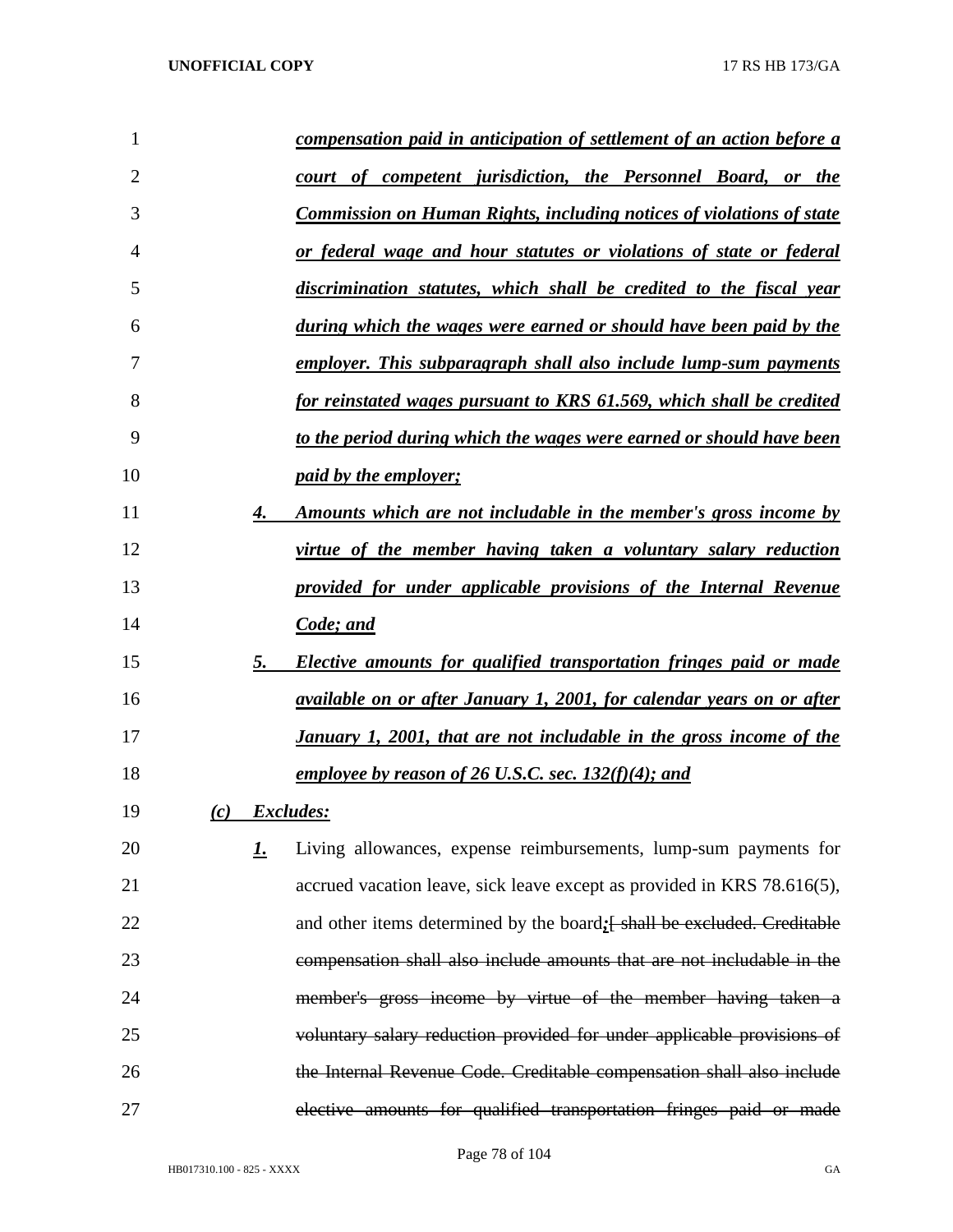*compensation paid in anticipation of settlement of an action before a court of competent jurisdiction, the Personnel Board, or the Commission on Human Rights, including notices of violations of state or federal wage and hour statutes or violations of state or federal discrimination statutes, which shall be credited to the fiscal year during which the wages were earned or should have been paid by the employer. This subparagraph shall also include lump-sum payments for reinstated wages pursuant to KRS 61.569, which shall be credited to the period during which the wages were earned or should have been paid by the employer;*

*4. Amounts which are not includable in the member's gross income by virtue of the member having taken a voluntary salary reduction provided for under applicable provisions of the Internal Revenue Code; and*

*5. Elective amounts for qualified transportation fringes paid or made available on or after January 1, 2001, for calendar years on or after January 1, 2001, that are not includable in the gross income of the employee by reason of 26 U.S.C. sec. 132(f)(4); and*

*(c) Excludes:*

*1.* Living allowances, expense reimbursements, lump-sum payments for accrued vacation leave, sick leave except as provided in KRS 78.616(5), and other items determined by the board*;*[ ~~shall be excluded. Creditable compensation shall also include amounts that are not includable in the member's gross income by virtue of the member having taken a voluntary salary reduction provided for under applicable provisions of the Internal Revenue Code. Creditable compensation shall also include elective amounts for qualified transportation fringes paid or made~~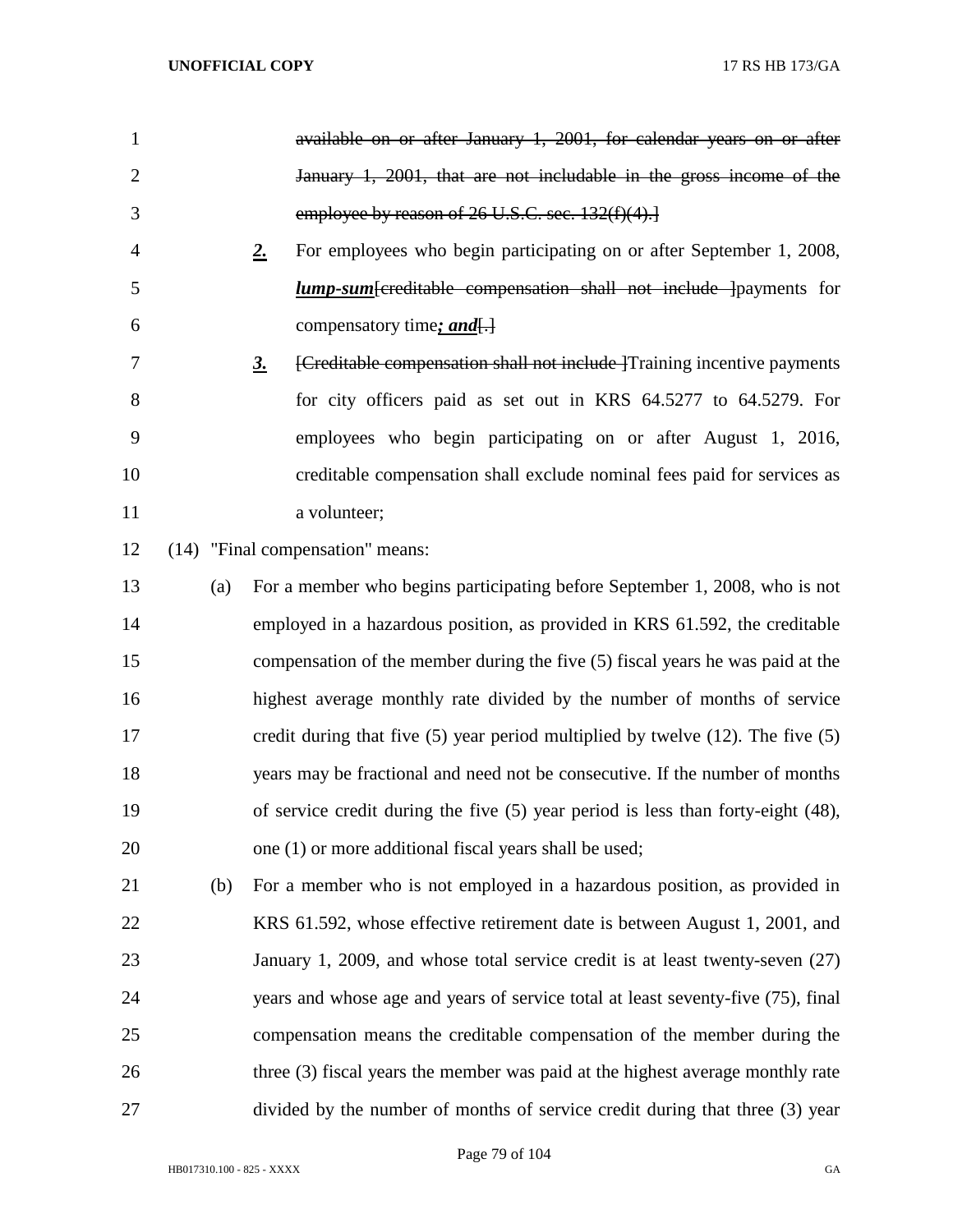~~available on or after January 1, 2001, for calendar years on or after January 1, 2001, that are not includable in the gross income of the employee by reason of 26 U.S.C. sec. 132(f)(4).]~~

***2.*** For employees who begin participating on or after September 1, 2008, ***lump-sum***[~~creditable compensation shall not include~~ ]payments for compensatory time***; and***[~~.~~]

***3.*** [~~Creditable compensation shall not include~~ ]Training incentive payments for city officers paid as set out in KRS 64.5277 to 64.5279. For employees who begin participating on or after August 1, 2016, creditable compensation shall exclude nominal fees paid for services as a volunteer;

(14) "Final compensation" means:

(a) For a member who begins participating before September 1, 2008, who is not employed in a hazardous position, as provided in KRS 61.592, the creditable compensation of the member during the five (5) fiscal years he was paid at the highest average monthly rate divided by the number of months of service credit during that five (5) year period multiplied by twelve (12). The five (5) years may be fractional and need not be consecutive. If the number of months of service credit during the five (5) year period is less than forty-eight (48), one (1) or more additional fiscal years shall be used;

(b) For a member who is not employed in a hazardous position, as provided in KRS 61.592, whose effective retirement date is between August 1, 2001, and January 1, 2009, and whose total service credit is at least twenty-seven (27) years and whose age and years of service total at least seventy-five (75), final compensation means the creditable compensation of the member during the three (3) fiscal years the member was paid at the highest average monthly rate divided by the number of months of service credit during that three (3) year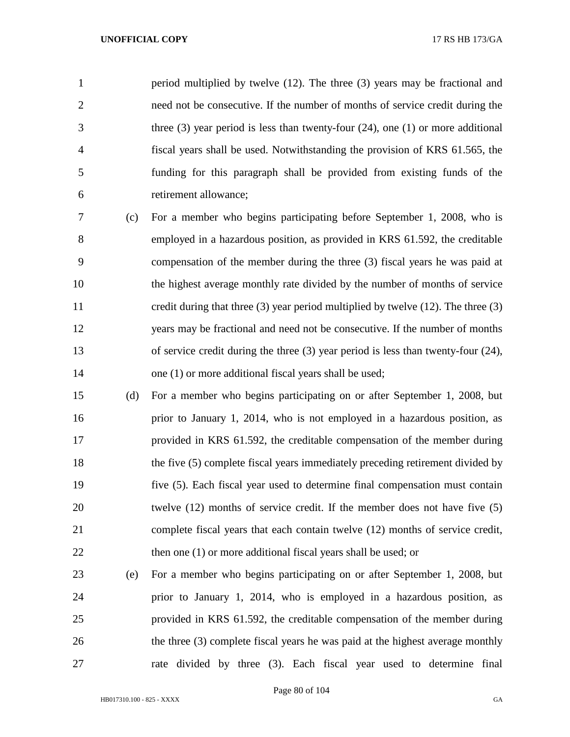period multiplied by twelve (12). The three (3) years may be fractional and need not be consecutive. If the number of months of service credit during the three (3) year period is less than twenty-four (24), one (1) or more additional fiscal years shall be used. Notwithstanding the provision of KRS 61.565, the funding for this paragraph shall be provided from existing funds of the retirement allowance;

(c) For a member who begins participating before September 1, 2008, who is employed in a hazardous position, as provided in KRS 61.592, the creditable compensation of the member during the three (3) fiscal years he was paid at the highest average monthly rate divided by the number of months of service credit during that three (3) year period multiplied by twelve (12). The three (3) years may be fractional and need not be consecutive. If the number of months of service credit during the three (3) year period is less than twenty-four (24), one (1) or more additional fiscal years shall be used;

(d) For a member who begins participating on or after September 1, 2008, but prior to January 1, 2014, who is not employed in a hazardous position, as provided in KRS 61.592, the creditable compensation of the member during the five (5) complete fiscal years immediately preceding retirement divided by five (5). Each fiscal year used to determine final compensation must contain twelve (12) months of service credit. If the member does not have five (5) complete fiscal years that each contain twelve (12) months of service credit, then one (1) or more additional fiscal years shall be used; or

(e) For a member who begins participating on or after September 1, 2008, but prior to January 1, 2014, who is employed in a hazardous position, as provided in KRS 61.592, the creditable compensation of the member during the three (3) complete fiscal years he was paid at the highest average monthly rate divided by three (3). Each fiscal year used to determine final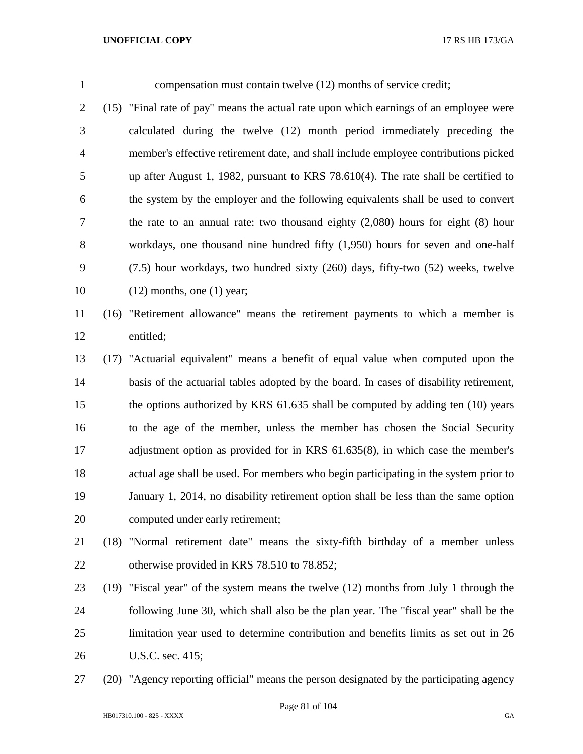compensation must contain twelve (12) months of service credit;

(15) "Final rate of pay" means the actual rate upon which earnings of an employee were calculated during the twelve (12) month period immediately preceding the member's effective retirement date, and shall include employee contributions picked up after August 1, 1982, pursuant to KRS 78.610(4). The rate shall be certified to the system by the employer and the following equivalents shall be used to convert the rate to an annual rate: two thousand eighty (2,080) hours for eight (8) hour workdays, one thousand nine hundred fifty (1,950) hours for seven and one-half (7.5) hour workdays, two hundred sixty (260) days, fifty-two (52) weeks, twelve (12) months, one (1) year;

(16) "Retirement allowance" means the retirement payments to which a member is entitled;

(17) "Actuarial equivalent" means a benefit of equal value when computed upon the basis of the actuarial tables adopted by the board. In cases of disability retirement, the options authorized by KRS 61.635 shall be computed by adding ten (10) years to the age of the member, unless the member has chosen the Social Security adjustment option as provided for in KRS 61.635(8), in which case the member's actual age shall be used. For members who begin participating in the system prior to January 1, 2014, no disability retirement option shall be less than the same option computed under early retirement;

(18) "Normal retirement date" means the sixty-fifth birthday of a member unless otherwise provided in KRS 78.510 to 78.852;

(19) "Fiscal year" of the system means the twelve (12) months from July 1 through the following June 30, which shall also be the plan year. The "fiscal year" shall be the limitation year used to determine contribution and benefits limits as set out in 26 U.S.C. sec. 415;

(20) "Agency reporting official" means the person designated by the participating agency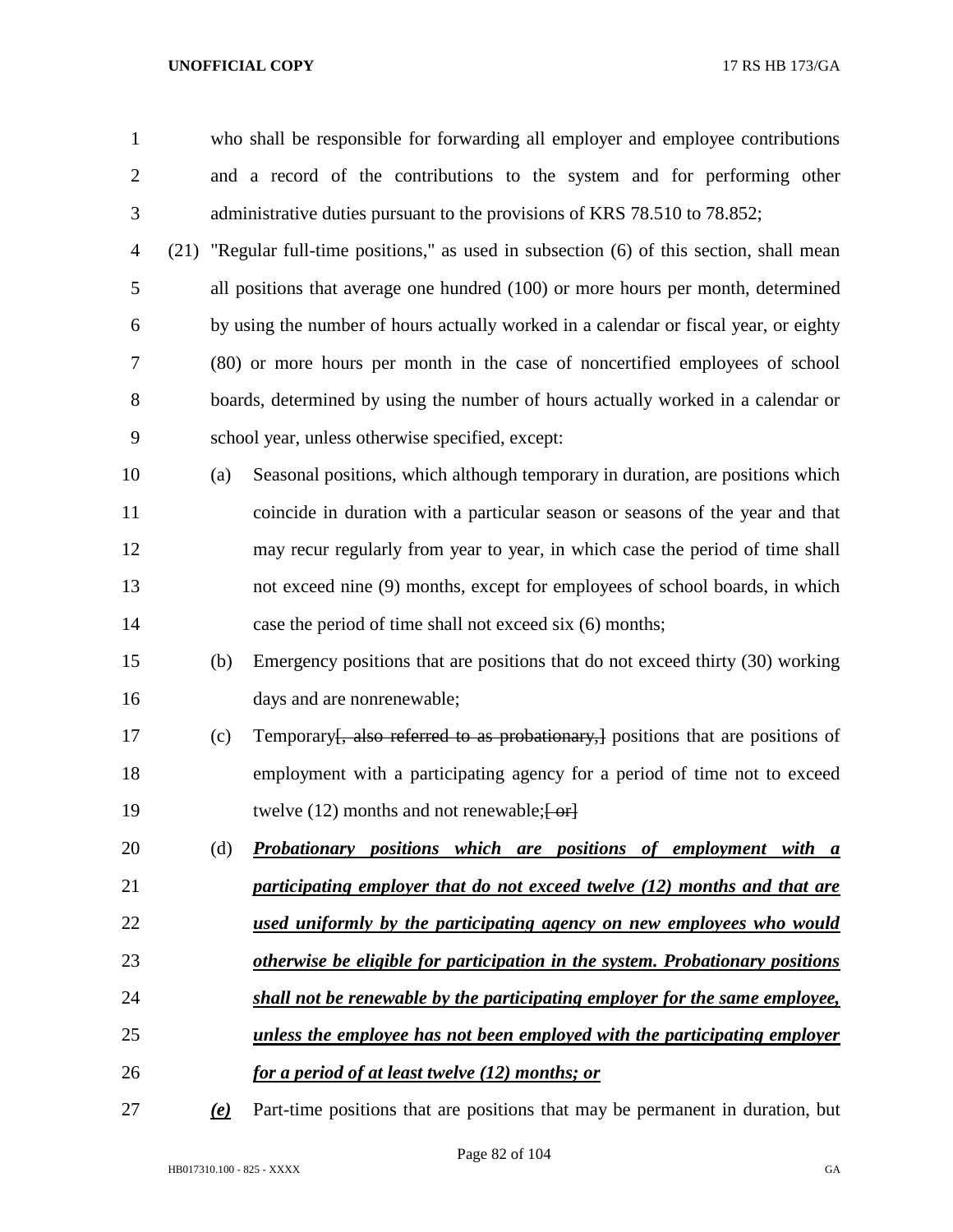who shall be responsible for forwarding all employer and employee contributions and a record of the contributions to the system and for performing other administrative duties pursuant to the provisions of KRS 78.510 to 78.852;

(21) "Regular full-time positions," as used in subsection (6) of this section, shall mean all positions that average one hundred (100) or more hours per month, determined by using the number of hours actually worked in a calendar or fiscal year, or eighty (80) or more hours per month in the case of noncertified employees of school boards, determined by using the number of hours actually worked in a calendar or school year, unless otherwise specified, except:

(a) Seasonal positions, which although temporary in duration, are positions which coincide in duration with a particular season or seasons of the year and that may recur regularly from year to year, in which case the period of time shall not exceed nine (9) months, except for employees of school boards, in which case the period of time shall not exceed six (6) months;

(b) Emergency positions that are positions that do not exceed thirty (30) working days and are nonrenewable;

(c) Temporary~~[, also referred to as probationary,]~~ positions that are positions of employment with a participating agency for a period of time not to exceed twelve (12) months and not renewable;~~[ or]~~

(d) ***<u>Probationary positions which are positions of employment with a participating employer that do not exceed twelve (12) months and that are used uniformly by the participating agency on new employees who would otherwise be eligible for participation in the system. Probationary positions shall not be renewable by the participating employer for the same employee, unless the employee has not been employed with the participating employer for a period of at least twelve (12) months; or</u>***

***<u>(e)</u>*** Part-time positions that are positions that may be permanent in duration, but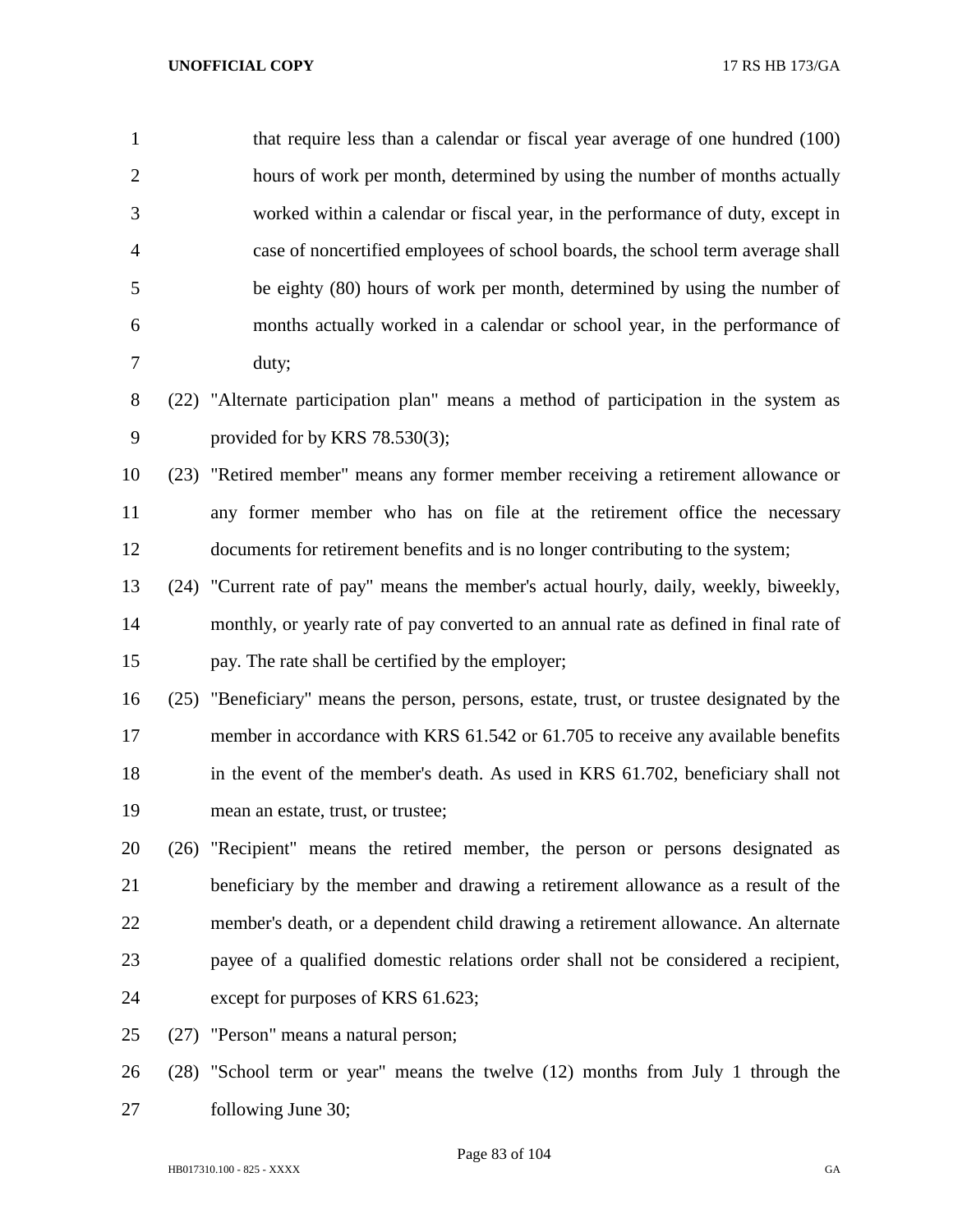that require less than a calendar or fiscal year average of one hundred (100) hours of work per month, determined by using the number of months actually worked within a calendar or fiscal year, in the performance of duty, except in case of noncertified employees of school boards, the school term average shall be eighty (80) hours of work per month, determined by using the number of months actually worked in a calendar or school year, in the performance of duty;

(22) "Alternate participation plan" means a method of participation in the system as provided for by KRS 78.530(3);

(23) "Retired member" means any former member receiving a retirement allowance or any former member who has on file at the retirement office the necessary documents for retirement benefits and is no longer contributing to the system;

(24) "Current rate of pay" means the member's actual hourly, daily, weekly, biweekly, monthly, or yearly rate of pay converted to an annual rate as defined in final rate of pay. The rate shall be certified by the employer;

(25) "Beneficiary" means the person, persons, estate, trust, or trustee designated by the member in accordance with KRS 61.542 or 61.705 to receive any available benefits in the event of the member's death. As used in KRS 61.702, beneficiary shall not mean an estate, trust, or trustee;

(26) "Recipient" means the retired member, the person or persons designated as beneficiary by the member and drawing a retirement allowance as a result of the member's death, or a dependent child drawing a retirement allowance. An alternate payee of a qualified domestic relations order shall not be considered a recipient, except for purposes of KRS 61.623;

(27) "Person" means a natural person;

(28) "School term or year" means the twelve (12) months from July 1 through the following June 30;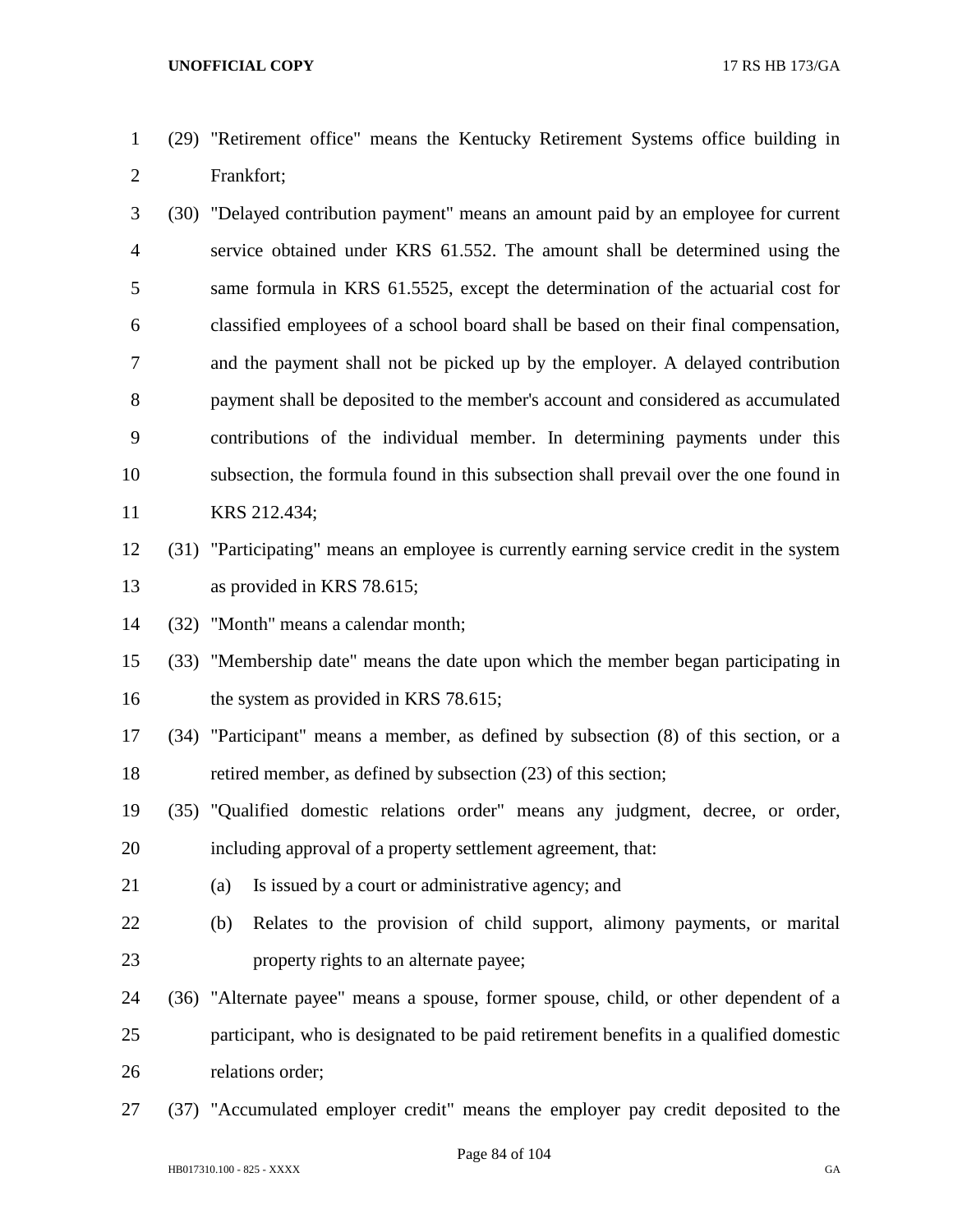(29) "Retirement office" means the Kentucky Retirement Systems office building in Frankfort;

(30) "Delayed contribution payment" means an amount paid by an employee for current service obtained under KRS 61.552. The amount shall be determined using the same formula in KRS 61.5525, except the determination of the actuarial cost for classified employees of a school board shall be based on their final compensation, and the payment shall not be picked up by the employer. A delayed contribution payment shall be deposited to the member's account and considered as accumulated contributions of the individual member. In determining payments under this subsection, the formula found in this subsection shall prevail over the one found in KRS 212.434;

(31) "Participating" means an employee is currently earning service credit in the system as provided in KRS 78.615;

(32) "Month" means a calendar month;

(33) "Membership date" means the date upon which the member began participating in the system as provided in KRS 78.615;

(34) "Participant" means a member, as defined by subsection (8) of this section, or a retired member, as defined by subsection (23) of this section;

(35) "Qualified domestic relations order" means any judgment, decree, or order, including approval of a property settlement agreement, that:

(a) Is issued by a court or administrative agency; and

(b) Relates to the provision of child support, alimony payments, or marital property rights to an alternate payee;

(36) "Alternate payee" means a spouse, former spouse, child, or other dependent of a participant, who is designated to be paid retirement benefits in a qualified domestic relations order;

(37) "Accumulated employer credit" means the employer pay credit deposited to the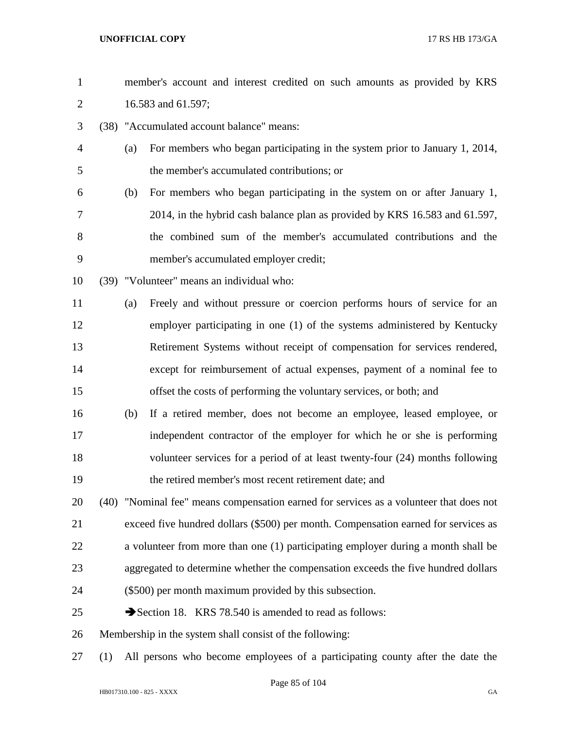member's account and interest credited on such amounts as provided by KRS 16.583 and 61.597;

(38) "Accumulated account balance" means:

(a) For members who began participating in the system prior to January 1, 2014, the member's accumulated contributions; or

(b) For members who began participating in the system on or after January 1, 2014, in the hybrid cash balance plan as provided by KRS 16.583 and 61.597, the combined sum of the member's accumulated contributions and the member's accumulated employer credit;

(39) "Volunteer" means an individual who:

(a) Freely and without pressure or coercion performs hours of service for an employer participating in one (1) of the systems administered by Kentucky Retirement Systems without receipt of compensation for services rendered, except for reimbursement of actual expenses, payment of a nominal fee to offset the costs of performing the voluntary services, or both; and

(b) If a retired member, does not become an employee, leased employee, or independent contractor of the employer for which he or she is performing volunteer services for a period of at least twenty-four (24) months following the retired member's most recent retirement date; and

(40) "Nominal fee" means compensation earned for services as a volunteer that does not exceed five hundred dollars ($500) per month. Compensation earned for services as a volunteer from more than one (1) participating employer during a month shall be aggregated to determine whether the compensation exceeds the five hundred dollars ($500) per month maximum provided by this subsection.

➔Section 18. KRS 78.540 is amended to read as follows:

Membership in the system shall consist of the following:

(1) All persons who become employees of a participating county after the date the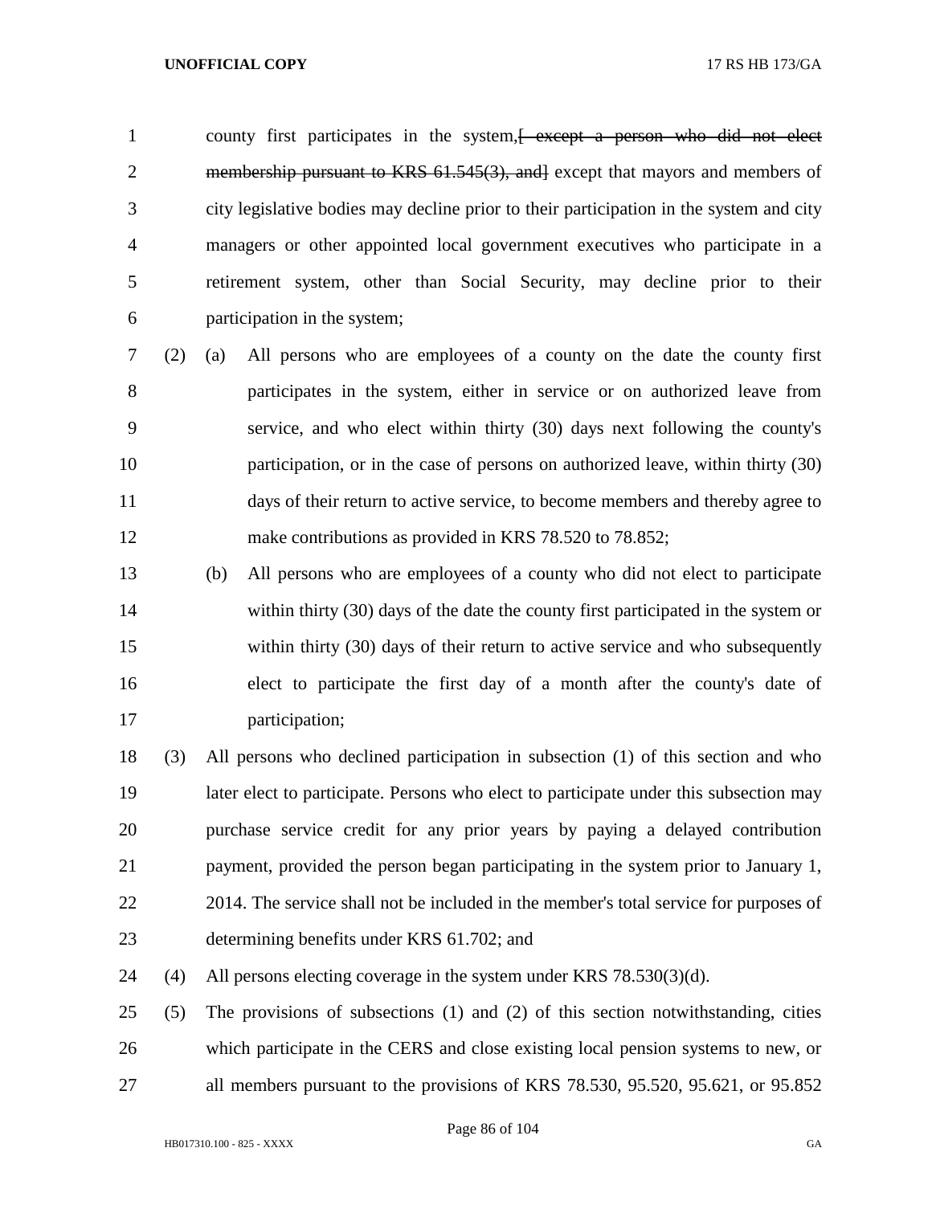county first participates in the system,~~[ except a person who did not elect membership pursuant to KRS 61.545(3), and]~~ except that mayors and members of city legislative bodies may decline prior to their participation in the system and city managers or other appointed local government executives who participate in a retirement system, other than Social Security, may decline prior to their participation in the system;

(2) (a) All persons who are employees of a county on the date the county first participates in the system, either in service or on authorized leave from service, and who elect within thirty (30) days next following the county's participation, or in the case of persons on authorized leave, within thirty (30) days of their return to active service, to become members and thereby agree to make contributions as provided in KRS 78.520 to 78.852;

(b) All persons who are employees of a county who did not elect to participate within thirty (30) days of the date the county first participated in the system or within thirty (30) days of their return to active service and who subsequently elect to participate the first day of a month after the county's date of participation;

(3) All persons who declined participation in subsection (1) of this section and who later elect to participate. Persons who elect to participate under this subsection may purchase service credit for any prior years by paying a delayed contribution payment, provided the person began participating in the system prior to January 1, 2014. The service shall not be included in the member's total service for purposes of determining benefits under KRS 61.702; and

(4) All persons electing coverage in the system under KRS 78.530(3)(d).

(5) The provisions of subsections (1) and (2) of this section notwithstanding, cities which participate in the CERS and close existing local pension systems to new, or all members pursuant to the provisions of KRS 78.530, 95.520, 95.621, or 95.852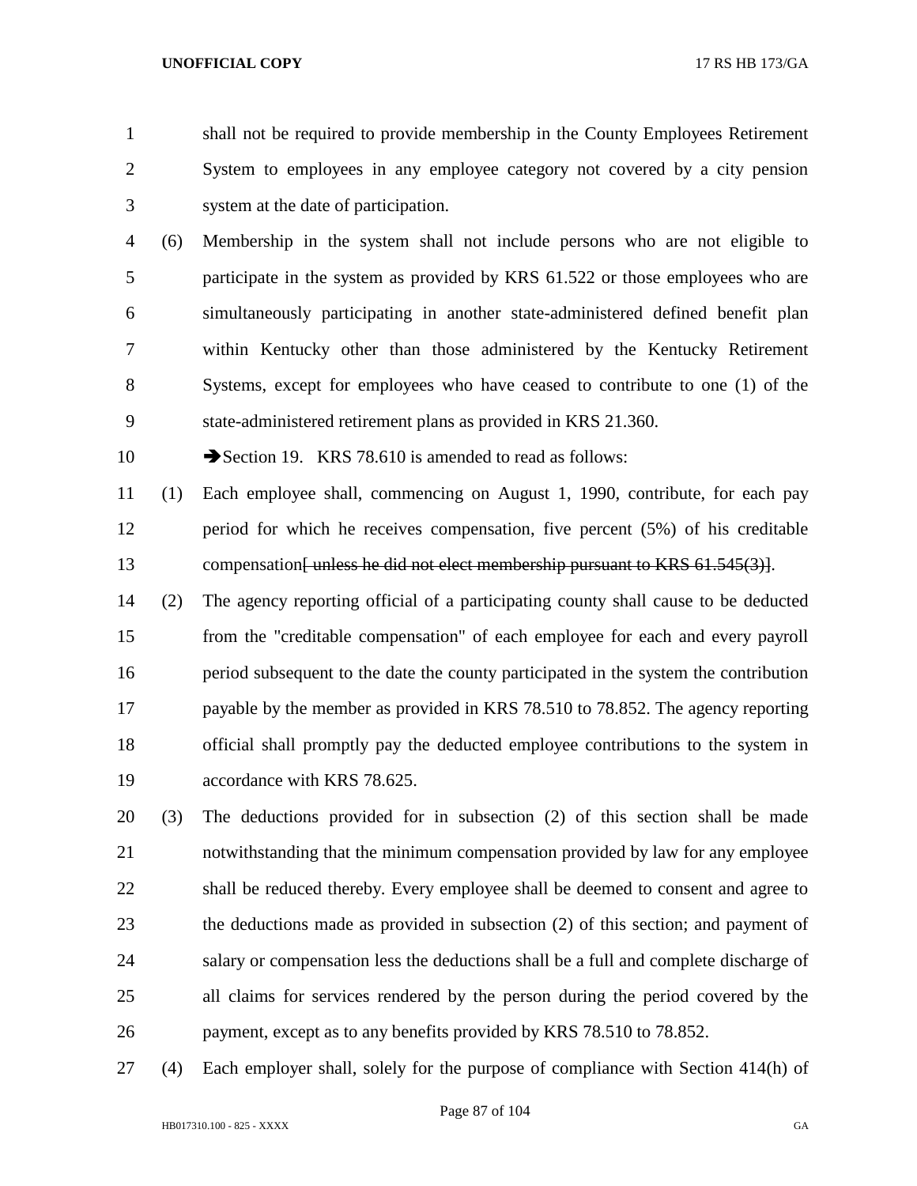shall not be required to provide membership in the County Employees Retirement System to employees in any employee category not covered by a city pension system at the date of participation.

(6) Membership in the system shall not include persons who are not eligible to participate in the system as provided by KRS 61.522 or those employees who are simultaneously participating in another state-administered defined benefit plan within Kentucky other than those administered by the Kentucky Retirement Systems, except for employees who have ceased to contribute to one (1) of the state-administered retirement plans as provided in KRS 21.360.

➔Section 19. KRS 78.610 is amended to read as follows:

(1) Each employee shall, commencing on August 1, 1990, contribute, for each pay period for which he receives compensation, five percent (5%) of his creditable compensation~~[ unless he did not elect membership pursuant to KRS 61.545(3)]~~.

(2) The agency reporting official of a participating county shall cause to be deducted from the "creditable compensation" of each employee for each and every payroll period subsequent to the date the county participated in the system the contribution payable by the member as provided in KRS 78.510 to 78.852. The agency reporting official shall promptly pay the deducted employee contributions to the system in accordance with KRS 78.625.

(3) The deductions provided for in subsection (2) of this section shall be made notwithstanding that the minimum compensation provided by law for any employee shall be reduced thereby. Every employee shall be deemed to consent and agree to the deductions made as provided in subsection (2) of this section; and payment of salary or compensation less the deductions shall be a full and complete discharge of all claims for services rendered by the person during the period covered by the payment, except as to any benefits provided by KRS 78.510 to 78.852.

(4) Each employer shall, solely for the purpose of compliance with Section 414(h) of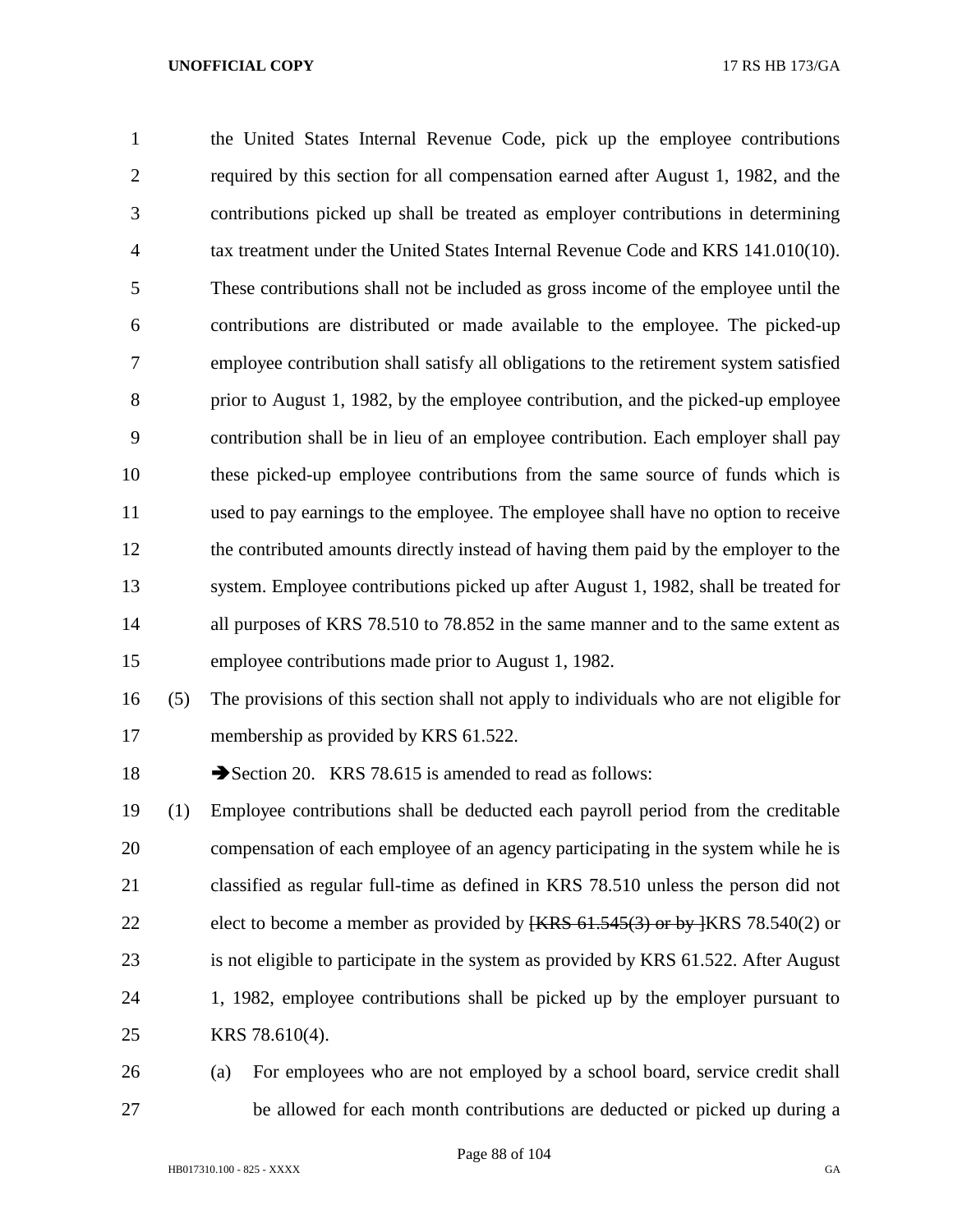the United States Internal Revenue Code, pick up the employee contributions required by this section for all compensation earned after August 1, 1982, and the contributions picked up shall be treated as employer contributions in determining tax treatment under the United States Internal Revenue Code and KRS 141.010(10). These contributions shall not be included as gross income of the employee until the contributions are distributed or made available to the employee. The picked-up employee contribution shall satisfy all obligations to the retirement system satisfied prior to August 1, 1982, by the employee contribution, and the picked-up employee contribution shall be in lieu of an employee contribution. Each employer shall pay these picked-up employee contributions from the same source of funds which is used to pay earnings to the employee. The employee shall have no option to receive the contributed amounts directly instead of having them paid by the employer to the system. Employee contributions picked up after August 1, 1982, shall be treated for all purposes of KRS 78.510 to 78.852 in the same manner and to the same extent as employee contributions made prior to August 1, 1982.

(5) The provisions of this section shall not apply to individuals who are not eligible for membership as provided by KRS 61.522.

➔Section 20. KRS 78.615 is amended to read as follows:

(1) Employee contributions shall be deducted each payroll period from the creditable compensation of each employee of an agency participating in the system while he is classified as regular full-time as defined in KRS 78.510 unless the person did not elect to become a member as provided by ~~[KRS 61.545(3) or by ]~~KRS 78.540(2) or is not eligible to participate in the system as provided by KRS 61.522. After August 1, 1982, employee contributions shall be picked up by the employer pursuant to KRS 78.610(4).

(a) For employees who are not employed by a school board, service credit shall be allowed for each month contributions are deducted or picked up during a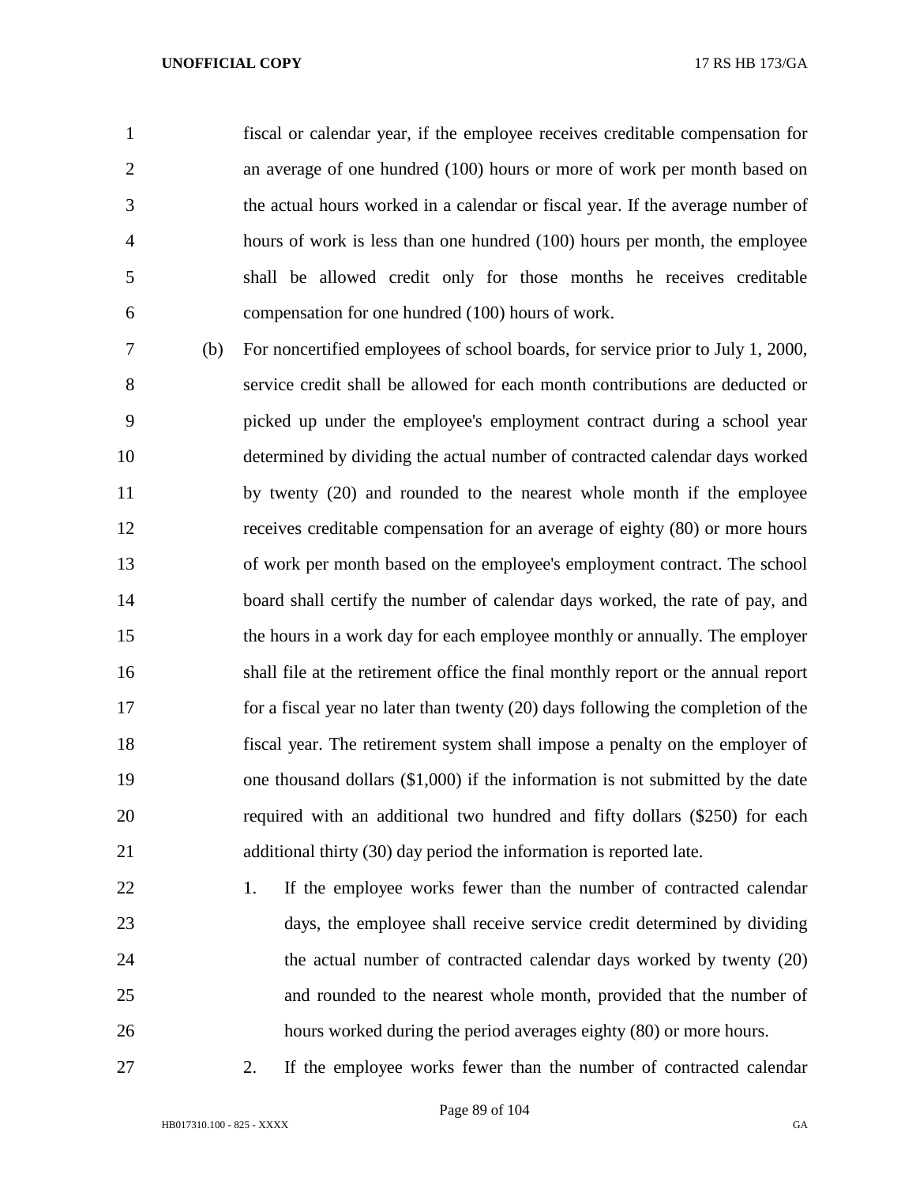fiscal or calendar year, if the employee receives creditable compensation for an average of one hundred (100) hours or more of work per month based on the actual hours worked in a calendar or fiscal year. If the average number of hours of work is less than one hundred (100) hours per month, the employee shall be allowed credit only for those months he receives creditable compensation for one hundred (100) hours of work.

(b) For noncertified employees of school boards, for service prior to July 1, 2000, service credit shall be allowed for each month contributions are deducted or picked up under the employee's employment contract during a school year determined by dividing the actual number of contracted calendar days worked by twenty (20) and rounded to the nearest whole month if the employee receives creditable compensation for an average of eighty (80) or more hours of work per month based on the employee's employment contract. The school board shall certify the number of calendar days worked, the rate of pay, and the hours in a work day for each employee monthly or annually. The employer shall file at the retirement office the final monthly report or the annual report for a fiscal year no later than twenty (20) days following the completion of the fiscal year. The retirement system shall impose a penalty on the employer of one thousand dollars ($1,000) if the information is not submitted by the date required with an additional two hundred and fifty dollars ($250) for each additional thirty (30) day period the information is reported late.

1. If the employee works fewer than the number of contracted calendar days, the employee shall receive service credit determined by dividing the actual number of contracted calendar days worked by twenty (20) and rounded to the nearest whole month, provided that the number of hours worked during the period averages eighty (80) or more hours.

2. If the employee works fewer than the number of contracted calendar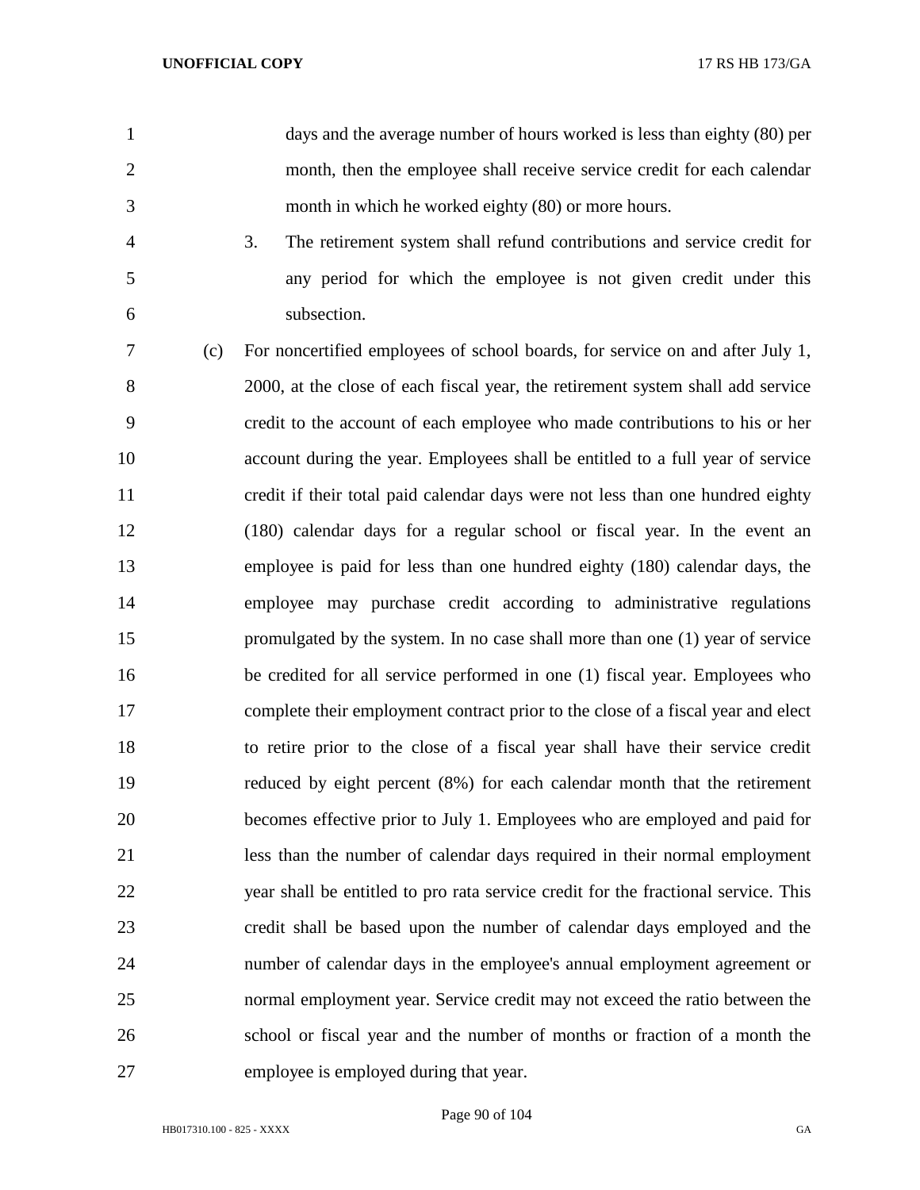days and the average number of hours worked is less than eighty (80) per month, then the employee shall receive service credit for each calendar month in which he worked eighty (80) or more hours.

3. The retirement system shall refund contributions and service credit for any period for which the employee is not given credit under this subsection.

(c) For noncertified employees of school boards, for service on and after July 1, 2000, at the close of each fiscal year, the retirement system shall add service credit to the account of each employee who made contributions to his or her account during the year. Employees shall be entitled to a full year of service credit if their total paid calendar days were not less than one hundred eighty (180) calendar days for a regular school or fiscal year. In the event an employee is paid for less than one hundred eighty (180) calendar days, the employee may purchase credit according to administrative regulations promulgated by the system. In no case shall more than one (1) year of service be credited for all service performed in one (1) fiscal year. Employees who complete their employment contract prior to the close of a fiscal year and elect to retire prior to the close of a fiscal year shall have their service credit reduced by eight percent (8%) for each calendar month that the retirement becomes effective prior to July 1. Employees who are employed and paid for less than the number of calendar days required in their normal employment year shall be entitled to pro rata service credit for the fractional service. This credit shall be based upon the number of calendar days employed and the number of calendar days in the employee's annual employment agreement or normal employment year. Service credit may not exceed the ratio between the school or fiscal year and the number of months or fraction of a month the employee is employed during that year.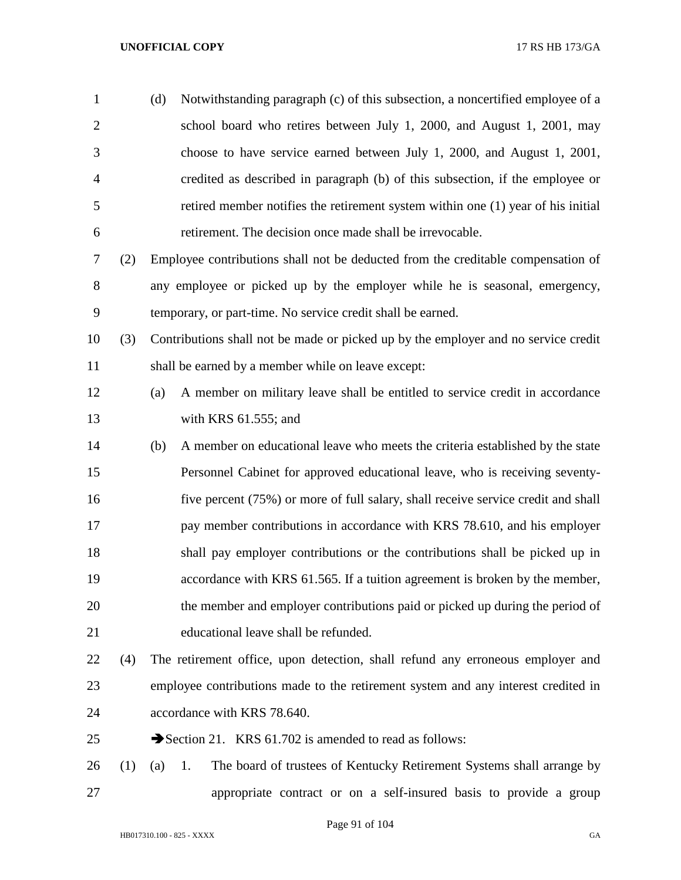(d) Notwithstanding paragraph (c) of this subsection, a noncertified employee of a school board who retires between July 1, 2000, and August 1, 2001, may choose to have service earned between July 1, 2000, and August 1, 2001, credited as described in paragraph (b) of this subsection, if the employee or retired member notifies the retirement system within one (1) year of his initial retirement. The decision once made shall be irrevocable.

(2) Employee contributions shall not be deducted from the creditable compensation of any employee or picked up by the employer while he is seasonal, emergency, temporary, or part-time. No service credit shall be earned.

(3) Contributions shall not be made or picked up by the employer and no service credit shall be earned by a member while on leave except:

(a) A member on military leave shall be entitled to service credit in accordance with KRS 61.555; and

(b) A member on educational leave who meets the criteria established by the state Personnel Cabinet for approved educational leave, who is receiving seventy-five percent (75%) or more of full salary, shall receive service credit and shall pay member contributions in accordance with KRS 78.610, and his employer shall pay employer contributions or the contributions shall be picked up in accordance with KRS 61.565. If a tuition agreement is broken by the member, the member and employer contributions paid or picked up during the period of educational leave shall be refunded.

(4) The retirement office, upon detection, shall refund any erroneous employer and employee contributions made to the retirement system and any interest credited in accordance with KRS 78.640.

➔Section 21. KRS 61.702 is amended to read as follows:

(1) (a) 1. The board of trustees of Kentucky Retirement Systems shall arrange by appropriate contract or on a self-insured basis to provide a group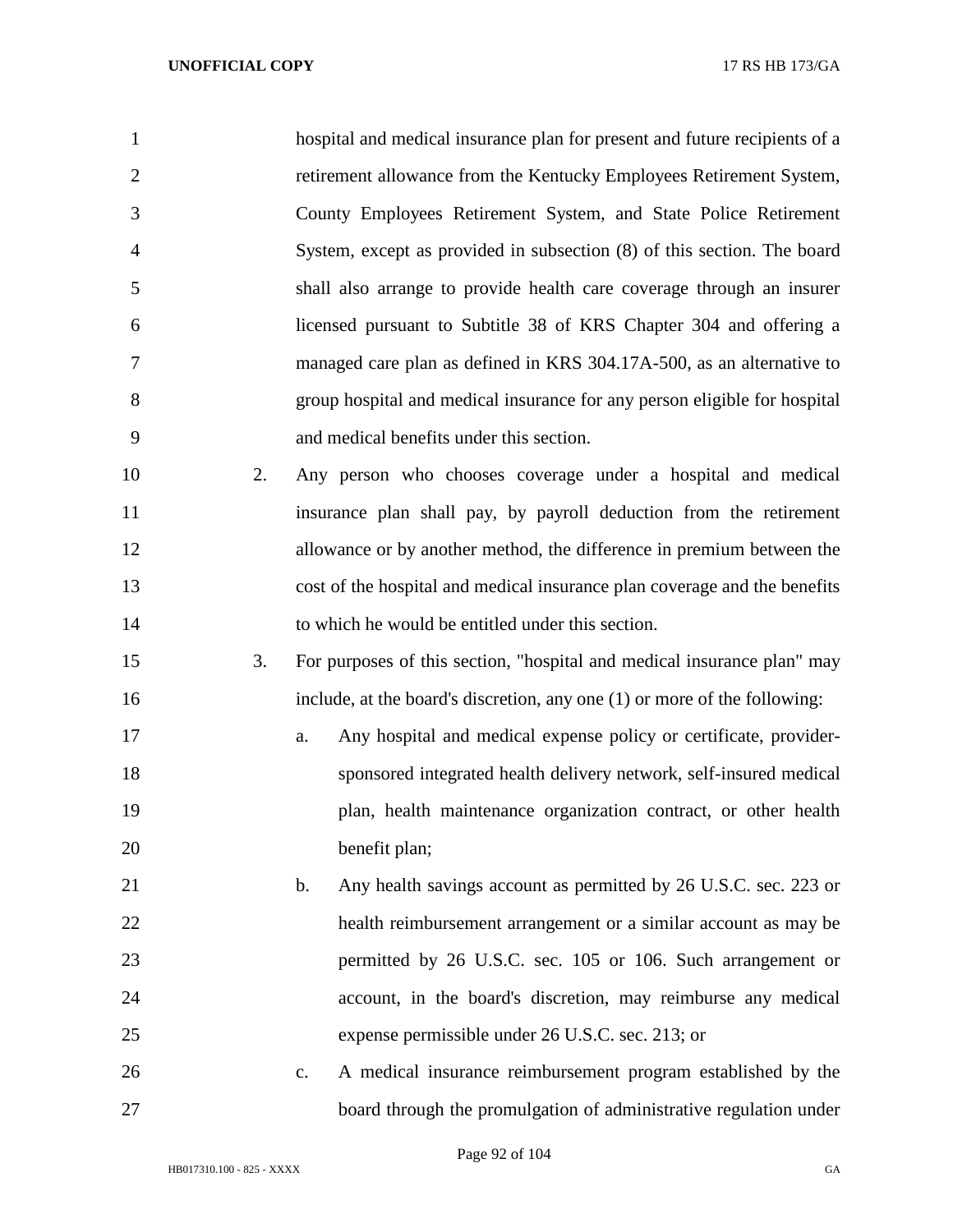hospital and medical insurance plan for present and future recipients of a retirement allowance from the Kentucky Employees Retirement System, County Employees Retirement System, and State Police Retirement System, except as provided in subsection (8) of this section. The board shall also arrange to provide health care coverage through an insurer licensed pursuant to Subtitle 38 of KRS Chapter 304 and offering a managed care plan as defined in KRS 304.17A-500, as an alternative to group hospital and medical insurance for any person eligible for hospital and medical benefits under this section.

2. Any person who chooses coverage under a hospital and medical insurance plan shall pay, by payroll deduction from the retirement allowance or by another method, the difference in premium between the cost of the hospital and medical insurance plan coverage and the benefits to which he would be entitled under this section.

3. For purposes of this section, "hospital and medical insurance plan" may include, at the board's discretion, any one (1) or more of the following:

   a. Any hospital and medical expense policy or certificate, provider-sponsored integrated health delivery network, self-insured medical plan, health maintenance organization contract, or other health benefit plan;

   b. Any health savings account as permitted by 26 U.S.C. sec. 223 or health reimbursement arrangement or a similar account as may be permitted by 26 U.S.C. sec. 105 or 106. Such arrangement or account, in the board's discretion, may reimburse any medical expense permissible under 26 U.S.C. sec. 213; or

   c. A medical insurance reimbursement program established by the board through the promulgation of administrative regulation under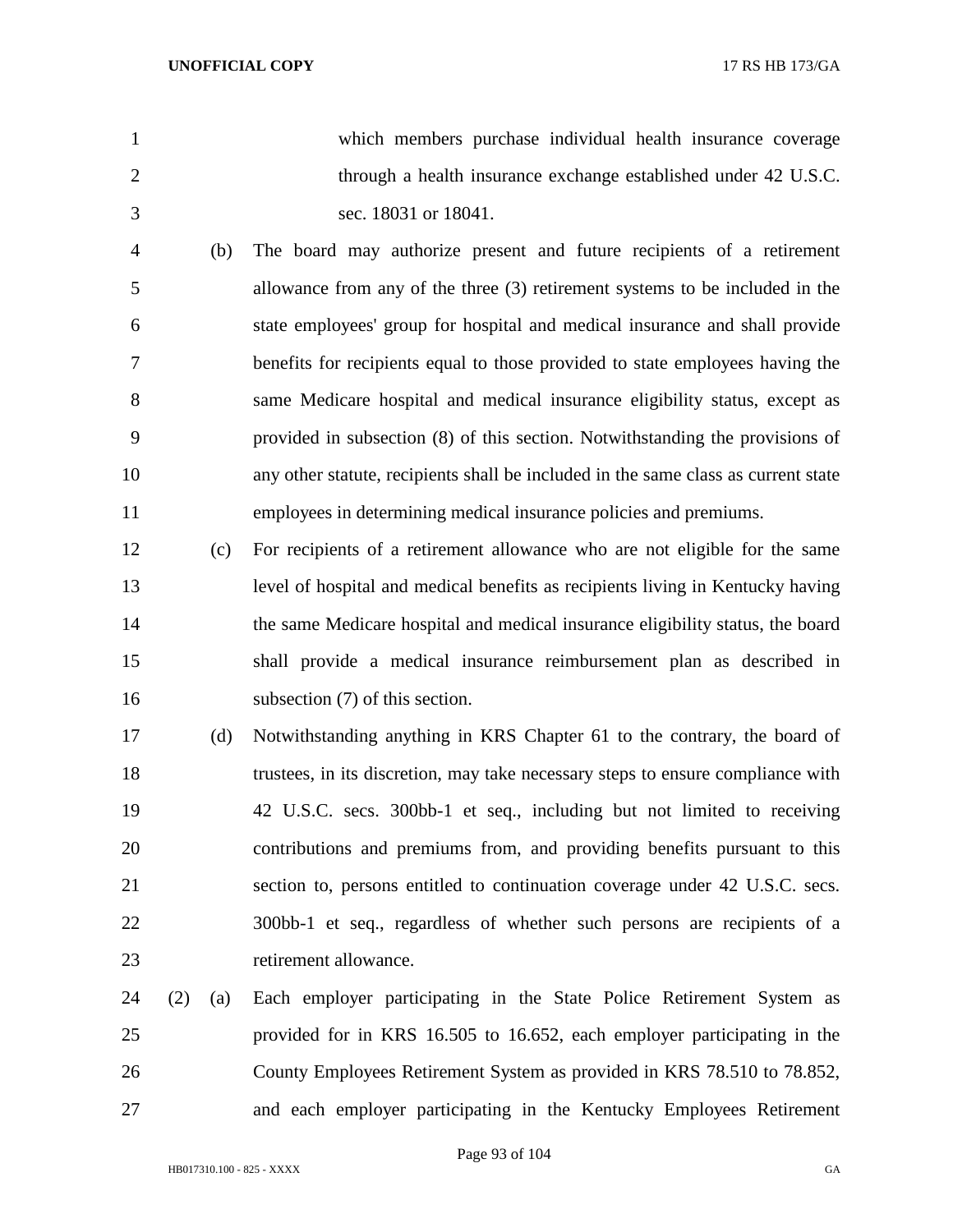which members purchase individual health insurance coverage through a health insurance exchange established under 42 U.S.C. sec. 18031 or 18041.

(b) The board may authorize present and future recipients of a retirement allowance from any of the three (3) retirement systems to be included in the state employees' group for hospital and medical insurance and shall provide benefits for recipients equal to those provided to state employees having the same Medicare hospital and medical insurance eligibility status, except as provided in subsection (8) of this section. Notwithstanding the provisions of any other statute, recipients shall be included in the same class as current state employees in determining medical insurance policies and premiums.

(c) For recipients of a retirement allowance who are not eligible for the same level of hospital and medical benefits as recipients living in Kentucky having the same Medicare hospital and medical insurance eligibility status, the board shall provide a medical insurance reimbursement plan as described in subsection (7) of this section.

(d) Notwithstanding anything in KRS Chapter 61 to the contrary, the board of trustees, in its discretion, may take necessary steps to ensure compliance with 42 U.S.C. secs. 300bb-1 et seq., including but not limited to receiving contributions and premiums from, and providing benefits pursuant to this section to, persons entitled to continuation coverage under 42 U.S.C. secs. 300bb-1 et seq., regardless of whether such persons are recipients of a retirement allowance.

(2) (a) Each employer participating in the State Police Retirement System as provided for in KRS 16.505 to 16.652, each employer participating in the County Employees Retirement System as provided in KRS 78.510 to 78.852, and each employer participating in the Kentucky Employees Retirement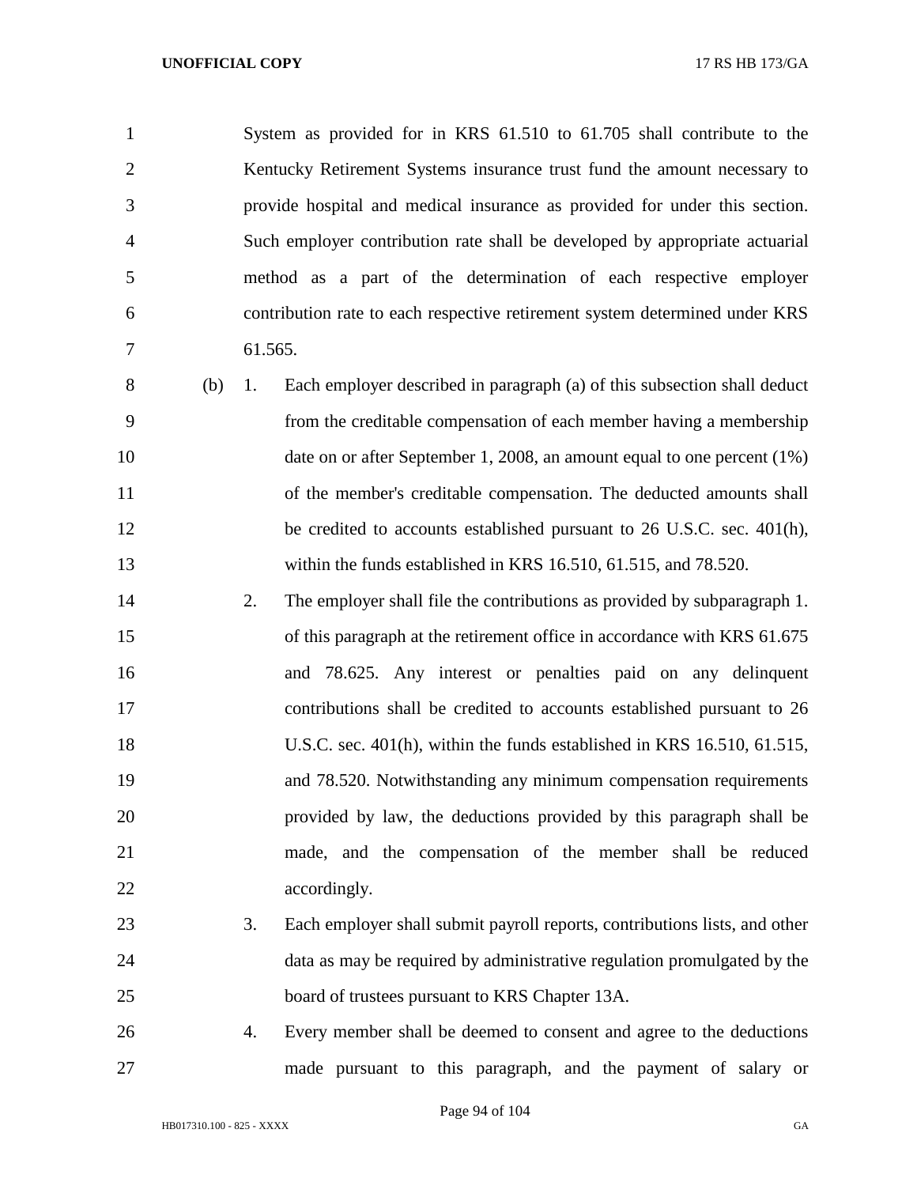System as provided for in KRS 61.510 to 61.705 shall contribute to the Kentucky Retirement Systems insurance trust fund the amount necessary to provide hospital and medical insurance as provided for under this section. Such employer contribution rate shall be developed by appropriate actuarial method as a part of the determination of each respective employer contribution rate to each respective retirement system determined under KRS 61.565.

(b) 1. Each employer described in paragraph (a) of this subsection shall deduct from the creditable compensation of each member having a membership date on or after September 1, 2008, an amount equal to one percent (1%) of the member's creditable compensation. The deducted amounts shall be credited to accounts established pursuant to 26 U.S.C. sec. 401(h), within the funds established in KRS 16.510, 61.515, and 78.520.

2. The employer shall file the contributions as provided by subparagraph 1. of this paragraph at the retirement office in accordance with KRS 61.675 and 78.625. Any interest or penalties paid on any delinquent contributions shall be credited to accounts established pursuant to 26 U.S.C. sec. 401(h), within the funds established in KRS 16.510, 61.515, and 78.520. Notwithstanding any minimum compensation requirements provided by law, the deductions provided by this paragraph shall be made, and the compensation of the member shall be reduced accordingly.

3. Each employer shall submit payroll reports, contributions lists, and other data as may be required by administrative regulation promulgated by the board of trustees pursuant to KRS Chapter 13A.

4. Every member shall be deemed to consent and agree to the deductions made pursuant to this paragraph, and the payment of salary or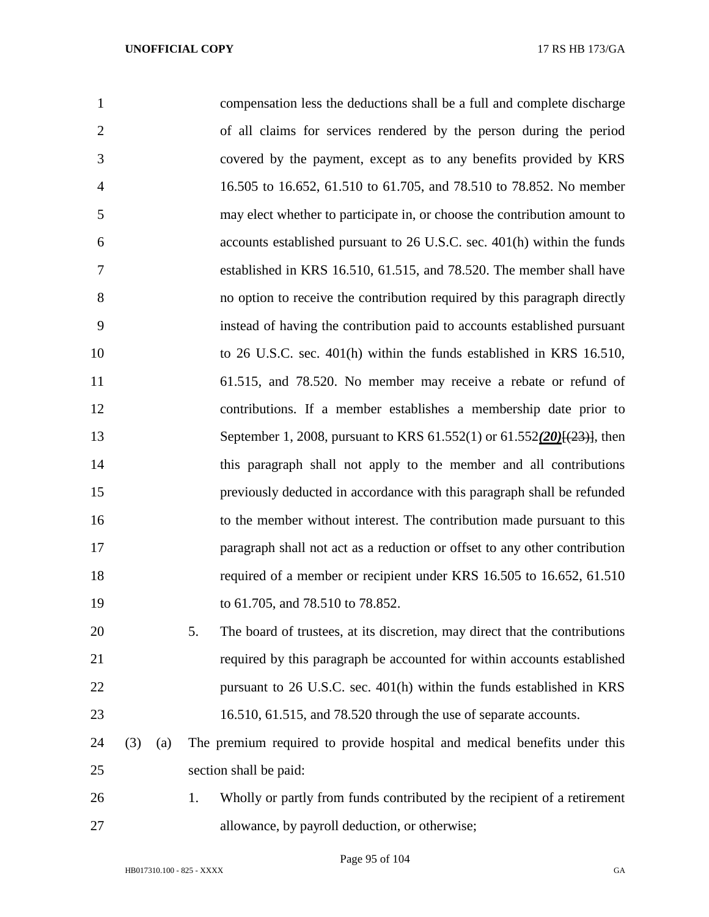compensation less the deductions shall be a full and complete discharge of all claims for services rendered by the person during the period covered by the payment, except as to any benefits provided by KRS 16.505 to 16.652, 61.510 to 61.705, and 78.510 to 78.852. No member may elect whether to participate in, or choose the contribution amount to accounts established pursuant to 26 U.S.C. sec. 401(h) within the funds established in KRS 16.510, 61.515, and 78.520. The member shall have no option to receive the contribution required by this paragraph directly instead of having the contribution paid to accounts established pursuant to 26 U.S.C. sec. 401(h) within the funds established in KRS 16.510, 61.515, and 78.520. No member may receive a rebate or refund of contributions. If a member establishes a membership date prior to September 1, 2008, pursuant to KRS 61.552(1) or 61.552***(20)***~~[(23)]~~, then this paragraph shall not apply to the member and all contributions previously deducted in accordance with this paragraph shall be refunded to the member without interest. The contribution made pursuant to this paragraph shall not act as a reduction or offset to any other contribution required of a member or recipient under KRS 16.505 to 16.652, 61.510 to 61.705, and 78.510 to 78.852.

5. The board of trustees, at its discretion, may direct that the contributions required by this paragraph be accounted for within accounts established pursuant to 26 U.S.C. sec. 401(h) within the funds established in KRS 16.510, 61.515, and 78.520 through the use of separate accounts.

(3) (a) The premium required to provide hospital and medical benefits under this section shall be paid:

1. Wholly or partly from funds contributed by the recipient of a retirement allowance, by payroll deduction, or otherwise;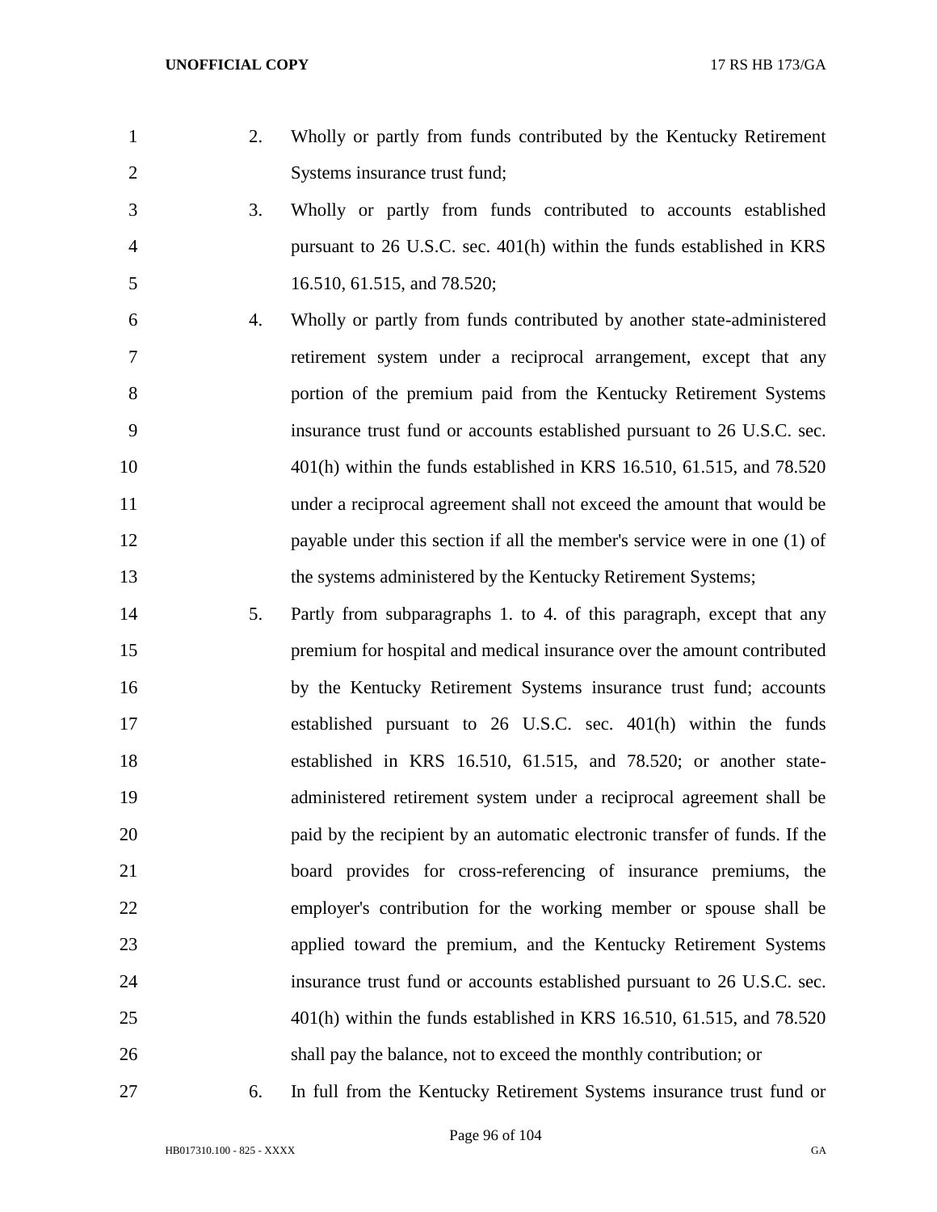2. Wholly or partly from funds contributed by the Kentucky Retirement Systems insurance trust fund;

3. Wholly or partly from funds contributed to accounts established pursuant to 26 U.S.C. sec. 401(h) within the funds established in KRS 16.510, 61.515, and 78.520;

4. Wholly or partly from funds contributed by another state-administered retirement system under a reciprocal arrangement, except that any portion of the premium paid from the Kentucky Retirement Systems insurance trust fund or accounts established pursuant to 26 U.S.C. sec. 401(h) within the funds established in KRS 16.510, 61.515, and 78.520 under a reciprocal agreement shall not exceed the amount that would be payable under this section if all the member's service were in one (1) of the systems administered by the Kentucky Retirement Systems;

5. Partly from subparagraphs 1. to 4. of this paragraph, except that any premium for hospital and medical insurance over the amount contributed by the Kentucky Retirement Systems insurance trust fund; accounts established pursuant to 26 U.S.C. sec. 401(h) within the funds established in KRS 16.510, 61.515, and 78.520; or another state-administered retirement system under a reciprocal agreement shall be paid by the recipient by an automatic electronic transfer of funds. If the board provides for cross-referencing of insurance premiums, the employer's contribution for the working member or spouse shall be applied toward the premium, and the Kentucky Retirement Systems insurance trust fund or accounts established pursuant to 26 U.S.C. sec. 401(h) within the funds established in KRS 16.510, 61.515, and 78.520 shall pay the balance, not to exceed the monthly contribution; or

6. In full from the Kentucky Retirement Systems insurance trust fund or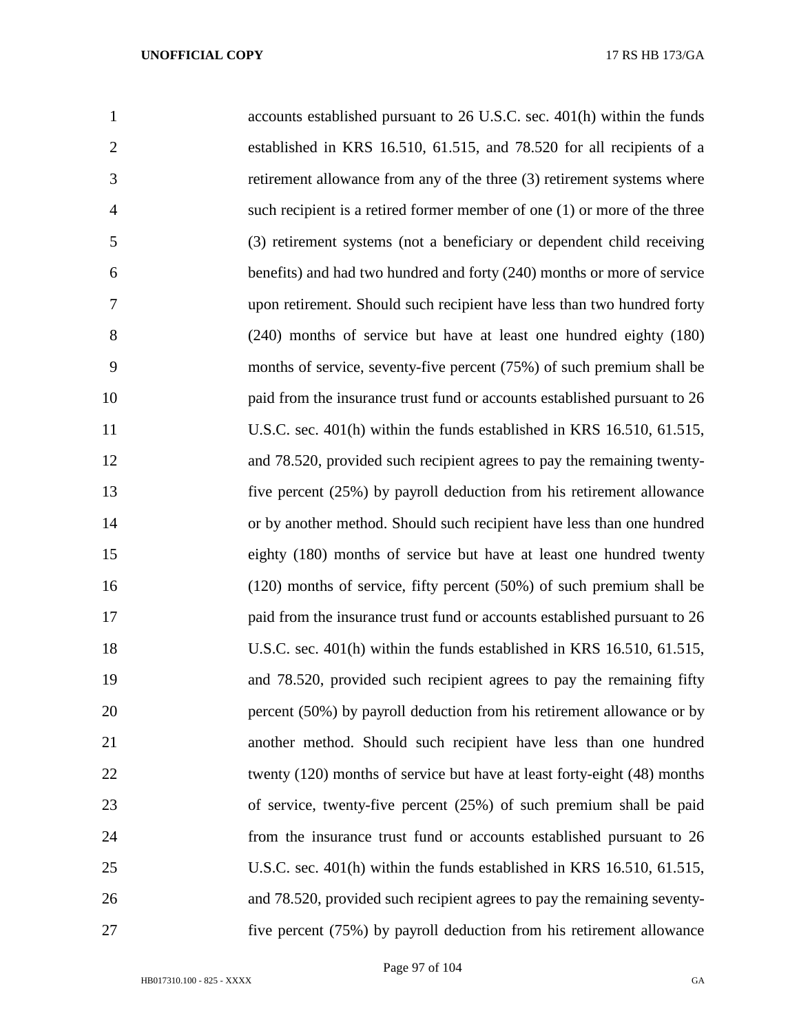accounts established pursuant to 26 U.S.C. sec. 401(h) within the funds established in KRS 16.510, 61.515, and 78.520 for all recipients of a retirement allowance from any of the three (3) retirement systems where such recipient is a retired former member of one (1) or more of the three (3) retirement systems (not a beneficiary or dependent child receiving benefits) and had two hundred and forty (240) months or more of service upon retirement. Should such recipient have less than two hundred forty (240) months of service but have at least one hundred eighty (180) months of service, seventy-five percent (75%) of such premium shall be paid from the insurance trust fund or accounts established pursuant to 26 U.S.C. sec. 401(h) within the funds established in KRS 16.510, 61.515, and 78.520, provided such recipient agrees to pay the remaining twenty-five percent (25%) by payroll deduction from his retirement allowance or by another method. Should such recipient have less than one hundred eighty (180) months of service but have at least one hundred twenty (120) months of service, fifty percent (50%) of such premium shall be paid from the insurance trust fund or accounts established pursuant to 26 U.S.C. sec. 401(h) within the funds established in KRS 16.510, 61.515, and 78.520, provided such recipient agrees to pay the remaining fifty percent (50%) by payroll deduction from his retirement allowance or by another method. Should such recipient have less than one hundred twenty (120) months of service but have at least forty-eight (48) months of service, twenty-five percent (25%) of such premium shall be paid from the insurance trust fund or accounts established pursuant to 26 U.S.C. sec. 401(h) within the funds established in KRS 16.510, 61.515, and 78.520, provided such recipient agrees to pay the remaining seventy-five percent (75%) by payroll deduction from his retirement allowance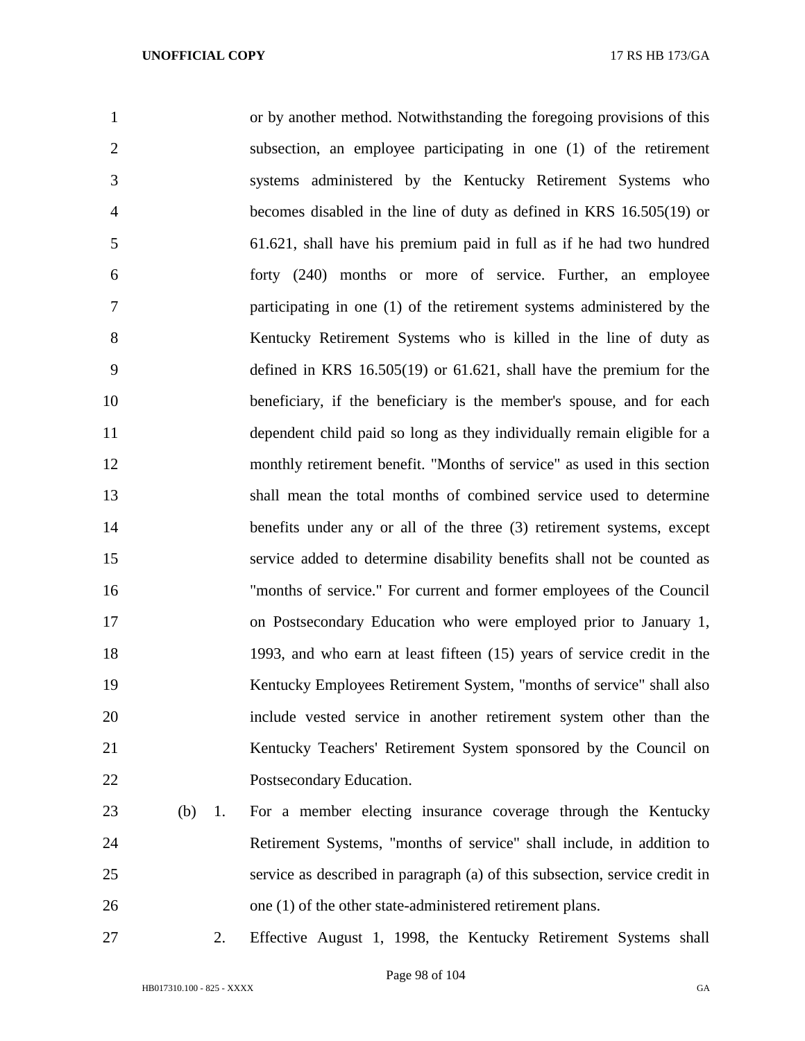or by another method. Notwithstanding the foregoing provisions of this subsection, an employee participating in one (1) of the retirement systems administered by the Kentucky Retirement Systems who becomes disabled in the line of duty as defined in KRS 16.505(19) or 61.621, shall have his premium paid in full as if he had two hundred forty (240) months or more of service. Further, an employee participating in one (1) of the retirement systems administered by the Kentucky Retirement Systems who is killed in the line of duty as defined in KRS 16.505(19) or 61.621, shall have the premium for the beneficiary, if the beneficiary is the member's spouse, and for each dependent child paid so long as they individually remain eligible for a monthly retirement benefit. "Months of service" as used in this section shall mean the total months of combined service used to determine benefits under any or all of the three (3) retirement systems, except service added to determine disability benefits shall not be counted as "months of service." For current and former employees of the Council on Postsecondary Education who were employed prior to January 1, 1993, and who earn at least fifteen (15) years of service credit in the Kentucky Employees Retirement System, "months of service" shall also include vested service in another retirement system other than the Kentucky Teachers' Retirement System sponsored by the Council on Postsecondary Education.

(b) 1. For a member electing insurance coverage through the Kentucky Retirement Systems, "months of service" shall include, in addition to service as described in paragraph (a) of this subsection, service credit in one (1) of the other state-administered retirement plans.

2. Effective August 1, 1998, the Kentucky Retirement Systems shall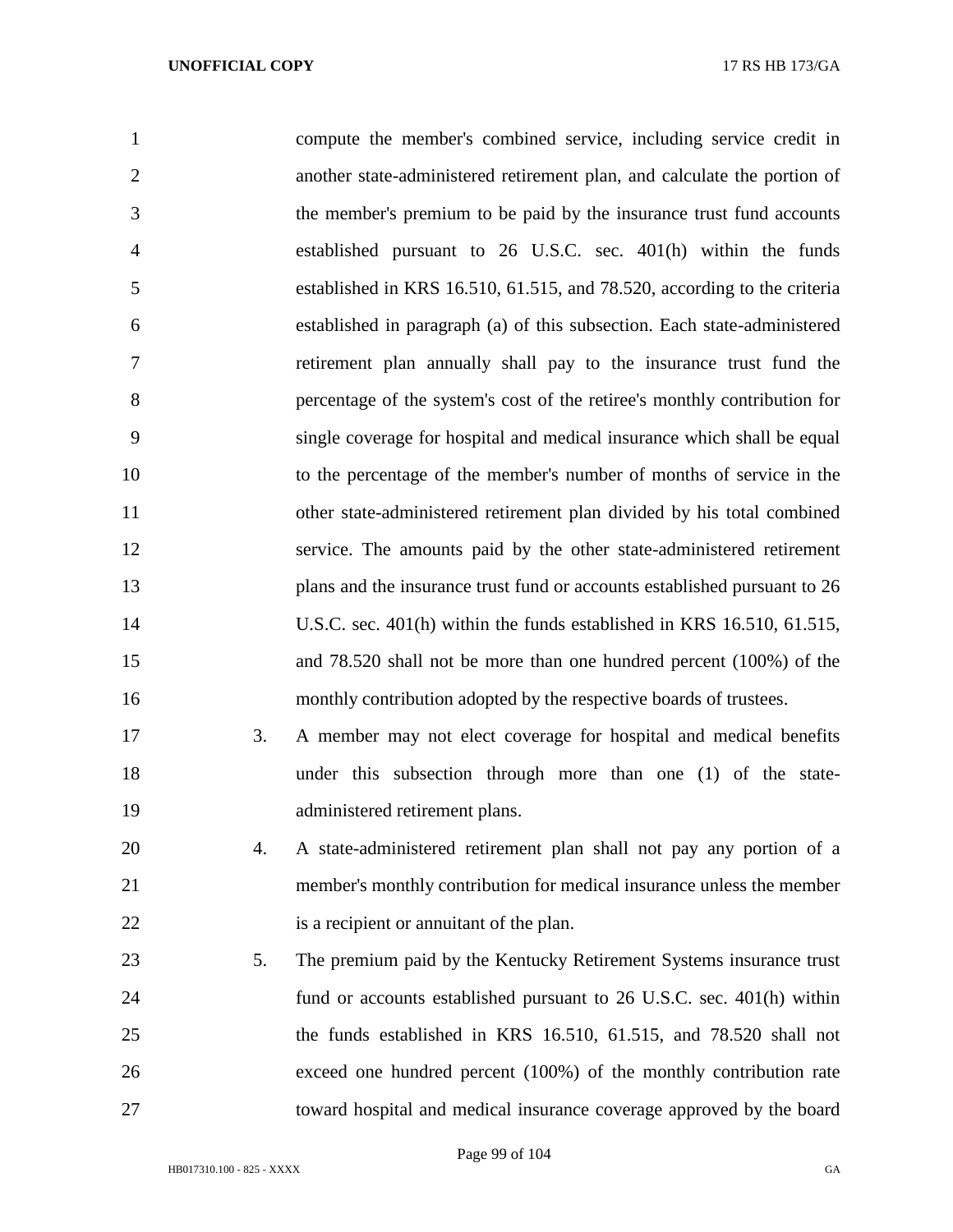compute the member's combined service, including service credit in another state-administered retirement plan, and calculate the portion of the member's premium to be paid by the insurance trust fund accounts established pursuant to 26 U.S.C. sec. 401(h) within the funds established in KRS 16.510, 61.515, and 78.520, according to the criteria established in paragraph (a) of this subsection. Each state-administered retirement plan annually shall pay to the insurance trust fund the percentage of the system's cost of the retiree's monthly contribution for single coverage for hospital and medical insurance which shall be equal to the percentage of the member's number of months of service in the other state-administered retirement plan divided by his total combined service. The amounts paid by the other state-administered retirement plans and the insurance trust fund or accounts established pursuant to 26 U.S.C. sec. 401(h) within the funds established in KRS 16.510, 61.515, and 78.520 shall not be more than one hundred percent (100%) of the monthly contribution adopted by the respective boards of trustees.

3. A member may not elect coverage for hospital and medical benefits under this subsection through more than one (1) of the state-administered retirement plans.

4. A state-administered retirement plan shall not pay any portion of a member's monthly contribution for medical insurance unless the member is a recipient or annuitant of the plan.

5. The premium paid by the Kentucky Retirement Systems insurance trust fund or accounts established pursuant to 26 U.S.C. sec. 401(h) within the funds established in KRS 16.510, 61.515, and 78.520 shall not exceed one hundred percent (100%) of the monthly contribution rate toward hospital and medical insurance coverage approved by the board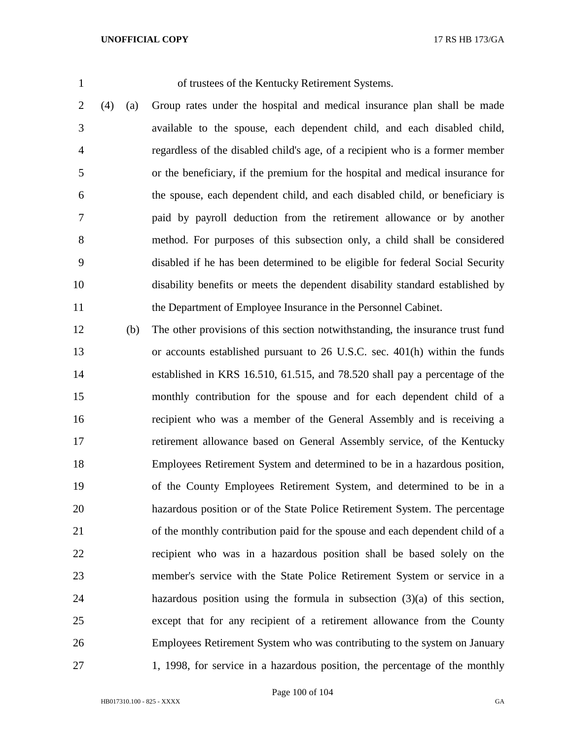of trustees of the Kentucky Retirement Systems.

(4) (a) Group rates under the hospital and medical insurance plan shall be made available to the spouse, each dependent child, and each disabled child, regardless of the disabled child's age, of a recipient who is a former member or the beneficiary, if the premium for the hospital and medical insurance for the spouse, each dependent child, and each disabled child, or beneficiary is paid by payroll deduction from the retirement allowance or by another method. For purposes of this subsection only, a child shall be considered disabled if he has been determined to be eligible for federal Social Security disability benefits or meets the dependent disability standard established by the Department of Employee Insurance in the Personnel Cabinet.

(b) The other provisions of this section notwithstanding, the insurance trust fund or accounts established pursuant to 26 U.S.C. sec. 401(h) within the funds established in KRS 16.510, 61.515, and 78.520 shall pay a percentage of the monthly contribution for the spouse and for each dependent child of a recipient who was a member of the General Assembly and is receiving a retirement allowance based on General Assembly service, of the Kentucky Employees Retirement System and determined to be in a hazardous position, of the County Employees Retirement System, and determined to be in a hazardous position or of the State Police Retirement System. The percentage of the monthly contribution paid for the spouse and each dependent child of a recipient who was in a hazardous position shall be based solely on the member's service with the State Police Retirement System or service in a hazardous position using the formula in subsection (3)(a) of this section, except that for any recipient of a retirement allowance from the County Employees Retirement System who was contributing to the system on January 1, 1998, for service in a hazardous position, the percentage of the monthly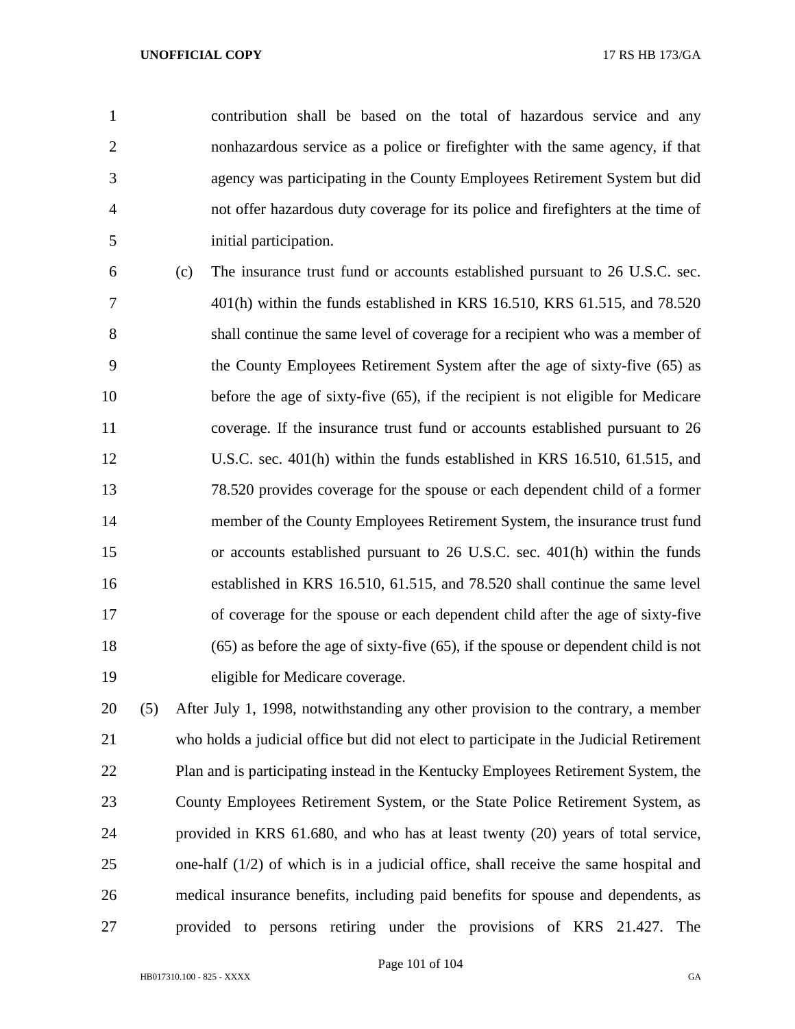contribution shall be based on the total of hazardous service and any nonhazardous service as a police or firefighter with the same agency, if that agency was participating in the County Employees Retirement System but did not offer hazardous duty coverage for its police and firefighters at the time of initial participation.

(c) The insurance trust fund or accounts established pursuant to 26 U.S.C. sec. 401(h) within the funds established in KRS 16.510, KRS 61.515, and 78.520 shall continue the same level of coverage for a recipient who was a member of the County Employees Retirement System after the age of sixty-five (65) as before the age of sixty-five (65), if the recipient is not eligible for Medicare coverage. If the insurance trust fund or accounts established pursuant to 26 U.S.C. sec. 401(h) within the funds established in KRS 16.510, 61.515, and 78.520 provides coverage for the spouse or each dependent child of a former member of the County Employees Retirement System, the insurance trust fund or accounts established pursuant to 26 U.S.C. sec. 401(h) within the funds established in KRS 16.510, 61.515, and 78.520 shall continue the same level of coverage for the spouse or each dependent child after the age of sixty-five (65) as before the age of sixty-five (65), if the spouse or dependent child is not eligible for Medicare coverage.

(5) After July 1, 1998, notwithstanding any other provision to the contrary, a member who holds a judicial office but did not elect to participate in the Judicial Retirement Plan and is participating instead in the Kentucky Employees Retirement System, the County Employees Retirement System, or the State Police Retirement System, as provided in KRS 61.680, and who has at least twenty (20) years of total service, one-half (1/2) of which is in a judicial office, shall receive the same hospital and medical insurance benefits, including paid benefits for spouse and dependents, as provided to persons retiring under the provisions of KRS 21.427. The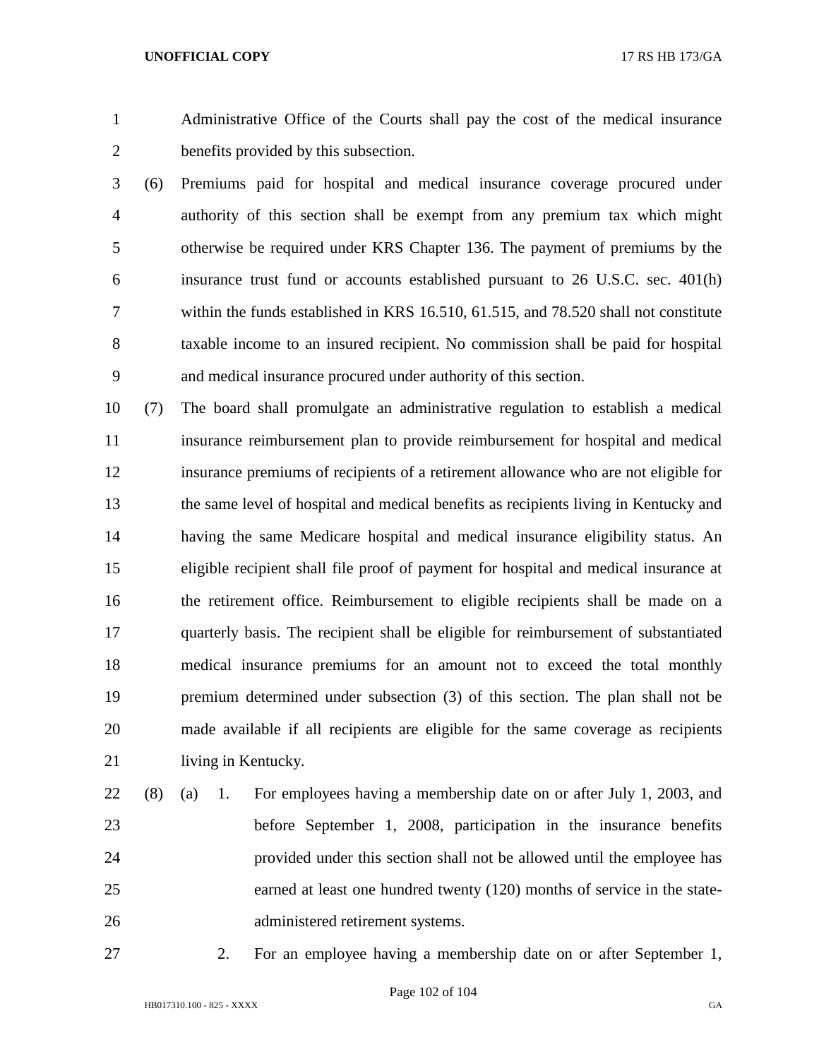Administrative Office of the Courts shall pay the cost of the medical insurance benefits provided by this subsection.

(6) Premiums paid for hospital and medical insurance coverage procured under authority of this section shall be exempt from any premium tax which might otherwise be required under KRS Chapter 136. The payment of premiums by the insurance trust fund or accounts established pursuant to 26 U.S.C. sec. 401(h) within the funds established in KRS 16.510, 61.515, and 78.520 shall not constitute taxable income to an insured recipient. No commission shall be paid for hospital and medical insurance procured under authority of this section.

(7) The board shall promulgate an administrative regulation to establish a medical insurance reimbursement plan to provide reimbursement for hospital and medical insurance premiums of recipients of a retirement allowance who are not eligible for the same level of hospital and medical benefits as recipients living in Kentucky and having the same Medicare hospital and medical insurance eligibility status. An eligible recipient shall file proof of payment for hospital and medical insurance at the retirement office. Reimbursement to eligible recipients shall be made on a quarterly basis. The recipient shall be eligible for reimbursement of substantiated medical insurance premiums for an amount not to exceed the total monthly premium determined under subsection (3) of this section. The plan shall not be made available if all recipients are eligible for the same coverage as recipients living in Kentucky.

(8) (a) 1. For employees having a membership date on or after July 1, 2003, and before September 1, 2008, participation in the insurance benefits provided under this section shall not be allowed until the employee has earned at least one hundred twenty (120) months of service in the state-administered retirement systems.

2. For an employee having a membership date on or after September 1,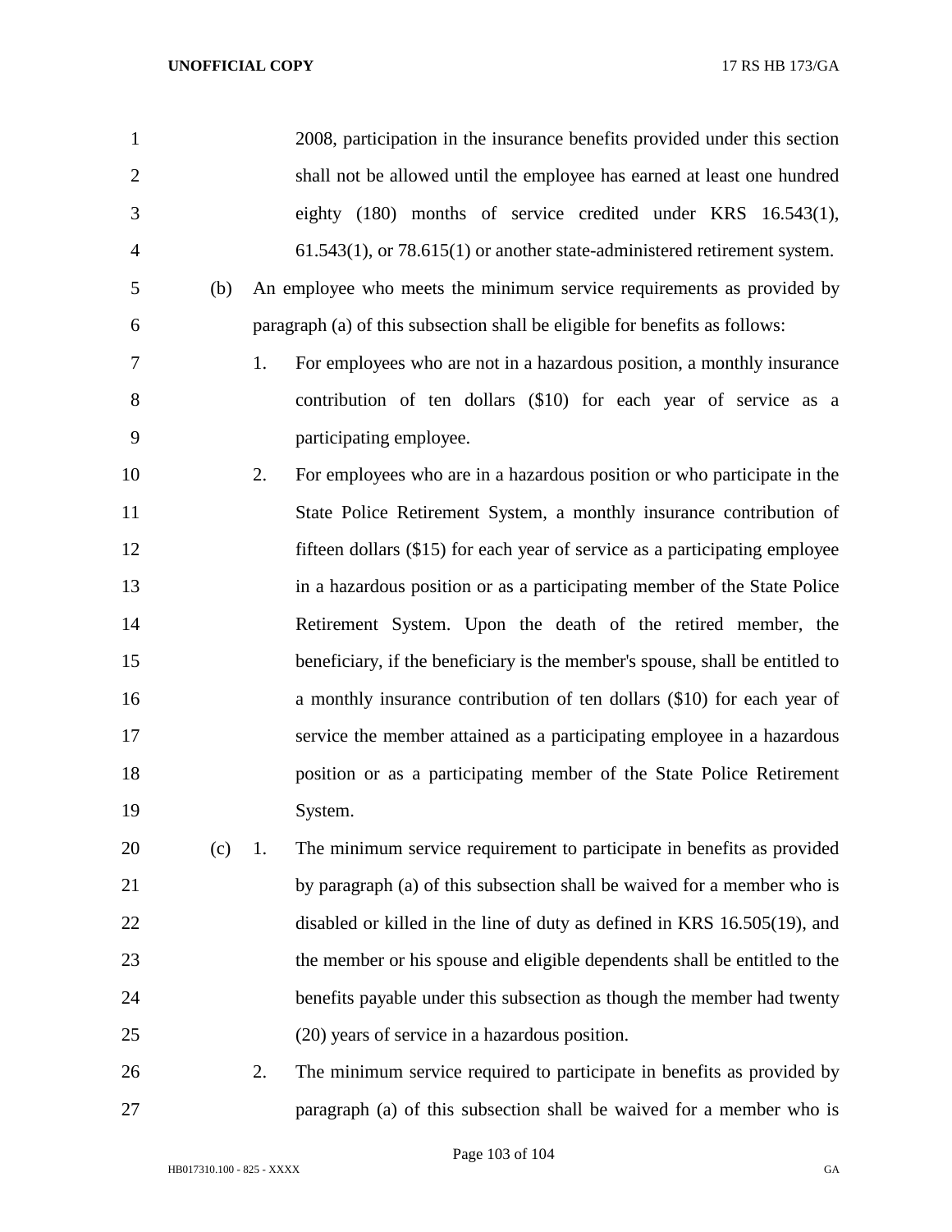2008, participation in the insurance benefits provided under this section shall not be allowed until the employee has earned at least one hundred eighty (180) months of service credited under KRS 16.543(1), 61.543(1), or 78.615(1) or another state-administered retirement system.

(b) An employee who meets the minimum service requirements as provided by paragraph (a) of this subsection shall be eligible for benefits as follows:

1. For employees who are not in a hazardous position, a monthly insurance contribution of ten dollars ($10) for each year of service as a participating employee.

2. For employees who are in a hazardous position or who participate in the State Police Retirement System, a monthly insurance contribution of fifteen dollars ($15) for each year of service as a participating employee in a hazardous position or as a participating member of the State Police Retirement System. Upon the death of the retired member, the beneficiary, if the beneficiary is the member's spouse, shall be entitled to a monthly insurance contribution of ten dollars ($10) for each year of service the member attained as a participating employee in a hazardous position or as a participating member of the State Police Retirement System.

(c) 1. The minimum service requirement to participate in benefits as provided by paragraph (a) of this subsection shall be waived for a member who is disabled or killed in the line of duty as defined in KRS 16.505(19), and the member or his spouse and eligible dependents shall be entitled to the benefits payable under this subsection as though the member had twenty (20) years of service in a hazardous position.

2. The minimum service required to participate in benefits as provided by paragraph (a) of this subsection shall be waived for a member who is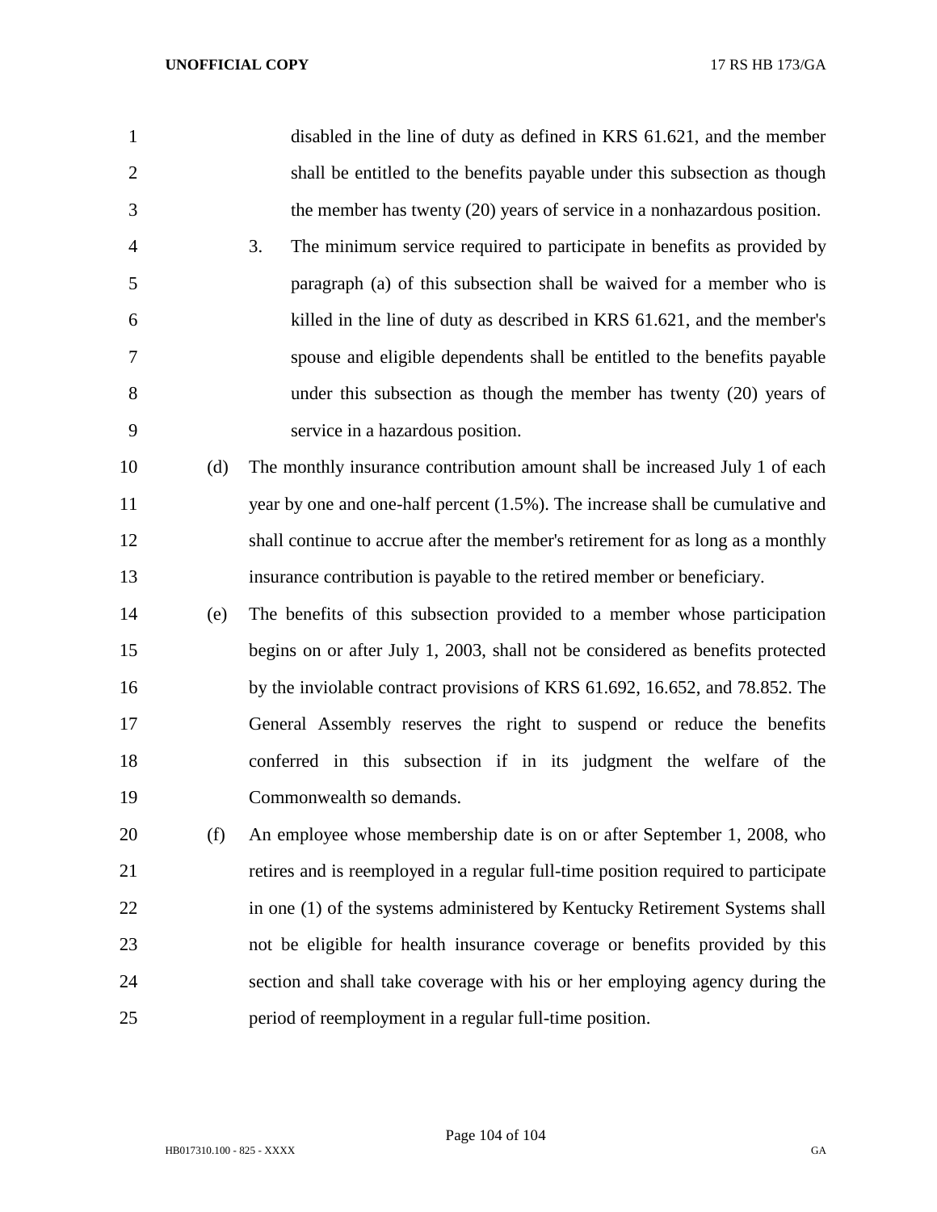disabled in the line of duty as defined in KRS 61.621, and the member shall be entitled to the benefits payable under this subsection as though the member has twenty (20) years of service in a nonhazardous position.

3. The minimum service required to participate in benefits as provided by paragraph (a) of this subsection shall be waived for a member who is killed in the line of duty as described in KRS 61.621, and the member's spouse and eligible dependents shall be entitled to the benefits payable under this subsection as though the member has twenty (20) years of service in a hazardous position.

(d) The monthly insurance contribution amount shall be increased July 1 of each year by one and one-half percent (1.5%). The increase shall be cumulative and shall continue to accrue after the member's retirement for as long as a monthly insurance contribution is payable to the retired member or beneficiary.

(e) The benefits of this subsection provided to a member whose participation begins on or after July 1, 2003, shall not be considered as benefits protected by the inviolable contract provisions of KRS 61.692, 16.652, and 78.852. The General Assembly reserves the right to suspend or reduce the benefits conferred in this subsection if in its judgment the welfare of the Commonwealth so demands.

(f) An employee whose membership date is on or after September 1, 2008, who retires and is reemployed in a regular full-time position required to participate in one (1) of the systems administered by Kentucky Retirement Systems shall not be eligible for health insurance coverage or benefits provided by this section and shall take coverage with his or her employing agency during the period of reemployment in a regular full-time position.